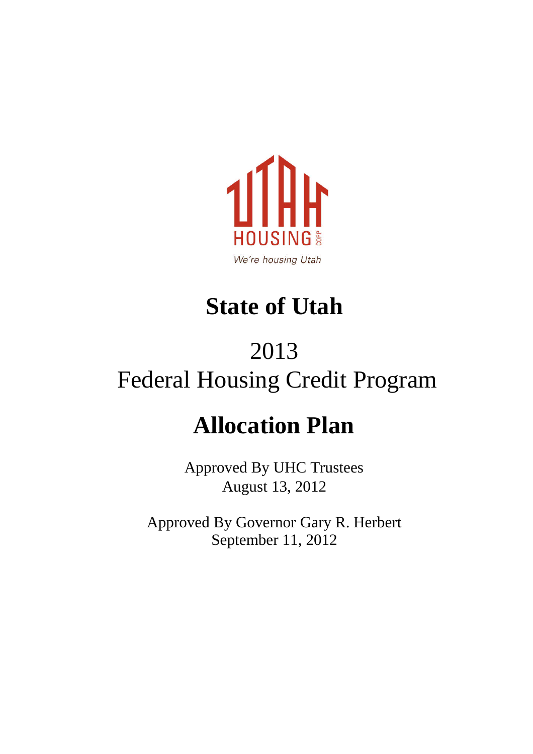UTAH HOUSING CORP

*We're housing Utah*

# State of Utah

## 2013
## Federal Housing Credit Program

# Allocation Plan

Approved By UHC Trustees
August 13, 2012

Approved By Governor Gary R. Herbert
September 11, 2012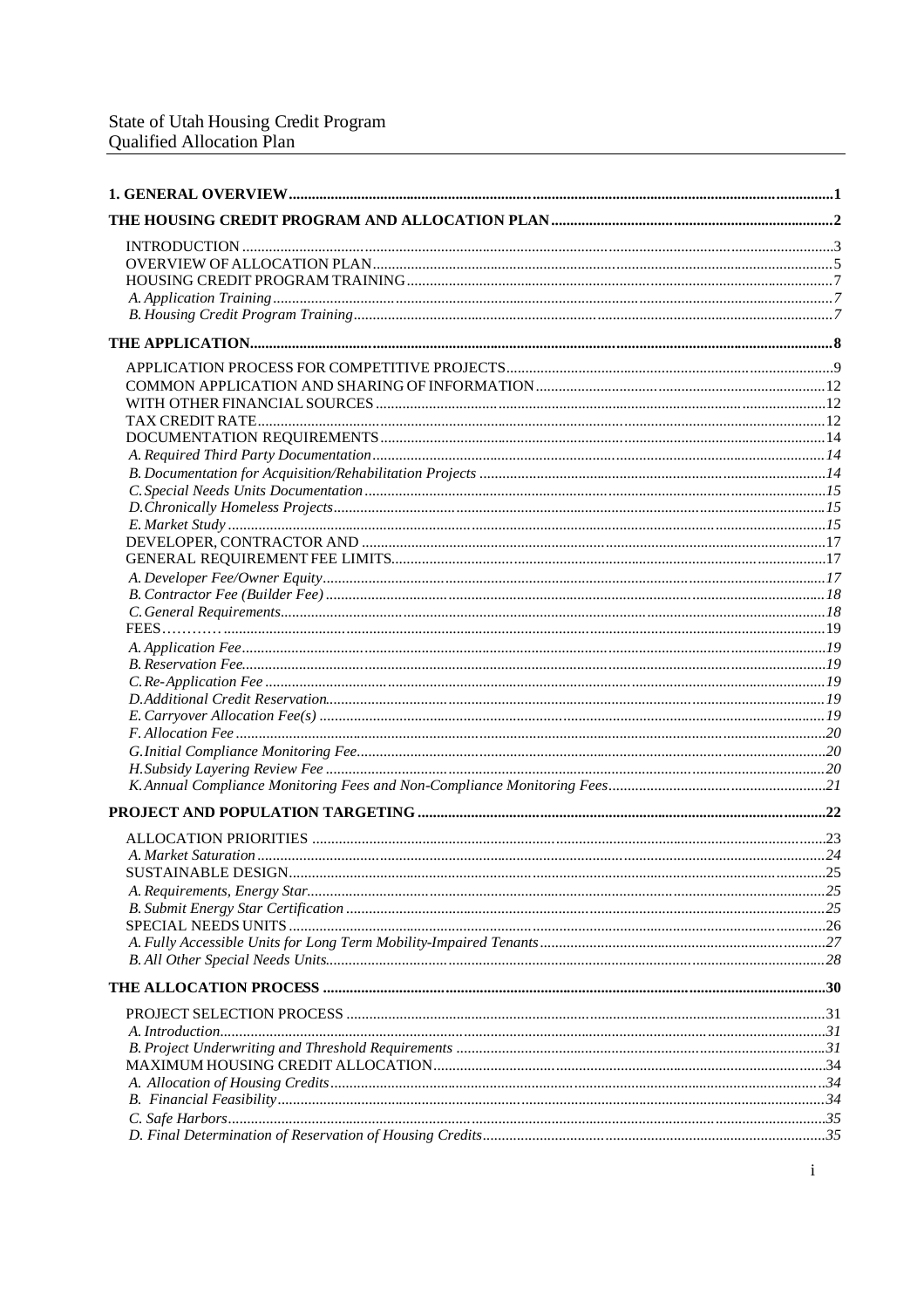State of Utah Housing Credit Program
Qualified Allocation Plan

**1. GENERAL OVERVIEW** ........................................................................ 1

**THE HOUSING CREDIT PROGRAM AND ALLOCATION PLAN** ........................................ 2

- INTRODUCTION ........................................................................ 3
- OVERVIEW OF ALLOCATION PLAN ........................................................................ 5
- HOUSING CREDIT PROGRAM TRAINING ........................................................................ 7
- *A. Application Training* ........................................................................ 7
- *B. Housing Credit Program Training* ........................................................................ 7

**THE APPLICATION** ........................................................................ 8

- APPLICATION PROCESS FOR COMPETITIVE PROJECTS ........................................................................ 9
- COMMON APPLICATION AND SHARING OF INFORMATION ........................................................................ 12
- WITH OTHER FINANCIAL SOURCES ........................................................................ 12
- TAX CREDIT RATE ........................................................................ 12
- DOCUMENTATION REQUIREMENTS ........................................................................ 14
- *A. Required Third Party Documentation* ........................................................................ 14
- *B. Documentation for Acquisition/Rehabilitation Projects* ........................................................................ 14
- *C. Special Needs Units Documentation* ........................................................................ 15
- *D. Chronically Homeless Projects* ........................................................................ 15
- *E. Market Study* ........................................................................ 15
- DEVELOPER, CONTRACTOR AND ........................................................................ 17
- GENERAL REQUIREMENT FEE LIMITS ........................................................................ 17
- *A. Developer Fee/Owner Equity* ........................................................................ 17
- *B. Contractor Fee (Builder Fee)* ........................................................................ 18
- *C. General Requirements* ........................................................................ 18
- FEES ........................................................................ 19
- *A. Application Fee* ........................................................................ 19
- *B. Reservation Fee* ........................................................................ 19
- *C. Re-Application Fee* ........................................................................ 19
- *D. Additional Credit Reservation* ........................................................................ 19
- *E. Carryover Allocation Fee(s)* ........................................................................ 19
- *F. Allocation Fee* ........................................................................ 20
- *G. Initial Compliance Monitoring Fee* ........................................................................ 20
- *H. Subsidy Layering Review Fee* ........................................................................ 20
- *K. Annual Compliance Monitoring Fees and Non-Compliance Monitoring Fees* ........................................................................ 21

**PROJECT AND POPULATION TARGETING** ........................................................................ 22

- ALLOCATION PRIORITIES ........................................................................ 23
- *A. Market Saturation* ........................................................................ 24
- SUSTAINABLE DESIGN ........................................................................ 25
- *A. Requirements, Energy Star* ........................................................................ 25
- *B. Submit Energy Star Certification* ........................................................................ 25
- SPECIAL NEEDS UNITS ........................................................................ 26
- *A. Fully Accessible Units for Long Term Mobility-Impaired Tenants* ........................................................................ 27
- *B. All Other Special Needs Units* ........................................................................ 28

**THE ALLOCATION PROCESS** ........................................................................ 30

- PROJECT SELECTION PROCESS ........................................................................ 31
- *A. Introduction* ........................................................................ 31
- *B. Project Underwriting and Threshold Requirements* ........................................................................ 31
- MAXIMUM HOUSING CREDIT ALLOCATION ........................................................................ 34
- *A. Allocation of Housing Credits* ........................................................................ 34
- *B. Financial Feasibility* ........................................................................ 34
- *C. Safe Harbors* ........................................................................ 35
- *D. Final Determination of Reservation of Housing Credits* ........................................................................ 35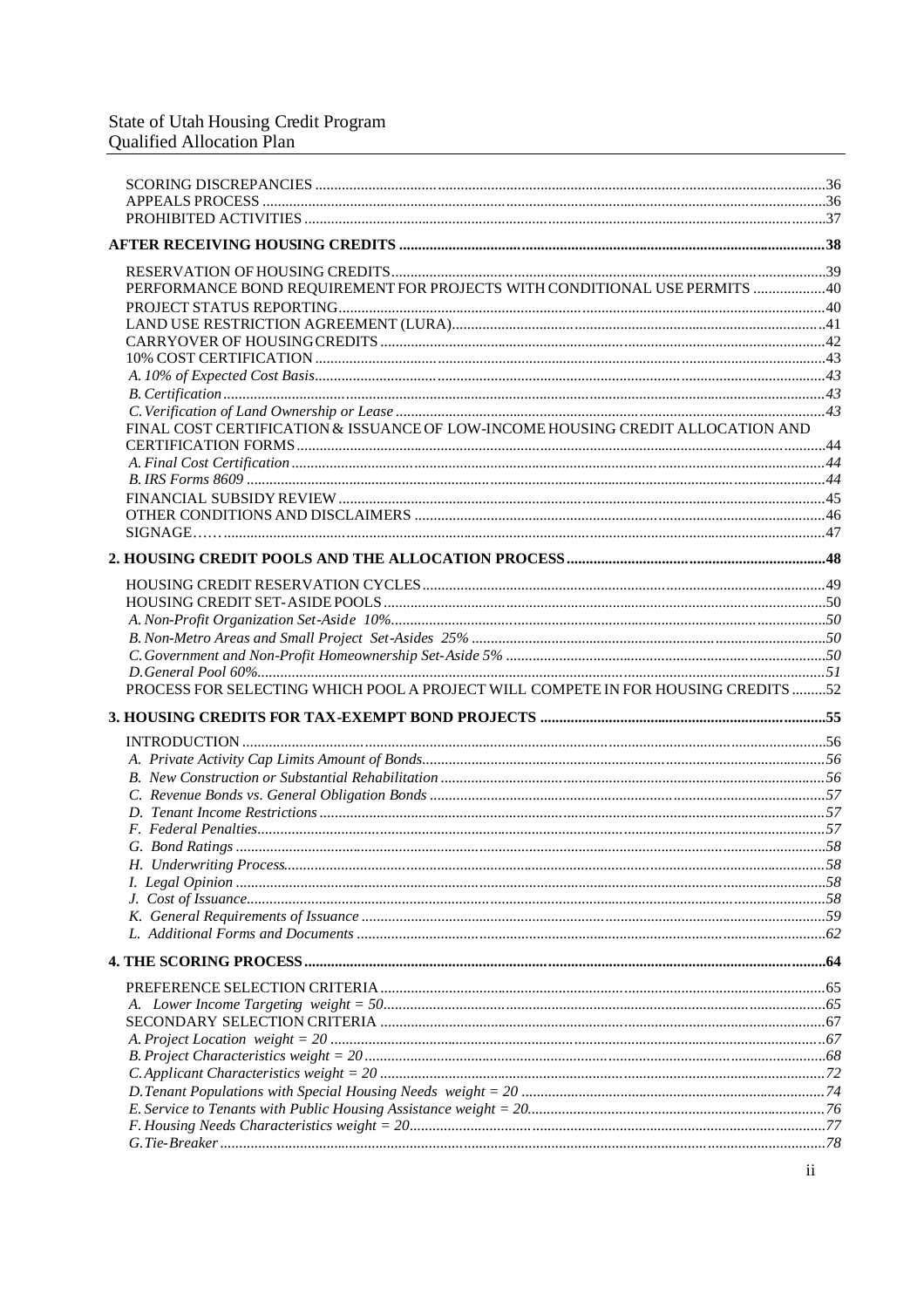SCORING DISCREPANCIES ....................................................................................................................................36
APPEALS PROCESS .........................................................................................................................................36
PROHIBITED ACTIVITIES ...............................................................................................................................37

**AFTER RECEIVING HOUSING CREDITS .........................................................................................................38**

RESERVATION OF HOUSING CREDITS..........................................................................................................39
PERFORMANCE BOND REQUIREMENT FOR PROJECTS WITH CONDITIONAL USE PERMITS ...................40
PROJECT STATUS REPORTING......................................................................................................................40
LAND USE RESTRICTION AGREEMENT (LURA)...........................................................................................41
CARRYOVER OF HOUSING CREDITS ............................................................................................................42
10% COST CERTIFICATION ............................................................................................................................43
*A. 10% of Expected Cost Basis*.......................................................................................................................43
*B. Certification*..............................................................................................................................................43
*C. Verification of Land Ownership or Lease*..................................................................................................43
FINAL COST CERTIFICATION & ISSUANCE OF LOW-INCOME HOUSING CREDIT ALLOCATION AND CERTIFICATION FORMS..................................................................................................................................44
*A. Final Cost Certification*.............................................................................................................................44
*B. IRS Forms 8609*........................................................................................................................................44
FINANCIAL SUBSIDY REVIEW.......................................................................................................................45
OTHER CONDITIONS AND DISCLAIMERS ....................................................................................................46
SIGNAGE……...................................................................................................................................................47

**2. HOUSING CREDIT POOLS AND THE ALLOCATION PROCESS ...................................................................48**

HOUSING CREDIT RESERVATION CYCLES ..................................................................................................49
HOUSING CREDIT SET-ASIDE POOLS...........................................................................................................50
*A. Non-Profit Organization Set-Aside 10%*.....................................................................................................50
*B. Non-Metro Areas and Small Project Set-Asides 25%*..................................................................................50
*C. Government and Non-Profit Homeownership Set-Aside 5%*........................................................................50
*D. General Pool 60%*......................................................................................................................................51
PROCESS FOR SELECTING WHICH POOL A PROJECT WILL COMPETE IN FOR HOUSING CREDITS .........52

**3. HOUSING CREDITS FOR TAX-EXEMPT BOND PROJECTS ..........................................................................55**

INTRODUCTION ..............................................................................................................................................56
*A. Private Activity Cap Limits Amount of Bonds*..............................................................................................56
*B. New Construction or Substantial Rehabilitation*..........................................................................................56
*C. Revenue Bonds vs. General Obligation Bonds*............................................................................................57
*D. Tenant Income Restrictions*........................................................................................................................57
*F. Federal Penalties*.......................................................................................................................................57
*G. Bond Ratings*............................................................................................................................................58
*H. Underwriting Process*.................................................................................................................................58
*I. Legal Opinion*............................................................................................................................................58
*J. Cost of Issuance*.........................................................................................................................................58
*K. General Requirements of Issuance*.............................................................................................................59
*L. Additional Forms and Documents*...............................................................................................................62

**4. THE SCORING PROCESS ..............................................................................................................................64**

PREFERENCE SELECTION CRITERIA ...........................................................................................................65
*A. Lower Income Targeting weight = 50*..........................................................................................................65
SECONDARY SELECTION CRITERIA ............................................................................................................67
*A. Project Location weight = 20*....................................................................................................................67
*B. Project Characteristics weight = 20*...........................................................................................................68
*C. Applicant Characteristics weight = 20*........................................................................................................72
*D. Tenant Populations with Special Housing Needs weight = 20*......................................................................74
*E. Service to Tenants with Public Housing Assistance weight = 20*...................................................................76
*F. Housing Needs Characteristics weight = 20*................................................................................................77
*G. Tie-Breaker*...............................................................................................................................................78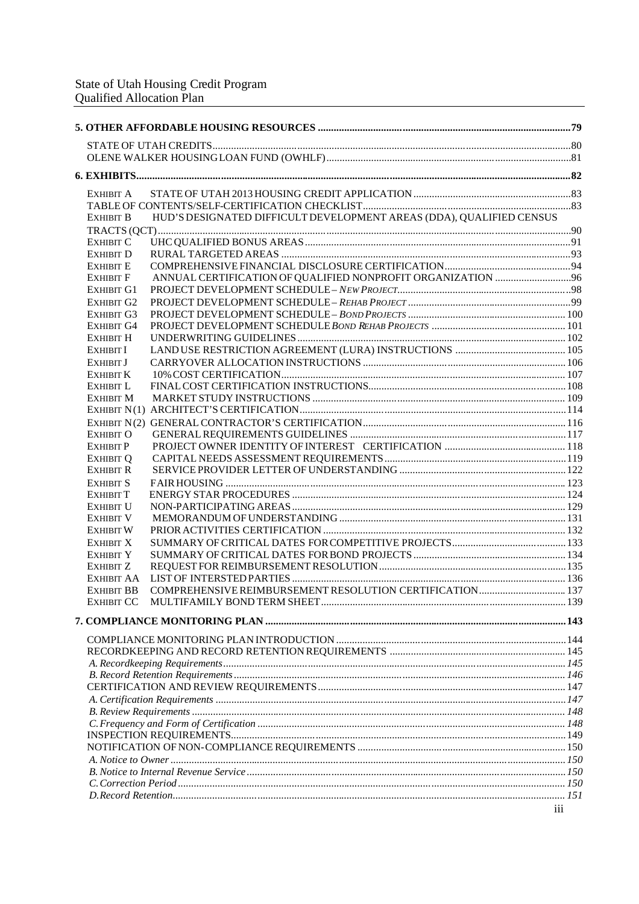**5. OTHER AFFORDABLE HOUSING RESOURCES** .......... **79**

STATE OF UTAH CREDITS .......... 80
OLENE WALKER HOUSING LOAN FUND (OWHLF) .......... 81

**6. EXHIBITS** .......... **82**

EXHIBIT A STATE OF UTAH 2013 HOUSING CREDIT APPLICATION .......... 83
TABLE OF CONTENTS/SELF-CERTIFICATION CHECKLIST .......... 83
EXHIBIT B HUD'S DESIGNATED DIFFICULT DEVELOPMENT AREAS (DDA), QUALIFIED CENSUS TRACTS (QCT) .......... 90
EXHIBIT C UHC QUALIFIED BONUS AREAS .......... 91
EXHIBIT D RURAL TARGETED AREAS .......... 93
EXHIBIT E COMPREHENSIVE FINANCIAL DISCLOSURE CERTIFICATION .......... 94
EXHIBIT F ANNUAL CERTIFICATION OF QUALIFIED NONPROFIT ORGANIZATION .......... 96
EXHIBIT G1 PROJECT DEVELOPMENT SCHEDULE – *NEW PROJECT* .......... 98
EXHIBIT G2 PROJECT DEVELOPMENT SCHEDULE – *REHAB PROJECT* .......... 99
EXHIBIT G3 PROJECT DEVELOPMENT SCHEDULE – *BOND PROJECTS* .......... 100
EXHIBIT G4 PROJECT DEVELOPMENT SCHEDULE *BOND REHAB PROJECTS* .......... 101
EXHIBIT H UNDERWRITING GUIDELINES .......... 102
EXHIBIT I LAND USE RESTRICTION AGREEMENT (LURA) INSTRUCTIONS .......... 105
EXHIBIT J CARRYOVER ALLOCATION INSTRUCTIONS .......... 106
EXHIBIT K 10% COST CERTIFICATION .......... 107
EXHIBIT L FINAL COST CERTIFICATION INSTRUCTIONS .......... 108
EXHIBIT M MARKET STUDY INSTRUCTIONS .......... 109
EXHIBIT N(1) ARCHITECT'S CERTIFICATION .......... 114
EXHIBIT N(2) GENERAL CONTRACTOR'S CERTIFICATION .......... 116
EXHIBIT O GENERAL REQUIREMENTS GUIDELINES .......... 117
EXHIBIT P PROJECT OWNER IDENTITY OF INTEREST CERTIFICATION .......... 118
EXHIBIT Q CAPITAL NEEDS ASSESSMENT REQUIREMENTS .......... 119
EXHIBIT R SERVICE PROVIDER LETTER OF UNDERSTANDING .......... 122
EXHIBIT S FAIR HOUSING .......... 123
EXHIBIT T ENERGY STAR PROCEDURES .......... 124
EXHIBIT U NON-PARTICIPATING AREAS .......... 129
EXHIBIT V MEMORANDUM OF UNDERSTANDING .......... 131
EXHIBIT W PRIOR ACTIVITIES CERTIFICATION .......... 132
EXHIBIT X SUMMARY OF CRITICAL DATES FOR COMPETITIVE PROJECTS .......... 133
EXHIBIT Y SUMMARY OF CRITICAL DATES FOR BOND PROJECTS .......... 134
EXHIBIT Z REQUEST FOR REIMBURSEMENT RESOLUTION .......... 135
EXHIBIT AA LIST OF INTERSTED PARTIES .......... 136
EXHIBIT BB COMPREHENSIVE REIMBURSEMENT RESOLUTION CERTIFICATION .......... 137
EXHIBIT CC MULTIFAMILY BOND TERM SHEET .......... 139

**7. COMPLIANCE MONITORING PLAN** .......... **143**

COMPLIANCE MONITORING PLAN INTRODUCTION .......... 144
RECORDKEEPING AND RECORD RETENTION REQUIREMENTS .......... 145
*A. Recordkeeping Requirements* .......... *145*
*B. Record Retention Requirements* .......... *146*
CERTIFICATION AND REVIEW REQUIREMENTS .......... 147
*A. Certification Requirements* .......... *147*
*B. Review Requirements* .......... *148*
*C. Frequency and Form of Certification* .......... *148*
INSPECTION REQUIREMENTS .......... 149
NOTIFICATION OF NON-COMPLIANCE REQUIREMENTS .......... 150
*A. Notice to Owner* .......... *150*
*B. Notice to Internal Revenue Service* .......... *150*
*C. Correction Period* .......... *150*
*D. Record Retention* .......... *151*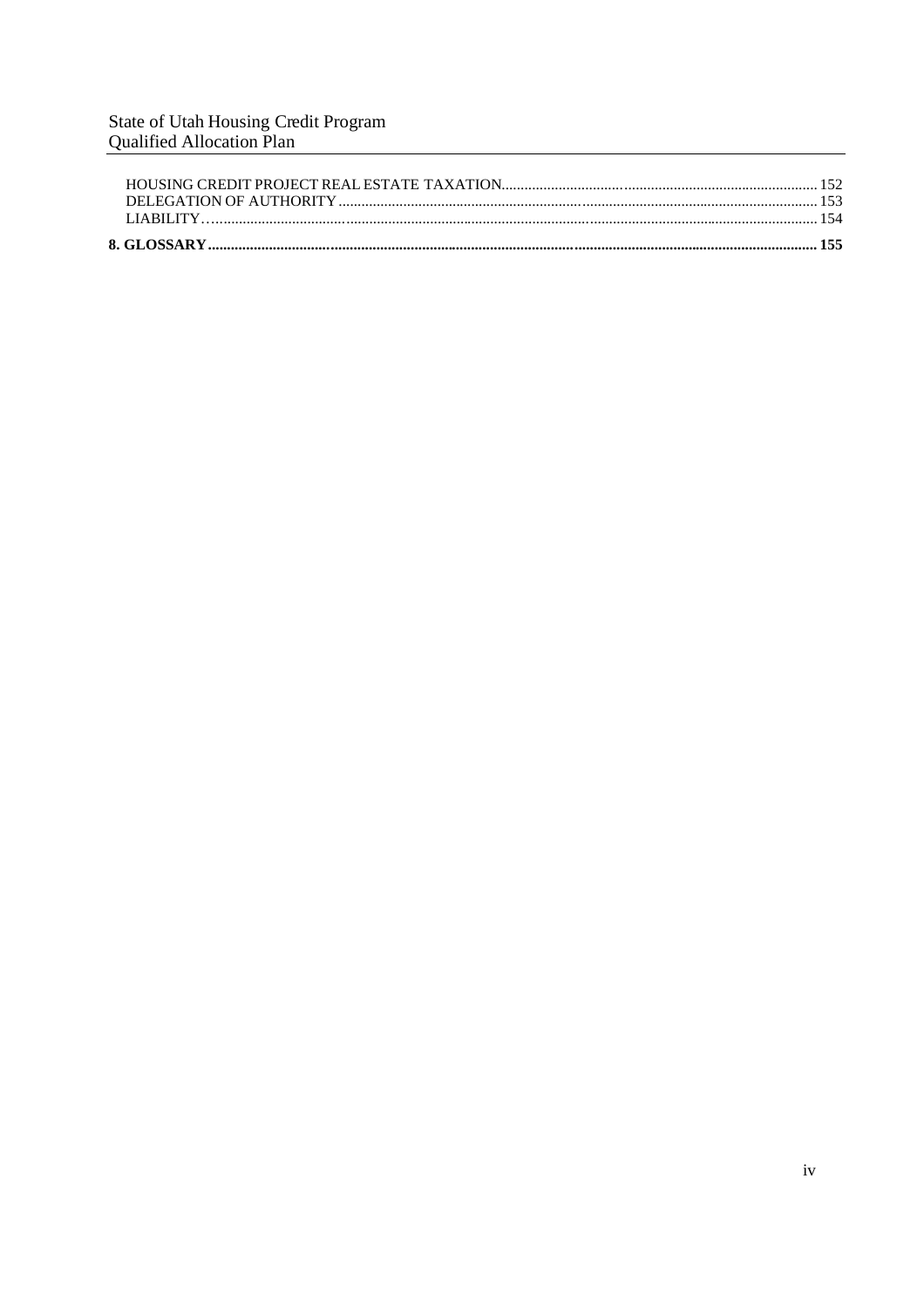HOUSING CREDIT PROJECT REAL ESTATE TAXATION .......... 152
DELEGATION OF AUTHORITY .......... 153
LIABILITY .......... 154

**8. GLOSSARY .......... 155**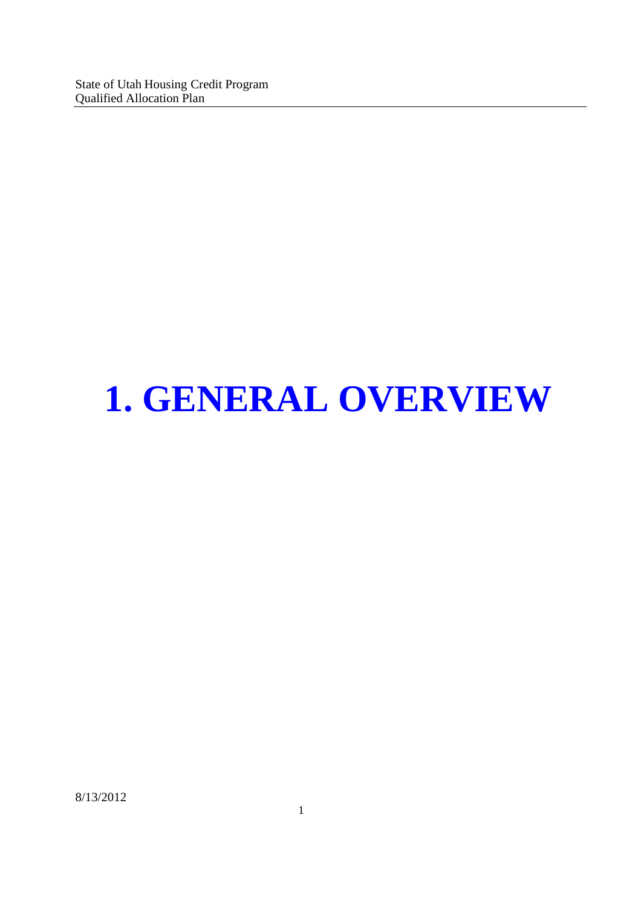# 1. GENERAL OVERVIEW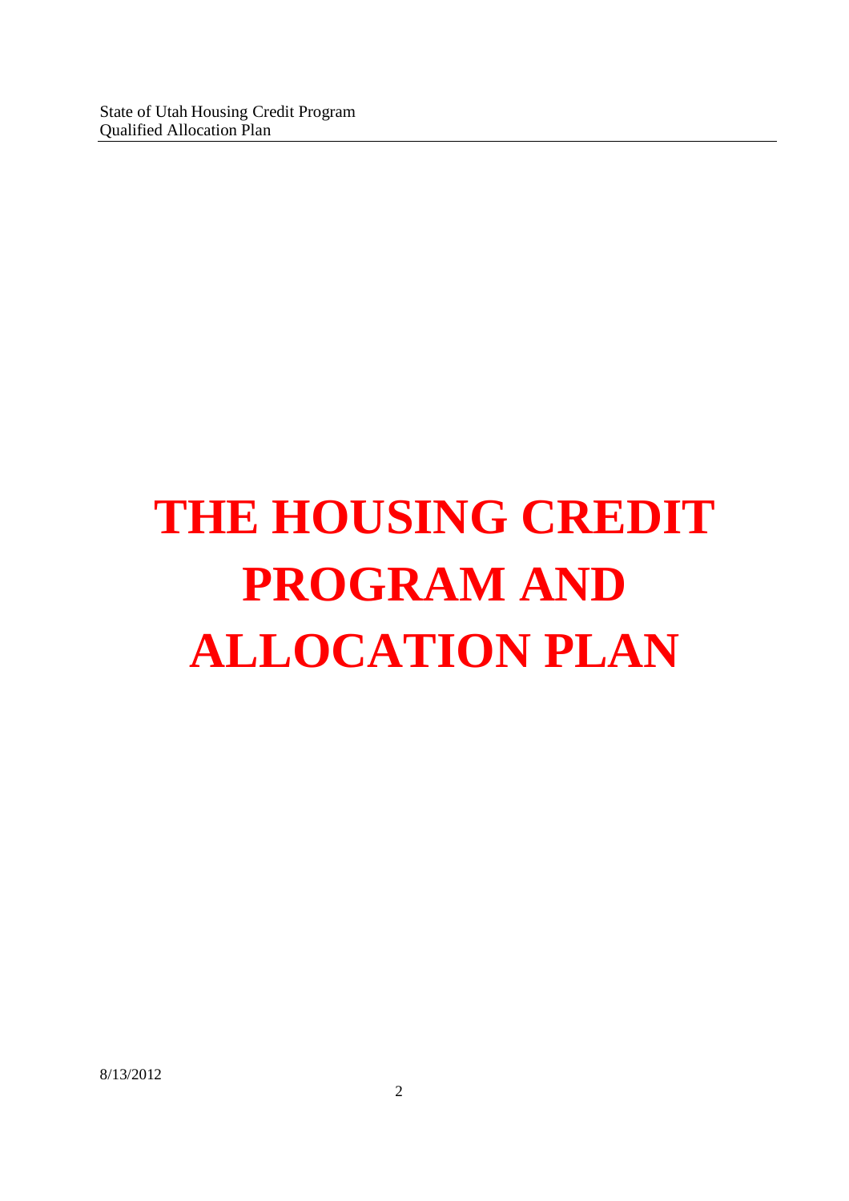# THE HOUSING CREDIT PROGRAM AND ALLOCATION PLAN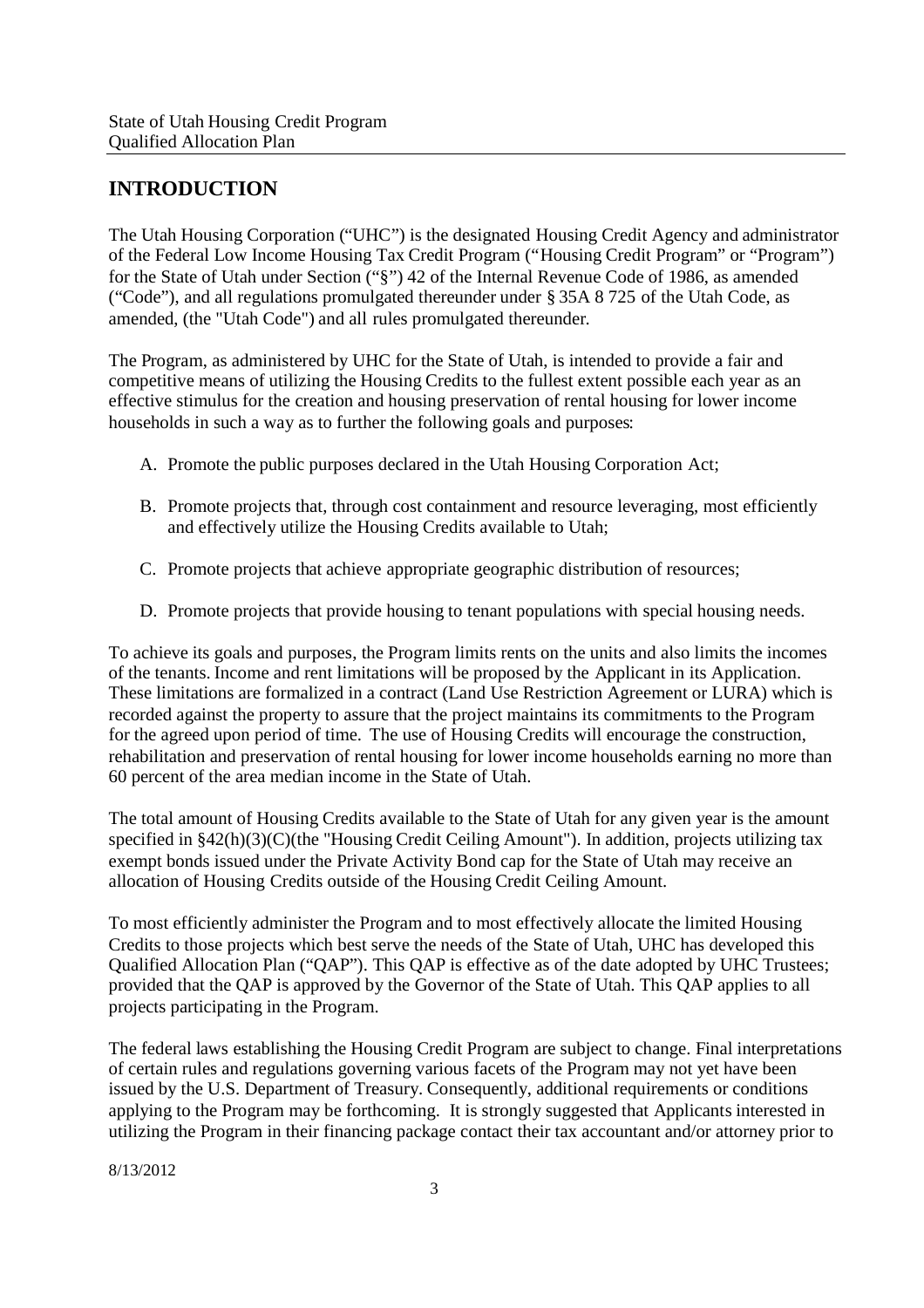## INTRODUCTION

The Utah Housing Corporation ("UHC") is the designated Housing Credit Agency and administrator of the Federal Low Income Housing Tax Credit Program ("Housing Credit Program" or "Program") for the State of Utah under Section ("§") 42 of the Internal Revenue Code of 1986, as amended ("Code"), and all regulations promulgated thereunder under § 35A 8 725 of the Utah Code, as amended, (the "Utah Code") and all rules promulgated thereunder.

The Program, as administered by UHC for the State of Utah, is intended to provide a fair and competitive means of utilizing the Housing Credits to the fullest extent possible each year as an effective stimulus for the creation and housing preservation of rental housing for lower income households in such a way as to further the following goals and purposes:

A. Promote the public purposes declared in the Utah Housing Corporation Act;

B. Promote projects that, through cost containment and resource leveraging, most efficiently and effectively utilize the Housing Credits available to Utah;

C. Promote projects that achieve appropriate geographic distribution of resources;

D. Promote projects that provide housing to tenant populations with special housing needs.

To achieve its goals and purposes, the Program limits rents on the units and also limits the incomes of the tenants. Income and rent limitations will be proposed by the Applicant in its Application. These limitations are formalized in a contract (Land Use Restriction Agreement or LURA) which is recorded against the property to assure that the project maintains its commitments to the Program for the agreed upon period of time. The use of Housing Credits will encourage the construction, rehabilitation and preservation of rental housing for lower income households earning no more than 60 percent of the area median income in the State of Utah.

The total amount of Housing Credits available to the State of Utah for any given year is the amount specified in §42(h)(3)(C)(the "Housing Credit Ceiling Amount"). In addition, projects utilizing tax exempt bonds issued under the Private Activity Bond cap for the State of Utah may receive an allocation of Housing Credits outside of the Housing Credit Ceiling Amount.

To most efficiently administer the Program and to most effectively allocate the limited Housing Credits to those projects which best serve the needs of the State of Utah, UHC has developed this Qualified Allocation Plan ("QAP"). This QAP is effective as of the date adopted by UHC Trustees; provided that the QAP is approved by the Governor of the State of Utah. This QAP applies to all projects participating in the Program.

The federal laws establishing the Housing Credit Program are subject to change. Final interpretations of certain rules and regulations governing various facets of the Program may not yet have been issued by the U.S. Department of Treasury. Consequently, additional requirements or conditions applying to the Program may be forthcoming. It is strongly suggested that Applicants interested in utilizing the Program in their financing package contact their tax accountant and/or attorney prior to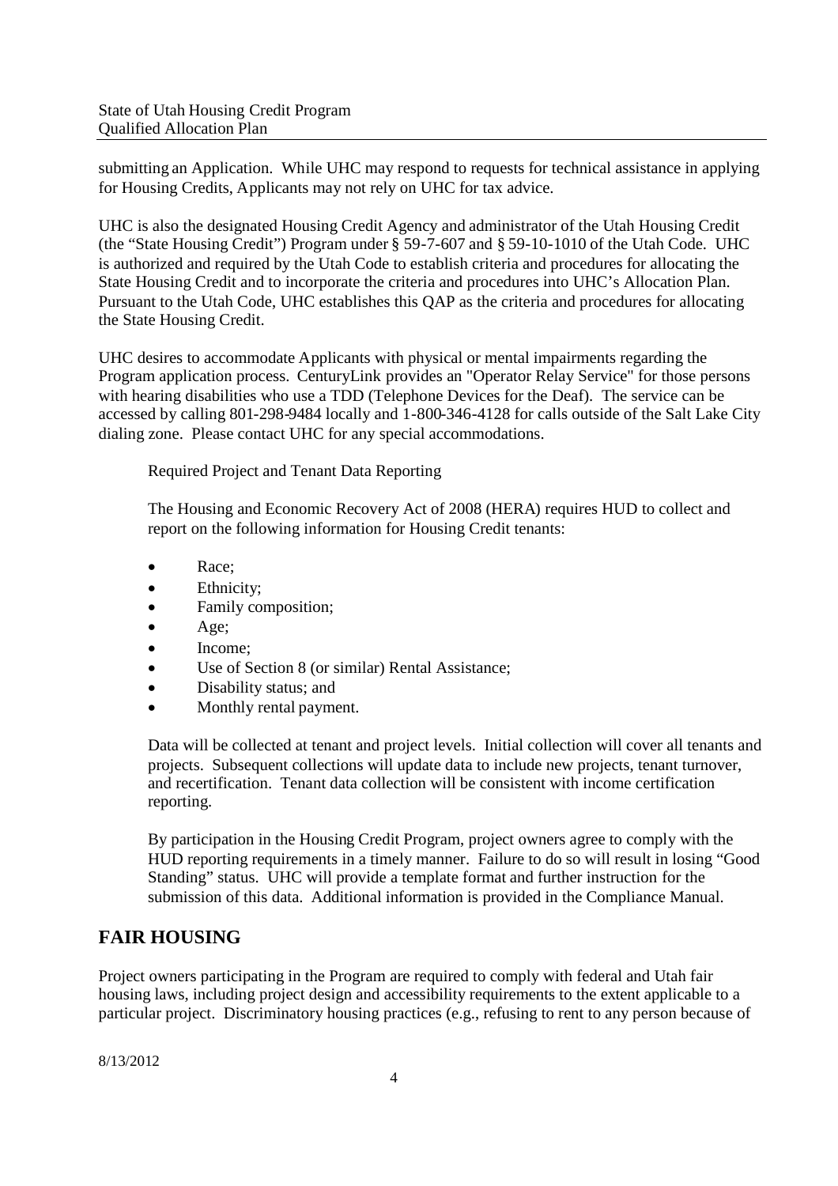submitting an Application. While UHC may respond to requests for technical assistance in applying for Housing Credits, Applicants may not rely on UHC for tax advice.

UHC is also the designated Housing Credit Agency and administrator of the Utah Housing Credit (the "State Housing Credit") Program under § 59-7-607 and § 59-10-1010 of the Utah Code. UHC is authorized and required by the Utah Code to establish criteria and procedures for allocating the State Housing Credit and to incorporate the criteria and procedures into UHC's Allocation Plan. Pursuant to the Utah Code, UHC establishes this QAP as the criteria and procedures for allocating the State Housing Credit.

UHC desires to accommodate Applicants with physical or mental impairments regarding the Program application process. CenturyLink provides an "Operator Relay Service" for those persons with hearing disabilities who use a TDD (Telephone Devices for the Deaf). The service can be accessed by calling 801-298-9484 locally and 1-800-346-4128 for calls outside of the Salt Lake City dialing zone. Please contact UHC for any special accommodations.

Required Project and Tenant Data Reporting

The Housing and Economic Recovery Act of 2008 (HERA) requires HUD to collect and report on the following information for Housing Credit tenants:

- Race;
- Ethnicity;
- Family composition;
- Age;
- Income;
- Use of Section 8 (or similar) Rental Assistance;
- Disability status; and
- Monthly rental payment.

Data will be collected at tenant and project levels. Initial collection will cover all tenants and projects. Subsequent collections will update data to include new projects, tenant turnover, and recertification. Tenant data collection will be consistent with income certification reporting.

By participation in the Housing Credit Program, project owners agree to comply with the HUD reporting requirements in a timely manner. Failure to do so will result in losing "Good Standing" status. UHC will provide a template format and further instruction for the submission of this data. Additional information is provided in the Compliance Manual.

## FAIR HOUSING

Project owners participating in the Program are required to comply with federal and Utah fair housing laws, including project design and accessibility requirements to the extent applicable to a particular project. Discriminatory housing practices (e.g., refusing to rent to any person because of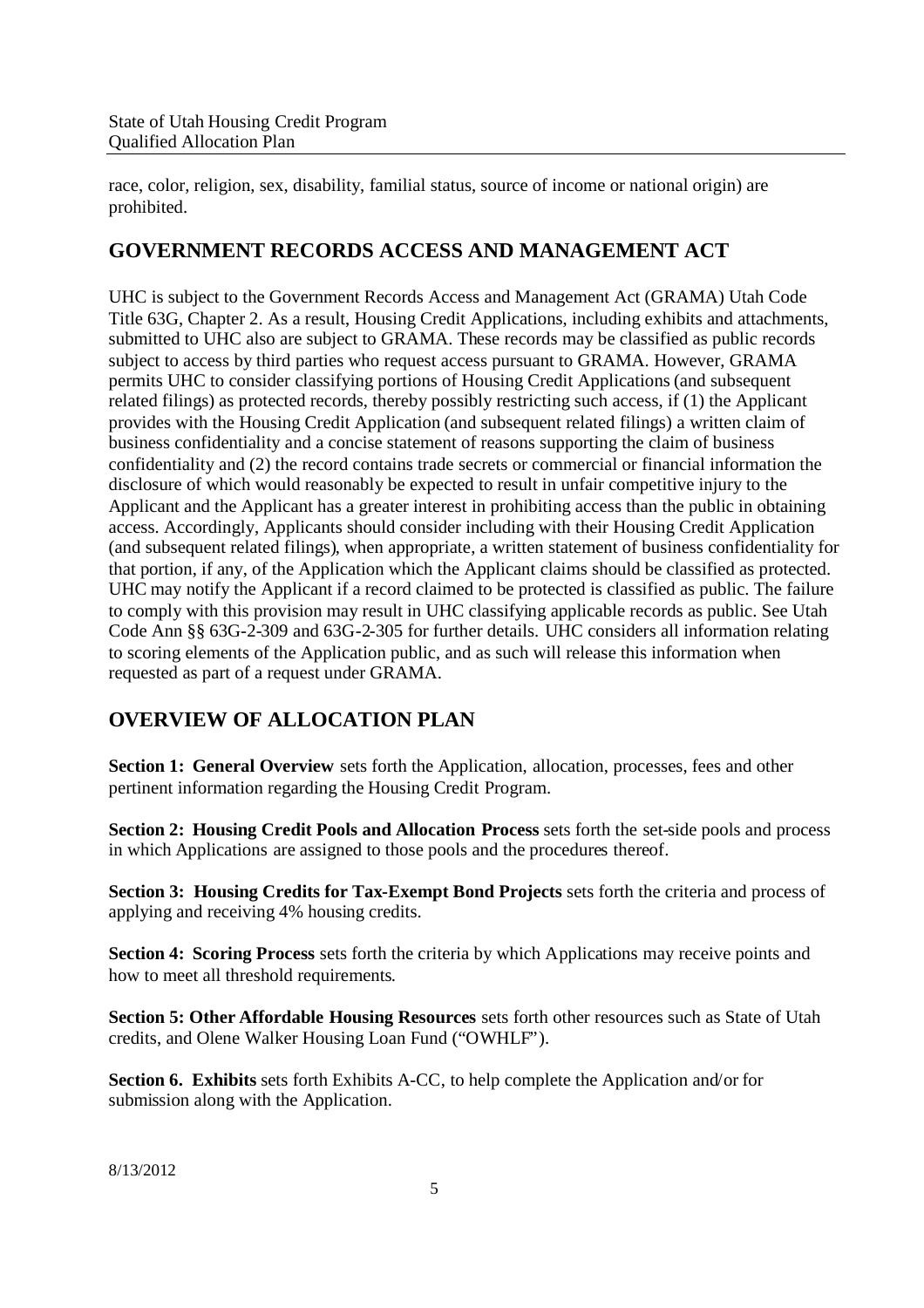race, color, religion, sex, disability, familial status, source of income or national origin) are prohibited.

## GOVERNMENT RECORDS ACCESS AND MANAGEMENT ACT

UHC is subject to the Government Records Access and Management Act (GRAMA) Utah Code Title 63G, Chapter 2. As a result, Housing Credit Applications, including exhibits and attachments, submitted to UHC also are subject to GRAMA. These records may be classified as public records subject to access by third parties who request access pursuant to GRAMA. However, GRAMA permits UHC to consider classifying portions of Housing Credit Applications (and subsequent related filings) as protected records, thereby possibly restricting such access, if (1) the Applicant provides with the Housing Credit Application (and subsequent related filings) a written claim of business confidentiality and a concise statement of reasons supporting the claim of business confidentiality and (2) the record contains trade secrets or commercial or financial information the disclosure of which would reasonably be expected to result in unfair competitive injury to the Applicant and the Applicant has a greater interest in prohibiting access than the public in obtaining access. Accordingly, Applicants should consider including with their Housing Credit Application (and subsequent related filings), when appropriate, a written statement of business confidentiality for that portion, if any, of the Application which the Applicant claims should be classified as protected. UHC may notify the Applicant if a record claimed to be protected is classified as public. The failure to comply with this provision may result in UHC classifying applicable records as public. See Utah Code Ann §§ 63G-2-309 and 63G-2-305 for further details. UHC considers all information relating to scoring elements of the Application public, and as such will release this information when requested as part of a request under GRAMA.

## OVERVIEW OF ALLOCATION PLAN

**Section 1: General Overview** sets forth the Application, allocation, processes, fees and other pertinent information regarding the Housing Credit Program.

**Section 2: Housing Credit Pools and Allocation Process** sets forth the set-side pools and process in which Applications are assigned to those pools and the procedures thereof.

**Section 3: Housing Credits for Tax-Exempt Bond Projects** sets forth the criteria and process of applying and receiving 4% housing credits.

**Section 4: Scoring Process** sets forth the criteria by which Applications may receive points and how to meet all threshold requirements.

**Section 5: Other Affordable Housing Resources** sets forth other resources such as State of Utah credits, and Olene Walker Housing Loan Fund ("OWHLF").

**Section 6. Exhibits** sets forth Exhibits A-CC, to help complete the Application and/or for submission along with the Application.

8/13/2012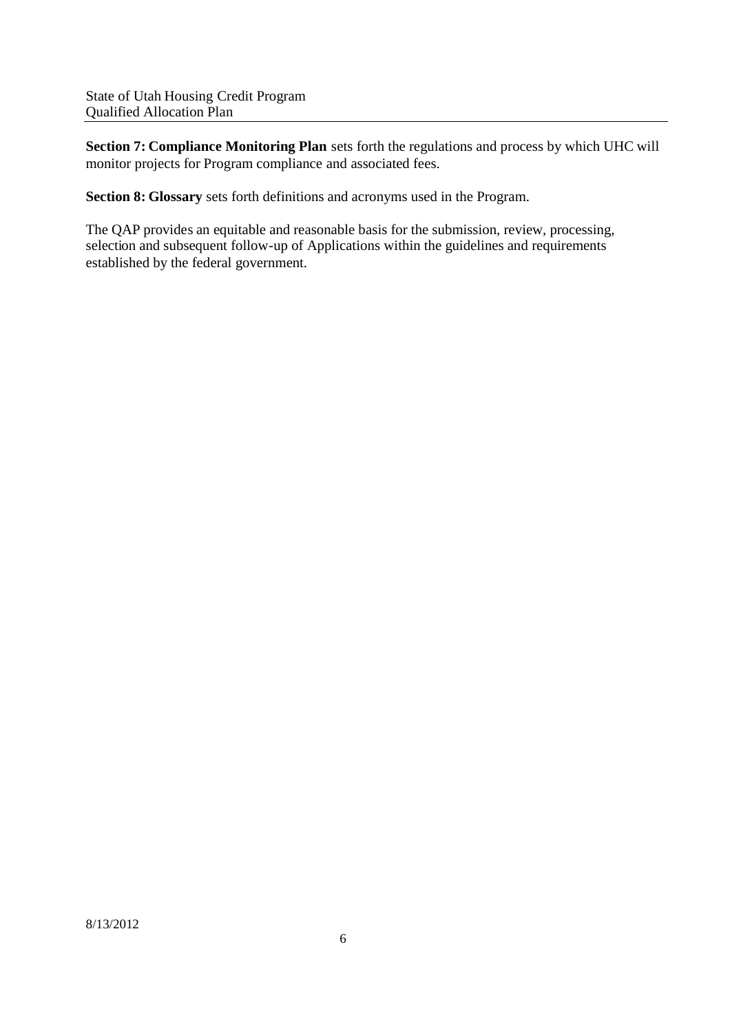**Section 7: Compliance Monitoring Plan** sets forth the regulations and process by which UHC will monitor projects for Program compliance and associated fees.

**Section 8: Glossary** sets forth definitions and acronyms used in the Program.

The QAP provides an equitable and reasonable basis for the submission, review, processing, selection and subsequent follow-up of Applications within the guidelines and requirements established by the federal government.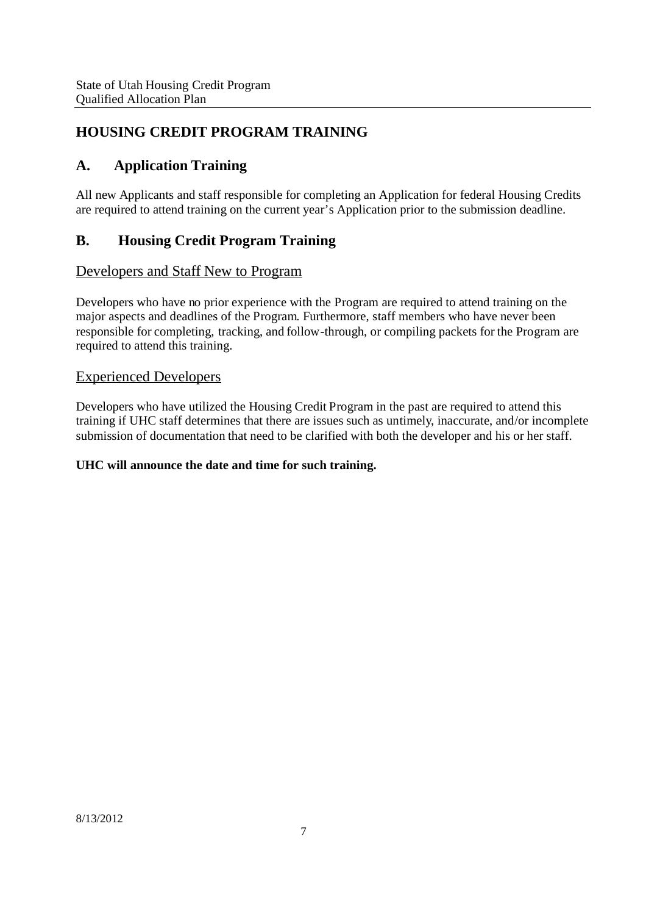# HOUSING CREDIT PROGRAM TRAINING

## A. Application Training

All new Applicants and staff responsible for completing an Application for federal Housing Credits are required to attend training on the current year's Application prior to the submission deadline.

## B. Housing Credit Program Training

### Developers and Staff New to Program

Developers who have no prior experience with the Program are required to attend training on the major aspects and deadlines of the Program. Furthermore, staff members who have never been responsible for completing, tracking, and follow-through, or compiling packets for the Program are required to attend this training.

### Experienced Developers

Developers who have utilized the Housing Credit Program in the past are required to attend this training if UHC staff determines that there are issues such as untimely, inaccurate, and/or incomplete submission of documentation that need to be clarified with both the developer and his or her staff.

**UHC will announce the date and time for such training.**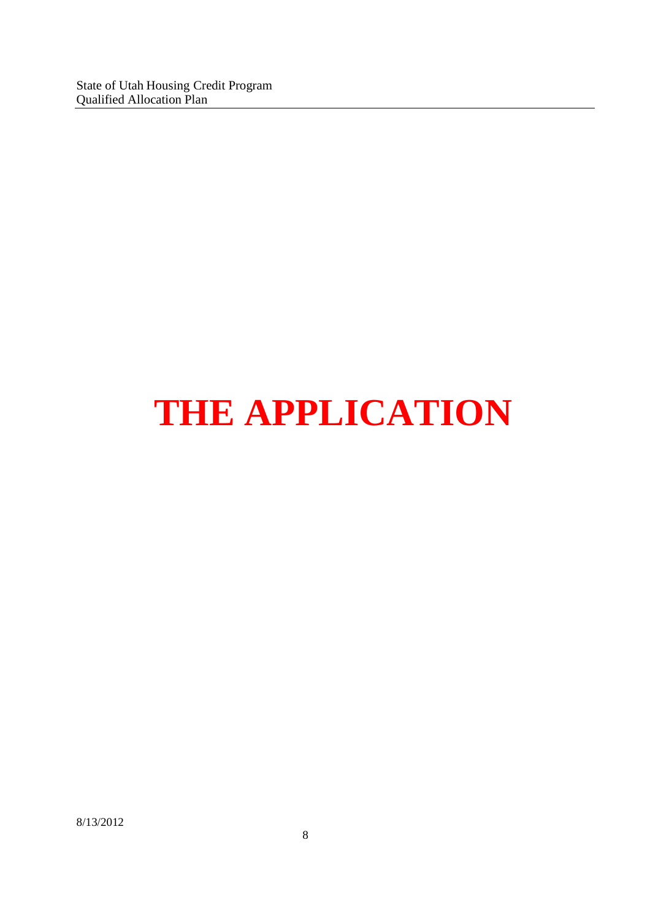# THE APPLICATION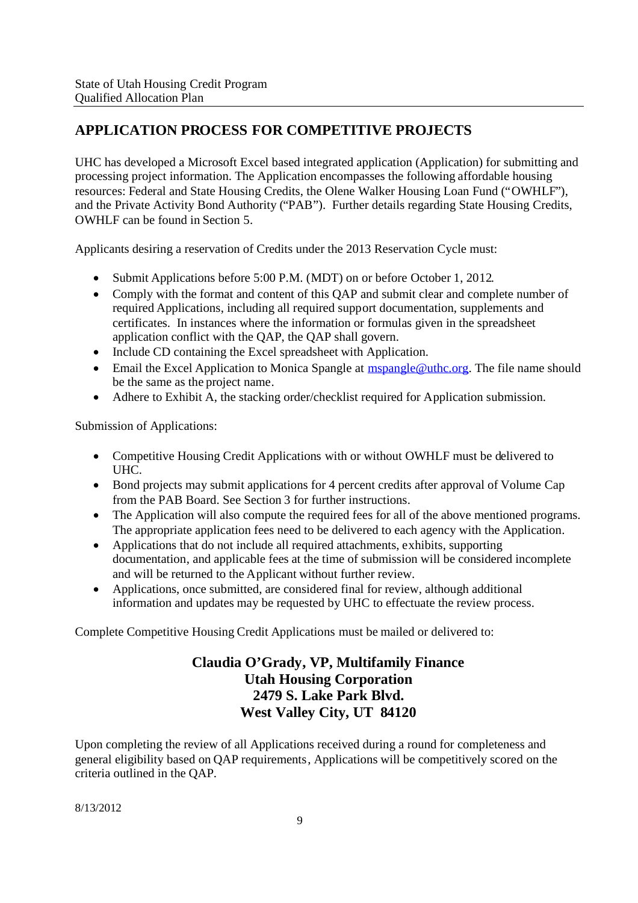## APPLICATION PROCESS FOR COMPETITIVE PROJECTS

UHC has developed a Microsoft Excel based integrated application (Application) for submitting and processing project information. The Application encompasses the following affordable housing resources: Federal and State Housing Credits, the Olene Walker Housing Loan Fund ("OWHLF"), and the Private Activity Bond Authority ("PAB"). Further details regarding State Housing Credits, OWHLF can be found in Section 5.

Applicants desiring a reservation of Credits under the 2013 Reservation Cycle must:

- Submit Applications before 5:00 P.M. (MDT) on or before October 1, 2012.
- Comply with the format and content of this QAP and submit clear and complete number of required Applications, including all required support documentation, supplements and certificates. In instances where the information or formulas given in the spreadsheet application conflict with the QAP, the QAP shall govern.
- Include CD containing the Excel spreadsheet with Application.
- Email the Excel Application to Monica Spangle at mspangle@uthc.org. The file name should be the same as the project name.
- Adhere to Exhibit A, the stacking order/checklist required for Application submission.

Submission of Applications:

- Competitive Housing Credit Applications with or without OWHLF must be delivered to UHC.
- Bond projects may submit applications for 4 percent credits after approval of Volume Cap from the PAB Board. See Section 3 for further instructions.
- The Application will also compute the required fees for all of the above mentioned programs. The appropriate application fees need to be delivered to each agency with the Application.
- Applications that do not include all required attachments, exhibits, supporting documentation, and applicable fees at the time of submission will be considered incomplete and will be returned to the Applicant without further review.
- Applications, once submitted, are considered final for review, although additional information and updates may be requested by UHC to effectuate the review process.

Complete Competitive Housing Credit Applications must be mailed or delivered to:

**Claudia O'Grady, VP, Multifamily Finance**
**Utah Housing Corporation**
**2479 S. Lake Park Blvd.**
**West Valley City, UT 84120**

Upon completing the review of all Applications received during a round for completeness and general eligibility based on QAP requirements, Applications will be competitively scored on the criteria outlined in the QAP.

8/13/2012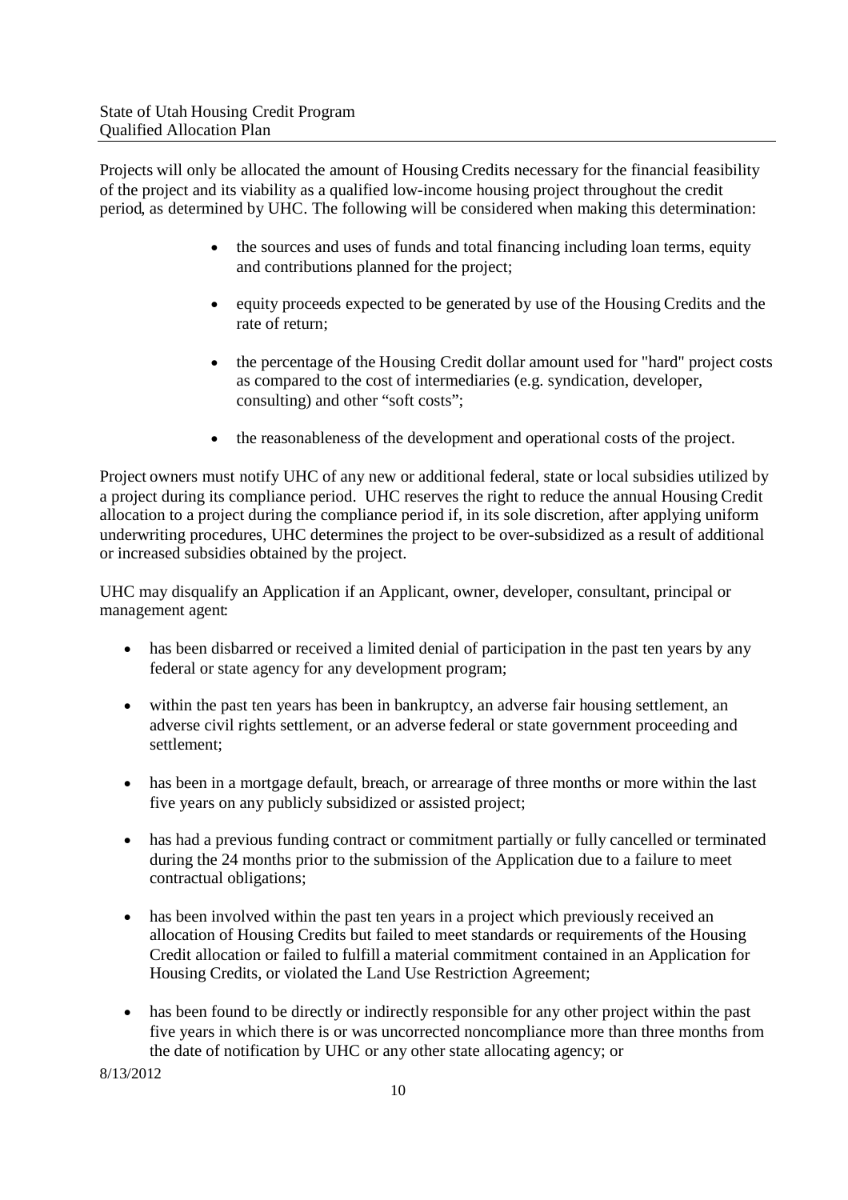Projects will only be allocated the amount of Housing Credits necessary for the financial feasibility of the project and its viability as a qualified low-income housing project throughout the credit period, as determined by UHC. The following will be considered when making this determination:

- the sources and uses of funds and total financing including loan terms, equity and contributions planned for the project;
- equity proceeds expected to be generated by use of the Housing Credits and the rate of return;
- the percentage of the Housing Credit dollar amount used for "hard" project costs as compared to the cost of intermediaries (e.g. syndication, developer, consulting) and other "soft costs";
- the reasonableness of the development and operational costs of the project.

Project owners must notify UHC of any new or additional federal, state or local subsidies utilized by a project during its compliance period. UHC reserves the right to reduce the annual Housing Credit allocation to a project during the compliance period if, in its sole discretion, after applying uniform underwriting procedures, UHC determines the project to be over-subsidized as a result of additional or increased subsidies obtained by the project.

UHC may disqualify an Application if an Applicant, owner, developer, consultant, principal or management agent:

- has been disbarred or received a limited denial of participation in the past ten years by any federal or state agency for any development program;
- within the past ten years has been in bankruptcy, an adverse fair housing settlement, an adverse civil rights settlement, or an adverse federal or state government proceeding and settlement;
- has been in a mortgage default, breach, or arrearage of three months or more within the last five years on any publicly subsidized or assisted project;
- has had a previous funding contract or commitment partially or fully cancelled or terminated during the 24 months prior to the submission of the Application due to a failure to meet contractual obligations;
- has been involved within the past ten years in a project which previously received an allocation of Housing Credits but failed to meet standards or requirements of the Housing Credit allocation or failed to fulfill a material commitment contained in an Application for Housing Credits, or violated the Land Use Restriction Agreement;
- has been found to be directly or indirectly responsible for any other project within the past five years in which there is or was uncorrected noncompliance more than three months from the date of notification by UHC or any other state allocating agency; or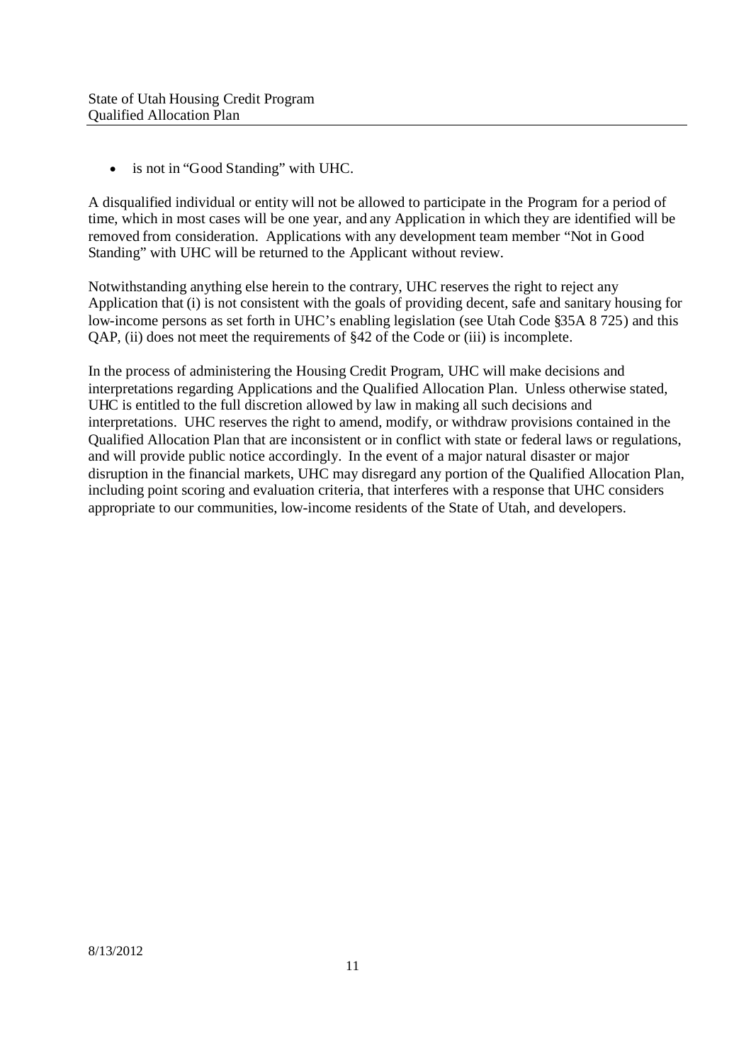- is not in “Good Standing” with UHC.

A disqualified individual or entity will not be allowed to participate in the Program for a period of time, which in most cases will be one year, and any Application in which they are identified will be removed from consideration. Applications with any development team member “Not in Good Standing” with UHC will be returned to the Applicant without review.

Notwithstanding anything else herein to the contrary, UHC reserves the right to reject any Application that (i) is not consistent with the goals of providing decent, safe and sanitary housing for low-income persons as set forth in UHC’s enabling legislation (see Utah Code §35A 8 725) and this QAP, (ii) does not meet the requirements of §42 of the Code or (iii) is incomplete.

In the process of administering the Housing Credit Program, UHC will make decisions and interpretations regarding Applications and the Qualified Allocation Plan. Unless otherwise stated, UHC is entitled to the full discretion allowed by law in making all such decisions and interpretations. UHC reserves the right to amend, modify, or withdraw provisions contained in the Qualified Allocation Plan that are inconsistent or in conflict with state or federal laws or regulations, and will provide public notice accordingly. In the event of a major natural disaster or major disruption in the financial markets, UHC may disregard any portion of the Qualified Allocation Plan, including point scoring and evaluation criteria, that interferes with a response that UHC considers appropriate to our communities, low-income residents of the State of Utah, and developers.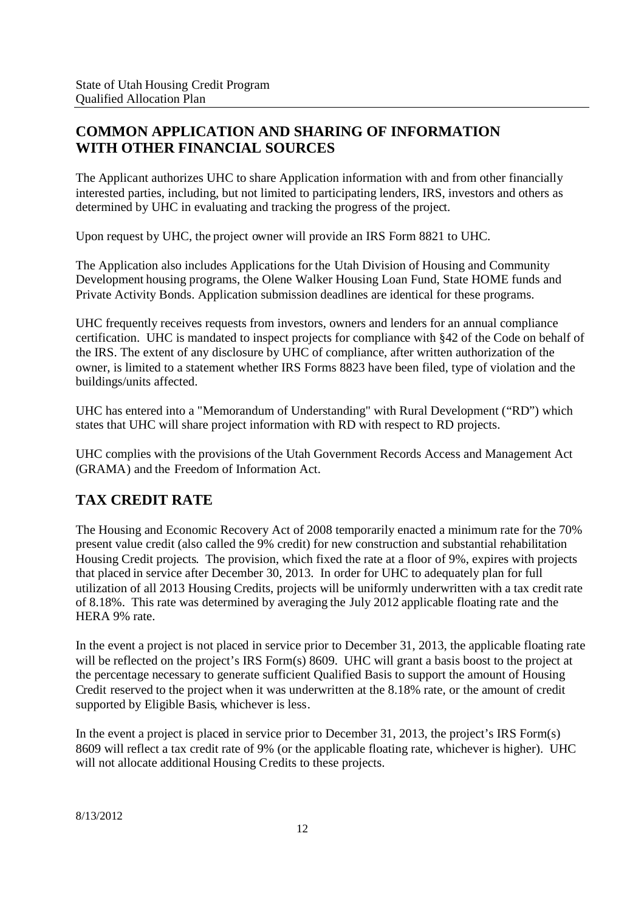## COMMON APPLICATION AND SHARING OF INFORMATION WITH OTHER FINANCIAL SOURCES

The Applicant authorizes UHC to share Application information with and from other financially interested parties, including, but not limited to participating lenders, IRS, investors and others as determined by UHC in evaluating and tracking the progress of the project.

Upon request by UHC, the project owner will provide an IRS Form 8821 to UHC.

The Application also includes Applications for the Utah Division of Housing and Community Development housing programs, the Olene Walker Housing Loan Fund, State HOME funds and Private Activity Bonds. Application submission deadlines are identical for these programs.

UHC frequently receives requests from investors, owners and lenders for an annual compliance certification. UHC is mandated to inspect projects for compliance with §42 of the Code on behalf of the IRS. The extent of any disclosure by UHC of compliance, after written authorization of the owner, is limited to a statement whether IRS Forms 8823 have been filed, type of violation and the buildings/units affected.

UHC has entered into a "Memorandum of Understanding" with Rural Development ("RD") which states that UHC will share project information with RD with respect to RD projects.

UHC complies with the provisions of the Utah Government Records Access and Management Act (GRAMA) and the Freedom of Information Act.

## TAX CREDIT RATE

The Housing and Economic Recovery Act of 2008 temporarily enacted a minimum rate for the 70% present value credit (also called the 9% credit) for new construction and substantial rehabilitation Housing Credit projects. The provision, which fixed the rate at a floor of 9%, expires with projects that placed in service after December 30, 2013. In order for UHC to adequately plan for full utilization of all 2013 Housing Credits, projects will be uniformly underwritten with a tax credit rate of 8.18%. This rate was determined by averaging the July 2012 applicable floating rate and the HERA 9% rate.

In the event a project is not placed in service prior to December 31, 2013, the applicable floating rate will be reflected on the project's IRS Form(s) 8609. UHC will grant a basis boost to the project at the percentage necessary to generate sufficient Qualified Basis to support the amount of Housing Credit reserved to the project when it was underwritten at the 8.18% rate, or the amount of credit supported by Eligible Basis, whichever is less.

In the event a project is placed in service prior to December 31, 2013, the project's IRS Form(s) 8609 will reflect a tax credit rate of 9% (or the applicable floating rate, whichever is higher). UHC will not allocate additional Housing Credits to these projects.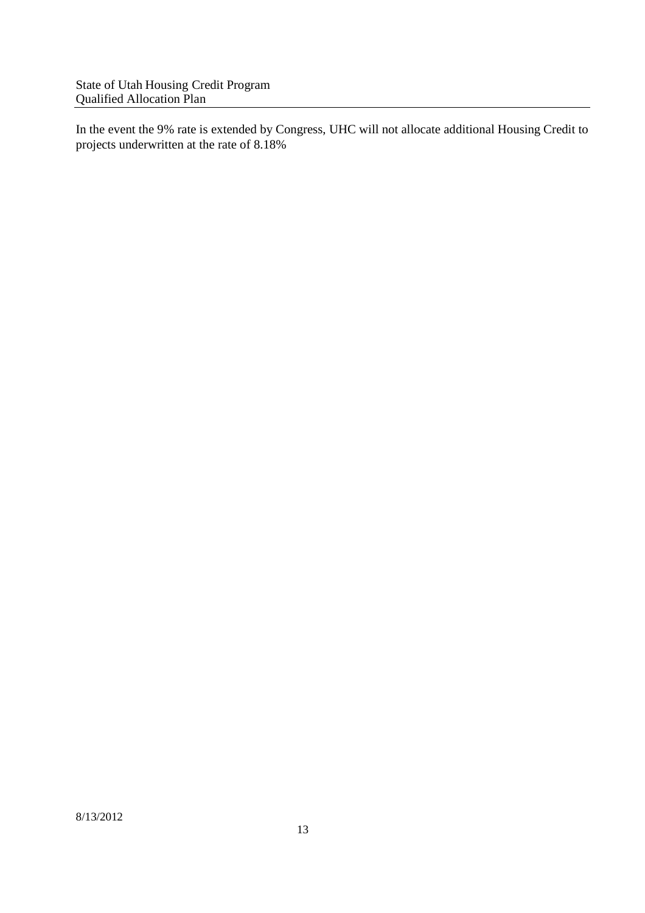In the event the 9% rate is extended by Congress, UHC will not allocate additional Housing Credit to projects underwritten at the rate of 8.18%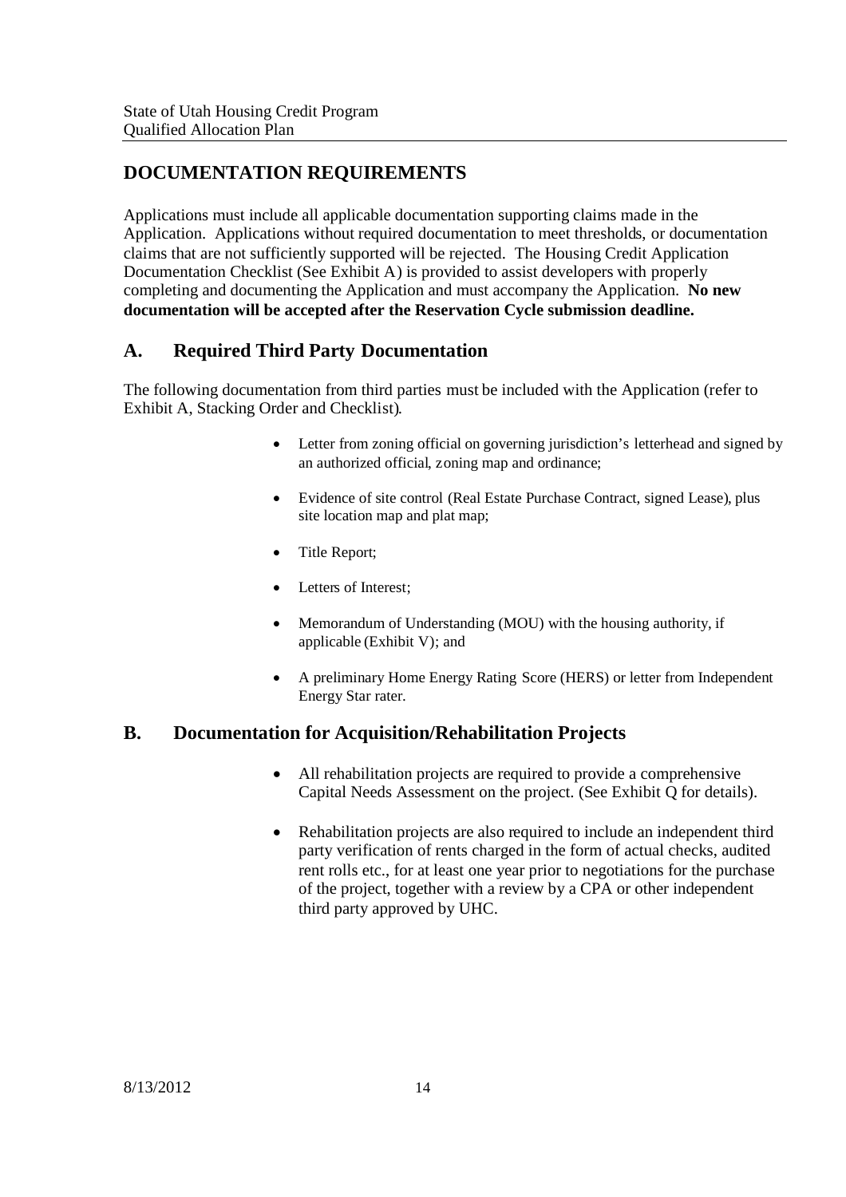## DOCUMENTATION REQUIREMENTS

Applications must include all applicable documentation supporting claims made in the Application. Applications without required documentation to meet thresholds, or documentation claims that are not sufficiently supported will be rejected. The Housing Credit Application Documentation Checklist (See Exhibit A) is provided to assist developers with properly completing and documenting the Application and must accompany the Application. **No new documentation will be accepted after the Reservation Cycle submission deadline.**

### A. Required Third Party Documentation

The following documentation from third parties must be included with the Application (refer to Exhibit A, Stacking Order and Checklist).

- Letter from zoning official on governing jurisdiction's letterhead and signed by an authorized official, zoning map and ordinance;
- Evidence of site control (Real Estate Purchase Contract, signed Lease), plus site location map and plat map;
- Title Report;
- Letters of Interest;
- Memorandum of Understanding (MOU) with the housing authority, if applicable (Exhibit V); and
- A preliminary Home Energy Rating Score (HERS) or letter from Independent Energy Star rater.

### B. Documentation for Acquisition/Rehabilitation Projects

- All rehabilitation projects are required to provide a comprehensive Capital Needs Assessment on the project. (See Exhibit Q for details).
- Rehabilitation projects are also required to include an independent third party verification of rents charged in the form of actual checks, audited rent rolls etc., for at least one year prior to negotiations for the purchase of the project, together with a review by a CPA or other independent third party approved by UHC.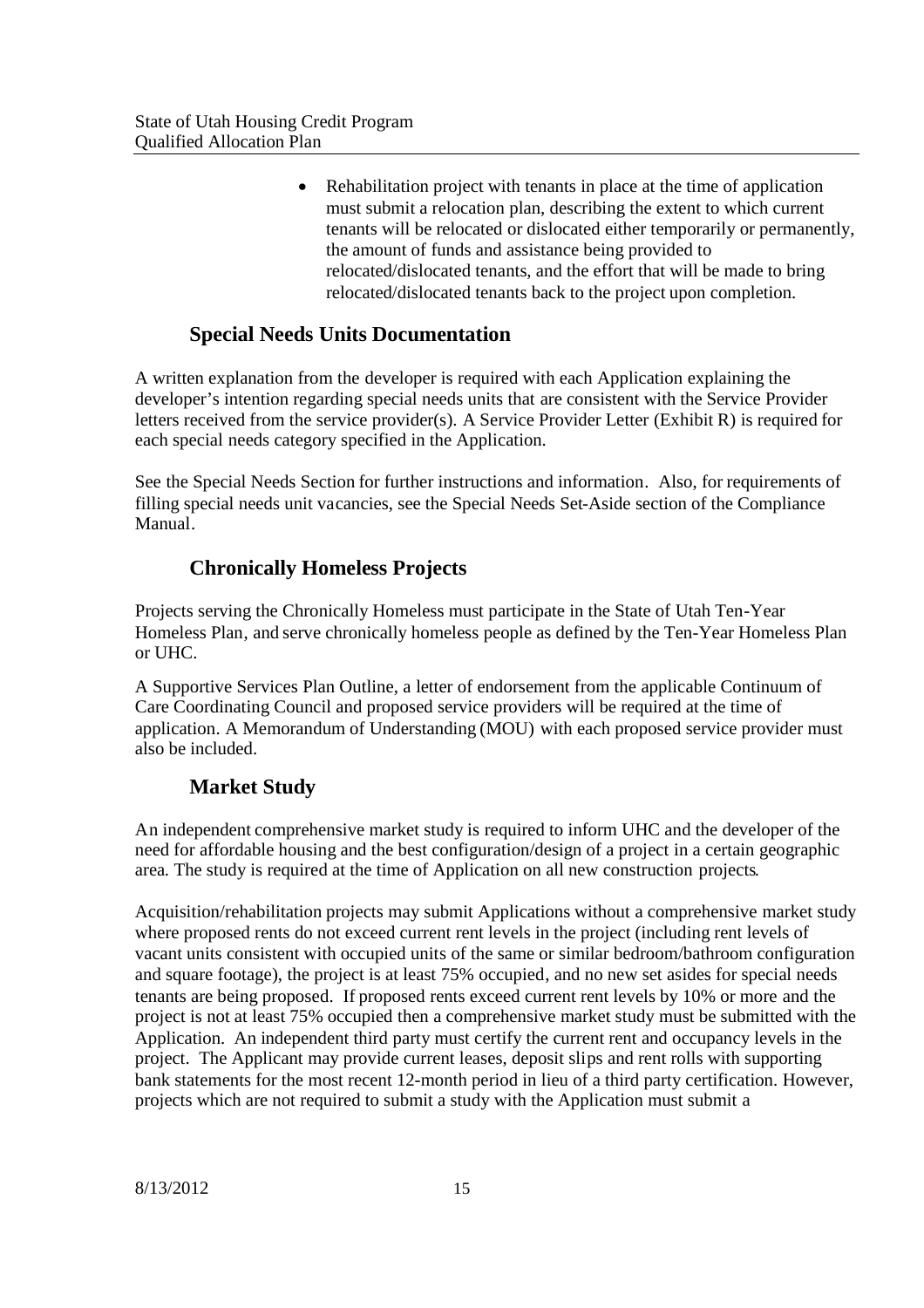- Rehabilitation project with tenants in place at the time of application must submit a relocation plan, describing the extent to which current tenants will be relocated or dislocated either temporarily or permanently, the amount of funds and assistance being provided to relocated/dislocated tenants, and the effort that will be made to bring relocated/dislocated tenants back to the project upon completion.

## Special Needs Units Documentation

A written explanation from the developer is required with each Application explaining the developer's intention regarding special needs units that are consistent with the Service Provider letters received from the service provider(s). A Service Provider Letter (Exhibit R) is required for each special needs category specified in the Application.

See the Special Needs Section for further instructions and information. Also, for requirements of filling special needs unit vacancies, see the Special Needs Set-Aside section of the Compliance Manual.

## Chronically Homeless Projects

Projects serving the Chronically Homeless must participate in the State of Utah Ten-Year Homeless Plan, and serve chronically homeless people as defined by the Ten-Year Homeless Plan or UHC.

A Supportive Services Plan Outline, a letter of endorsement from the applicable Continuum of Care Coordinating Council and proposed service providers will be required at the time of application. A Memorandum of Understanding (MOU) with each proposed service provider must also be included.

## Market Study

An independent comprehensive market study is required to inform UHC and the developer of the need for affordable housing and the best configuration/design of a project in a certain geographic area. The study is required at the time of Application on all new construction projects.

Acquisition/rehabilitation projects may submit Applications without a comprehensive market study where proposed rents do not exceed current rent levels in the project (including rent levels of vacant units consistent with occupied units of the same or similar bedroom/bathroom configuration and square footage), the project is at least 75% occupied, and no new set asides for special needs tenants are being proposed. If proposed rents exceed current rent levels by 10% or more and the project is not at least 75% occupied then a comprehensive market study must be submitted with the Application. An independent third party must certify the current rent and occupancy levels in the project. The Applicant may provide current leases, deposit slips and rent rolls with supporting bank statements for the most recent 12-month period in lieu of a third party certification. However, projects which are not required to submit a study with the Application must submit a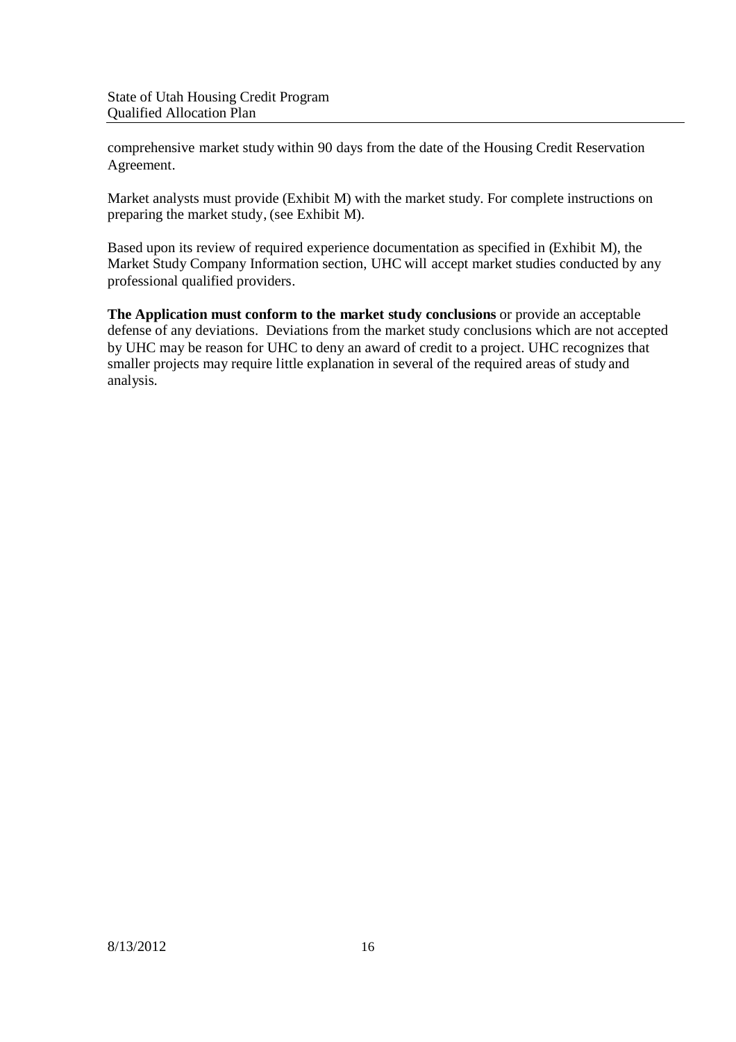comprehensive market study within 90 days from the date of the Housing Credit Reservation Agreement.

Market analysts must provide (Exhibit M) with the market study. For complete instructions on preparing the market study, (see Exhibit M).

Based upon its review of required experience documentation as specified in (Exhibit M), the Market Study Company Information section, UHC will accept market studies conducted by any professional qualified providers.

**The Application must conform to the market study conclusions** or provide an acceptable defense of any deviations. Deviations from the market study conclusions which are not accepted by UHC may be reason for UHC to deny an award of credit to a project. UHC recognizes that smaller projects may require little explanation in several of the required areas of study and analysis.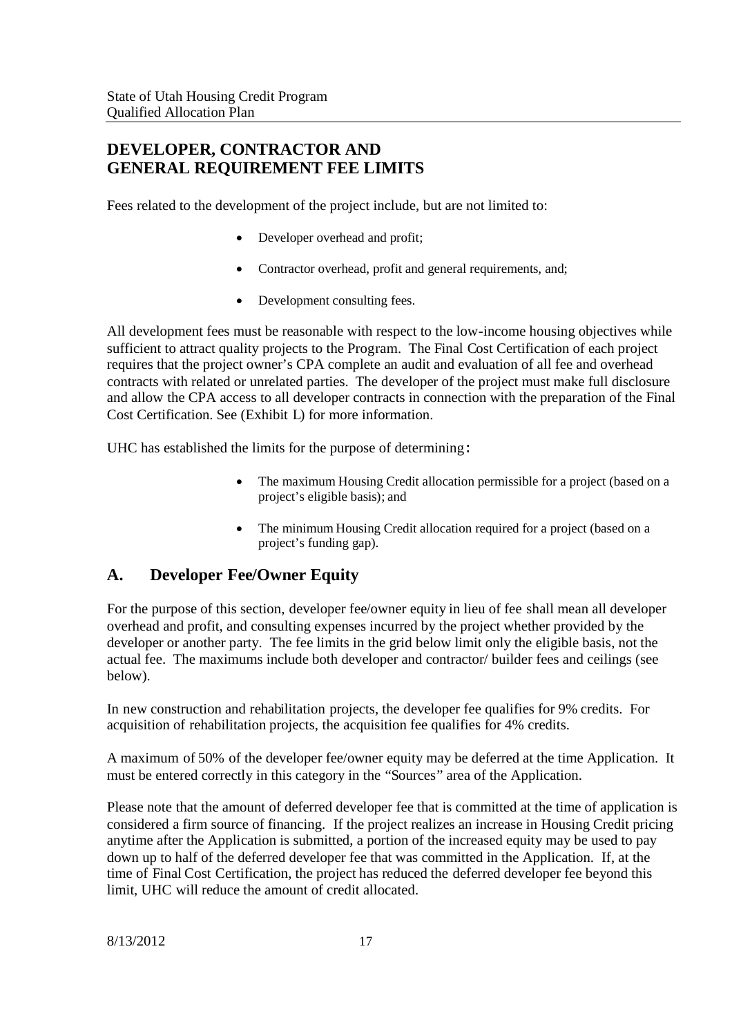## DEVELOPER, CONTRACTOR AND GENERAL REQUIREMENT FEE LIMITS

Fees related to the development of the project include, but are not limited to:

- Developer overhead and profit;
- Contractor overhead, profit and general requirements, and;
- Development consulting fees.

All development fees must be reasonable with respect to the low-income housing objectives while sufficient to attract quality projects to the Program. The Final Cost Certification of each project requires that the project owner's CPA complete an audit and evaluation of all fee and overhead contracts with related or unrelated parties. The developer of the project must make full disclosure and allow the CPA access to all developer contracts in connection with the preparation of the Final Cost Certification. See (Exhibit L) for more information.

UHC has established the limits for the purpose of determining:

- The maximum Housing Credit allocation permissible for a project (based on a project's eligible basis); and
- The minimum Housing Credit allocation required for a project (based on a project's funding gap).

## A. Developer Fee/Owner Equity

For the purpose of this section, developer fee/owner equity in lieu of fee shall mean all developer overhead and profit, and consulting expenses incurred by the project whether provided by the developer or another party. The fee limits in the grid below limit only the eligible basis, not the actual fee. The maximums include both developer and contractor/ builder fees and ceilings (see below).

In new construction and rehabilitation projects, the developer fee qualifies for 9% credits. For acquisition of rehabilitation projects, the acquisition fee qualifies for 4% credits.

A maximum of 50% of the developer fee/owner equity may be deferred at the time Application. It must be entered correctly in this category in the "Sources" area of the Application.

Please note that the amount of deferred developer fee that is committed at the time of application is considered a firm source of financing. If the project realizes an increase in Housing Credit pricing anytime after the Application is submitted, a portion of the increased equity may be used to pay down up to half of the deferred developer fee that was committed in the Application. If, at the time of Final Cost Certification, the project has reduced the deferred developer fee beyond this limit, UHC will reduce the amount of credit allocated.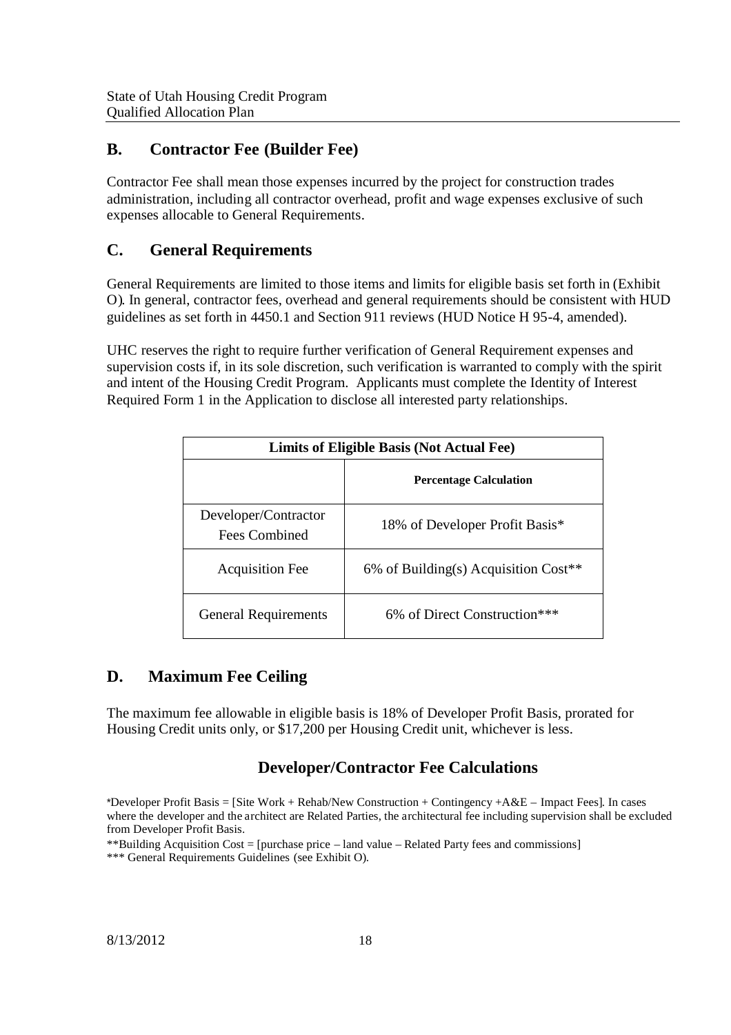## B. Contractor Fee (Builder Fee)

Contractor Fee shall mean those expenses incurred by the project for construction trades administration, including all contractor overhead, profit and wage expenses exclusive of such expenses allocable to General Requirements.

## C. General Requirements

General Requirements are limited to those items and limits for eligible basis set forth in (Exhibit O). In general, contractor fees, overhead and general requirements should be consistent with HUD guidelines as set forth in 4450.1 and Section 911 reviews (HUD Notice H 95-4, amended).

UHC reserves the right to require further verification of General Requirement expenses and supervision costs if, in its sole discretion, such verification is warranted to comply with the spirit and intent of the Housing Credit Program. Applicants must complete the Identity of Interest Required Form 1 in the Application to disclose all interested party relationships.

| Limits of Eligible Basis (Not Actual Fee) | |
|---|---|
| | **Percentage Calculation** |
| Developer/Contractor Fees Combined | 18% of Developer Profit Basis* |
| Acquisition Fee | 6% of Building(s) Acquisition Cost** |
| General Requirements | 6% of Direct Construction*** |

## D. Maximum Fee Ceiling

The maximum fee allowable in eligible basis is 18% of Developer Profit Basis, prorated for Housing Credit units only, or $17,200 per Housing Credit unit, whichever is less.

### Developer/Contractor Fee Calculations

*Developer Profit Basis = [Site Work + Rehab/New Construction + Contingency +A&E – Impact Fees]. In cases where the developer and the architect are Related Parties, the architectural fee including supervision shall be excluded from Developer Profit Basis.

**Building Acquisition Cost = [purchase price – land value – Related Party fees and commissions]

*** General Requirements Guidelines (see Exhibit O).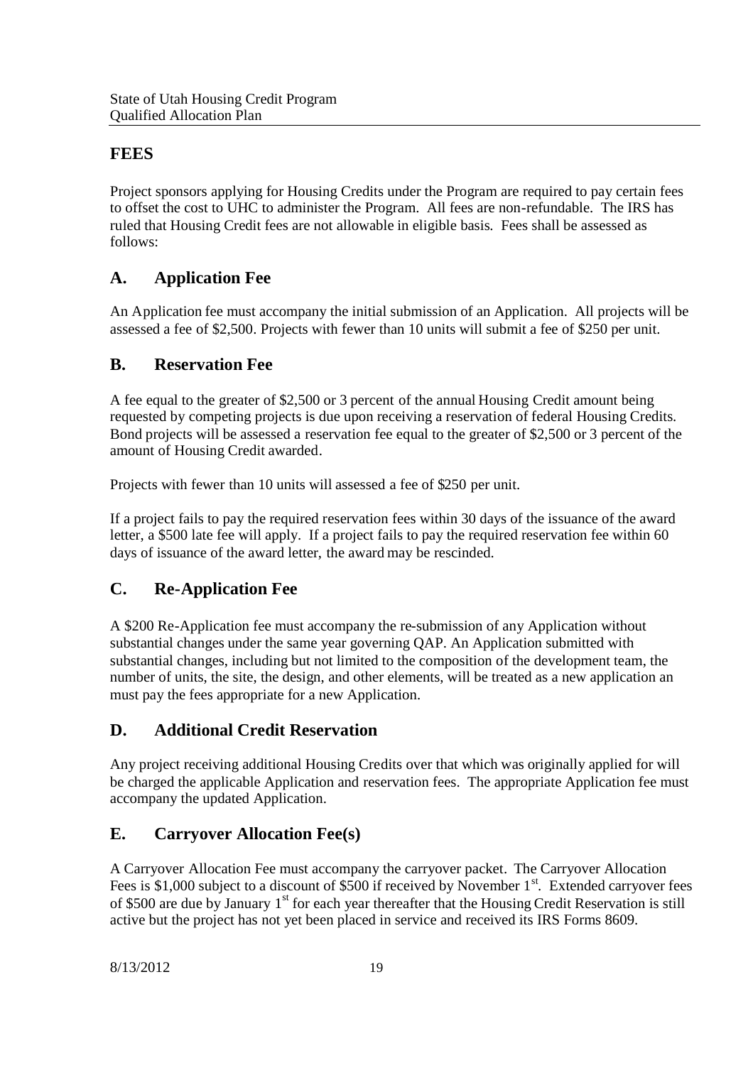## FEES

Project sponsors applying for Housing Credits under the Program are required to pay certain fees to offset the cost to UHC to administer the Program. All fees are non-refundable. The IRS has ruled that Housing Credit fees are not allowable in eligible basis. Fees shall be assessed as follows:

## A. Application Fee

An Application fee must accompany the initial submission of an Application. All projects will be assessed a fee of $2,500. Projects with fewer than 10 units will submit a fee of $250 per unit.

## B. Reservation Fee

A fee equal to the greater of $2,500 or 3 percent of the annual Housing Credit amount being requested by competing projects is due upon receiving a reservation of federal Housing Credits. Bond projects will be assessed a reservation fee equal to the greater of $2,500 or 3 percent of the amount of Housing Credit awarded.

Projects with fewer than 10 units will assessed a fee of $250 per unit.

If a project fails to pay the required reservation fees within 30 days of the issuance of the award letter, a $500 late fee will apply. If a project fails to pay the required reservation fee within 60 days of issuance of the award letter, the award may be rescinded.

## C. Re-Application Fee

A $200 Re-Application fee must accompany the re-submission of any Application without substantial changes under the same year governing QAP. An Application submitted with substantial changes, including but not limited to the composition of the development team, the number of units, the site, the design, and other elements, will be treated as a new application an must pay the fees appropriate for a new Application.

## D. Additional Credit Reservation

Any project receiving additional Housing Credits over that which was originally applied for will be charged the applicable Application and reservation fees. The appropriate Application fee must accompany the updated Application.

## E. Carryover Allocation Fee(s)

A Carryover Allocation Fee must accompany the carryover packet. The Carryover Allocation Fees is $1,000 subject to a discount of $500 if received by November 1st. Extended carryover fees of $500 are due by January 1st for each year thereafter that the Housing Credit Reservation is still active but the project has not yet been placed in service and received its IRS Forms 8609.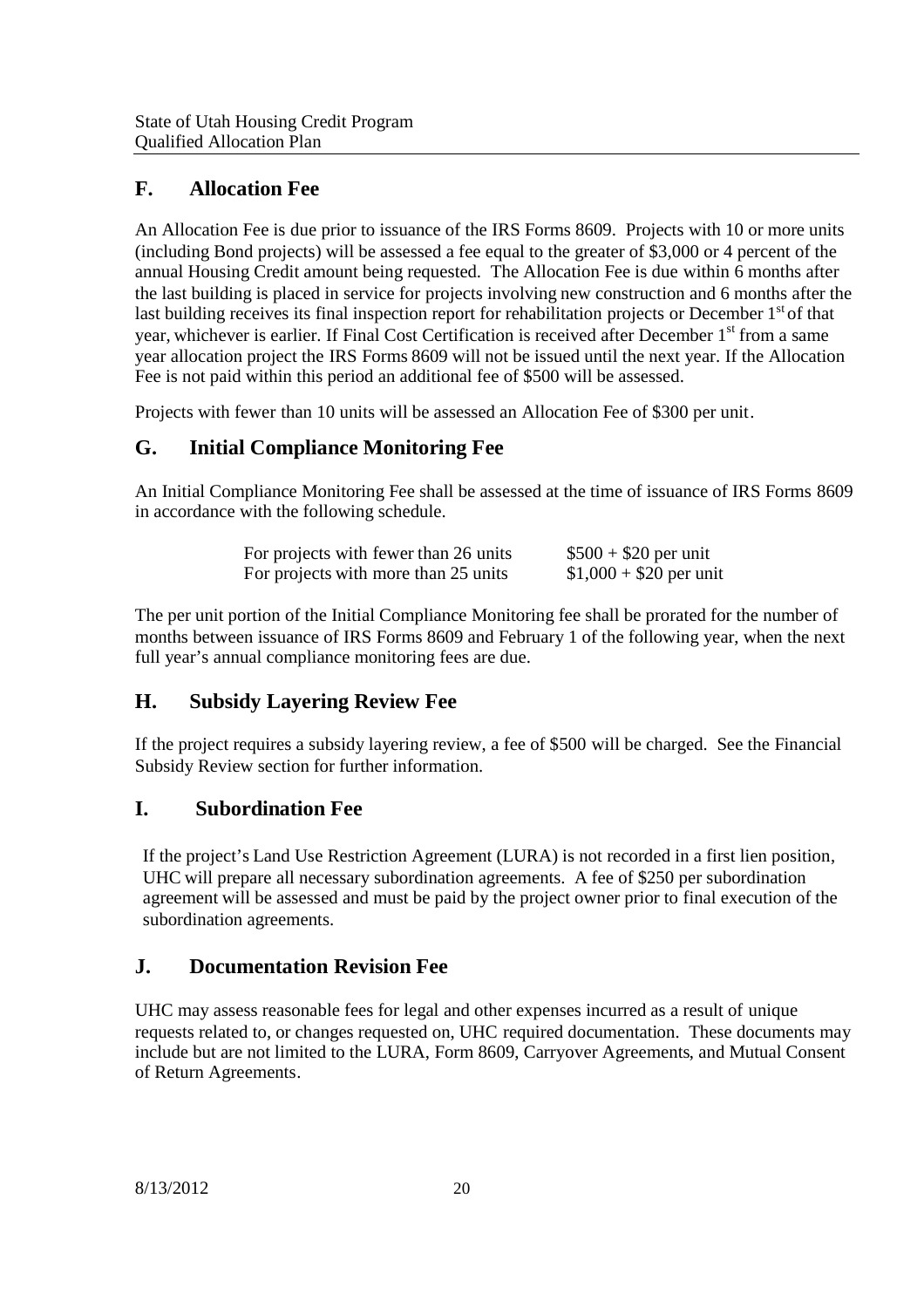## F. Allocation Fee

An Allocation Fee is due prior to issuance of the IRS Forms 8609. Projects with 10 or more units (including Bond projects) will be assessed a fee equal to the greater of $3,000 or 4 percent of the annual Housing Credit amount being requested. The Allocation Fee is due within 6 months after the last building is placed in service for projects involving new construction and 6 months after the last building receives its final inspection report for rehabilitation projects or December 1st of that year, whichever is earlier. If Final Cost Certification is received after December 1st from a same year allocation project the IRS Forms 8609 will not be issued until the next year. If the Allocation Fee is not paid within this period an additional fee of $500 will be assessed.

Projects with fewer than 10 units will be assessed an Allocation Fee of $300 per unit.

## G. Initial Compliance Monitoring Fee

An Initial Compliance Monitoring Fee shall be assessed at the time of issuance of IRS Forms 8609 in accordance with the following schedule.

| | |
|---|---|
| For projects with fewer than 26 units | $500 + $20 per unit |
| For projects with more than 25 units | $1,000 + $20 per unit |

The per unit portion of the Initial Compliance Monitoring fee shall be prorated for the number of months between issuance of IRS Forms 8609 and February 1 of the following year, when the next full year's annual compliance monitoring fees are due.

## H. Subsidy Layering Review Fee

If the project requires a subsidy layering review, a fee of $500 will be charged. See the Financial Subsidy Review section for further information.

## I. Subordination Fee

If the project's Land Use Restriction Agreement (LURA) is not recorded in a first lien position, UHC will prepare all necessary subordination agreements. A fee of $250 per subordination agreement will be assessed and must be paid by the project owner prior to final execution of the subordination agreements.

## J. Documentation Revision Fee

UHC may assess reasonable fees for legal and other expenses incurred as a result of unique requests related to, or changes requested on, UHC required documentation. These documents may include but are not limited to the LURA, Form 8609, Carryover Agreements, and Mutual Consent of Return Agreements.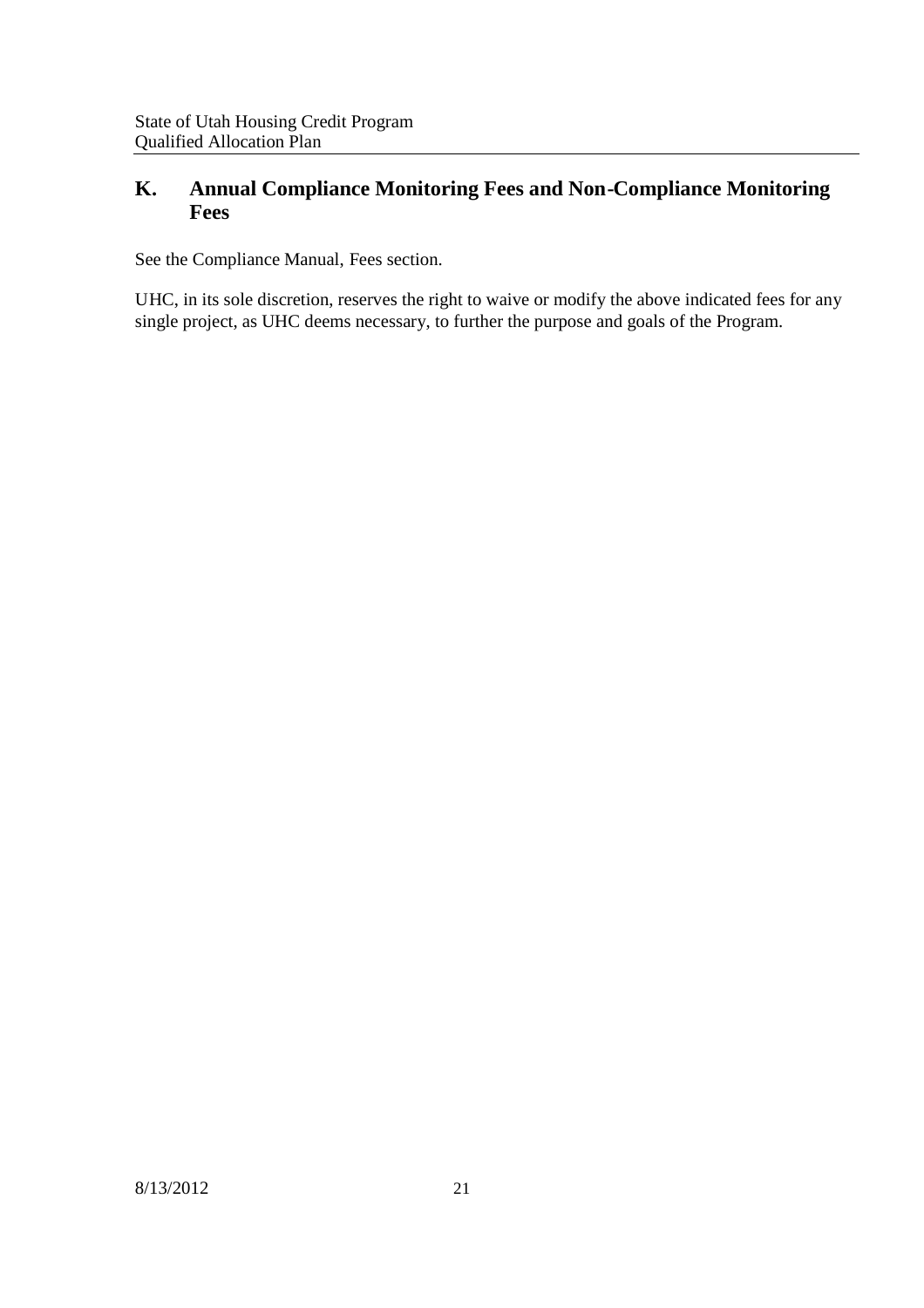## K. Annual Compliance Monitoring Fees and Non-Compliance Monitoring Fees

See the Compliance Manual, Fees section.

UHC, in its sole discretion, reserves the right to waive or modify the above indicated fees for any single project, as UHC deems necessary, to further the purpose and goals of the Program.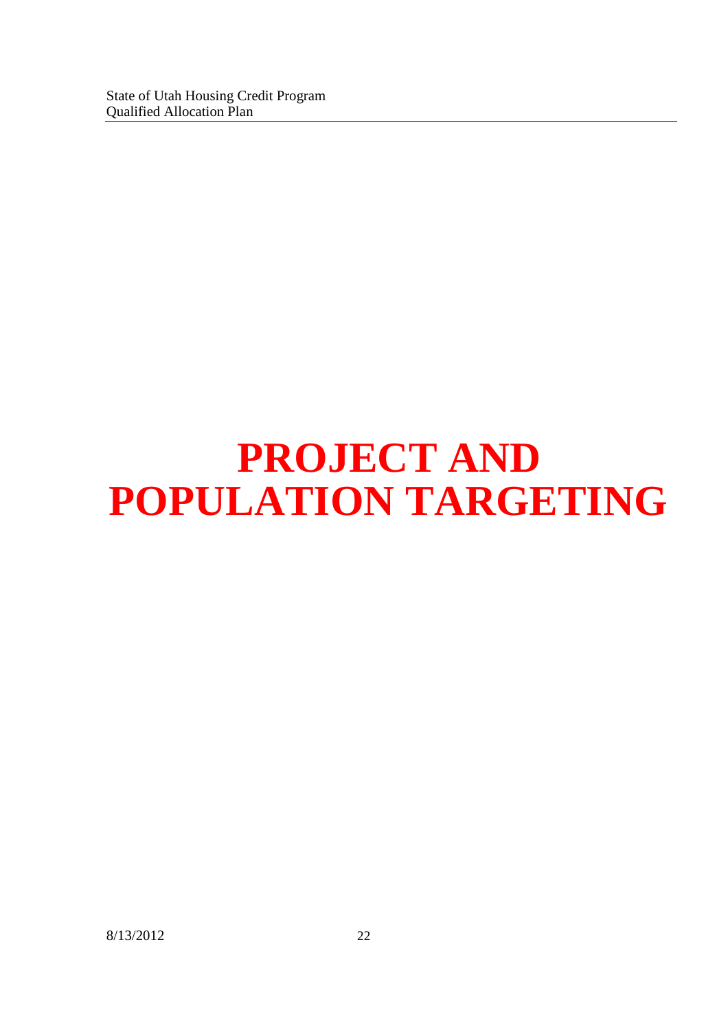# PROJECT AND POPULATION TARGETING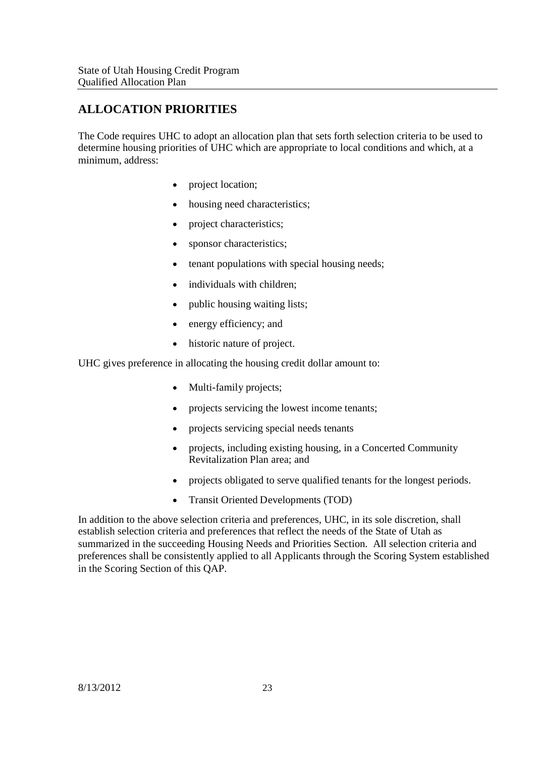## ALLOCATION PRIORITIES

The Code requires UHC to adopt an allocation plan that sets forth selection criteria to be used to determine housing priorities of UHC which are appropriate to local conditions and which, at a minimum, address:

- project location;
- housing need characteristics;
- project characteristics;
- sponsor characteristics;
- tenant populations with special housing needs;
- individuals with children;
- public housing waiting lists;
- energy efficiency; and
- historic nature of project.

UHC gives preference in allocating the housing credit dollar amount to:

- Multi-family projects;
- projects servicing the lowest income tenants;
- projects servicing special needs tenants
- projects, including existing housing, in a Concerted Community Revitalization Plan area; and
- projects obligated to serve qualified tenants for the longest periods.
- Transit Oriented Developments (TOD)

In addition to the above selection criteria and preferences, UHC, in its sole discretion, shall establish selection criteria and preferences that reflect the needs of the State of Utah as summarized in the succeeding Housing Needs and Priorities Section. All selection criteria and preferences shall be consistently applied to all Applicants through the Scoring System established in the Scoring Section of this QAP.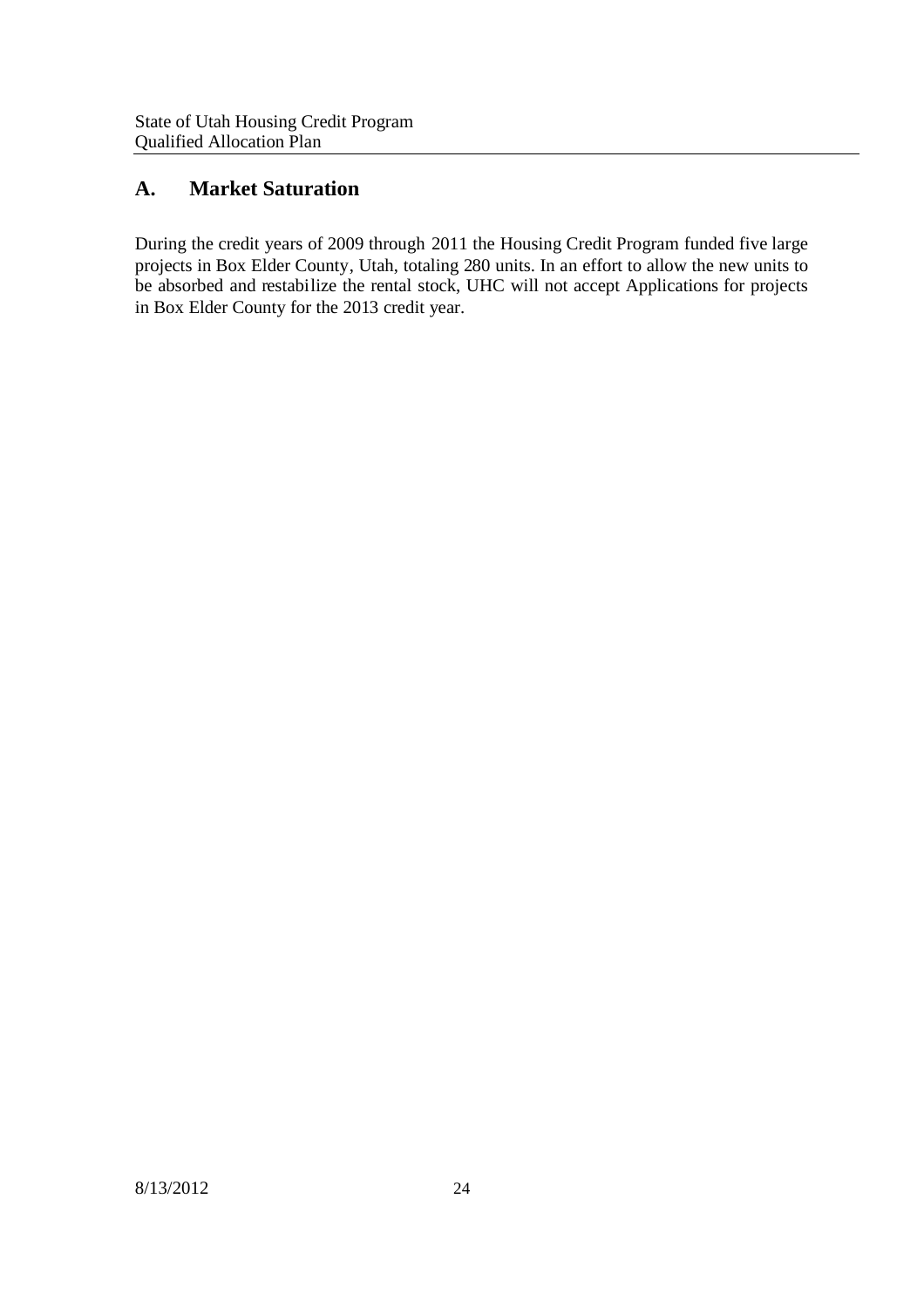## A. Market Saturation

During the credit years of 2009 through 2011 the Housing Credit Program funded five large projects in Box Elder County, Utah, totaling 280 units. In an effort to allow the new units to be absorbed and restabilize the rental stock, UHC will not accept Applications for projects in Box Elder County for the 2013 credit year.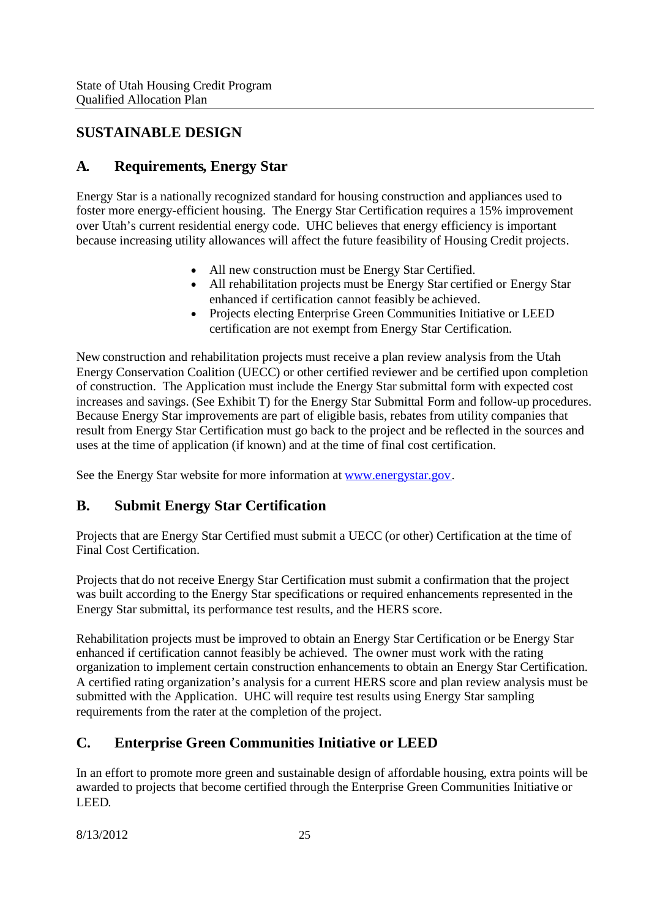## SUSTAINABLE DESIGN

### A. Requirements, Energy Star

Energy Star is a nationally recognized standard for housing construction and appliances used to foster more energy-efficient housing. The Energy Star Certification requires a 15% improvement over Utah's current residential energy code. UHC believes that energy efficiency is important because increasing utility allowances will affect the future feasibility of Housing Credit projects.

- All new construction must be Energy Star Certified.
- All rehabilitation projects must be Energy Star certified or Energy Star enhanced if certification cannot feasibly be achieved.
- Projects electing Enterprise Green Communities Initiative or LEED certification are not exempt from Energy Star Certification.

New construction and rehabilitation projects must receive a plan review analysis from the Utah Energy Conservation Coalition (UECC) or other certified reviewer and be certified upon completion of construction. The Application must include the Energy Star submittal form with expected cost increases and savings. (See Exhibit T) for the Energy Star Submittal Form and follow-up procedures. Because Energy Star improvements are part of eligible basis, rebates from utility companies that result from Energy Star Certification must go back to the project and be reflected in the sources and uses at the time of application (if known) and at the time of final cost certification.

See the Energy Star website for more information at www.energystar.gov.

### B. Submit Energy Star Certification

Projects that are Energy Star Certified must submit a UECC (or other) Certification at the time of Final Cost Certification.

Projects that do not receive Energy Star Certification must submit a confirmation that the project was built according to the Energy Star specifications or required enhancements represented in the Energy Star submittal, its performance test results, and the HERS score.

Rehabilitation projects must be improved to obtain an Energy Star Certification or be Energy Star enhanced if certification cannot feasibly be achieved. The owner must work with the rating organization to implement certain construction enhancements to obtain an Energy Star Certification. A certified rating organization's analysis for a current HERS score and plan review analysis must be submitted with the Application. UHC will require test results using Energy Star sampling requirements from the rater at the completion of the project.

### C. Enterprise Green Communities Initiative or LEED

In an effort to promote more green and sustainable design of affordable housing, extra points will be awarded to projects that become certified through the Enterprise Green Communities Initiative or LEED.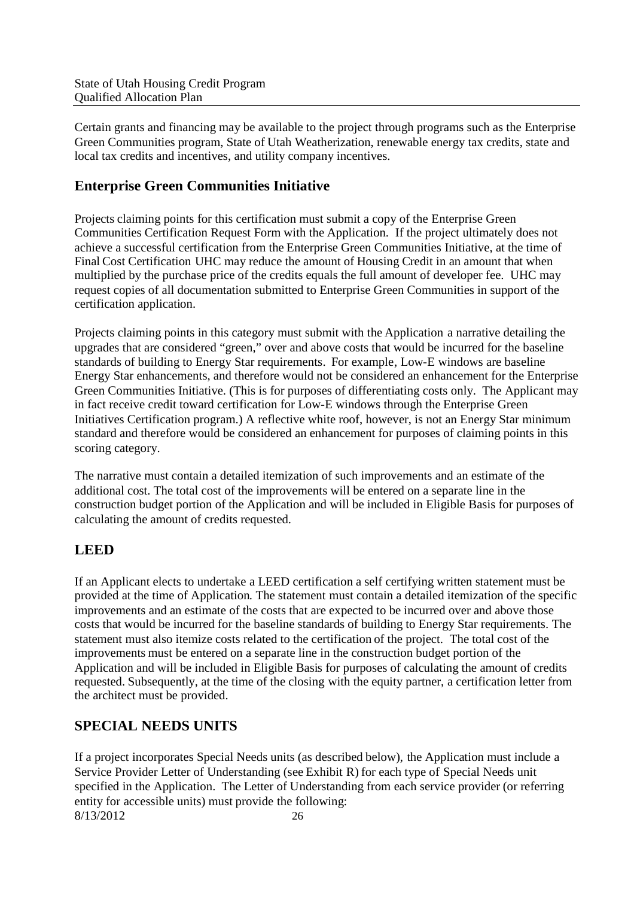Certain grants and financing may be available to the project through programs such as the Enterprise Green Communities program, State of Utah Weatherization, renewable energy tax credits, state and local tax credits and incentives, and utility company incentives.

## Enterprise Green Communities Initiative

Projects claiming points for this certification must submit a copy of the Enterprise Green Communities Certification Request Form with the Application. If the project ultimately does not achieve a successful certification from the Enterprise Green Communities Initiative, at the time of Final Cost Certification UHC may reduce the amount of Housing Credit in an amount that when multiplied by the purchase price of the credits equals the full amount of developer fee. UHC may request copies of all documentation submitted to Enterprise Green Communities in support of the certification application.

Projects claiming points in this category must submit with the Application a narrative detailing the upgrades that are considered "green," over and above costs that would be incurred for the baseline standards of building to Energy Star requirements. For example, Low-E windows are baseline Energy Star enhancements, and therefore would not be considered an enhancement for the Enterprise Green Communities Initiative. (This is for purposes of differentiating costs only. The Applicant may in fact receive credit toward certification for Low-E windows through the Enterprise Green Initiatives Certification program.) A reflective white roof, however, is not an Energy Star minimum standard and therefore would be considered an enhancement for purposes of claiming points in this scoring category.

The narrative must contain a detailed itemization of such improvements and an estimate of the additional cost. The total cost of the improvements will be entered on a separate line in the construction budget portion of the Application and will be included in Eligible Basis for purposes of calculating the amount of credits requested.

## LEED

If an Applicant elects to undertake a LEED certification a self certifying written statement must be provided at the time of Application. The statement must contain a detailed itemization of the specific improvements and an estimate of the costs that are expected to be incurred over and above those costs that would be incurred for the baseline standards of building to Energy Star requirements. The statement must also itemize costs related to the certification of the project. The total cost of the improvements must be entered on a separate line in the construction budget portion of the Application and will be included in Eligible Basis for purposes of calculating the amount of credits requested. Subsequently, at the time of the closing with the equity partner, a certification letter from the architect must be provided.

## SPECIAL NEEDS UNITS

If a project incorporates Special Needs units (as described below), the Application must include a Service Provider Letter of Understanding (see Exhibit R) for each type of Special Needs unit specified in the Application. The Letter of Understanding from each service provider (or referring entity for accessible units) must provide the following: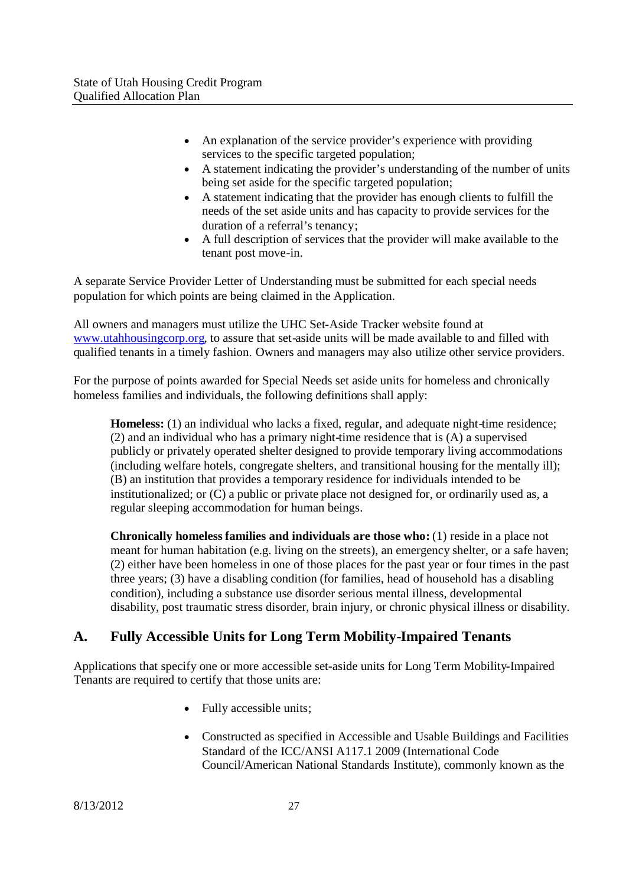- An explanation of the service provider's experience with providing services to the specific targeted population;
- A statement indicating the provider's understanding of the number of units being set aside for the specific targeted population;
- A statement indicating that the provider has enough clients to fulfill the needs of the set aside units and has capacity to provide services for the duration of a referral's tenancy;
- A full description of services that the provider will make available to the tenant post move-in.

A separate Service Provider Letter of Understanding must be submitted for each special needs population for which points are being claimed in the Application.

All owners and managers must utilize the UHC Set-Aside Tracker website found at www.utahhousingcorp.org, to assure that set-aside units will be made available to and filled with qualified tenants in a timely fashion. Owners and managers may also utilize other service providers.

For the purpose of points awarded for Special Needs set aside units for homeless and chronically homeless families and individuals, the following definitions shall apply:

> **Homeless:** (1) an individual who lacks a fixed, regular, and adequate night-time residence; (2) and an individual who has a primary night-time residence that is (A) a supervised publicly or privately operated shelter designed to provide temporary living accommodations (including welfare hotels, congregate shelters, and transitional housing for the mentally ill); (B) an institution that provides a temporary residence for individuals intended to be institutionalized; or (C) a public or private place not designed for, or ordinarily used as, a regular sleeping accommodation for human beings.
>
> **Chronically homeless families and individuals are those who:** (1) reside in a place not meant for human habitation (e.g. living on the streets), an emergency shelter, or a safe haven; (2) either have been homeless in one of those places for the past year or four times in the past three years; (3) have a disabling condition (for families, head of household has a disabling condition), including a substance use disorder serious mental illness, developmental disability, post traumatic stress disorder, brain injury, or chronic physical illness or disability.

## A. Fully Accessible Units for Long Term Mobility-Impaired Tenants

Applications that specify one or more accessible set-aside units for Long Term Mobility-Impaired Tenants are required to certify that those units are:

- Fully accessible units;
- Constructed as specified in Accessible and Usable Buildings and Facilities Standard of the ICC/ANSI A117.1 2009 (International Code Council/American National Standards Institute), commonly known as the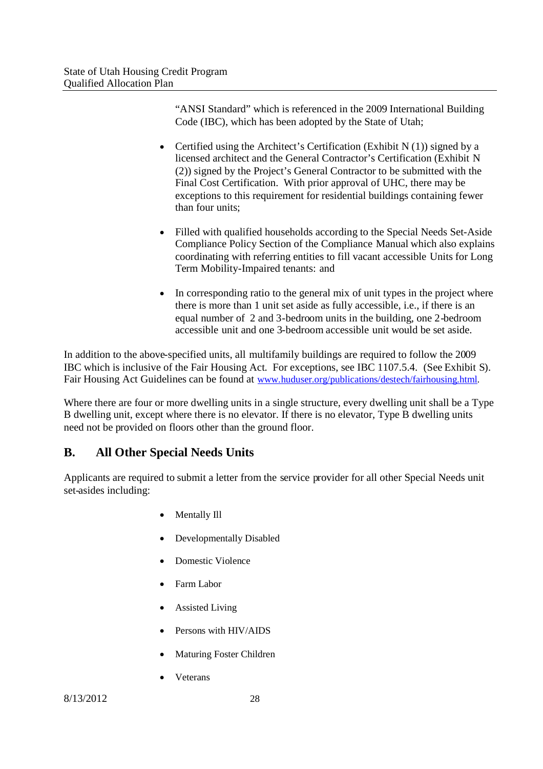"ANSI Standard" which is referenced in the 2009 International Building Code (IBC), which has been adopted by the State of Utah;

- Certified using the Architect's Certification (Exhibit N (1)) signed by a licensed architect and the General Contractor's Certification (Exhibit N (2)) signed by the Project's General Contractor to be submitted with the Final Cost Certification. With prior approval of UHC, there may be exceptions to this requirement for residential buildings containing fewer than four units;

- Filled with qualified households according to the Special Needs Set-Aside Compliance Policy Section of the Compliance Manual which also explains coordinating with referring entities to fill vacant accessible Units for Long Term Mobility-Impaired tenants: and

- In corresponding ratio to the general mix of unit types in the project where there is more than 1 unit set aside as fully accessible, i.e., if there is an equal number of 2 and 3-bedroom units in the building, one 2-bedroom accessible unit and one 3-bedroom accessible unit would be set aside.

In addition to the above-specified units, all multifamily buildings are required to follow the 2009 IBC which is inclusive of the Fair Housing Act. For exceptions, see IBC 1107.5.4. (See Exhibit S). Fair Housing Act Guidelines can be found at www.huduser.org/publications/destech/fairhousing.html.

Where there are four or more dwelling units in a single structure, every dwelling unit shall be a Type B dwelling unit, except where there is no elevator. If there is no elevator, Type B dwelling units need not be provided on floors other than the ground floor.

## B. All Other Special Needs Units

Applicants are required to submit a letter from the service provider for all other Special Needs unit set-asides including:

- Mentally Ill
- Developmentally Disabled
- Domestic Violence
- Farm Labor
- Assisted Living
- Persons with HIV/AIDS
- Maturing Foster Children
- Veterans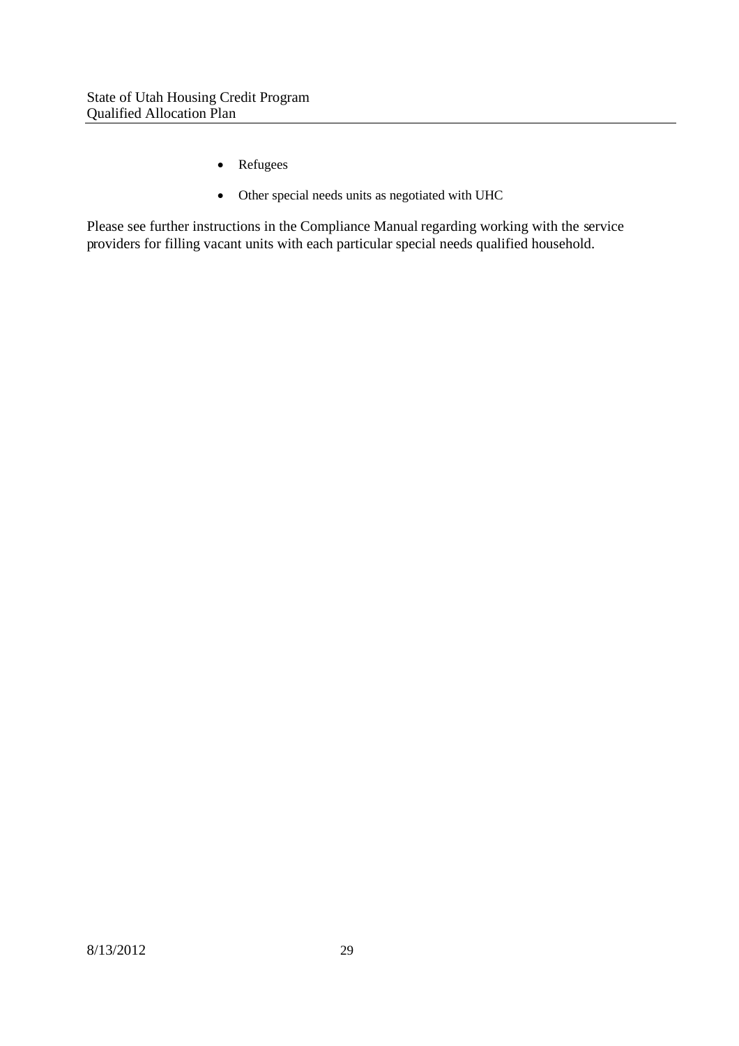- Refugees
- Other special needs units as negotiated with UHC

Please see further instructions in the Compliance Manual regarding working with the service providers for filling vacant units with each particular special needs qualified household.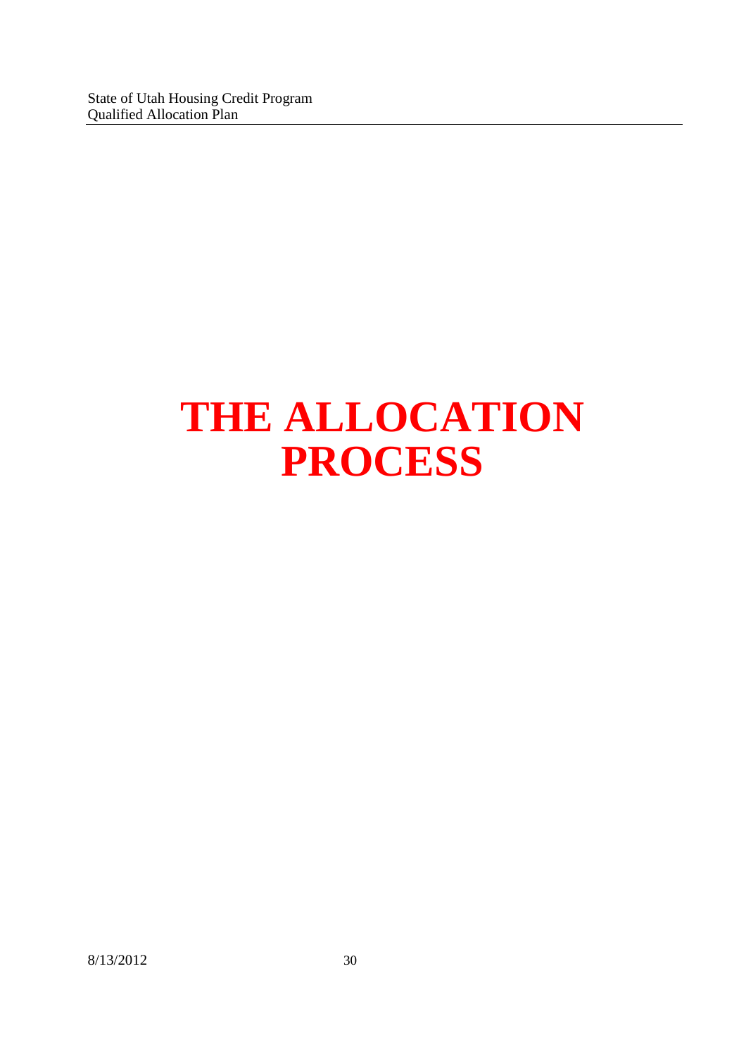# THE ALLOCATION PROCESS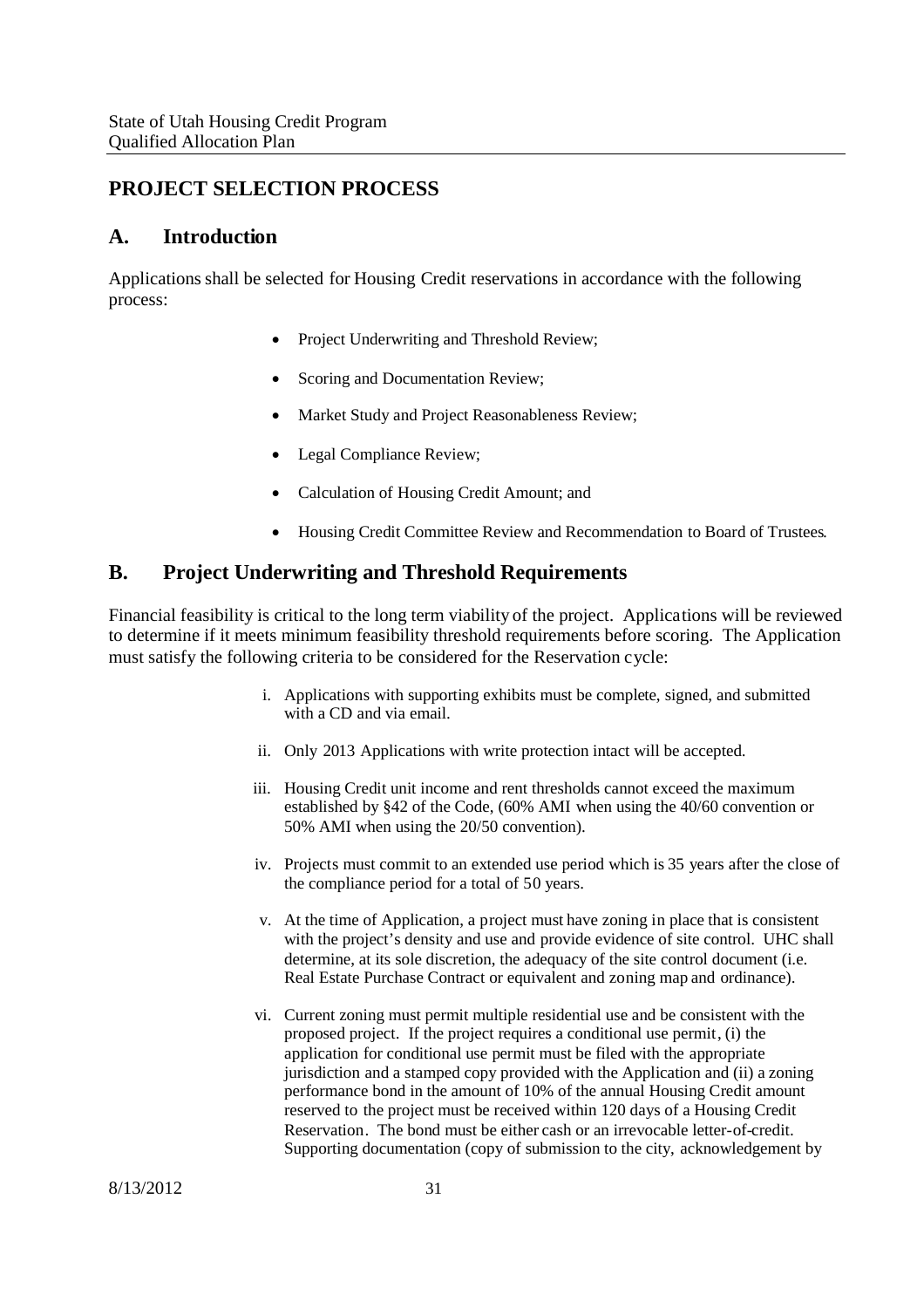## PROJECT SELECTION PROCESS

### A. Introduction

Applications shall be selected for Housing Credit reservations in accordance with the following process:

- Project Underwriting and Threshold Review;
- Scoring and Documentation Review;
- Market Study and Project Reasonableness Review;
- Legal Compliance Review;
- Calculation of Housing Credit Amount; and
- Housing Credit Committee Review and Recommendation to Board of Trustees.

### B. Project Underwriting and Threshold Requirements

Financial feasibility is critical to the long term viability of the project. Applications will be reviewed to determine if it meets minimum feasibility threshold requirements before scoring. The Application must satisfy the following criteria to be considered for the Reservation cycle:

i. Applications with supporting exhibits must be complete, signed, and submitted with a CD and via email.

ii. Only 2013 Applications with write protection intact will be accepted.

iii. Housing Credit unit income and rent thresholds cannot exceed the maximum established by §42 of the Code, (60% AMI when using the 40/60 convention or 50% AMI when using the 20/50 convention).

iv. Projects must commit to an extended use period which is 35 years after the close of the compliance period for a total of 50 years.

v. At the time of Application, a project must have zoning in place that is consistent with the project's density and use and provide evidence of site control. UHC shall determine, at its sole discretion, the adequacy of the site control document (i.e. Real Estate Purchase Contract or equivalent and zoning map and ordinance).

vi. Current zoning must permit multiple residential use and be consistent with the proposed project. If the project requires a conditional use permit, (i) the application for conditional use permit must be filed with the appropriate jurisdiction and a stamped copy provided with the Application and (ii) a zoning performance bond in the amount of 10% of the annual Housing Credit amount reserved to the project must be received within 120 days of a Housing Credit Reservation. The bond must be either cash or an irrevocable letter-of-credit. Supporting documentation (copy of submission to the city, acknowledgement by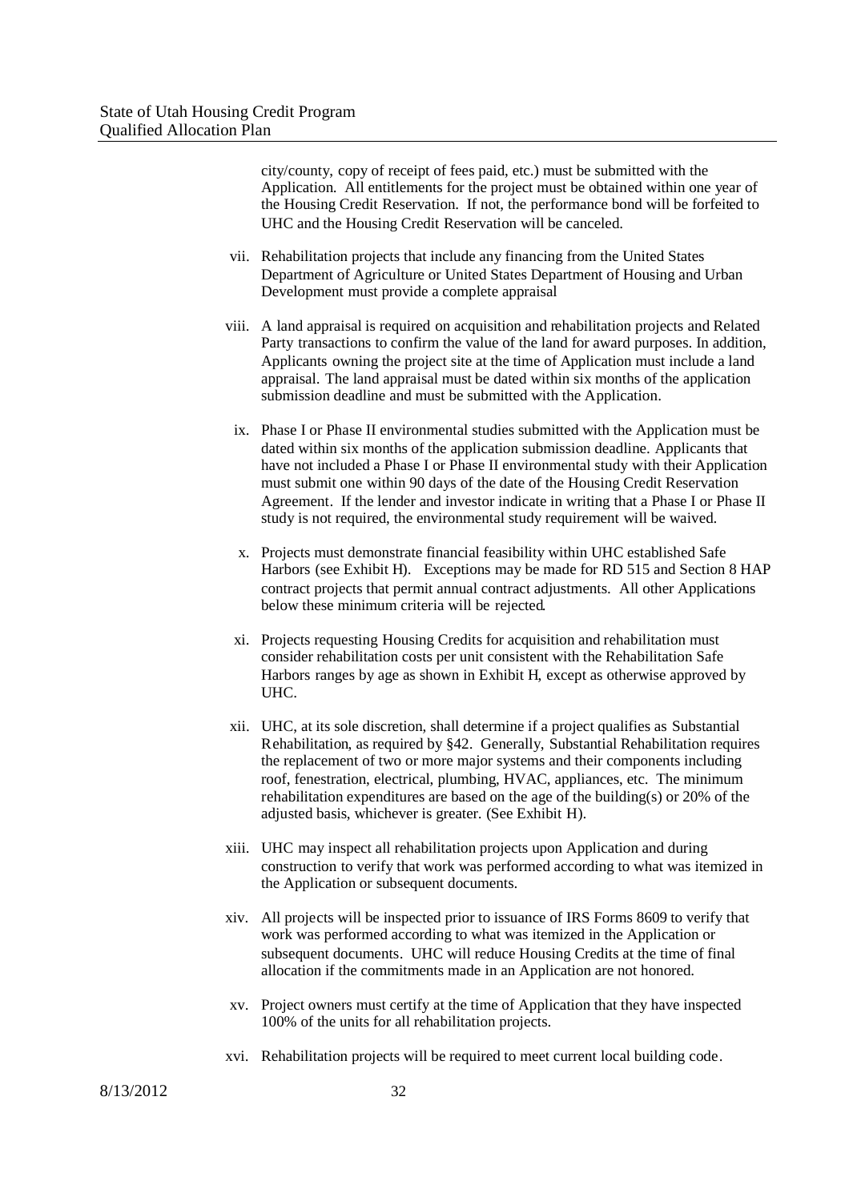city/county, copy of receipt of fees paid, etc.) must be submitted with the Application. All entitlements for the project must be obtained within one year of the Housing Credit Reservation. If not, the performance bond will be forfeited to UHC and the Housing Credit Reservation will be canceled.

vii. Rehabilitation projects that include any financing from the United States Department of Agriculture or United States Department of Housing and Urban Development must provide a complete appraisal

viii. A land appraisal is required on acquisition and rehabilitation projects and Related Party transactions to confirm the value of the land for award purposes. In addition, Applicants owning the project site at the time of Application must include a land appraisal. The land appraisal must be dated within six months of the application submission deadline and must be submitted with the Application.

ix. Phase I or Phase II environmental studies submitted with the Application must be dated within six months of the application submission deadline. Applicants that have not included a Phase I or Phase II environmental study with their Application must submit one within 90 days of the date of the Housing Credit Reservation Agreement. If the lender and investor indicate in writing that a Phase I or Phase II study is not required, the environmental study requirement will be waived.

x. Projects must demonstrate financial feasibility within UHC established Safe Harbors (see Exhibit H). Exceptions may be made for RD 515 and Section 8 HAP contract projects that permit annual contract adjustments. All other Applications below these minimum criteria will be rejected.

xi. Projects requesting Housing Credits for acquisition and rehabilitation must consider rehabilitation costs per unit consistent with the Rehabilitation Safe Harbors ranges by age as shown in Exhibit H, except as otherwise approved by UHC.

xii. UHC, at its sole discretion, shall determine if a project qualifies as Substantial Rehabilitation, as required by §42. Generally, Substantial Rehabilitation requires the replacement of two or more major systems and their components including roof, fenestration, electrical, plumbing, HVAC, appliances, etc. The minimum rehabilitation expenditures are based on the age of the building(s) or 20% of the adjusted basis, whichever is greater. (See Exhibit H).

xiii. UHC may inspect all rehabilitation projects upon Application and during construction to verify that work was performed according to what was itemized in the Application or subsequent documents.

xiv. All projects will be inspected prior to issuance of IRS Forms 8609 to verify that work was performed according to what was itemized in the Application or subsequent documents. UHC will reduce Housing Credits at the time of final allocation if the commitments made in an Application are not honored.

xv. Project owners must certify at the time of Application that they have inspected 100% of the units for all rehabilitation projects.

xvi. Rehabilitation projects will be required to meet current local building code.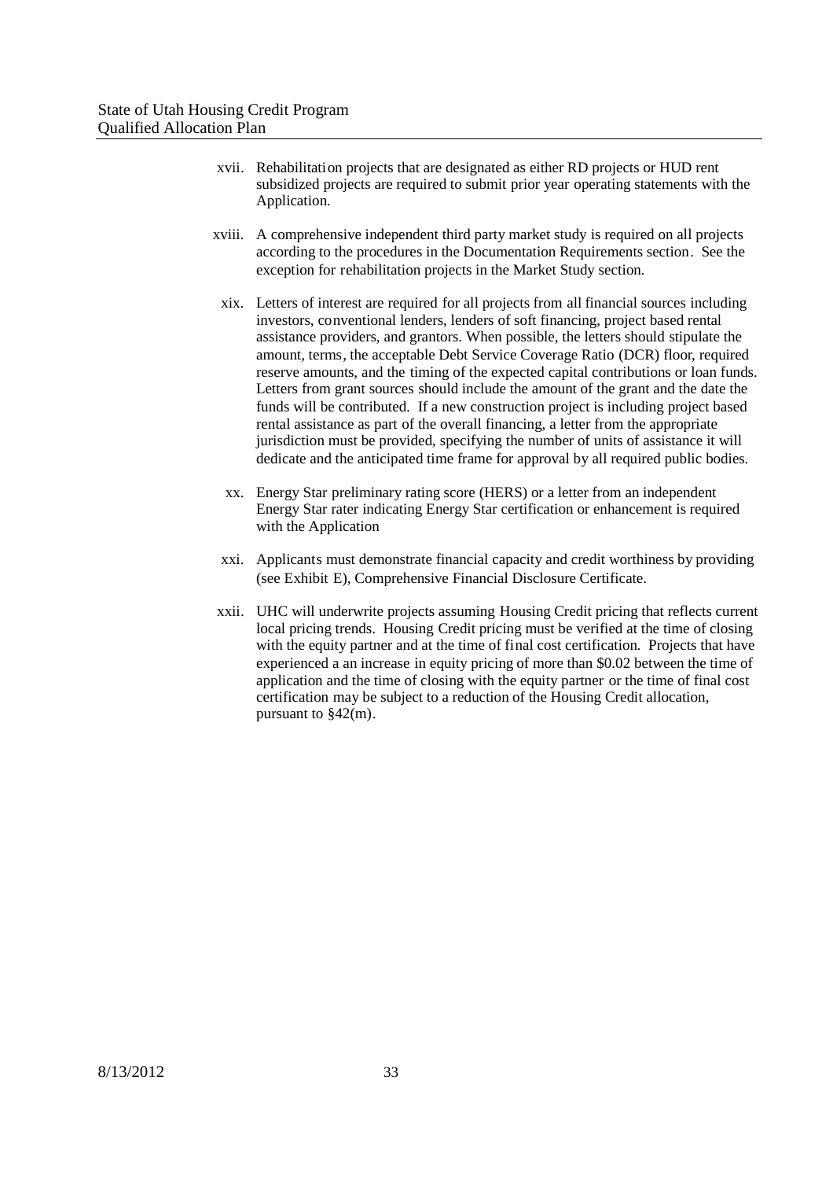xvii. Rehabilitation projects that are designated as either RD projects or HUD rent subsidized projects are required to submit prior year operating statements with the Application.

xviii. A comprehensive independent third party market study is required on all projects according to the procedures in the Documentation Requirements section. See the exception for rehabilitation projects in the Market Study section.

xix. Letters of interest are required for all projects from all financial sources including investors, conventional lenders, lenders of soft financing, project based rental assistance providers, and grantors. When possible, the letters should stipulate the amount, terms, the acceptable Debt Service Coverage Ratio (DCR) floor, required reserve amounts, and the timing of the expected capital contributions or loan funds. Letters from grant sources should include the amount of the grant and the date the funds will be contributed. If a new construction project is including project based rental assistance as part of the overall financing, a letter from the appropriate jurisdiction must be provided, specifying the number of units of assistance it will dedicate and the anticipated time frame for approval by all required public bodies.

xx. Energy Star preliminary rating score (HERS) or a letter from an independent Energy Star rater indicating Energy Star certification or enhancement is required with the Application

xxi. Applicants must demonstrate financial capacity and credit worthiness by providing (see Exhibit E), Comprehensive Financial Disclosure Certificate.

xxii. UHC will underwrite projects assuming Housing Credit pricing that reflects current local pricing trends. Housing Credit pricing must be verified at the time of closing with the equity partner and at the time of final cost certification. Projects that have experienced a an increase in equity pricing of more than $0.02 between the time of application and the time of closing with the equity partner or the time of final cost certification may be subject to a reduction of the Housing Credit allocation, pursuant to §42(m).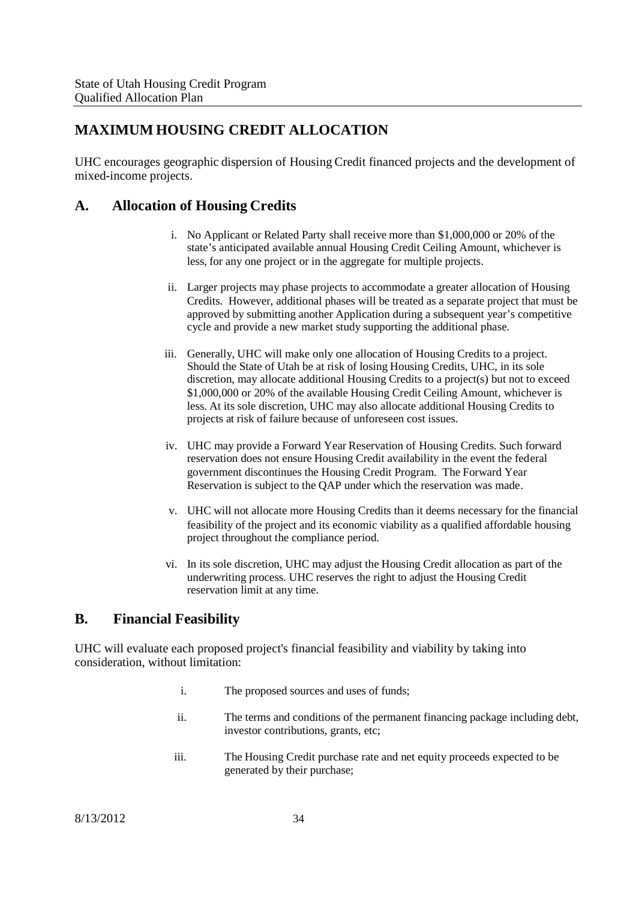# MAXIMUM HOUSING CREDIT ALLOCATION

UHC encourages geographic dispersion of Housing Credit financed projects and the development of mixed-income projects.

## A. Allocation of Housing Credits

i. No Applicant or Related Party shall receive more than $1,000,000 or 20% of the state's anticipated available annual Housing Credit Ceiling Amount, whichever is less, for any one project or in the aggregate for multiple projects.

ii. Larger projects may phase projects to accommodate a greater allocation of Housing Credits. However, additional phases will be treated as a separate project that must be approved by submitting another Application during a subsequent year's competitive cycle and provide a new market study supporting the additional phase.

iii. Generally, UHC will make only one allocation of Housing Credits to a project. Should the State of Utah be at risk of losing Housing Credits, UHC, in its sole discretion, may allocate additional Housing Credits to a project(s) but not to exceed $1,000,000 or 20% of the available Housing Credit Ceiling Amount, whichever is less. At its sole discretion, UHC may also allocate additional Housing Credits to projects at risk of failure because of unforeseen cost issues.

iv. UHC may provide a Forward Year Reservation of Housing Credits. Such forward reservation does not ensure Housing Credit availability in the event the federal government discontinues the Housing Credit Program. The Forward Year Reservation is subject to the QAP under which the reservation was made.

v. UHC will not allocate more Housing Credits than it deems necessary for the financial feasibility of the project and its economic viability as a qualified affordable housing project throughout the compliance period.

vi. In its sole discretion, UHC may adjust the Housing Credit allocation as part of the underwriting process. UHC reserves the right to adjust the Housing Credit reservation limit at any time.

## B. Financial Feasibility

UHC will evaluate each proposed project's financial feasibility and viability by taking into consideration, without limitation:

i. The proposed sources and uses of funds;

ii. The terms and conditions of the permanent financing package including debt, investor contributions, grants, etc;

iii. The Housing Credit purchase rate and net equity proceeds expected to be generated by their purchase;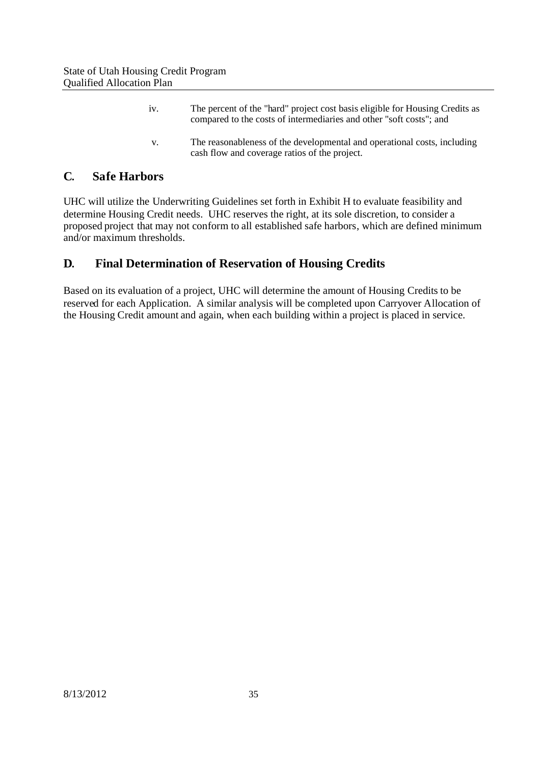iv. The percent of the "hard" project cost basis eligible for Housing Credits as compared to the costs of intermediaries and other "soft costs"; and

v. The reasonableness of the developmental and operational costs, including cash flow and coverage ratios of the project.

## C. Safe Harbors

UHC will utilize the Underwriting Guidelines set forth in Exhibit H to evaluate feasibility and determine Housing Credit needs. UHC reserves the right, at its sole discretion, to consider a proposed project that may not conform to all established safe harbors, which are defined minimum and/or maximum thresholds.

## D. Final Determination of Reservation of Housing Credits

Based on its evaluation of a project, UHC will determine the amount of Housing Credits to be reserved for each Application. A similar analysis will be completed upon Carryover Allocation of the Housing Credit amount and again, when each building within a project is placed in service.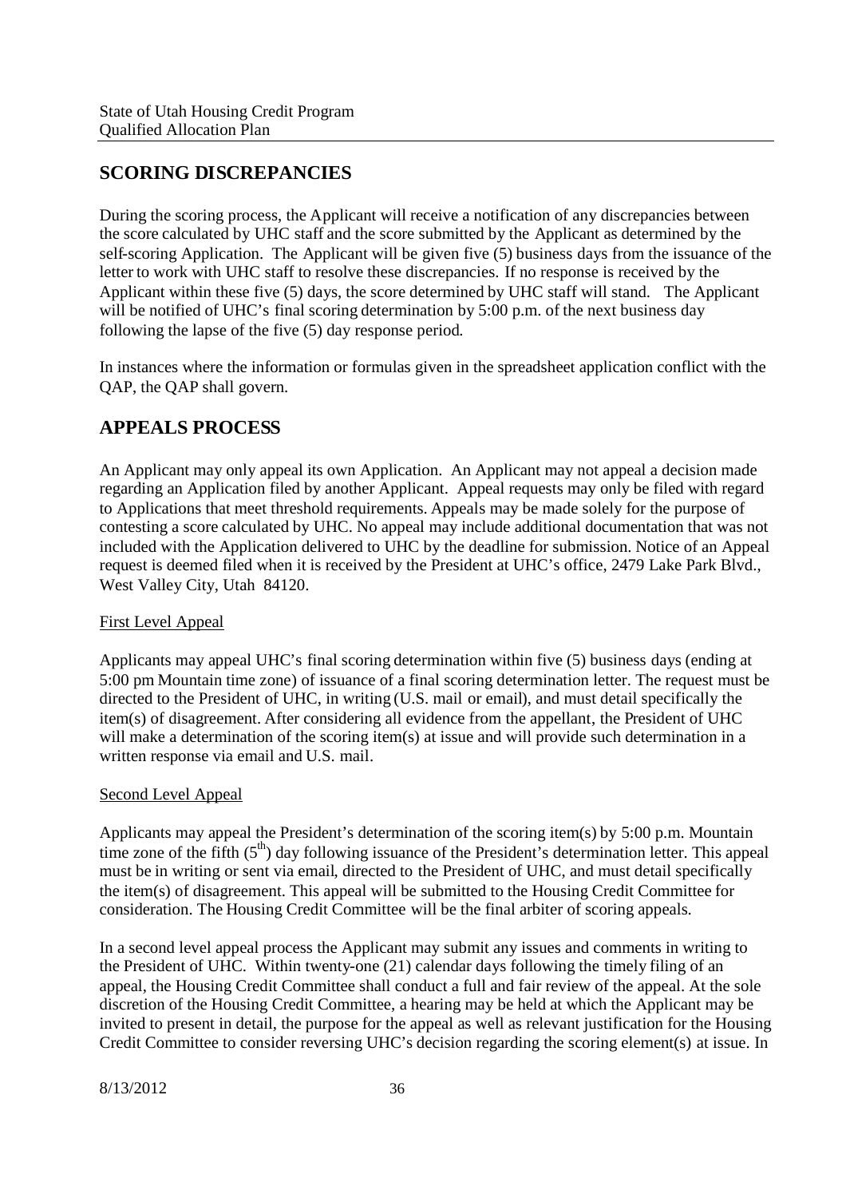## SCORING DISCREPANCIES

During the scoring process, the Applicant will receive a notification of any discrepancies between the score calculated by UHC staff and the score submitted by the Applicant as determined by the self-scoring Application. The Applicant will be given five (5) business days from the issuance of the letter to work with UHC staff to resolve these discrepancies. If no response is received by the Applicant within these five (5) days, the score determined by UHC staff will stand. The Applicant will be notified of UHC's final scoring determination by 5:00 p.m. of the next business day following the lapse of the five (5) day response period.

In instances where the information or formulas given in the spreadsheet application conflict with the QAP, the QAP shall govern.

## APPEALS PROCESS

An Applicant may only appeal its own Application. An Applicant may not appeal a decision made regarding an Application filed by another Applicant. Appeal requests may only be filed with regard to Applications that meet threshold requirements. Appeals may be made solely for the purpose of contesting a score calculated by UHC. No appeal may include additional documentation that was not included with the Application delivered to UHC by the deadline for submission. Notice of an Appeal request is deemed filed when it is received by the President at UHC's office, 2479 Lake Park Blvd., West Valley City, Utah 84120.

First Level Appeal

Applicants may appeal UHC's final scoring determination within five (5) business days (ending at 5:00 pm Mountain time zone) of issuance of a final scoring determination letter. The request must be directed to the President of UHC, in writing (U.S. mail or email), and must detail specifically the item(s) of disagreement. After considering all evidence from the appellant, the President of UHC will make a determination of the scoring item(s) at issue and will provide such determination in a written response via email and U.S. mail.

Second Level Appeal

Applicants may appeal the President's determination of the scoring item(s) by 5:00 p.m. Mountain time zone of the fifth (5th) day following issuance of the President's determination letter. This appeal must be in writing or sent via email, directed to the President of UHC, and must detail specifically the item(s) of disagreement. This appeal will be submitted to the Housing Credit Committee for consideration. The Housing Credit Committee will be the final arbiter of scoring appeals.

In a second level appeal process the Applicant may submit any issues and comments in writing to the President of UHC. Within twenty-one (21) calendar days following the timely filing of an appeal, the Housing Credit Committee shall conduct a full and fair review of the appeal. At the sole discretion of the Housing Credit Committee, a hearing may be held at which the Applicant may be invited to present in detail, the purpose for the appeal as well as relevant justification for the Housing Credit Committee to consider reversing UHC's decision regarding the scoring element(s) at issue. In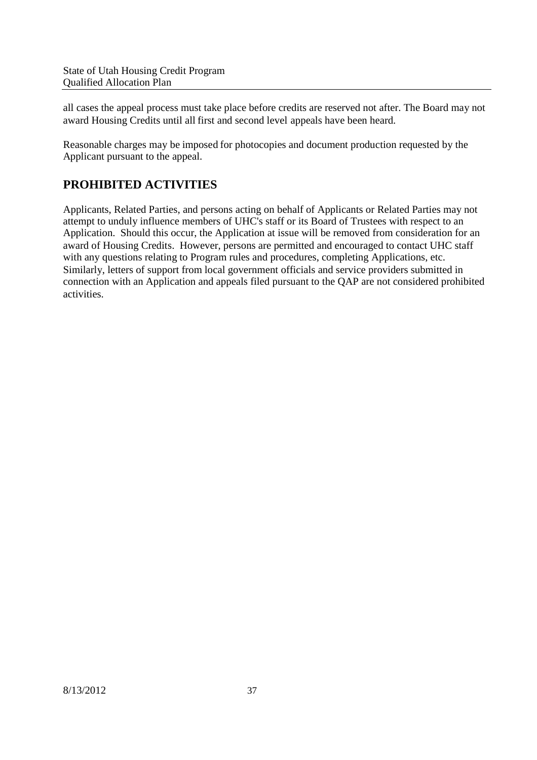all cases the appeal process must take place before credits are reserved not after. The Board may not award Housing Credits until all first and second level appeals have been heard.

Reasonable charges may be imposed for photocopies and document production requested by the Applicant pursuant to the appeal.

## PROHIBITED ACTIVITIES

Applicants, Related Parties, and persons acting on behalf of Applicants or Related Parties may not attempt to unduly influence members of UHC's staff or its Board of Trustees with respect to an Application. Should this occur, the Application at issue will be removed from consideration for an award of Housing Credits. However, persons are permitted and encouraged to contact UHC staff with any questions relating to Program rules and procedures, completing Applications, etc. Similarly, letters of support from local government officials and service providers submitted in connection with an Application and appeals filed pursuant to the QAP are not considered prohibited activities.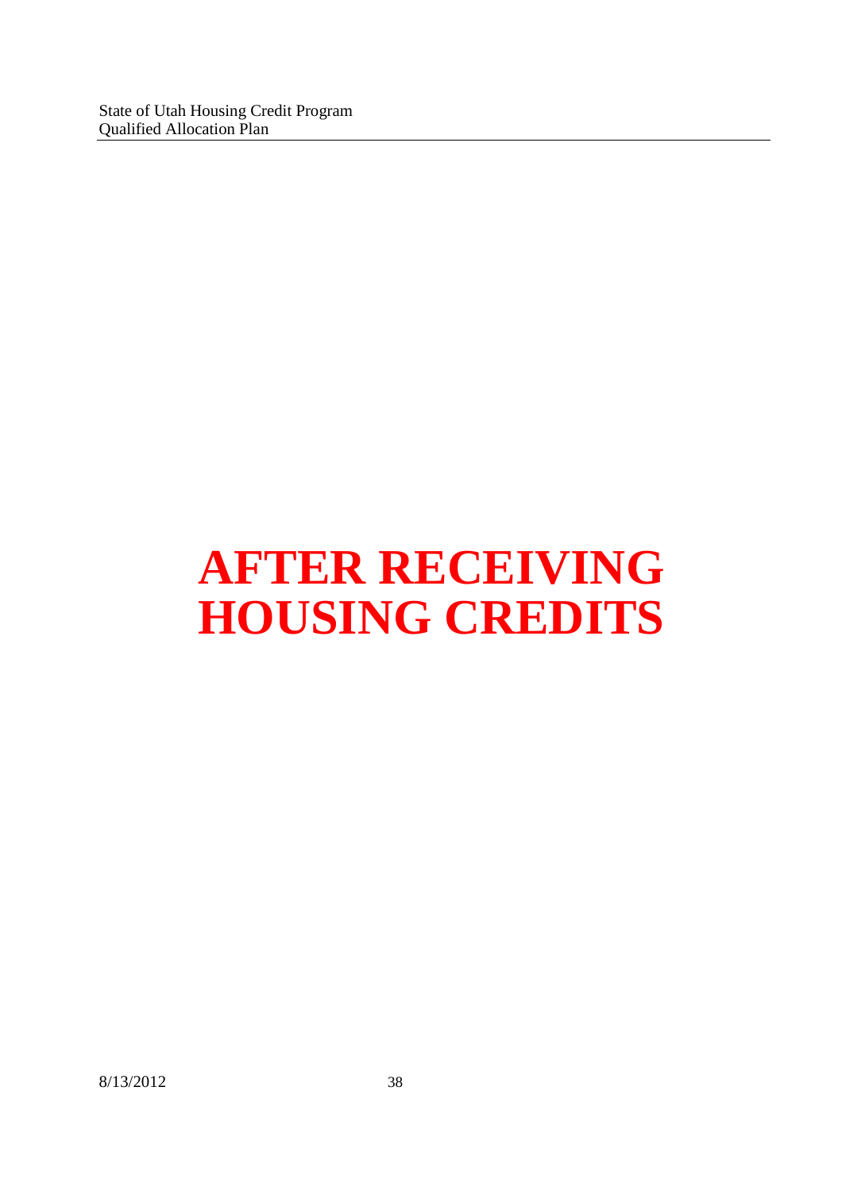# AFTER RECEIVING HOUSING CREDITS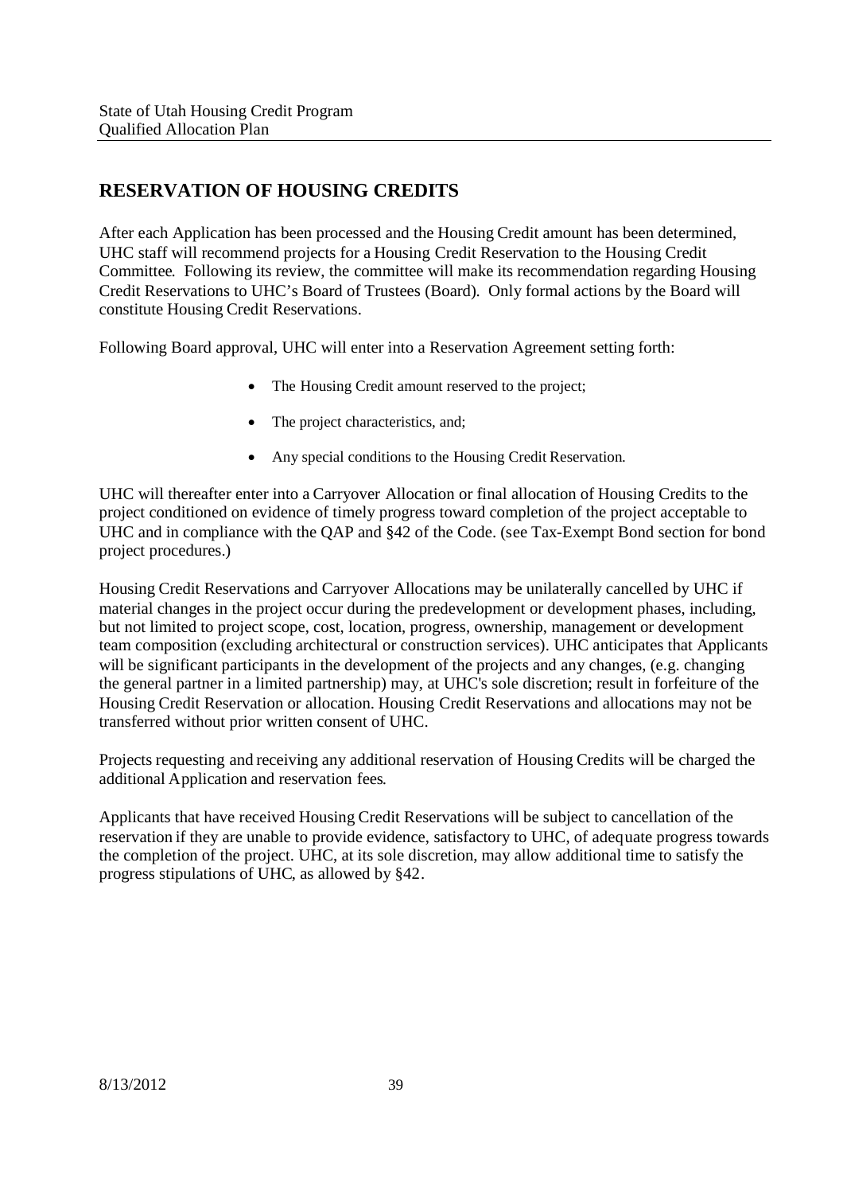## RESERVATION OF HOUSING CREDITS

After each Application has been processed and the Housing Credit amount has been determined, UHC staff will recommend projects for a Housing Credit Reservation to the Housing Credit Committee. Following its review, the committee will make its recommendation regarding Housing Credit Reservations to UHC's Board of Trustees (Board). Only formal actions by the Board will constitute Housing Credit Reservations.

Following Board approval, UHC will enter into a Reservation Agreement setting forth:

- The Housing Credit amount reserved to the project;
- The project characteristics, and;
- Any special conditions to the Housing Credit Reservation.

UHC will thereafter enter into a Carryover Allocation or final allocation of Housing Credits to the project conditioned on evidence of timely progress toward completion of the project acceptable to UHC and in compliance with the QAP and §42 of the Code. (see Tax-Exempt Bond section for bond project procedures.)

Housing Credit Reservations and Carryover Allocations may be unilaterally cancelled by UHC if material changes in the project occur during the predevelopment or development phases, including, but not limited to project scope, cost, location, progress, ownership, management or development team composition (excluding architectural or construction services). UHC anticipates that Applicants will be significant participants in the development of the projects and any changes, (e.g. changing the general partner in a limited partnership) may, at UHC's sole discretion; result in forfeiture of the Housing Credit Reservation or allocation. Housing Credit Reservations and allocations may not be transferred without prior written consent of UHC.

Projects requesting and receiving any additional reservation of Housing Credits will be charged the additional Application and reservation fees.

Applicants that have received Housing Credit Reservations will be subject to cancellation of the reservation if they are unable to provide evidence, satisfactory to UHC, of adequate progress towards the completion of the project. UHC, at its sole discretion, may allow additional time to satisfy the progress stipulations of UHC, as allowed by §42.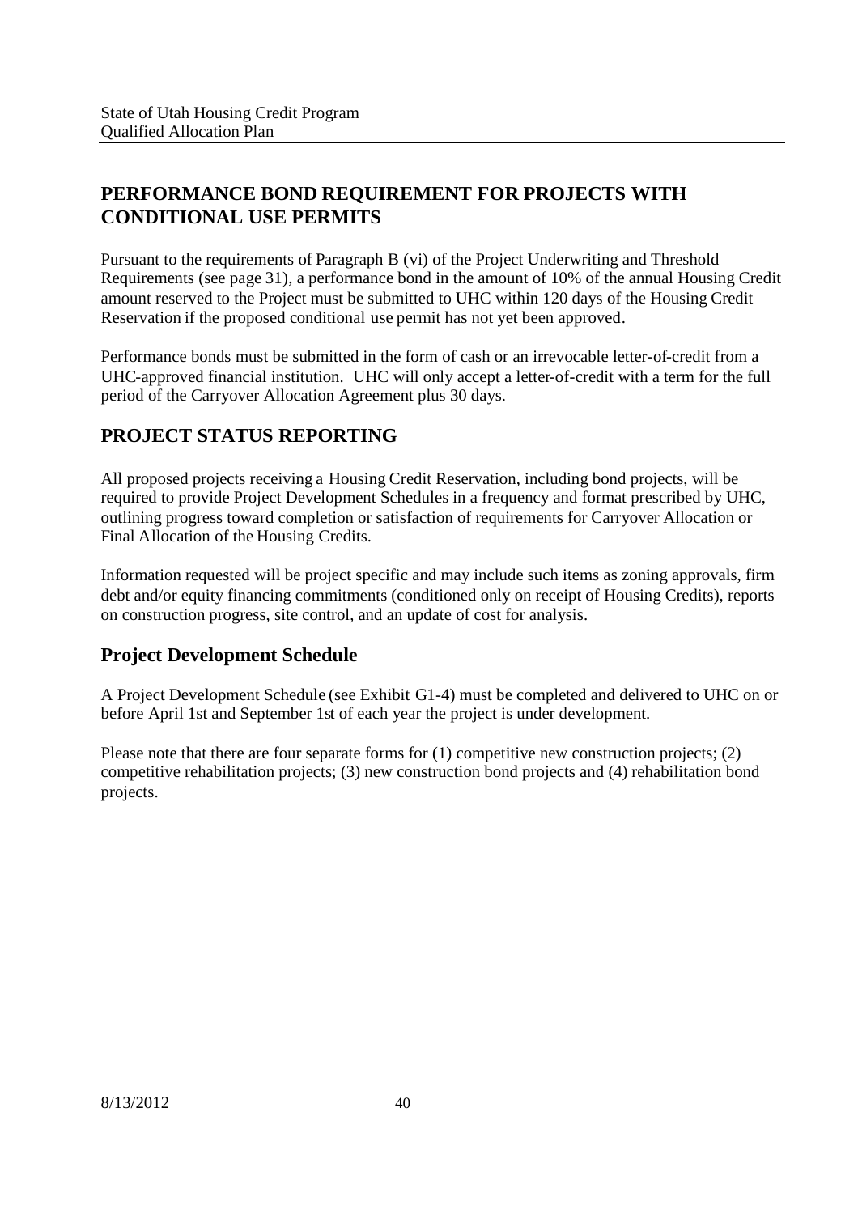## PERFORMANCE BOND REQUIREMENT FOR PROJECTS WITH CONDITIONAL USE PERMITS

Pursuant to the requirements of Paragraph B (vi) of the Project Underwriting and Threshold Requirements (see page 31), a performance bond in the amount of 10% of the annual Housing Credit amount reserved to the Project must be submitted to UHC within 120 days of the Housing Credit Reservation if the proposed conditional use permit has not yet been approved.

Performance bonds must be submitted in the form of cash or an irrevocable letter-of-credit from a UHC-approved financial institution. UHC will only accept a letter-of-credit with a term for the full period of the Carryover Allocation Agreement plus 30 days.

## PROJECT STATUS REPORTING

All proposed projects receiving a Housing Credit Reservation, including bond projects, will be required to provide Project Development Schedules in a frequency and format prescribed by UHC, outlining progress toward completion or satisfaction of requirements for Carryover Allocation or Final Allocation of the Housing Credits.

Information requested will be project specific and may include such items as zoning approvals, firm debt and/or equity financing commitments (conditioned only on receipt of Housing Credits), reports on construction progress, site control, and an update of cost for analysis.

### Project Development Schedule

A Project Development Schedule (see Exhibit G1-4) must be completed and delivered to UHC on or before April 1st and September 1st of each year the project is under development.

Please note that there are four separate forms for (1) competitive new construction projects; (2) competitive rehabilitation projects; (3) new construction bond projects and (4) rehabilitation bond projects.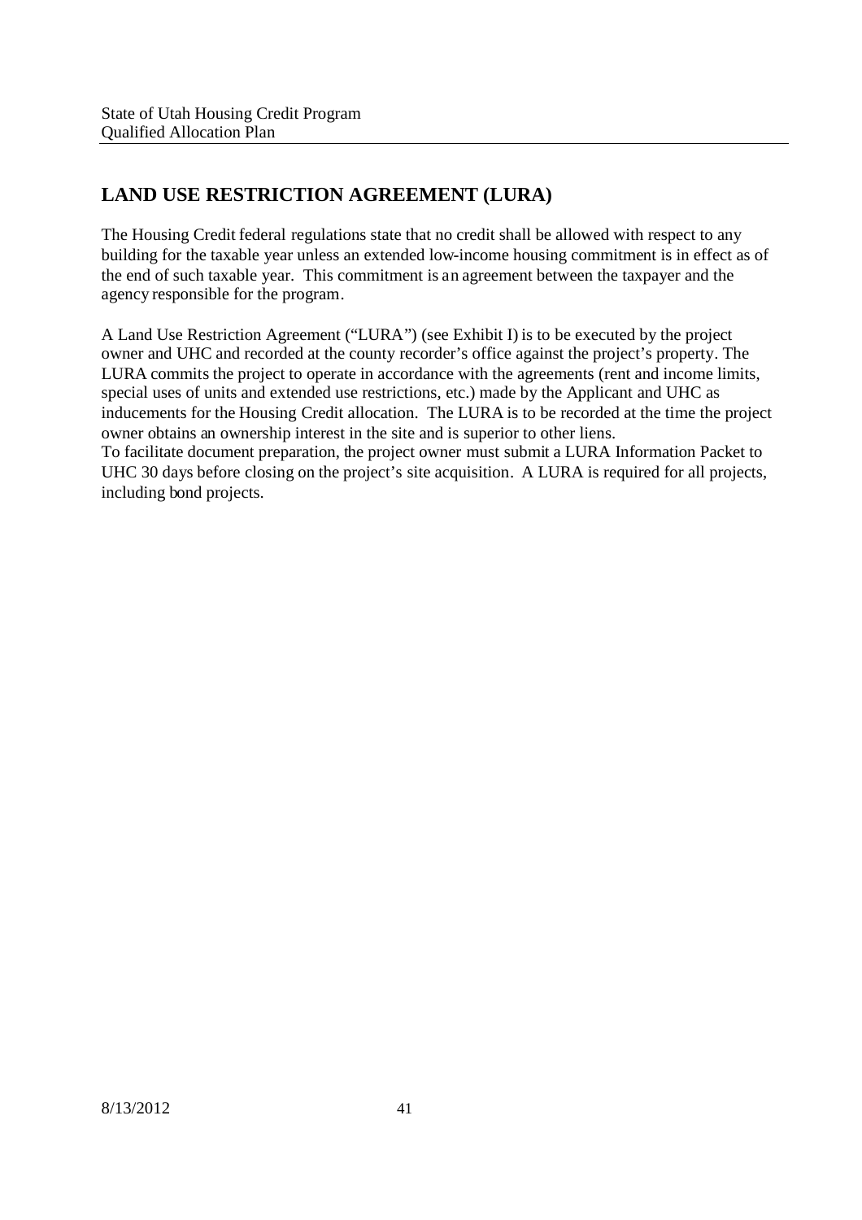## LAND USE RESTRICTION AGREEMENT (LURA)

The Housing Credit federal regulations state that no credit shall be allowed with respect to any building for the taxable year unless an extended low-income housing commitment is in effect as of the end of such taxable year. This commitment is an agreement between the taxpayer and the agency responsible for the program.

A Land Use Restriction Agreement ("LURA") (see Exhibit I) is to be executed by the project owner and UHC and recorded at the county recorder's office against the project's property. The LURA commits the project to operate in accordance with the agreements (rent and income limits, special uses of units and extended use restrictions, etc.) made by the Applicant and UHC as inducements for the Housing Credit allocation. The LURA is to be recorded at the time the project owner obtains an ownership interest in the site and is superior to other liens.
To facilitate document preparation, the project owner must submit a LURA Information Packet to UHC 30 days before closing on the project's site acquisition. A LURA is required for all projects, including bond projects.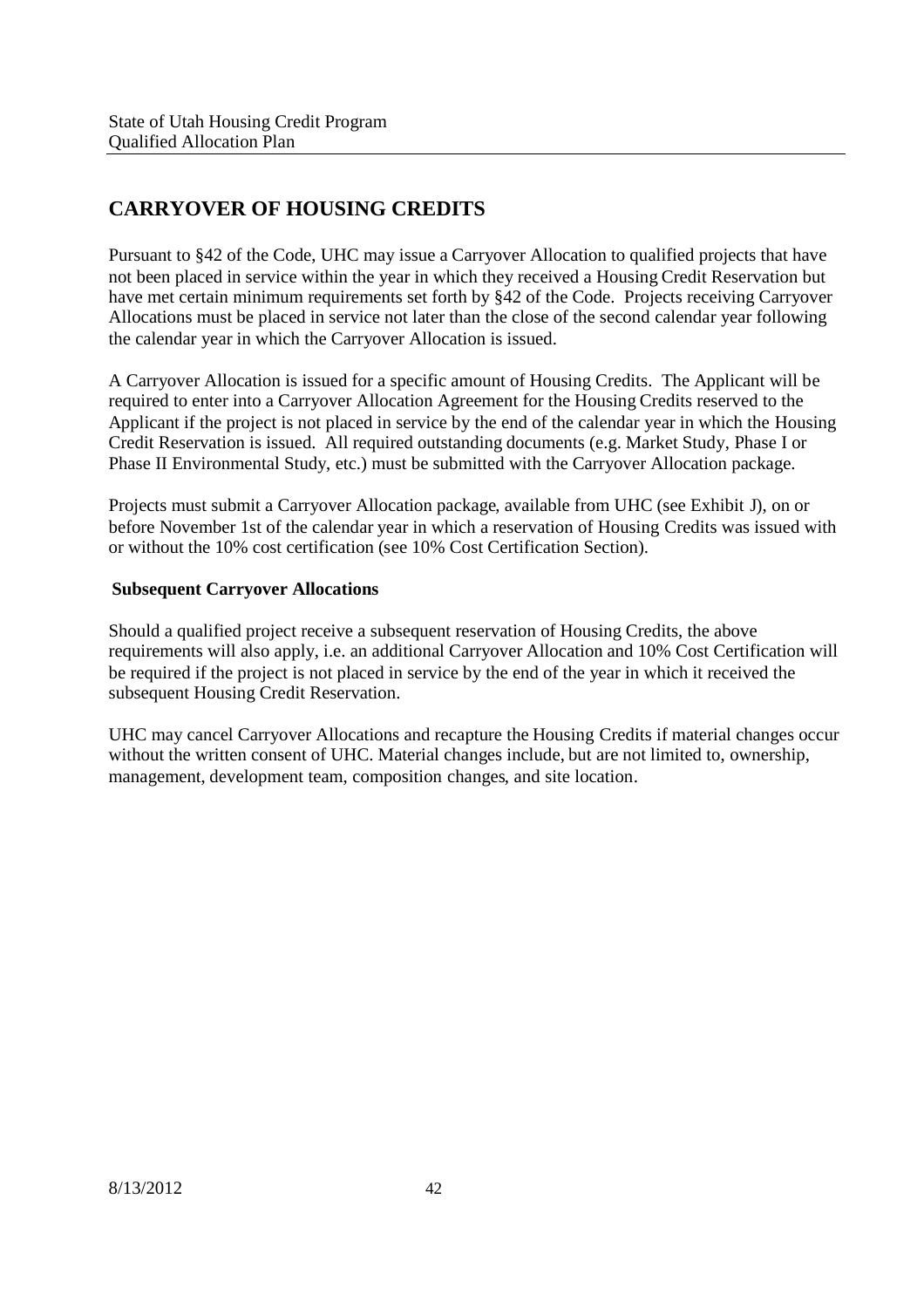## CARRYOVER OF HOUSING CREDITS

Pursuant to §42 of the Code, UHC may issue a Carryover Allocation to qualified projects that have not been placed in service within the year in which they received a Housing Credit Reservation but have met certain minimum requirements set forth by §42 of the Code. Projects receiving Carryover Allocations must be placed in service not later than the close of the second calendar year following the calendar year in which the Carryover Allocation is issued.

A Carryover Allocation is issued for a specific amount of Housing Credits. The Applicant will be required to enter into a Carryover Allocation Agreement for the Housing Credits reserved to the Applicant if the project is not placed in service by the end of the calendar year in which the Housing Credit Reservation is issued. All required outstanding documents (e.g. Market Study, Phase I or Phase II Environmental Study, etc.) must be submitted with the Carryover Allocation package.

Projects must submit a Carryover Allocation package, available from UHC (see Exhibit J), on or before November 1st of the calendar year in which a reservation of Housing Credits was issued with or without the 10% cost certification (see 10% Cost Certification Section).

### Subsequent Carryover Allocations

Should a qualified project receive a subsequent reservation of Housing Credits, the above requirements will also apply, i.e. an additional Carryover Allocation and 10% Cost Certification will be required if the project is not placed in service by the end of the year in which it received the subsequent Housing Credit Reservation.

UHC may cancel Carryover Allocations and recapture the Housing Credits if material changes occur without the written consent of UHC. Material changes include, but are not limited to, ownership, management, development team, composition changes, and site location.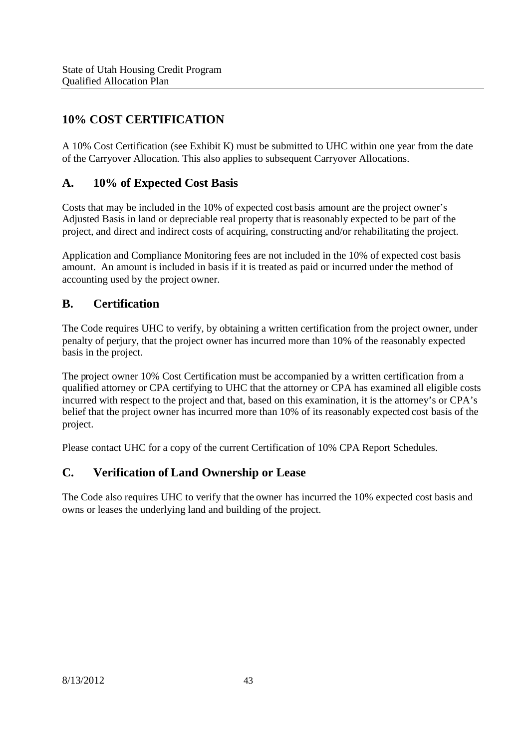## 10% COST CERTIFICATION

A 10% Cost Certification (see Exhibit K) must be submitted to UHC within one year from the date of the Carryover Allocation. This also applies to subsequent Carryover Allocations.

### A. 10% of Expected Cost Basis

Costs that may be included in the 10% of expected cost basis amount are the project owner's Adjusted Basis in land or depreciable real property that is reasonably expected to be part of the project, and direct and indirect costs of acquiring, constructing and/or rehabilitating the project.

Application and Compliance Monitoring fees are not included in the 10% of expected cost basis amount. An amount is included in basis if it is treated as paid or incurred under the method of accounting used by the project owner.

### B. Certification

The Code requires UHC to verify, by obtaining a written certification from the project owner, under penalty of perjury, that the project owner has incurred more than 10% of the reasonably expected basis in the project.

The project owner 10% Cost Certification must be accompanied by a written certification from a qualified attorney or CPA certifying to UHC that the attorney or CPA has examined all eligible costs incurred with respect to the project and that, based on this examination, it is the attorney's or CPA's belief that the project owner has incurred more than 10% of its reasonably expected cost basis of the project.

Please contact UHC for a copy of the current Certification of 10% CPA Report Schedules.

### C. Verification of Land Ownership or Lease

The Code also requires UHC to verify that the owner has incurred the 10% expected cost basis and owns or leases the underlying land and building of the project.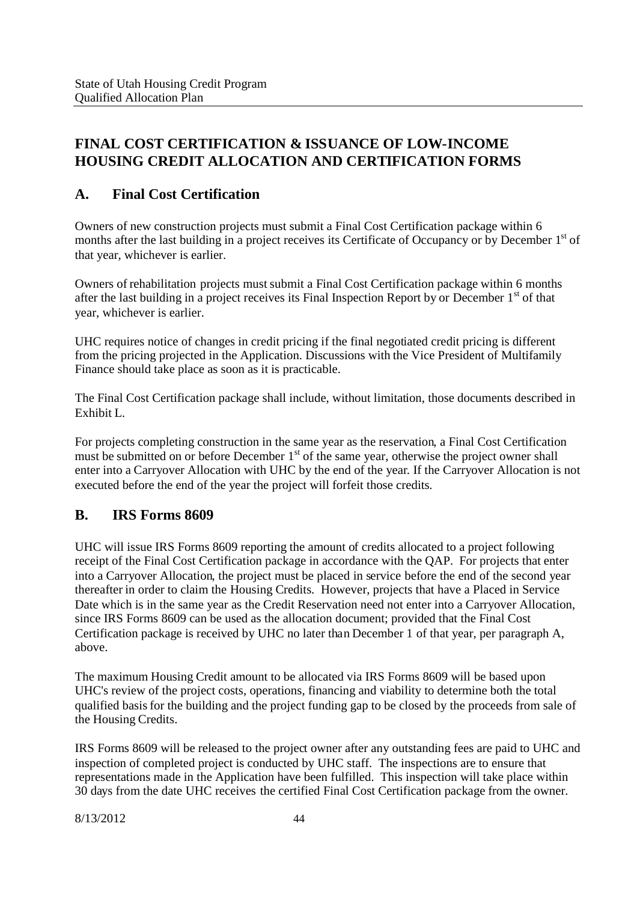# FINAL COST CERTIFICATION & ISSUANCE OF LOW-INCOME HOUSING CREDIT ALLOCATION AND CERTIFICATION FORMS

## A. Final Cost Certification

Owners of new construction projects must submit a Final Cost Certification package within 6 months after the last building in a project receives its Certificate of Occupancy or by December 1st of that year, whichever is earlier.

Owners of rehabilitation projects must submit a Final Cost Certification package within 6 months after the last building in a project receives its Final Inspection Report by or December 1st of that year, whichever is earlier.

UHC requires notice of changes in credit pricing if the final negotiated credit pricing is different from the pricing projected in the Application. Discussions with the Vice President of Multifamily Finance should take place as soon as it is practicable.

The Final Cost Certification package shall include, without limitation, those documents described in Exhibit L.

For projects completing construction in the same year as the reservation, a Final Cost Certification must be submitted on or before December 1st of the same year, otherwise the project owner shall enter into a Carryover Allocation with UHC by the end of the year. If the Carryover Allocation is not executed before the end of the year the project will forfeit those credits.

## B. IRS Forms 8609

UHC will issue IRS Forms 8609 reporting the amount of credits allocated to a project following receipt of the Final Cost Certification package in accordance with the QAP. For projects that enter into a Carryover Allocation, the project must be placed in service before the end of the second year thereafter in order to claim the Housing Credits. However, projects that have a Placed in Service Date which is in the same year as the Credit Reservation need not enter into a Carryover Allocation, since IRS Forms 8609 can be used as the allocation document; provided that the Final Cost Certification package is received by UHC no later than December 1 of that year, per paragraph A, above.

The maximum Housing Credit amount to be allocated via IRS Forms 8609 will be based upon UHC's review of the project costs, operations, financing and viability to determine both the total qualified basis for the building and the project funding gap to be closed by the proceeds from sale of the Housing Credits.

IRS Forms 8609 will be released to the project owner after any outstanding fees are paid to UHC and inspection of completed project is conducted by UHC staff. The inspections are to ensure that representations made in the Application have been fulfilled. This inspection will take place within 30 days from the date UHC receives the certified Final Cost Certification package from the owner.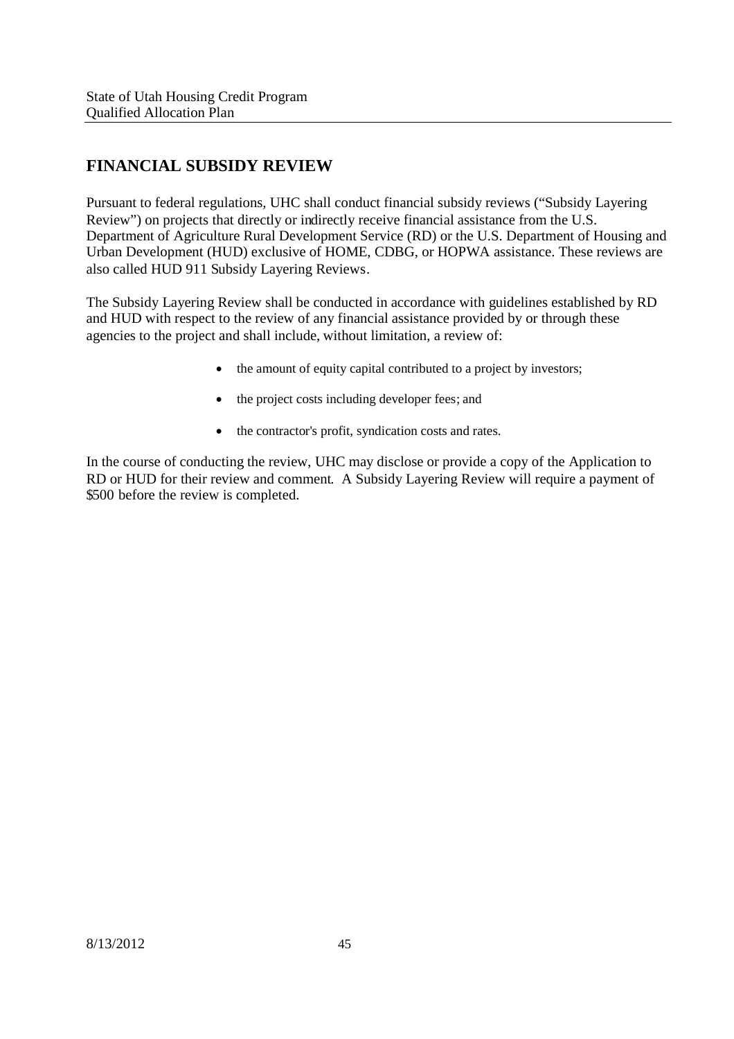## FINANCIAL SUBSIDY REVIEW

Pursuant to federal regulations, UHC shall conduct financial subsidy reviews ("Subsidy Layering Review") on projects that directly or indirectly receive financial assistance from the U.S. Department of Agriculture Rural Development Service (RD) or the U.S. Department of Housing and Urban Development (HUD) exclusive of HOME, CDBG, or HOPWA assistance. These reviews are also called HUD 911 Subsidy Layering Reviews.

The Subsidy Layering Review shall be conducted in accordance with guidelines established by RD and HUD with respect to the review of any financial assistance provided by or through these agencies to the project and shall include, without limitation, a review of:

- the amount of equity capital contributed to a project by investors;
- the project costs including developer fees; and
- the contractor's profit, syndication costs and rates.

In the course of conducting the review, UHC may disclose or provide a copy of the Application to RD or HUD for their review and comment. A Subsidy Layering Review will require a payment of $500 before the review is completed.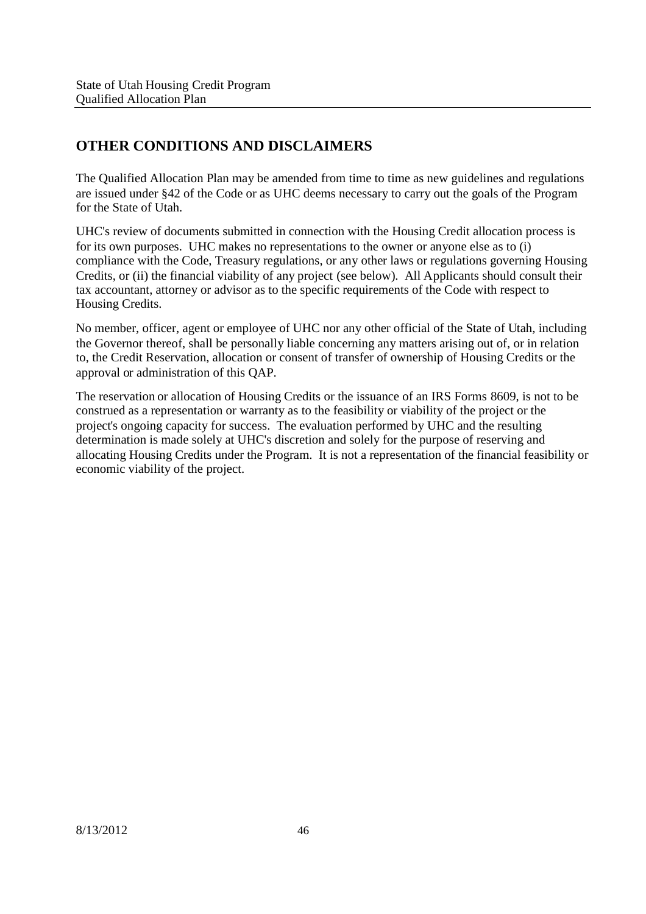## OTHER CONDITIONS AND DISCLAIMERS

The Qualified Allocation Plan may be amended from time to time as new guidelines and regulations are issued under §42 of the Code or as UHC deems necessary to carry out the goals of the Program for the State of Utah.

UHC's review of documents submitted in connection with the Housing Credit allocation process is for its own purposes. UHC makes no representations to the owner or anyone else as to (i) compliance with the Code, Treasury regulations, or any other laws or regulations governing Housing Credits, or (ii) the financial viability of any project (see below). All Applicants should consult their tax accountant, attorney or advisor as to the specific requirements of the Code with respect to Housing Credits.

No member, officer, agent or employee of UHC nor any other official of the State of Utah, including the Governor thereof, shall be personally liable concerning any matters arising out of, or in relation to, the Credit Reservation, allocation or consent of transfer of ownership of Housing Credits or the approval or administration of this QAP.

The reservation or allocation of Housing Credits or the issuance of an IRS Forms 8609, is not to be construed as a representation or warranty as to the feasibility or viability of the project or the project's ongoing capacity for success. The evaluation performed by UHC and the resulting determination is made solely at UHC's discretion and solely for the purpose of reserving and allocating Housing Credits under the Program. It is not a representation of the financial feasibility or economic viability of the project.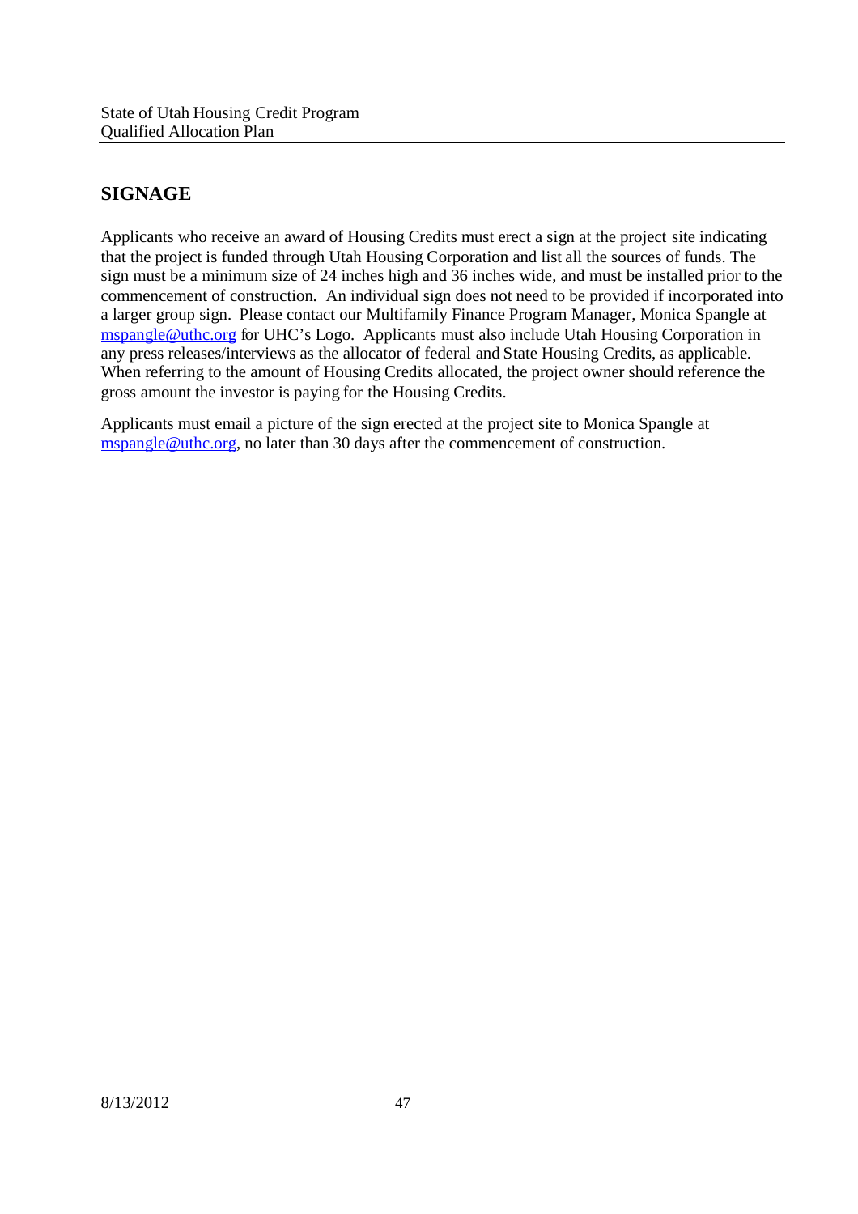## SIGNAGE

Applicants who receive an award of Housing Credits must erect a sign at the project site indicating that the project is funded through Utah Housing Corporation and list all the sources of funds. The sign must be a minimum size of 24 inches high and 36 inches wide, and must be installed prior to the commencement of construction. An individual sign does not need to be provided if incorporated into a larger group sign. Please contact our Multifamily Finance Program Manager, Monica Spangle at mspangle@uthc.org for UHC's Logo. Applicants must also include Utah Housing Corporation in any press releases/interviews as the allocator of federal and State Housing Credits, as applicable. When referring to the amount of Housing Credits allocated, the project owner should reference the gross amount the investor is paying for the Housing Credits.

Applicants must email a picture of the sign erected at the project site to Monica Spangle at mspangle@uthc.org, no later than 30 days after the commencement of construction.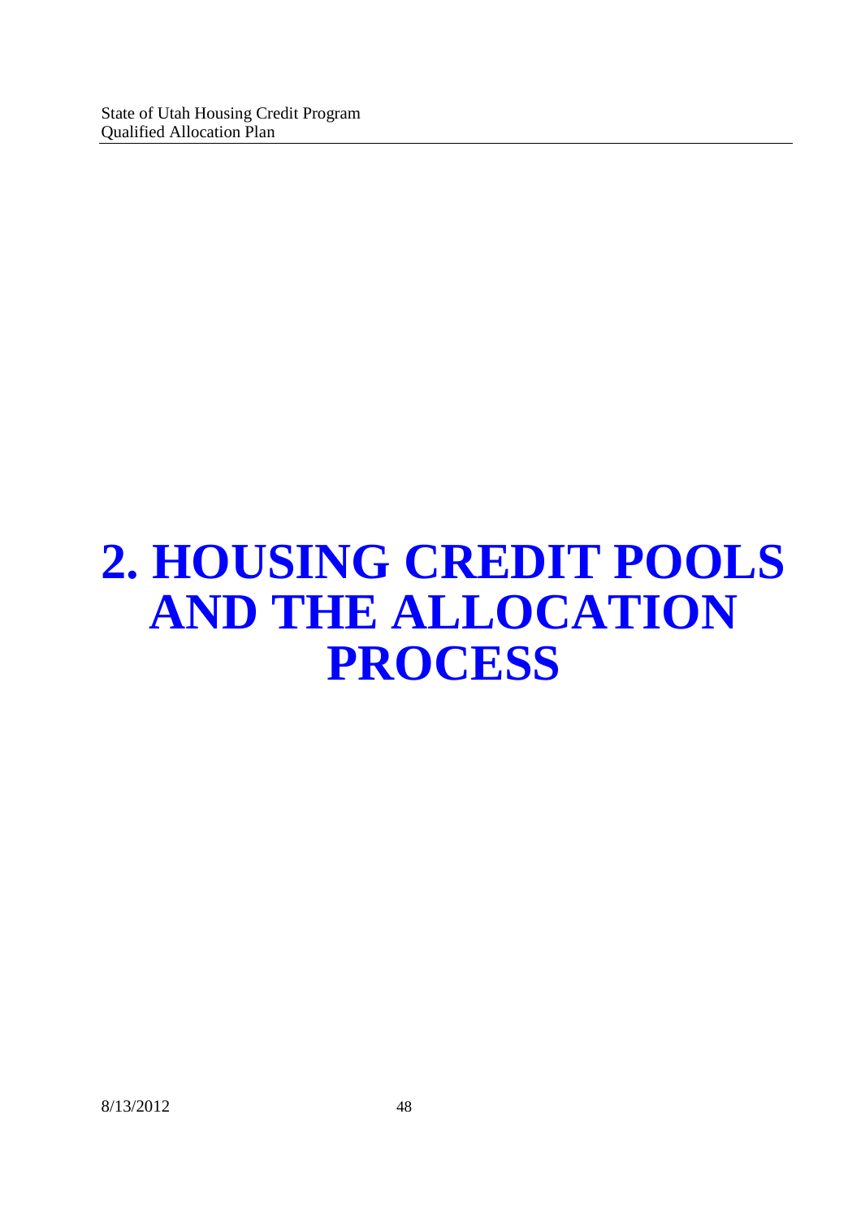# 2. HOUSING CREDIT POOLS AND THE ALLOCATION PROCESS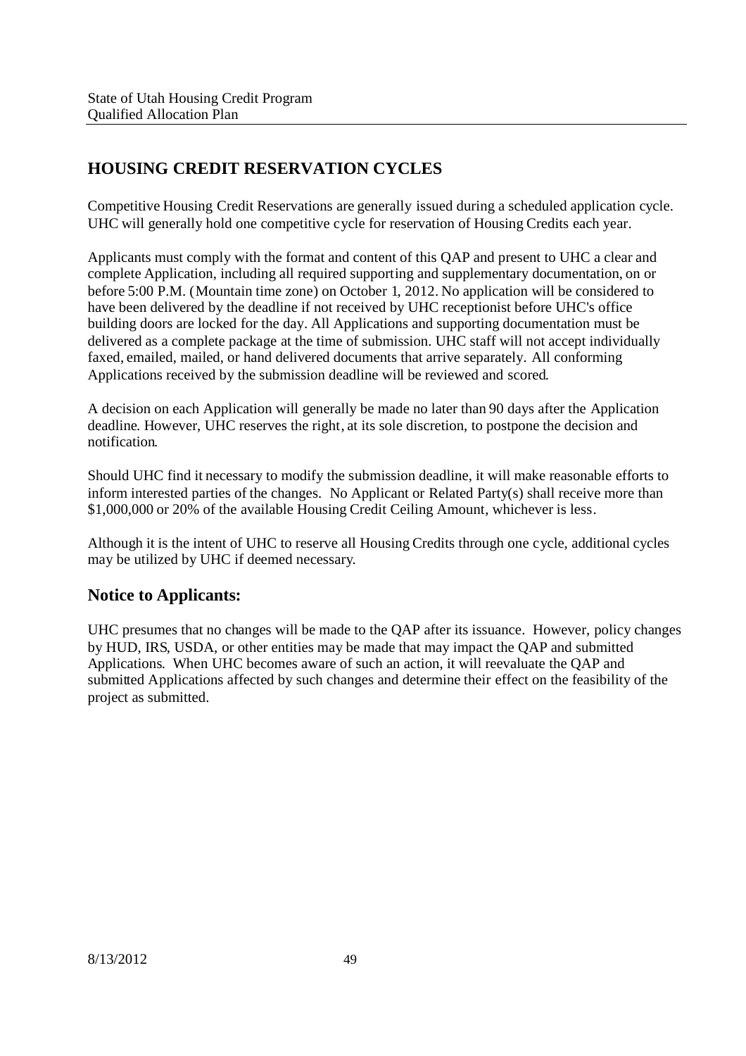## HOUSING CREDIT RESERVATION CYCLES

Competitive Housing Credit Reservations are generally issued during a scheduled application cycle. UHC will generally hold one competitive cycle for reservation of Housing Credits each year.

Applicants must comply with the format and content of this QAP and present to UHC a clear and complete Application, including all required supporting and supplementary documentation, on or before 5:00 P.M. (Mountain time zone) on October 1, 2012. No application will be considered to have been delivered by the deadline if not received by UHC receptionist before UHC's office building doors are locked for the day. All Applications and supporting documentation must be delivered as a complete package at the time of submission. UHC staff will not accept individually faxed, emailed, mailed, or hand delivered documents that arrive separately. All conforming Applications received by the submission deadline will be reviewed and scored.

A decision on each Application will generally be made no later than 90 days after the Application deadline. However, UHC reserves the right, at its sole discretion, to postpone the decision and notification.

Should UHC find it necessary to modify the submission deadline, it will make reasonable efforts to inform interested parties of the changes. No Applicant or Related Party(s) shall receive more than $1,000,000 or 20% of the available Housing Credit Ceiling Amount, whichever is less.

Although it is the intent of UHC to reserve all Housing Credits through one cycle, additional cycles may be utilized by UHC if deemed necessary.

### Notice to Applicants:

UHC presumes that no changes will be made to the QAP after its issuance. However, policy changes by HUD, IRS, USDA, or other entities may be made that may impact the QAP and submitted Applications. When UHC becomes aware of such an action, it will reevaluate the QAP and submitted Applications affected by such changes and determine their effect on the feasibility of the project as submitted.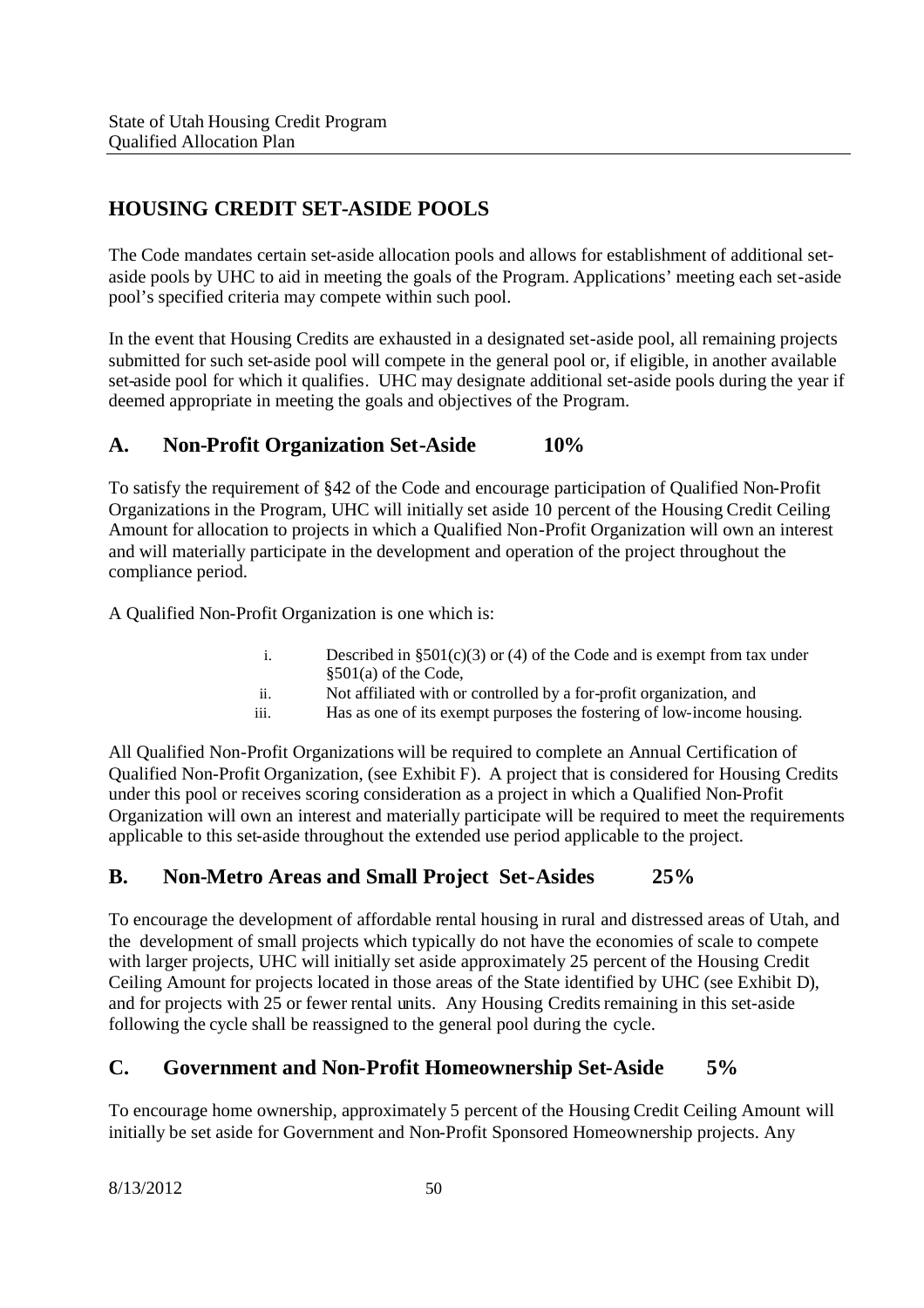## HOUSING CREDIT SET-ASIDE POOLS

The Code mandates certain set-aside allocation pools and allows for establishment of additional set-aside pools by UHC to aid in meeting the goals of the Program. Applications' meeting each set-aside pool's specified criteria may compete within such pool.

In the event that Housing Credits are exhausted in a designated set-aside pool, all remaining projects submitted for such set-aside pool will compete in the general pool or, if eligible, in another available set-aside pool for which it qualifies. UHC may designate additional set-aside pools during the year if deemed appropriate in meeting the goals and objectives of the Program.

### A. Non-Profit Organization Set-Aside 10%

To satisfy the requirement of §42 of the Code and encourage participation of Qualified Non-Profit Organizations in the Program, UHC will initially set aside 10 percent of the Housing Credit Ceiling Amount for allocation to projects in which a Qualified Non-Profit Organization will own an interest and will materially participate in the development and operation of the project throughout the compliance period.

A Qualified Non-Profit Organization is one which is:

i. Described in §501(c)(3) or (4) of the Code and is exempt from tax under §501(a) of the Code,

ii. Not affiliated with or controlled by a for-profit organization, and

iii. Has as one of its exempt purposes the fostering of low-income housing.

All Qualified Non-Profit Organizations will be required to complete an Annual Certification of Qualified Non-Profit Organization, (see Exhibit F). A project that is considered for Housing Credits under this pool or receives scoring consideration as a project in which a Qualified Non-Profit Organization will own an interest and materially participate will be required to meet the requirements applicable to this set-aside throughout the extended use period applicable to the project.

### B. Non-Metro Areas and Small Project Set-Asides 25%

To encourage the development of affordable rental housing in rural and distressed areas of Utah, and the development of small projects which typically do not have the economies of scale to compete with larger projects, UHC will initially set aside approximately 25 percent of the Housing Credit Ceiling Amount for projects located in those areas of the State identified by UHC (see Exhibit D), and for projects with 25 or fewer rental units. Any Housing Credits remaining in this set-aside following the cycle shall be reassigned to the general pool during the cycle.

### C. Government and Non-Profit Homeownership Set-Aside 5%

To encourage home ownership, approximately 5 percent of the Housing Credit Ceiling Amount will initially be set aside for Government and Non-Profit Sponsored Homeownership projects. Any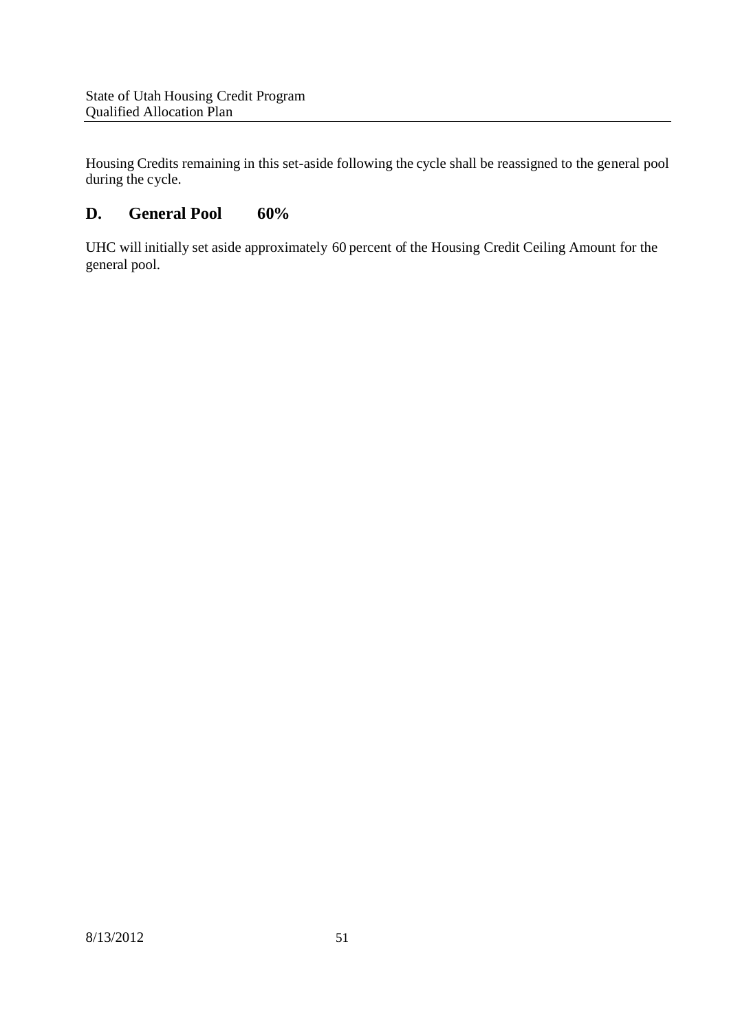Housing Credits remaining in this set-aside following the cycle shall be reassigned to the general pool during the cycle.

## D. General Pool 60%

UHC will initially set aside approximately 60 percent of the Housing Credit Ceiling Amount for the general pool.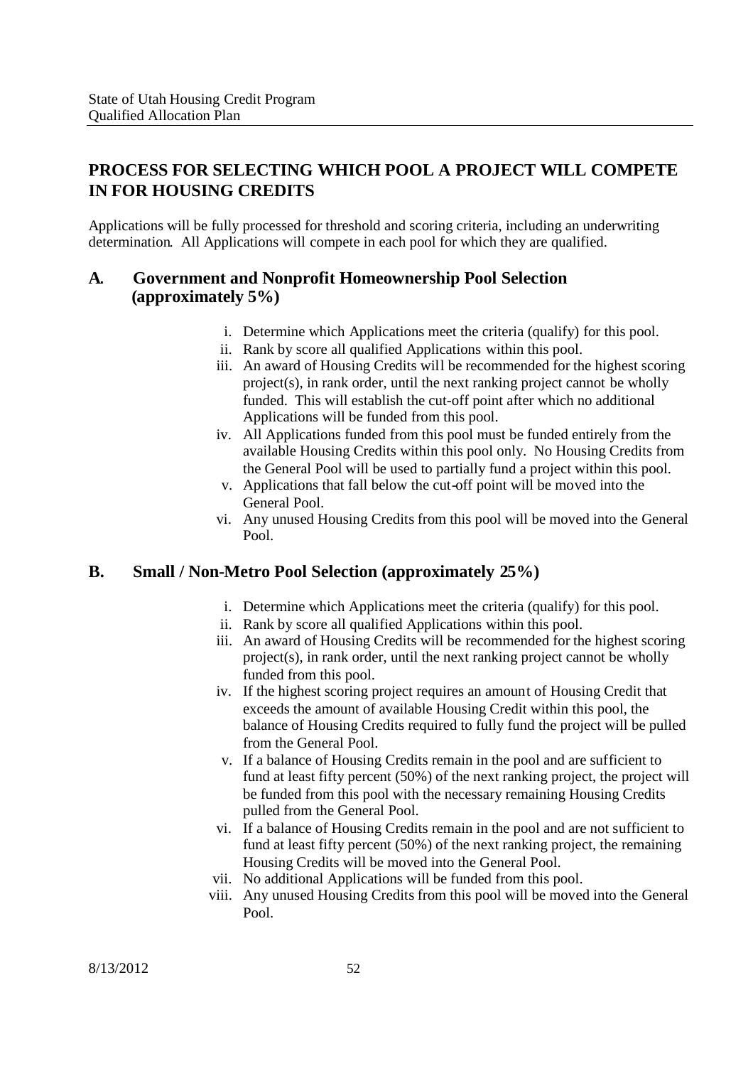## PROCESS FOR SELECTING WHICH POOL A PROJECT WILL COMPETE IN FOR HOUSING CREDITS

Applications will be fully processed for threshold and scoring criteria, including an underwriting determination. All Applications will compete in each pool for which they are qualified.

### A. Government and Nonprofit Homeownership Pool Selection (approximately 5%)

i. Determine which Applications meet the criteria (qualify) for this pool.
ii. Rank by score all qualified Applications within this pool.
iii. An award of Housing Credits will be recommended for the highest scoring project(s), in rank order, until the next ranking project cannot be wholly funded. This will establish the cut-off point after which no additional Applications will be funded from this pool.
iv. All Applications funded from this pool must be funded entirely from the available Housing Credits within this pool only. No Housing Credits from the General Pool will be used to partially fund a project within this pool.
v. Applications that fall below the cut-off point will be moved into the General Pool.
vi. Any unused Housing Credits from this pool will be moved into the General Pool.

### B. Small / Non-Metro Pool Selection (approximately 25%)

i. Determine which Applications meet the criteria (qualify) for this pool.
ii. Rank by score all qualified Applications within this pool.
iii. An award of Housing Credits will be recommended for the highest scoring project(s), in rank order, until the next ranking project cannot be wholly funded from this pool.
iv. If the highest scoring project requires an amount of Housing Credit that exceeds the amount of available Housing Credit within this pool, the balance of Housing Credits required to fully fund the project will be pulled from the General Pool.
v. If a balance of Housing Credits remain in the pool and are sufficient to fund at least fifty percent (50%) of the next ranking project, the project will be funded from this pool with the necessary remaining Housing Credits pulled from the General Pool.
vi. If a balance of Housing Credits remain in the pool and are not sufficient to fund at least fifty percent (50%) of the next ranking project, the remaining Housing Credits will be moved into the General Pool.
vii. No additional Applications will be funded from this pool.
viii. Any unused Housing Credits from this pool will be moved into the General Pool.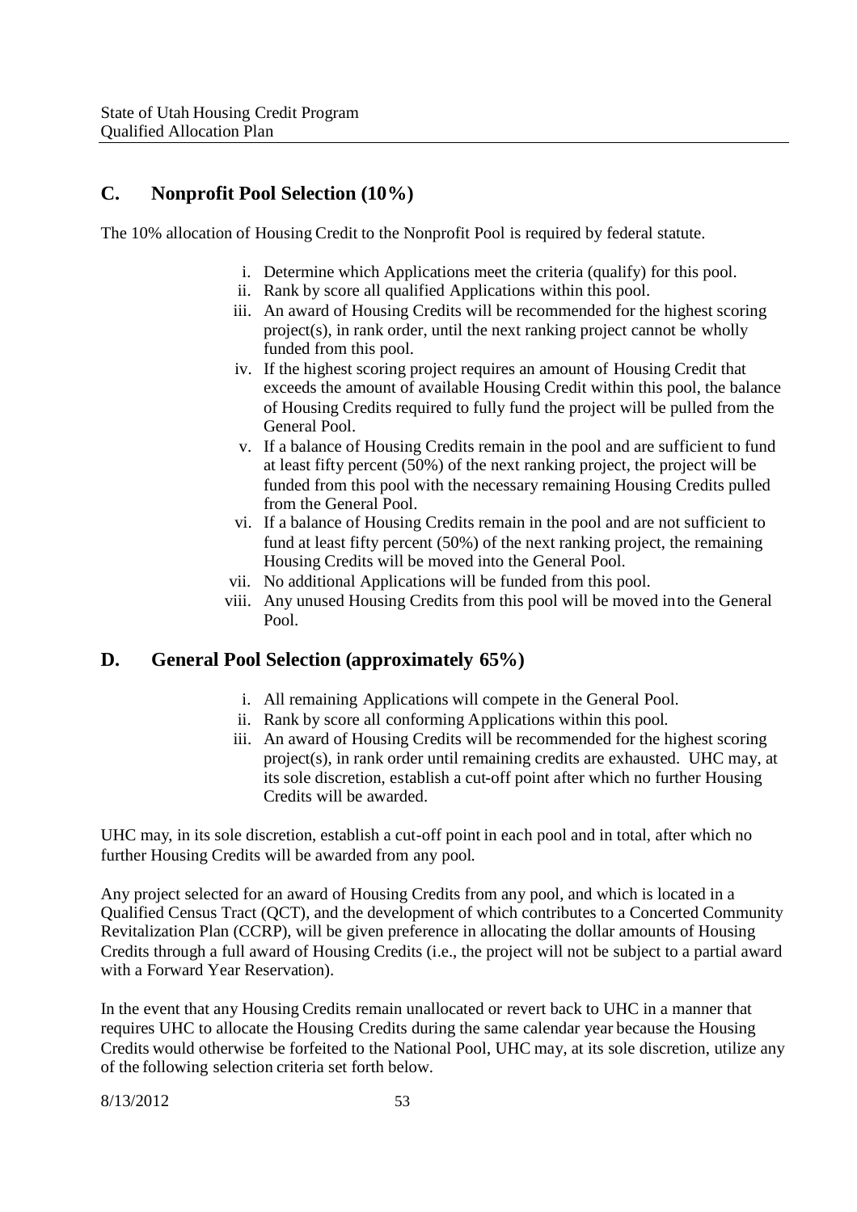## C. Nonprofit Pool Selection (10%)

The 10% allocation of Housing Credit to the Nonprofit Pool is required by federal statute.

i. Determine which Applications meet the criteria (qualify) for this pool.
ii. Rank by score all qualified Applications within this pool.
iii. An award of Housing Credits will be recommended for the highest scoring project(s), in rank order, until the next ranking project cannot be wholly funded from this pool.
iv. If the highest scoring project requires an amount of Housing Credit that exceeds the amount of available Housing Credit within this pool, the balance of Housing Credits required to fully fund the project will be pulled from the General Pool.
v. If a balance of Housing Credits remain in the pool and are sufficient to fund at least fifty percent (50%) of the next ranking project, the project will be funded from this pool with the necessary remaining Housing Credits pulled from the General Pool.
vi. If a balance of Housing Credits remain in the pool and are not sufficient to fund at least fifty percent (50%) of the next ranking project, the remaining Housing Credits will be moved into the General Pool.
vii. No additional Applications will be funded from this pool.
viii. Any unused Housing Credits from this pool will be moved into the General Pool.

## D. General Pool Selection (approximately 65%)

i. All remaining Applications will compete in the General Pool.
ii. Rank by score all conforming Applications within this pool.
iii. An award of Housing Credits will be recommended for the highest scoring project(s), in rank order until remaining credits are exhausted. UHC may, at its sole discretion, establish a cut-off point after which no further Housing Credits will be awarded.

UHC may, in its sole discretion, establish a cut-off point in each pool and in total, after which no further Housing Credits will be awarded from any pool.

Any project selected for an award of Housing Credits from any pool, and which is located in a Qualified Census Tract (QCT), and the development of which contributes to a Concerted Community Revitalization Plan (CCRP), will be given preference in allocating the dollar amounts of Housing Credits through a full award of Housing Credits (i.e., the project will not be subject to a partial award with a Forward Year Reservation).

In the event that any Housing Credits remain unallocated or revert back to UHC in a manner that requires UHC to allocate the Housing Credits during the same calendar year because the Housing Credits would otherwise be forfeited to the National Pool, UHC may, at its sole discretion, utilize any of the following selection criteria set forth below.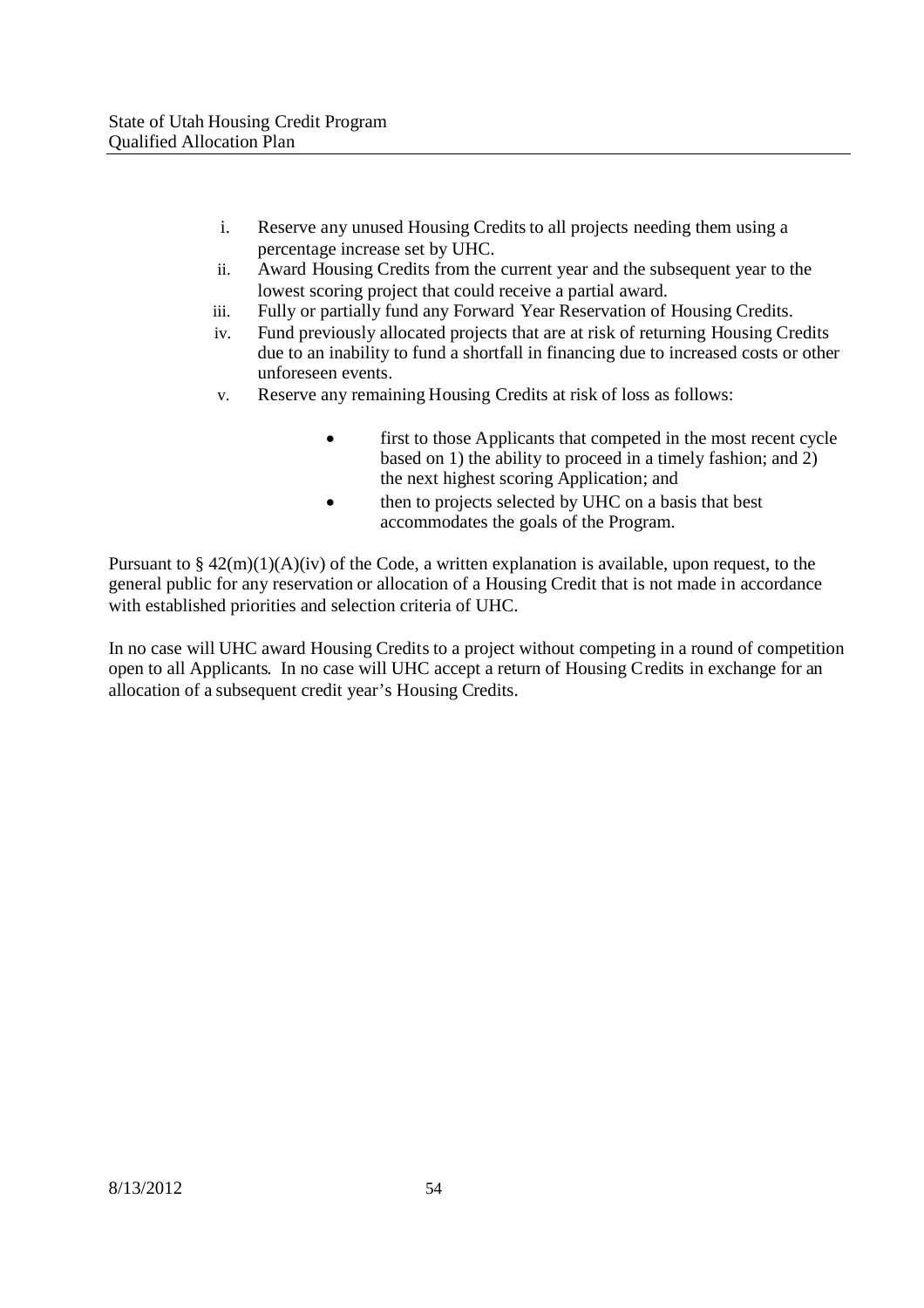i. Reserve any unused Housing Credits to all projects needing them using a percentage increase set by UHC.
ii. Award Housing Credits from the current year and the subsequent year to the lowest scoring project that could receive a partial award.
iii. Fully or partially fund any Forward Year Reservation of Housing Credits.
iv. Fund previously allocated projects that are at risk of returning Housing Credits due to an inability to fund a shortfall in financing due to increased costs or other unforeseen events.
v. Reserve any remaining Housing Credits at risk of loss as follows:

- first to those Applicants that competed in the most recent cycle based on 1) the ability to proceed in a timely fashion; and 2) the next highest scoring Application; and
- then to projects selected by UHC on a basis that best accommodates the goals of the Program.

Pursuant to § 42(m)(1)(A)(iv) of the Code, a written explanation is available, upon request, to the general public for any reservation or allocation of a Housing Credit that is not made in accordance with established priorities and selection criteria of UHC.

In no case will UHC award Housing Credits to a project without competing in a round of competition open to all Applicants. In no case will UHC accept a return of Housing Credits in exchange for an allocation of a subsequent credit year's Housing Credits.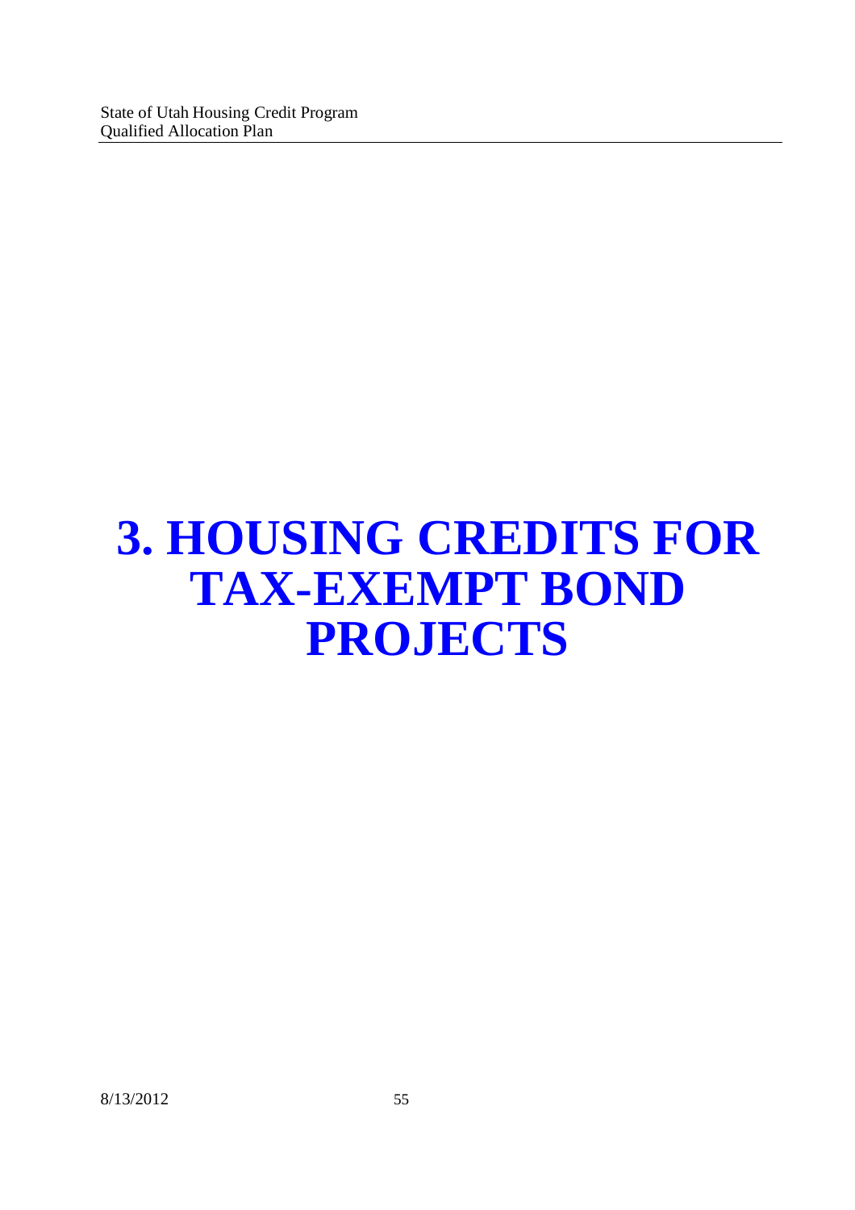# 3. HOUSING CREDITS FOR TAX-EXEMPT BOND PROJECTS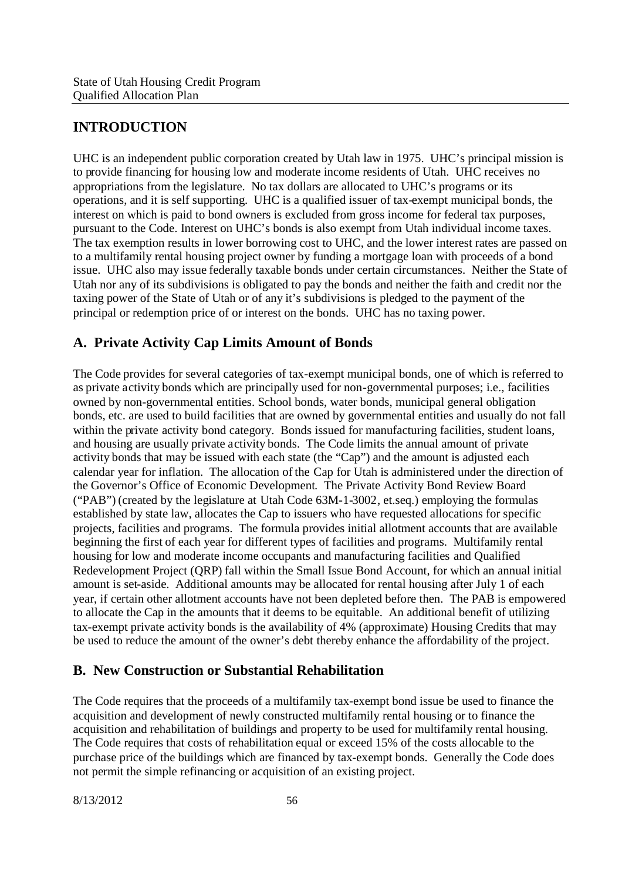## INTRODUCTION

UHC is an independent public corporation created by Utah law in 1975. UHC's principal mission is to provide financing for housing low and moderate income residents of Utah. UHC receives no appropriations from the legislature. No tax dollars are allocated to UHC's programs or its operations, and it is self supporting. UHC is a qualified issuer of tax-exempt municipal bonds, the interest on which is paid to bond owners is excluded from gross income for federal tax purposes, pursuant to the Code. Interest on UHC's bonds is also exempt from Utah individual income taxes. The tax exemption results in lower borrowing cost to UHC, and the lower interest rates are passed on to a multifamily rental housing project owner by funding a mortgage loan with proceeds of a bond issue. UHC also may issue federally taxable bonds under certain circumstances. Neither the State of Utah nor any of its subdivisions is obligated to pay the bonds and neither the faith and credit nor the taxing power of the State of Utah or of any it's subdivisions is pledged to the payment of the principal or redemption price of or interest on the bonds. UHC has no taxing power.

## A. Private Activity Cap Limits Amount of Bonds

The Code provides for several categories of tax-exempt municipal bonds, one of which is referred to as private activity bonds which are principally used for non-governmental purposes; i.e., facilities owned by non-governmental entities. School bonds, water bonds, municipal general obligation bonds, etc. are used to build facilities that are owned by governmental entities and usually do not fall within the private activity bond category. Bonds issued for manufacturing facilities, student loans, and housing are usually private activity bonds. The Code limits the annual amount of private activity bonds that may be issued with each state (the "Cap") and the amount is adjusted each calendar year for inflation. The allocation of the Cap for Utah is administered under the direction of the Governor's Office of Economic Development. The Private Activity Bond Review Board ("PAB") (created by the legislature at Utah Code 63M-1-3002, et.seq.) employing the formulas established by state law, allocates the Cap to issuers who have requested allocations for specific projects, facilities and programs. The formula provides initial allotment accounts that are available beginning the first of each year for different types of facilities and programs. Multifamily rental housing for low and moderate income occupants and manufacturing facilities and Qualified Redevelopment Project (QRP) fall within the Small Issue Bond Account, for which an annual initial amount is set-aside. Additional amounts may be allocated for rental housing after July 1 of each year, if certain other allotment accounts have not been depleted before then. The PAB is empowered to allocate the Cap in the amounts that it deems to be equitable. An additional benefit of utilizing tax-exempt private activity bonds is the availability of 4% (approximate) Housing Credits that may be used to reduce the amount of the owner's debt thereby enhance the affordability of the project.

## B. New Construction or Substantial Rehabilitation

The Code requires that the proceeds of a multifamily tax-exempt bond issue be used to finance the acquisition and development of newly constructed multifamily rental housing or to finance the acquisition and rehabilitation of buildings and property to be used for multifamily rental housing. The Code requires that costs of rehabilitation equal or exceed 15% of the costs allocable to the purchase price of the buildings which are financed by tax-exempt bonds. Generally the Code does not permit the simple refinancing or acquisition of an existing project.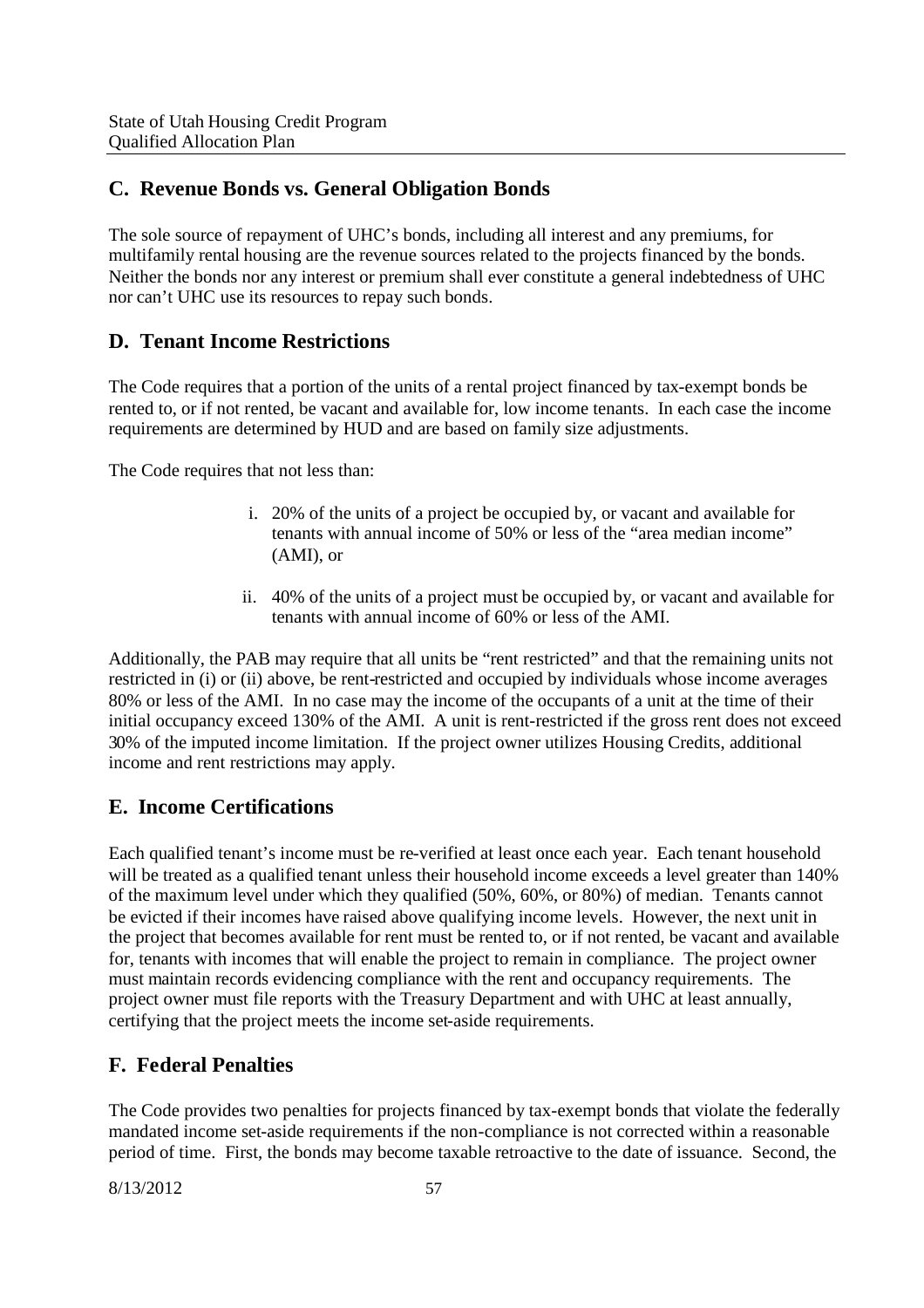## C. Revenue Bonds vs. General Obligation Bonds

The sole source of repayment of UHC's bonds, including all interest and any premiums, for multifamily rental housing are the revenue sources related to the projects financed by the bonds. Neither the bonds nor any interest or premium shall ever constitute a general indebtedness of UHC nor can't UHC use its resources to repay such bonds.

## D. Tenant Income Restrictions

The Code requires that a portion of the units of a rental project financed by tax-exempt bonds be rented to, or if not rented, be vacant and available for, low income tenants. In each case the income requirements are determined by HUD and are based on family size adjustments.

The Code requires that not less than:

i. 20% of the units of a project be occupied by, or vacant and available for tenants with annual income of 50% or less of the "area median income" (AMI), or

ii. 40% of the units of a project must be occupied by, or vacant and available for tenants with annual income of 60% or less of the AMI.

Additionally, the PAB may require that all units be "rent restricted" and that the remaining units not restricted in (i) or (ii) above, be rent-restricted and occupied by individuals whose income averages 80% or less of the AMI. In no case may the income of the occupants of a unit at the time of their initial occupancy exceed 130% of the AMI. A unit is rent-restricted if the gross rent does not exceed 30% of the imputed income limitation. If the project owner utilizes Housing Credits, additional income and rent restrictions may apply.

## E. Income Certifications

Each qualified tenant's income must be re-verified at least once each year. Each tenant household will be treated as a qualified tenant unless their household income exceeds a level greater than 140% of the maximum level under which they qualified (50%, 60%, or 80%) of median. Tenants cannot be evicted if their incomes have raised above qualifying income levels. However, the next unit in the project that becomes available for rent must be rented to, or if not rented, be vacant and available for, tenants with incomes that will enable the project to remain in compliance. The project owner must maintain records evidencing compliance with the rent and occupancy requirements. The project owner must file reports with the Treasury Department and with UHC at least annually, certifying that the project meets the income set-aside requirements.

## F. Federal Penalties

The Code provides two penalties for projects financed by tax-exempt bonds that violate the federally mandated income set-aside requirements if the non-compliance is not corrected within a reasonable period of time. First, the bonds may become taxable retroactive to the date of issuance. Second, the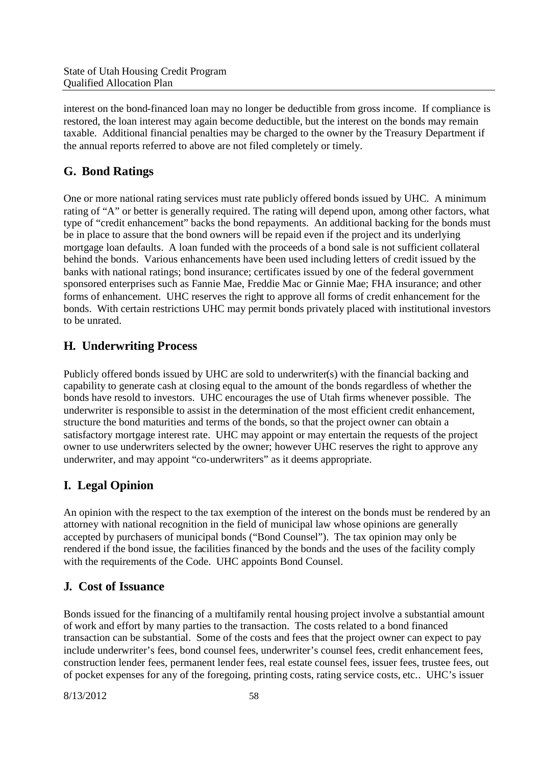interest on the bond-financed loan may no longer be deductible from gross income. If compliance is restored, the loan interest may again become deductible, but the interest on the bonds may remain taxable. Additional financial penalties may be charged to the owner by the Treasury Department if the annual reports referred to above are not filed completely or timely.

## G. Bond Ratings

One or more national rating services must rate publicly offered bonds issued by UHC. A minimum rating of "A" or better is generally required. The rating will depend upon, among other factors, what type of "credit enhancement" backs the bond repayments. An additional backing for the bonds must be in place to assure that the bond owners will be repaid even if the project and its underlying mortgage loan defaults. A loan funded with the proceeds of a bond sale is not sufficient collateral behind the bonds. Various enhancements have been used including letters of credit issued by the banks with national ratings; bond insurance; certificates issued by one of the federal government sponsored enterprises such as Fannie Mae, Freddie Mac or Ginnie Mae; FHA insurance; and other forms of enhancement. UHC reserves the right to approve all forms of credit enhancement for the bonds. With certain restrictions UHC may permit bonds privately placed with institutional investors to be unrated.

## H. Underwriting Process

Publicly offered bonds issued by UHC are sold to underwriter(s) with the financial backing and capability to generate cash at closing equal to the amount of the bonds regardless of whether the bonds have resold to investors. UHC encourages the use of Utah firms whenever possible. The underwriter is responsible to assist in the determination of the most efficient credit enhancement, structure the bond maturities and terms of the bonds, so that the project owner can obtain a satisfactory mortgage interest rate. UHC may appoint or may entertain the requests of the project owner to use underwriters selected by the owner; however UHC reserves the right to approve any underwriter, and may appoint "co-underwriters" as it deems appropriate.

## I. Legal Opinion

An opinion with the respect to the tax exemption of the interest on the bonds must be rendered by an attorney with national recognition in the field of municipal law whose opinions are generally accepted by purchasers of municipal bonds ("Bond Counsel"). The tax opinion may only be rendered if the bond issue, the facilities financed by the bonds and the uses of the facility comply with the requirements of the Code. UHC appoints Bond Counsel.

## J. Cost of Issuance

Bonds issued for the financing of a multifamily rental housing project involve a substantial amount of work and effort by many parties to the transaction. The costs related to a bond financed transaction can be substantial. Some of the costs and fees that the project owner can expect to pay include underwriter's fees, bond counsel fees, underwriter's counsel fees, credit enhancement fees, construction lender fees, permanent lender fees, real estate counsel fees, issuer fees, trustee fees, out of pocket expenses for any of the foregoing, printing costs, rating service costs, etc.. UHC's issuer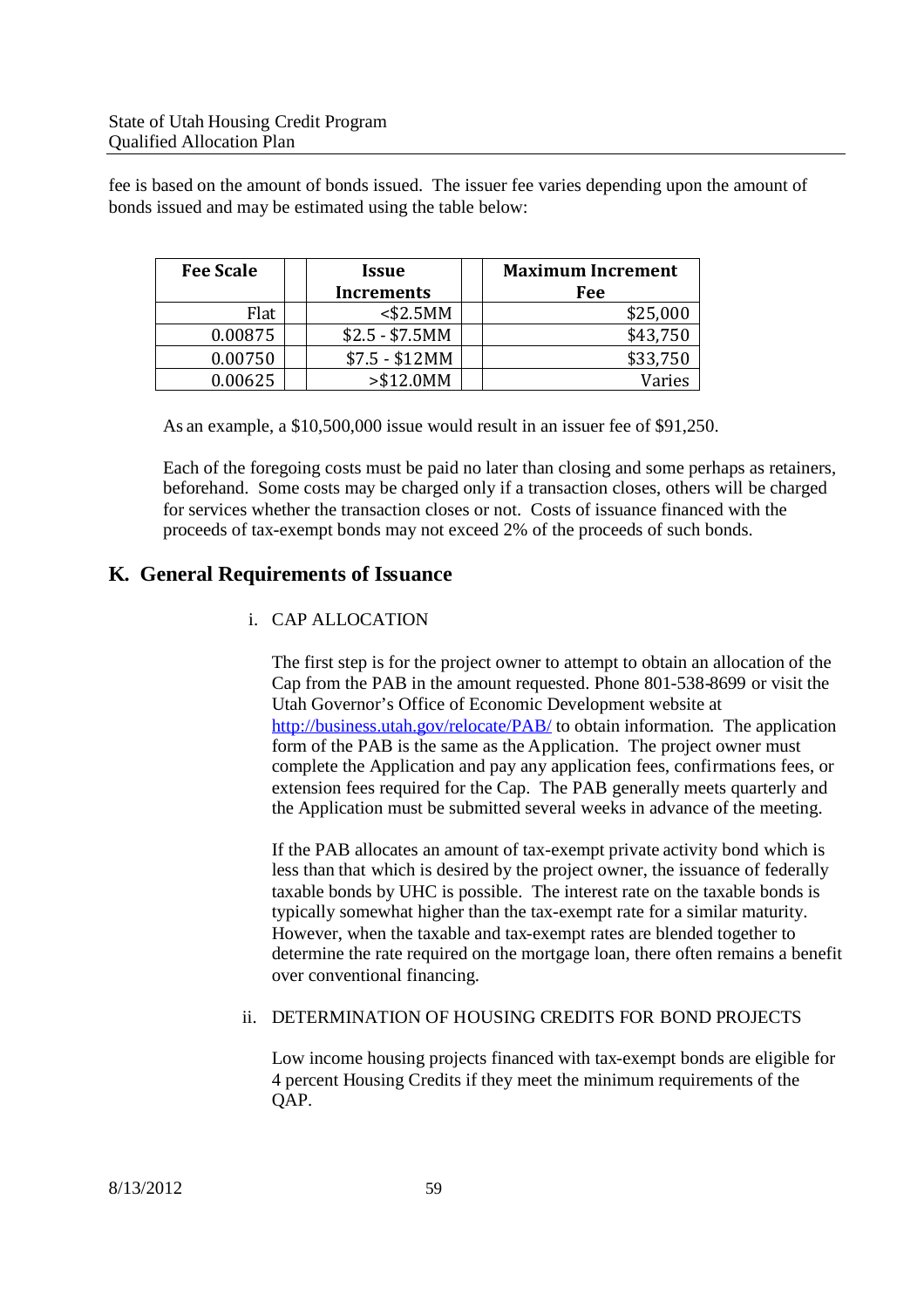fee is based on the amount of bonds issued. The issuer fee varies depending upon the amount of bonds issued and may be estimated using the table below:

| Fee Scale | Issue Increments | Maximum Increment Fee |
|---|---|---|
| Flat | <$2.5MM | $25,000 |
| 0.00875 | $2.5 - $7.5MM | $43,750 |
| 0.00750 | $7.5 - $12MM | $33,750 |
| 0.00625 | >$12.0MM | Varies |

As an example, a $10,500,000 issue would result in an issuer fee of $91,250.

Each of the foregoing costs must be paid no later than closing and some perhaps as retainers, beforehand. Some costs may be charged only if a transaction closes, others will be charged for services whether the transaction closes or not. Costs of issuance financed with the proceeds of tax-exempt bonds may not exceed 2% of the proceeds of such bonds.

## K. General Requirements of Issuance

i. CAP ALLOCATION

The first step is for the project owner to attempt to obtain an allocation of the Cap from the PAB in the amount requested. Phone 801-538-8699 or visit the Utah Governor's Office of Economic Development website at http://business.utah.gov/relocate/PAB/ to obtain information. The application form of the PAB is the same as the Application. The project owner must complete the Application and pay any application fees, confirmations fees, or extension fees required for the Cap. The PAB generally meets quarterly and the Application must be submitted several weeks in advance of the meeting.

If the PAB allocates an amount of tax-exempt private activity bond which is less than that which is desired by the project owner, the issuance of federally taxable bonds by UHC is possible. The interest rate on the taxable bonds is typically somewhat higher than the tax-exempt rate for a similar maturity. However, when the taxable and tax-exempt rates are blended together to determine the rate required on the mortgage loan, there often remains a benefit over conventional financing.

ii. DETERMINATION OF HOUSING CREDITS FOR BOND PROJECTS

Low income housing projects financed with tax-exempt bonds are eligible for 4 percent Housing Credits if they meet the minimum requirements of the QAP.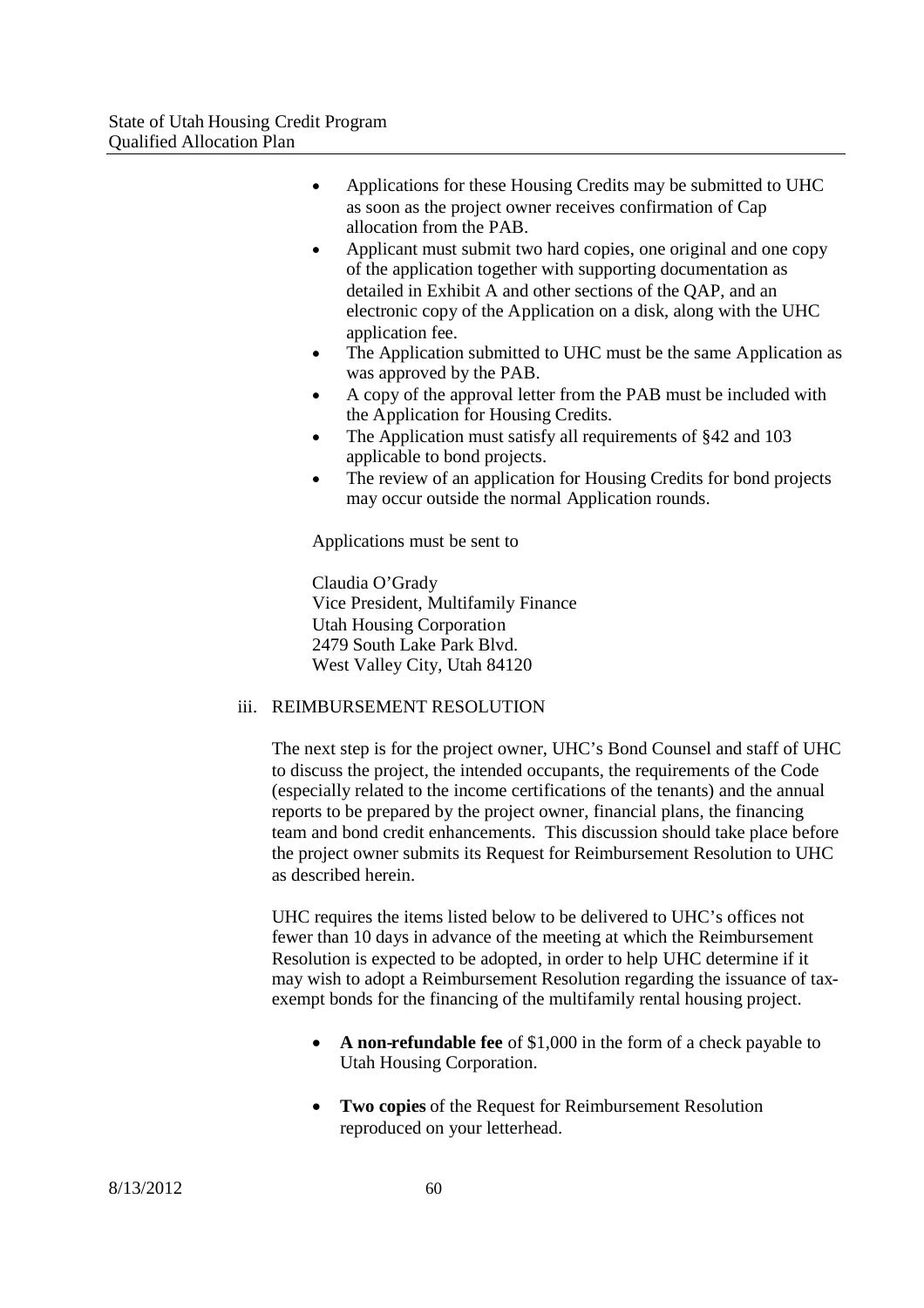- Applications for these Housing Credits may be submitted to UHC as soon as the project owner receives confirmation of Cap allocation from the PAB.
- Applicant must submit two hard copies, one original and one copy of the application together with supporting documentation as detailed in Exhibit A and other sections of the QAP, and an electronic copy of the Application on a disk, along with the UHC application fee.
- The Application submitted to UHC must be the same Application as was approved by the PAB.
- A copy of the approval letter from the PAB must be included with the Application for Housing Credits.
- The Application must satisfy all requirements of §42 and 103 applicable to bond projects.
- The review of an application for Housing Credits for bond projects may occur outside the normal Application rounds.

Applications must be sent to

Claudia O'Grady
Vice President, Multifamily Finance
Utah Housing Corporation
2479 South Lake Park Blvd.
West Valley City, Utah 84120

iii. REIMBURSEMENT RESOLUTION

The next step is for the project owner, UHC's Bond Counsel and staff of UHC to discuss the project, the intended occupants, the requirements of the Code (especially related to the income certifications of the tenants) and the annual reports to be prepared by the project owner, financial plans, the financing team and bond credit enhancements. This discussion should take place before the project owner submits its Request for Reimbursement Resolution to UHC as described herein.

UHC requires the items listed below to be delivered to UHC's offices not fewer than 10 days in advance of the meeting at which the Reimbursement Resolution is expected to be adopted, in order to help UHC determine if it may wish to adopt a Reimbursement Resolution regarding the issuance of tax-exempt bonds for the financing of the multifamily rental housing project.

- **A non-refundable fee** of $1,000 in the form of a check payable to Utah Housing Corporation.
- **Two copies** of the Request for Reimbursement Resolution reproduced on your letterhead.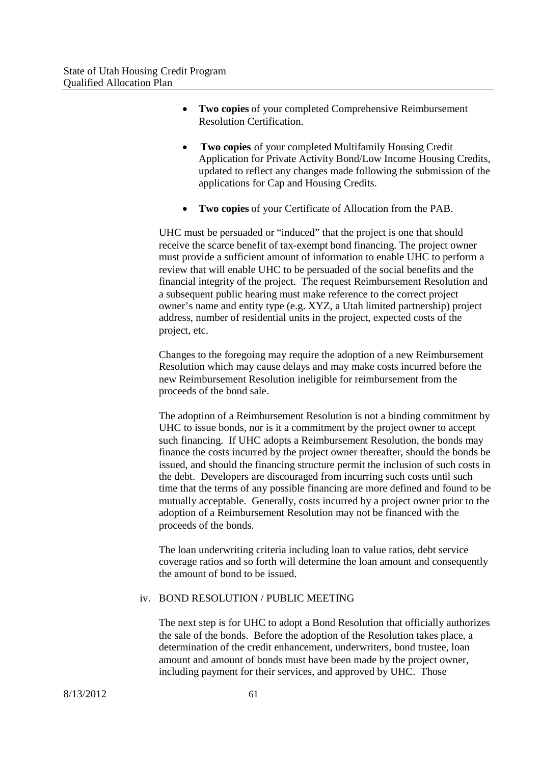- **Two copies** of your completed Comprehensive Reimbursement Resolution Certification.
- **Two copies** of your completed Multifamily Housing Credit Application for Private Activity Bond/Low Income Housing Credits, updated to reflect any changes made following the submission of the applications for Cap and Housing Credits.
- **Two copies** of your Certificate of Allocation from the PAB.

UHC must be persuaded or "induced" that the project is one that should receive the scarce benefit of tax-exempt bond financing. The project owner must provide a sufficient amount of information to enable UHC to perform a review that will enable UHC to be persuaded of the social benefits and the financial integrity of the project. The request Reimbursement Resolution and a subsequent public hearing must make reference to the correct project owner's name and entity type (e.g. XYZ, a Utah limited partnership) project address, number of residential units in the project, expected costs of the project, etc.

Changes to the foregoing may require the adoption of a new Reimbursement Resolution which may cause delays and may make costs incurred before the new Reimbursement Resolution ineligible for reimbursement from the proceeds of the bond sale.

The adoption of a Reimbursement Resolution is not a binding commitment by UHC to issue bonds, nor is it a commitment by the project owner to accept such financing. If UHC adopts a Reimbursement Resolution, the bonds may finance the costs incurred by the project owner thereafter, should the bonds be issued, and should the financing structure permit the inclusion of such costs in the debt. Developers are discouraged from incurring such costs until such time that the terms of any possible financing are more defined and found to be mutually acceptable. Generally, costs incurred by a project owner prior to the adoption of a Reimbursement Resolution may not be financed with the proceeds of the bonds.

The loan underwriting criteria including loan to value ratios, debt service coverage ratios and so forth will determine the loan amount and consequently the amount of bond to be issued.

iv. BOND RESOLUTION / PUBLIC MEETING

The next step is for UHC to adopt a Bond Resolution that officially authorizes the sale of the bonds. Before the adoption of the Resolution takes place, a determination of the credit enhancement, underwriters, bond trustee, loan amount and amount of bonds must have been made by the project owner, including payment for their services, and approved by UHC. Those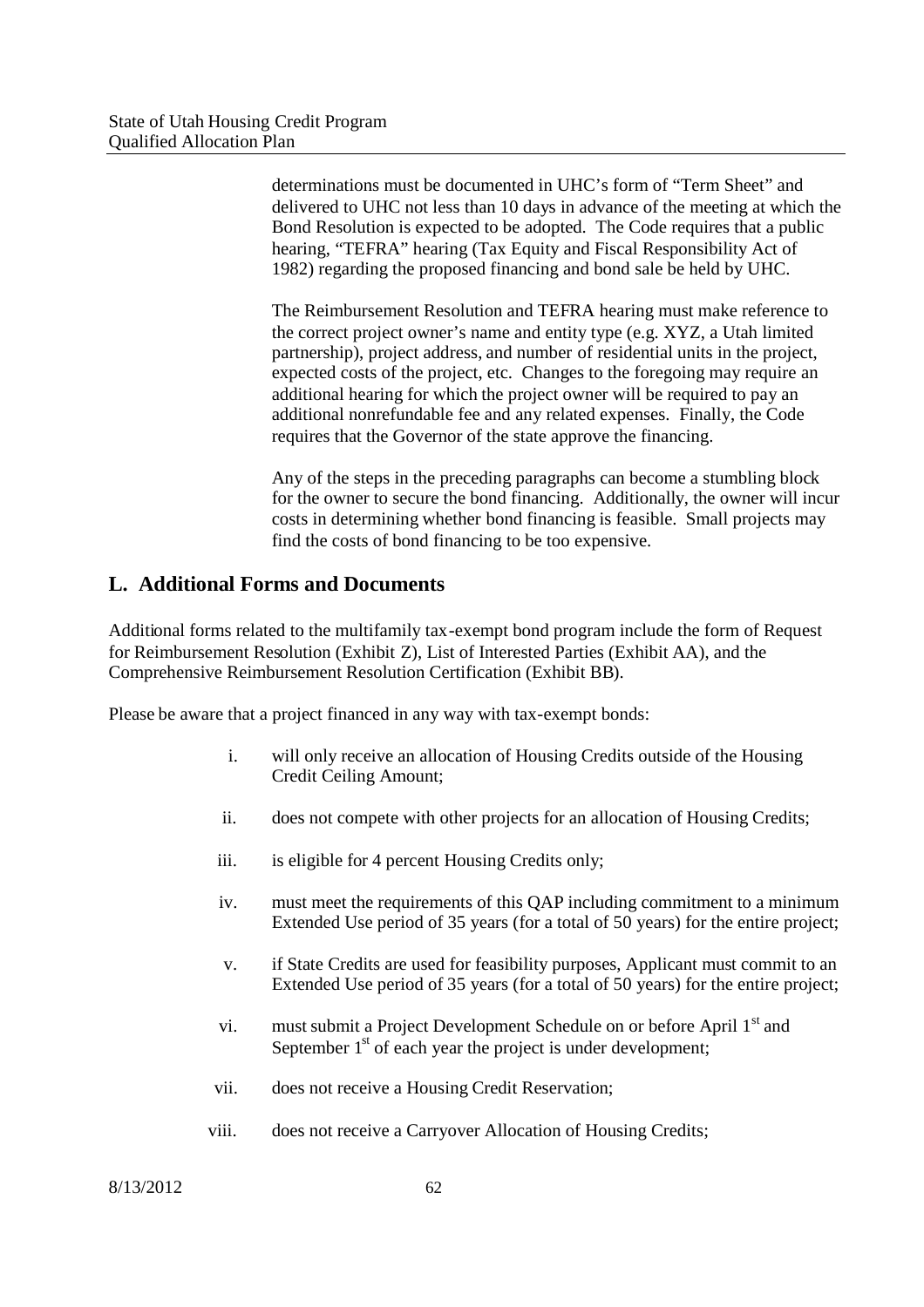determinations must be documented in UHC's form of "Term Sheet" and delivered to UHC not less than 10 days in advance of the meeting at which the Bond Resolution is expected to be adopted. The Code requires that a public hearing, "TEFRA" hearing (Tax Equity and Fiscal Responsibility Act of 1982) regarding the proposed financing and bond sale be held by UHC.

The Reimbursement Resolution and TEFRA hearing must make reference to the correct project owner's name and entity type (e.g. XYZ, a Utah limited partnership), project address, and number of residential units in the project, expected costs of the project, etc. Changes to the foregoing may require an additional hearing for which the project owner will be required to pay an additional nonrefundable fee and any related expenses. Finally, the Code requires that the Governor of the state approve the financing.

Any of the steps in the preceding paragraphs can become a stumbling block for the owner to secure the bond financing. Additionally, the owner will incur costs in determining whether bond financing is feasible. Small projects may find the costs of bond financing to be too expensive.

## L. Additional Forms and Documents

Additional forms related to the multifamily tax-exempt bond program include the form of Request for Reimbursement Resolution (Exhibit Z), List of Interested Parties (Exhibit AA), and the Comprehensive Reimbursement Resolution Certification (Exhibit BB).

Please be aware that a project financed in any way with tax-exempt bonds:

i. will only receive an allocation of Housing Credits outside of the Housing Credit Ceiling Amount;

ii. does not compete with other projects for an allocation of Housing Credits;

iii. is eligible for 4 percent Housing Credits only;

iv. must meet the requirements of this QAP including commitment to a minimum Extended Use period of 35 years (for a total of 50 years) for the entire project;

v. if State Credits are used for feasibility purposes, Applicant must commit to an Extended Use period of 35 years (for a total of 50 years) for the entire project;

vi. must submit a Project Development Schedule on or before April 1st and September 1st of each year the project is under development;

vii. does not receive a Housing Credit Reservation;

viii. does not receive a Carryover Allocation of Housing Credits;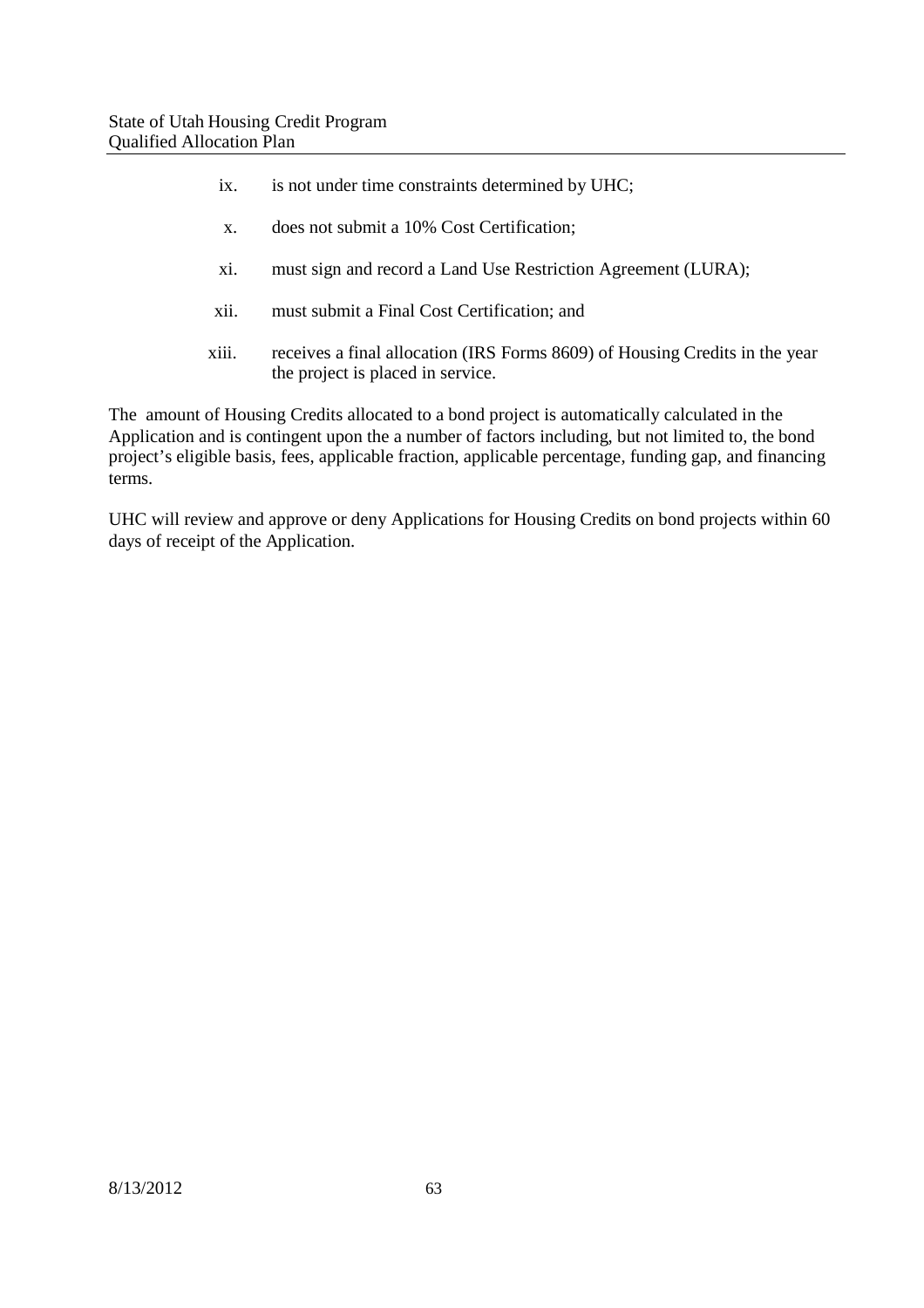ix. is not under time constraints determined by UHC;

x. does not submit a 10% Cost Certification;

xi. must sign and record a Land Use Restriction Agreement (LURA);

xii. must submit a Final Cost Certification; and

xiii. receives a final allocation (IRS Forms 8609) of Housing Credits in the year the project is placed in service.

The amount of Housing Credits allocated to a bond project is automatically calculated in the Application and is contingent upon the a number of factors including, but not limited to, the bond project's eligible basis, fees, applicable fraction, applicable percentage, funding gap, and financing terms.

UHC will review and approve or deny Applications for Housing Credits on bond projects within 60 days of receipt of the Application.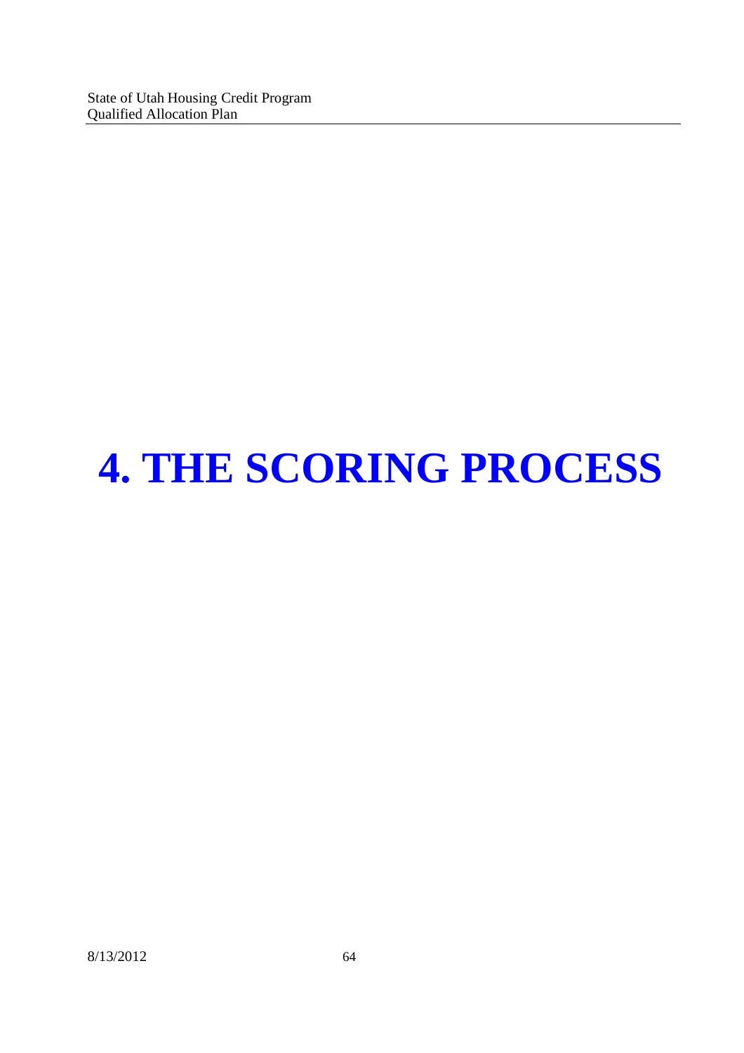# 4. THE SCORING PROCESS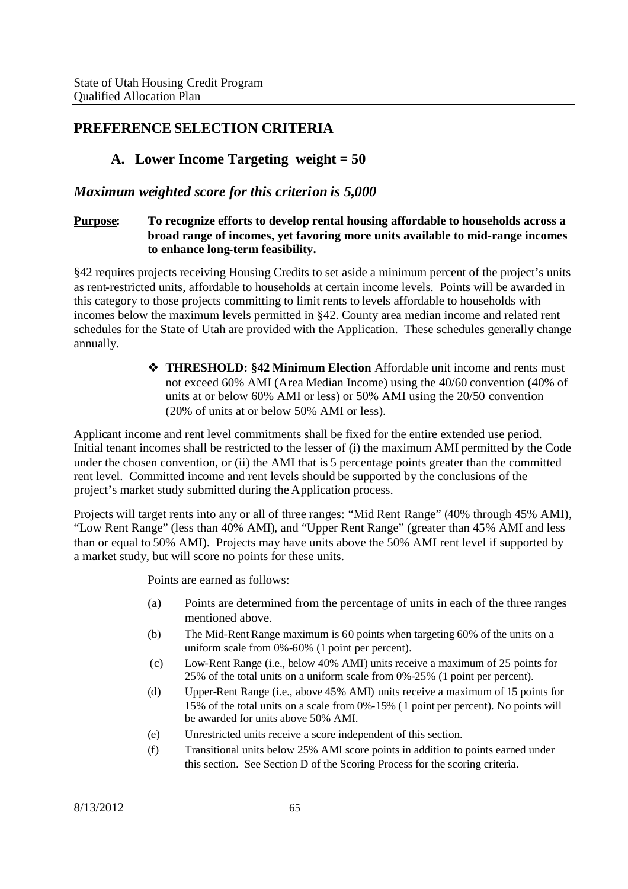## PREFERENCE SELECTION CRITERIA

### A. Lower Income Targeting weight = 50

***Maximum weighted score for this criterion is 5,000***

**Purpose: To recognize efforts to develop rental housing affordable to households across a broad range of incomes, yet favoring more units available to mid-range incomes to enhance long-term feasibility.**

§42 requires projects receiving Housing Credits to set aside a minimum percent of the project's units as rent-restricted units, affordable to households at certain income levels. Points will be awarded in this category to those projects committing to limit rents to levels affordable to households with incomes below the maximum levels permitted in §42. County area median income and related rent schedules for the State of Utah are provided with the Application. These schedules generally change annually.

- **THRESHOLD: §42 Minimum Election** Affordable unit income and rents must not exceed 60% AMI (Area Median Income) using the 40/60 convention (40% of units at or below 60% AMI or less) or 50% AMI using the 20/50 convention (20% of units at or below 50% AMI or less).

Applicant income and rent level commitments shall be fixed for the entire extended use period. Initial tenant incomes shall be restricted to the lesser of (i) the maximum AMI permitted by the Code under the chosen convention, or (ii) the AMI that is 5 percentage points greater than the committed rent level. Committed income and rent levels should be supported by the conclusions of the project's market study submitted during the Application process.

Projects will target rents into any or all of three ranges: "Mid Rent Range" (40% through 45% AMI), "Low Rent Range" (less than 40% AMI), and "Upper Rent Range" (greater than 45% AMI and less than or equal to 50% AMI). Projects may have units above the 50% AMI rent level if supported by a market study, but will score no points for these units.

Points are earned as follows:

(a) Points are determined from the percentage of units in each of the three ranges mentioned above.

(b) The Mid-Rent Range maximum is 60 points when targeting 60% of the units on a uniform scale from 0%-60% (1 point per percent).

(c) Low-Rent Range (i.e., below 40% AMI) units receive a maximum of 25 points for 25% of the total units on a uniform scale from 0%-25% (1 point per percent).

(d) Upper-Rent Range (i.e., above 45% AMI) units receive a maximum of 15 points for 15% of the total units on a scale from 0%-15% (1 point per percent). No points will be awarded for units above 50% AMI.

(e) Unrestricted units receive a score independent of this section.

(f) Transitional units below 25% AMI score points in addition to points earned under this section. See Section D of the Scoring Process for the scoring criteria.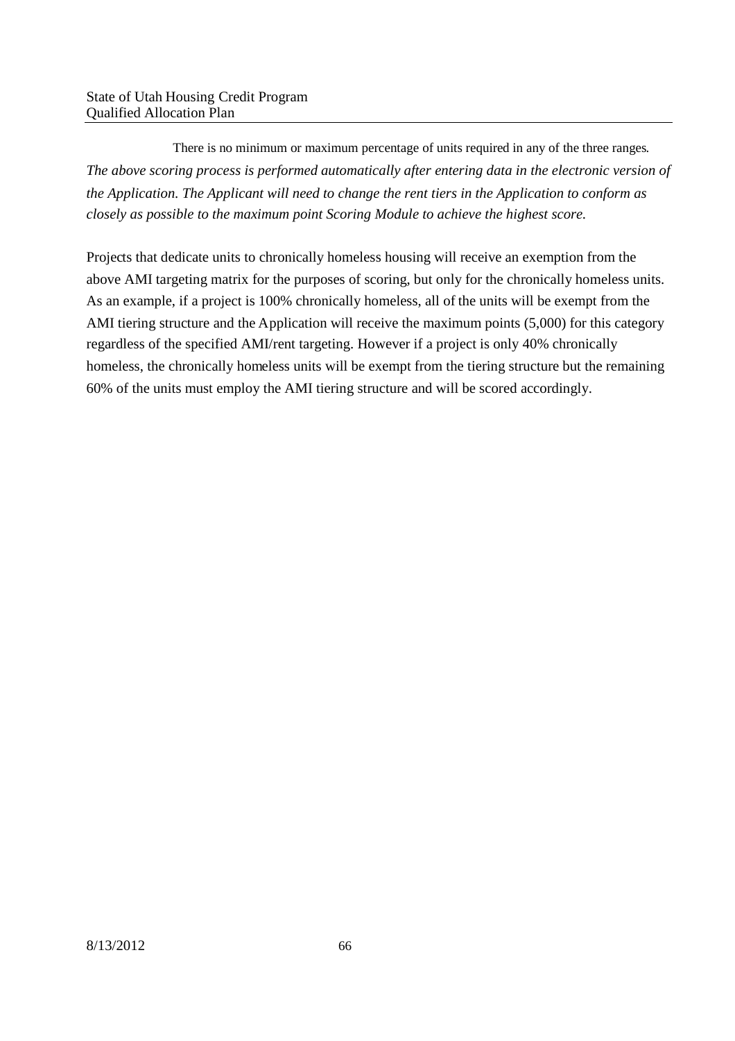There is no minimum or maximum percentage of units required in any of the three ranges.

*The above scoring process is performed automatically after entering data in the electronic version of the Application. The Applicant will need to change the rent tiers in the Application to conform as closely as possible to the maximum point Scoring Module to achieve the highest score.*

Projects that dedicate units to chronically homeless housing will receive an exemption from the above AMI targeting matrix for the purposes of scoring, but only for the chronically homeless units. As an example, if a project is 100% chronically homeless, all of the units will be exempt from the AMI tiering structure and the Application will receive the maximum points (5,000) for this category regardless of the specified AMI/rent targeting. However if a project is only 40% chronically homeless, the chronically homeless units will be exempt from the tiering structure but the remaining 60% of the units must employ the AMI tiering structure and will be scored accordingly.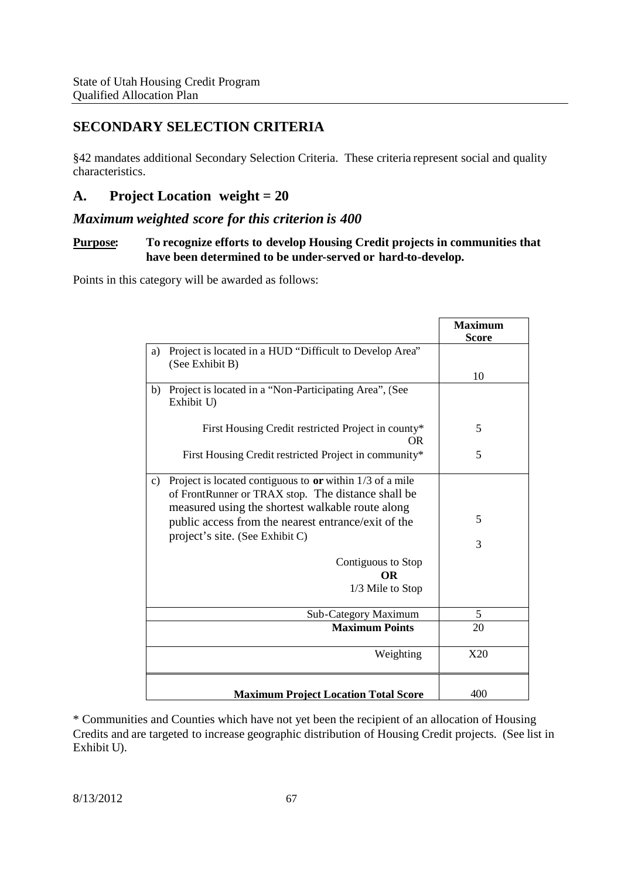## SECONDARY SELECTION CRITERIA

§42 mandates additional Secondary Selection Criteria. These criteria represent social and quality characteristics.

## A. Project Location weight = 20

### *Maximum weighted score for this criterion is 400*

**Purpose: To recognize efforts to develop Housing Credit projects in communities that have been determined to be under-served or hard-to-develop.**

Points in this category will be awarded as follows:

| | Maximum Score |
|---|---|
| a) Project is located in a HUD "Difficult to Develop Area" (See Exhibit B) | 10 |
| b) Project is located in a "Non-Participating Area", (See Exhibit U) | |
| First Housing Credit restricted Project in county* OR | 5 |
| First Housing Credit restricted Project in community* | 5 |
| c) Project is located contiguous to **or** within 1/3 of a mile of FrontRunner or TRAX stop. The distance shall be measured using the shortest walkable route along public access from the nearest entrance/exit of the project's site. (See Exhibit C) | |
| Contiguous to Stop **OR** | 5 |
| 1/3 Mile to Stop | 3 |
| Sub-Category Maximum | 5 |
| **Maximum Points** | 20 |
| Weighting | X20 |
| **Maximum Project Location Total Score** | 400 |

\* Communities and Counties which have not yet been the recipient of an allocation of Housing Credits and are targeted to increase geographic distribution of Housing Credit projects. (See list in Exhibit U).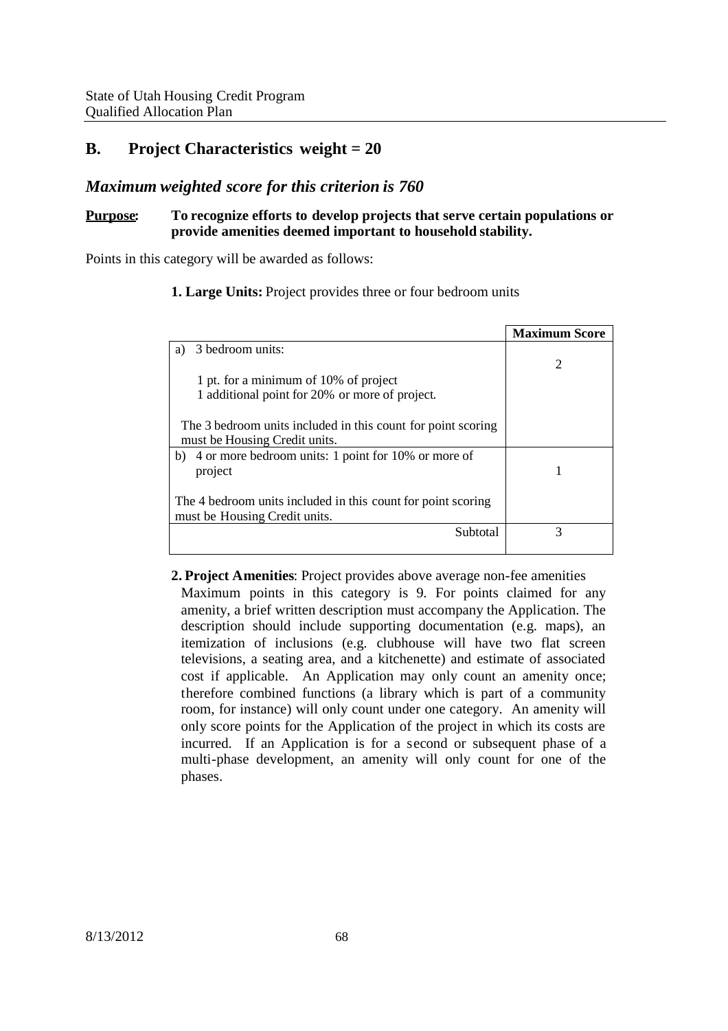## B. Project Characteristics weight = 20

### *Maximum weighted score for this criterion is 760*

**Purpose:** **To recognize efforts to develop projects that serve certain populations or provide amenities deemed important to household stability.**

Points in this category will be awarded as follows:

**1. Large Units:** Project provides three or four bedroom units

| | Maximum Score |
|---|---|
| a) 3 bedroom units:<br><br>1 pt. for a minimum of 10% of project<br>1 additional point for 20% or more of project.<br><br>The 3 bedroom units included in this count for point scoring must be Housing Credit units. | 2 |
| b) 4 or more bedroom units: 1 point for 10% or more of project<br><br>The 4 bedroom units included in this count for point scoring must be Housing Credit units. | 1 |
| Subtotal | 3 |

**2. Project Amenities**: Project provides above average non-fee amenities

Maximum points in this category is 9. For points claimed for any amenity, a brief written description must accompany the Application. The description should include supporting documentation (e.g. maps), an itemization of inclusions (e.g. clubhouse will have two flat screen televisions, a seating area, and a kitchenette) and estimate of associated cost if applicable. An Application may only count an amenity once; therefore combined functions (a library which is part of a community room, for instance) will only count under one category. An amenity will only score points for the Application of the project in which its costs are incurred. If an Application is for a second or subsequent phase of a multi-phase development, an amenity will only count for one of the phases.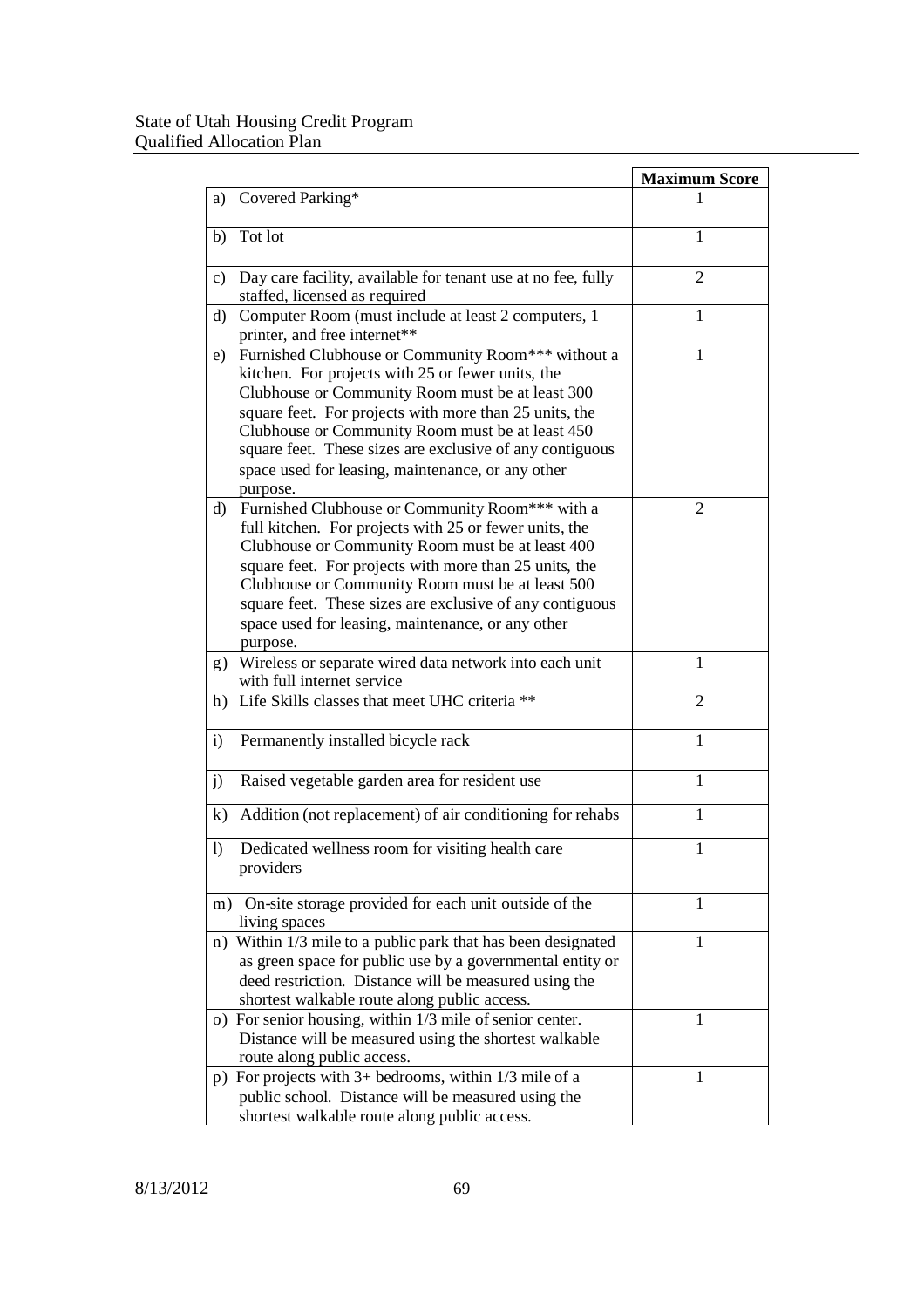| | Maximum Score |
|---|---|
| a) Covered Parking* | 1 |
| b) Tot lot | 1 |
| c) Day care facility, available for tenant use at no fee, fully staffed, licensed as required | 2 |
| d) Computer Room (must include at least 2 computers, 1 printer, and free internet** | 1 |
| e) Furnished Clubhouse or Community Room*** without a kitchen. For projects with 25 or fewer units, the Clubhouse or Community Room must be at least 300 square feet. For projects with more than 25 units, the Clubhouse or Community Room must be at least 450 square feet. These sizes are exclusive of any contiguous space used for leasing, maintenance, or any other purpose. | 1 |
| d) Furnished Clubhouse or Community Room*** with a full kitchen. For projects with 25 or fewer units, the Clubhouse or Community Room must be at least 400 square feet. For projects with more than 25 units, the Clubhouse or Community Room must be at least 500 square feet. These sizes are exclusive of any contiguous space used for leasing, maintenance, or any other purpose. | 2 |
| g) Wireless or separate wired data network into each unit with full internet service | 1 |
| h) Life Skills classes that meet UHC criteria ** | 2 |
| i) Permanently installed bicycle rack | 1 |
| j) Raised vegetable garden area for resident use | 1 |
| k) Addition (not replacement) of air conditioning for rehabs | 1 |
| l) Dedicated wellness room for visiting health care providers | 1 |
| m) On-site storage provided for each unit outside of the living spaces | 1 |
| n) Within 1/3 mile to a public park that has been designated as green space for public use by a governmental entity or deed restriction. Distance will be measured using the shortest walkable route along public access. | 1 |
| o) For senior housing, within 1/3 mile of senior center. Distance will be measured using the shortest walkable route along public access. | 1 |
| p) For projects with 3+ bedrooms, within 1/3 mile of a public school. Distance will be measured using the shortest walkable route along public access. | 1 |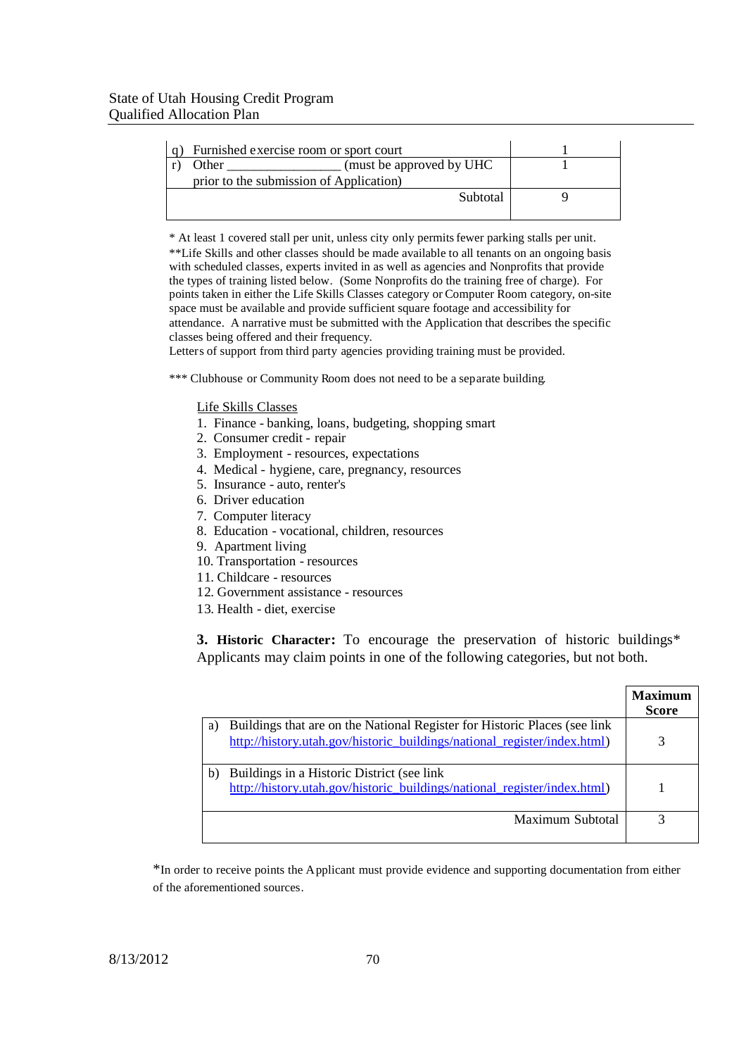| | |
|---|---|
| q) Furnished exercise room or sport court | 1 |
| r) Other ________________ (must be approved by UHC prior to the submission of Application) | 1 |
| Subtotal | 9 |

\* At least 1 covered stall per unit, unless city only permits fewer parking stalls per unit.
\*\*Life Skills and other classes should be made available to all tenants on an ongoing basis with scheduled classes, experts invited in as well as agencies and Nonprofits that provide the types of training listed below. (Some Nonprofits do the training free of charge). For points taken in either the Life Skills Classes category or Computer Room category, on-site space must be available and provide sufficient square footage and accessibility for attendance. A narrative must be submitted with the Application that describes the specific classes being offered and their frequency.
Letters of support from third party agencies providing training must be provided.

\*\*\* Clubhouse or Community Room does not need to be a separate building.

<u>Life Skills Classes</u>

1. Finance - banking, loans, budgeting, shopping smart
2. Consumer credit - repair
3. Employment - resources, expectations
4. Medical - hygiene, care, pregnancy, resources
5. Insurance - auto, renter's
6. Driver education
7. Computer literacy
8. Education - vocational, children, resources
9. Apartment living
10. Transportation - resources
11. Childcare - resources
12. Government assistance - resources
13. Health - diet, exercise

**3. Historic Character:** To encourage the preservation of historic buildings\* Applicants may claim points in one of the following categories, but not both.

| | Maximum Score |
|---|---|
| a) Buildings that are on the National Register for Historic Places (see link http://history.utah.gov/historic_buildings/national_register/index.html) | 3 |
| b) Buildings in a Historic District (see link http://history.utah.gov/historic_buildings/national_register/index.html) | 1 |
| Maximum Subtotal | 3 |

\*In order to receive points the Applicant must provide evidence and supporting documentation from either of the aforementioned sources.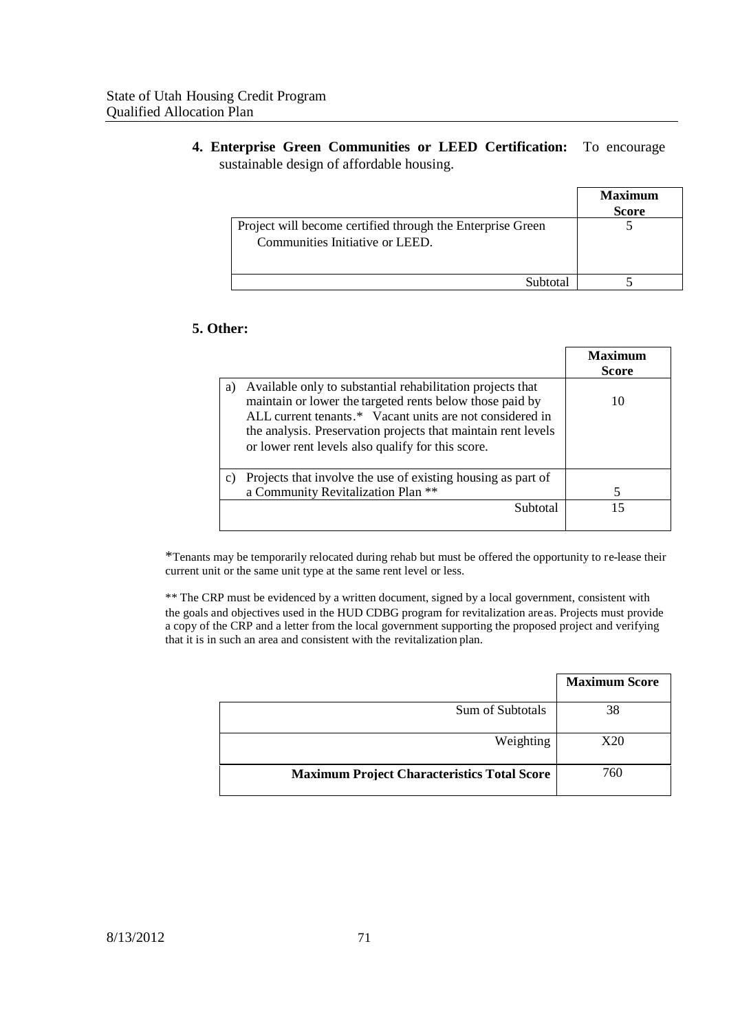**4. Enterprise Green Communities or LEED Certification:** To encourage sustainable design of affordable housing.

| | **Maximum Score** |
|---|---|
| Project will become certified through the Enterprise Green Communities Initiative or LEED. | 5 |
| Subtotal | 5 |

**5. Other:**

| | **Maximum Score** |
|---|---|
| a) Available only to substantial rehabilitation projects that maintain or lower the targeted rents below those paid by ALL current tenants.* Vacant units are not considered in the analysis. Preservation projects that maintain rent levels or lower rent levels also qualify for this score. | 10 |
| c) Projects that involve the use of existing housing as part of a Community Revitalization Plan ** | 5 |
| Subtotal | 15 |

*Tenants may be temporarily relocated during rehab but must be offered the opportunity to re-lease their current unit or the same unit type at the same rent level or less.

** The CRP must be evidenced by a written document, signed by a local government, consistent with the goals and objectives used in the HUD CDBG program for revitalization areas. Projects must provide a copy of the CRP and a letter from the local government supporting the proposed project and verifying that it is in such an area and consistent with the revitalization plan.

| | **Maximum Score** |
|---|---|
| Sum of Subtotals | 38 |
| Weighting | X20 |
| **Maximum Project Characteristics Total Score** | 760 |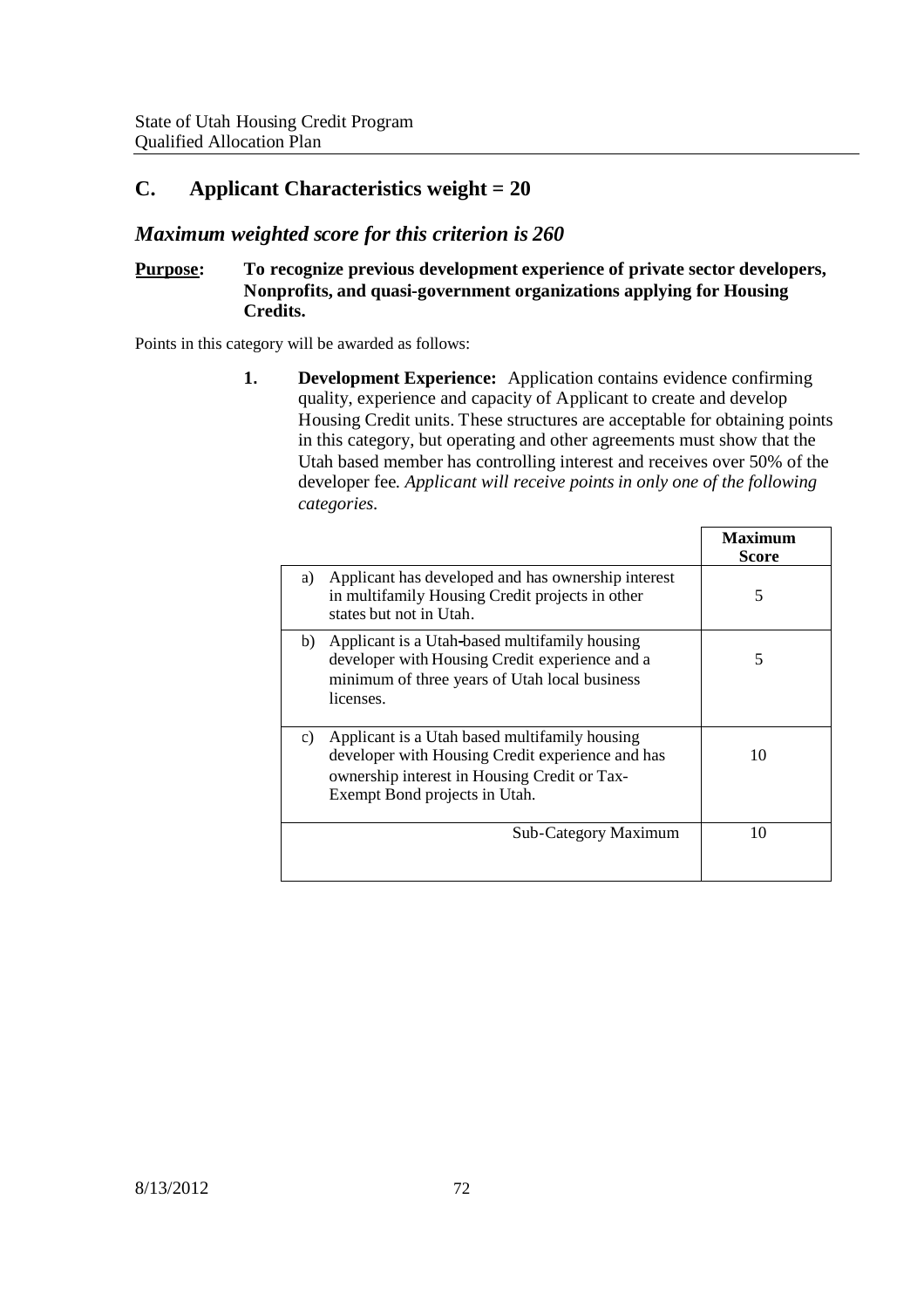## C. Applicant Characteristics weight = 20

### *Maximum weighted score for this criterion is 260*

**Purpose:** **To recognize previous development experience of private sector developers, Nonprofits, and quasi-government organizations applying for Housing Credits.**

Points in this category will be awarded as follows:

1. **Development Experience:** Application contains evidence confirming quality, experience and capacity of Applicant to create and develop Housing Credit units. These structures are acceptable for obtaining points in this category, but operating and other agreements must show that the Utah based member has controlling interest and receives over 50% of the developer fee. *Applicant will receive points in only one of the following categories.*

| | **Maximum Score** |
|---|---|
| a) Applicant has developed and has ownership interest in multifamily Housing Credit projects in other states but not in Utah. | 5 |
| b) Applicant is a Utah-based multifamily housing developer with Housing Credit experience and a minimum of three years of Utah local business licenses. | 5 |
| c) Applicant is a Utah based multifamily housing developer with Housing Credit experience and has ownership interest in Housing Credit or Tax-Exempt Bond projects in Utah. | 10 |
| Sub-Category Maximum | 10 |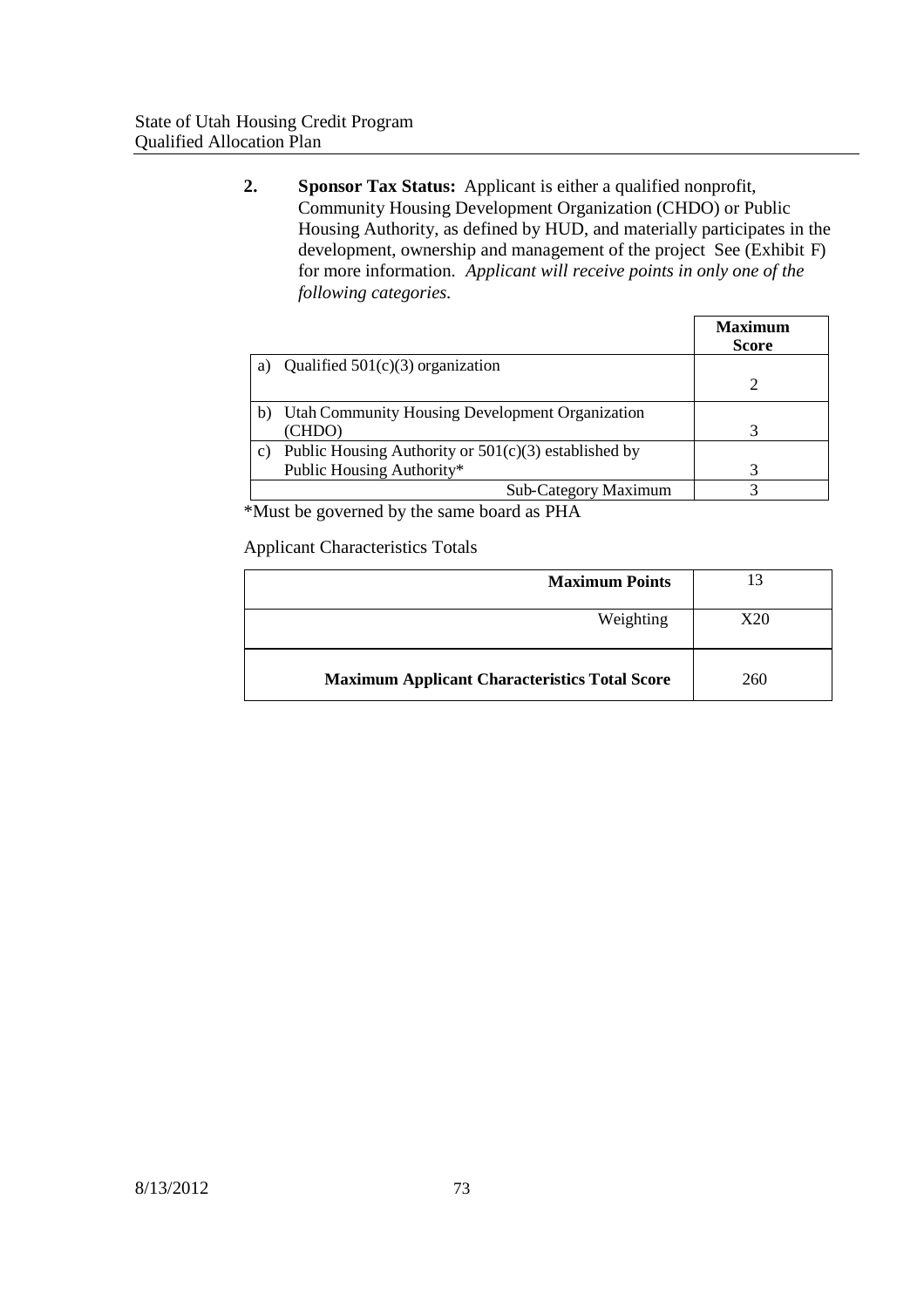2. **Sponsor Tax Status:** Applicant is either a qualified nonprofit, Community Housing Development Organization (CHDO) or Public Housing Authority, as defined by HUD, and materially participates in the development, ownership and management of the project See (Exhibit F) for more information. *Applicant will receive points in only one of the following categories.*

| | Maximum Score |
|---|---|
| a) Qualified 501(c)(3) organization | 2 |
| b) Utah Community Housing Development Organization (CHDO) | 3 |
| c) Public Housing Authority or 501(c)(3) established by Public Housing Authority* | 3 |
| Sub-Category Maximum | 3 |

*Must be governed by the same board as PHA

Applicant Characteristics Totals

| | |
|---|---|
| **Maximum Points** | 13 |
| Weighting | X20 |
| **Maximum Applicant Characteristics Total Score** | 260 |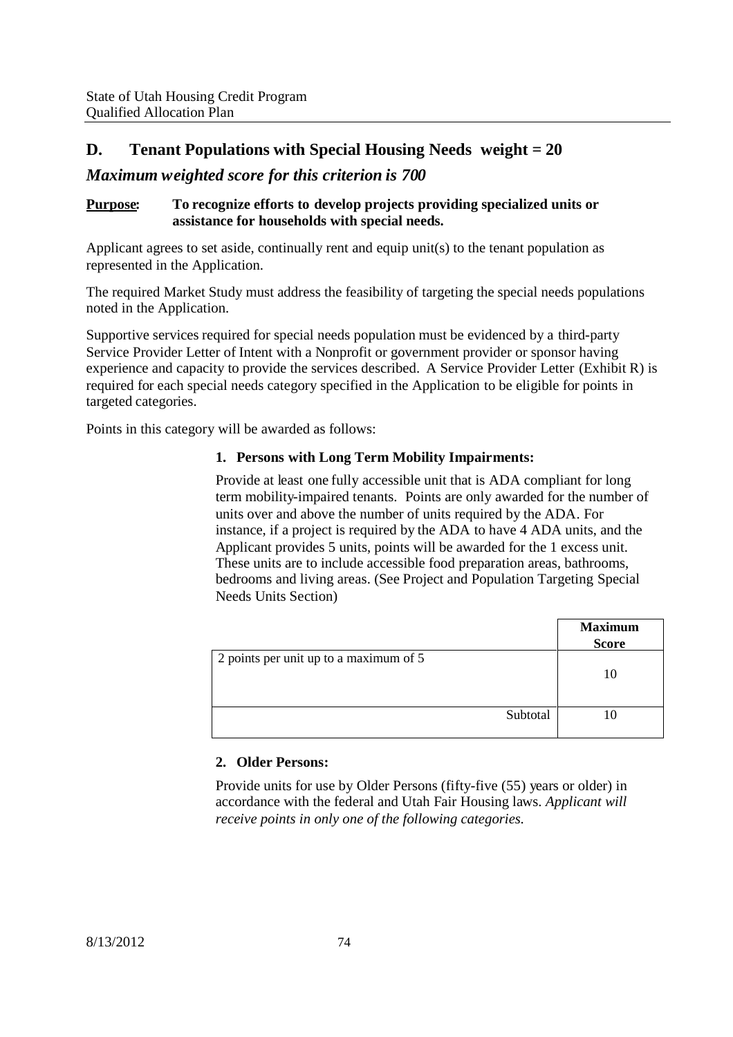## D. Tenant Populations with Special Housing Needs weight = 20

### *Maximum weighted score for this criterion is 700*

**Purpose: To recognize efforts to develop projects providing specialized units or assistance for households with special needs.**

Applicant agrees to set aside, continually rent and equip unit(s) to the tenant population as represented in the Application.

The required Market Study must address the feasibility of targeting the special needs populations noted in the Application.

Supportive services required for special needs population must be evidenced by a third-party Service Provider Letter of Intent with a Nonprofit or government provider or sponsor having experience and capacity to provide the services described. A Service Provider Letter (Exhibit R) is required for each special needs category specified in the Application to be eligible for points in targeted categories.

Points in this category will be awarded as follows:

**1. Persons with Long Term Mobility Impairments:**

Provide at least one fully accessible unit that is ADA compliant for long term mobility-impaired tenants. Points are only awarded for the number of units over and above the number of units required by the ADA. For instance, if a project is required by the ADA to have 4 ADA units, and the Applicant provides 5 units, points will be awarded for the 1 excess unit. These units are to include accessible food preparation areas, bathrooms, bedrooms and living areas. (See Project and Population Targeting Special Needs Units Section)

| | **Maximum Score** |
|---|---|
| 2 points per unit up to a maximum of 5 | 10 |
| Subtotal | 10 |

**2. Older Persons:**

Provide units for use by Older Persons (fifty-five (55) years or older) in accordance with the federal and Utah Fair Housing laws. *Applicant will receive points in only one of the following categories.*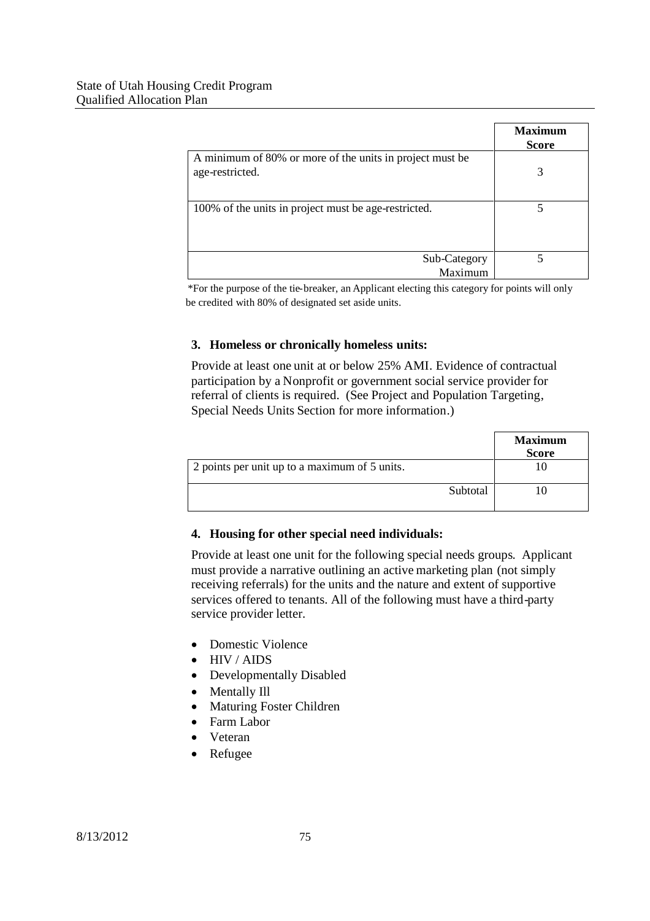| | Maximum Score |
|---|---|
| A minimum of 80% or more of the units in project must be age-restricted. | 3 |
| 100% of the units in project must be age-restricted. | 5 |
| Sub-Category Maximum | 5 |

*For the purpose of the tie-breaker, an Applicant electing this category for points will only be credited with 80% of designated set aside units.

### 3. Homeless or chronically homeless units:

Provide at least one unit at or below 25% AMI. Evidence of contractual participation by a Nonprofit or government social service provider for referral of clients is required. (See Project and Population Targeting, Special Needs Units Section for more information.)

| | Maximum Score |
|---|---|
| 2 points per unit up to a maximum of 5 units. | 10 |
| Subtotal | 10 |

### 4. Housing for other special need individuals:

Provide at least one unit for the following special needs groups. Applicant must provide a narrative outlining an active marketing plan (not simply receiving referrals) for the units and the nature and extent of supportive services offered to tenants. All of the following must have a third-party service provider letter.

- Domestic Violence
- HIV / AIDS
- Developmentally Disabled
- Mentally Ill
- Maturing Foster Children
- Farm Labor
- Veteran
- Refugee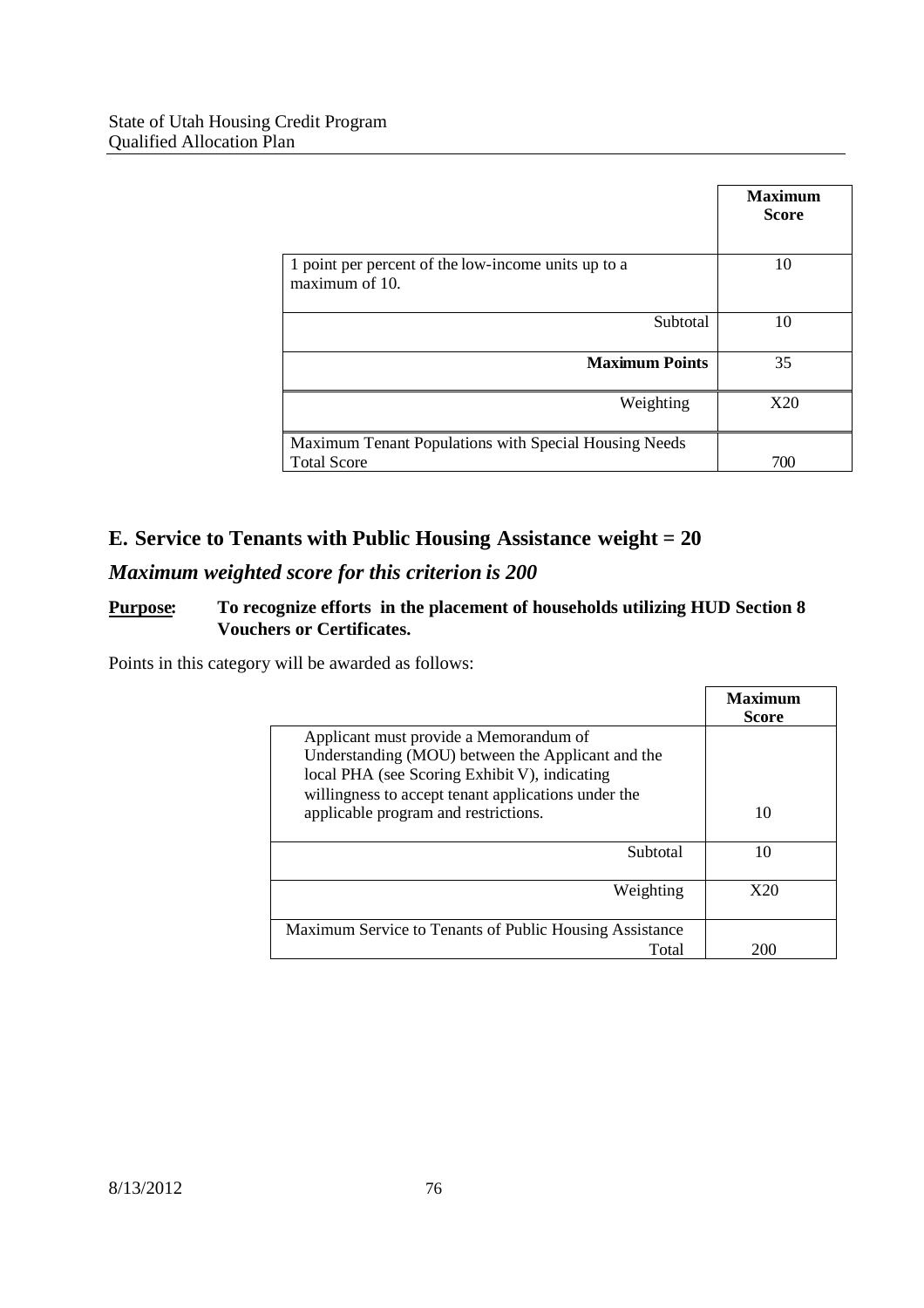| | Maximum Score |
|---|---|
| 1 point per percent of the low-income units up to a maximum of 10. | 10 |
| Subtotal | 10 |
| **Maximum Points** | 35 |
| Weighting | X20 |
| Maximum Tenant Populations with Special Housing Needs Total Score | 700 |

## E. Service to Tenants with Public Housing Assistance weight = 20

### *Maximum weighted score for this criterion is 200*

**Purpose:** **To recognize efforts in the placement of households utilizing HUD Section 8 Vouchers or Certificates.**

Points in this category will be awarded as follows:

| | Maximum Score |
|---|---|
| Applicant must provide a Memorandum of Understanding (MOU) between the Applicant and the local PHA (see Scoring Exhibit V), indicating willingness to accept tenant applications under the applicable program and restrictions. | 10 |
| Subtotal | 10 |
| Weighting | X20 |
| Maximum Service to Tenants of Public Housing Assistance Total | 200 |

8/13/2012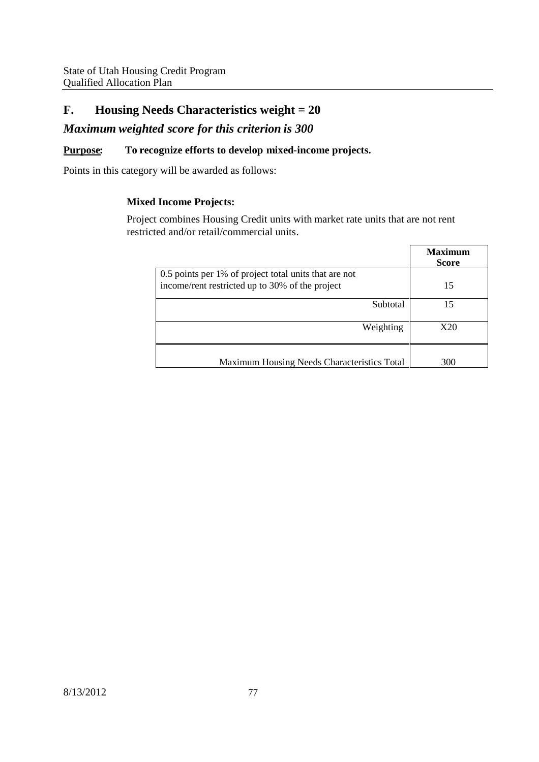## F. Housing Needs Characteristics weight = 20

### *Maximum weighted score for this criterion is 300*

**Purpose: To recognize efforts to develop mixed-income projects.**

Points in this category will be awarded as follows:

**Mixed Income Projects:**

Project combines Housing Credit units with market rate units that are not rent restricted and/or retail/commercial units.

| | Maximum Score |
|---|---|
| 0.5 points per 1% of project total units that are not income/rent restricted up to 30% of the project | 15 |
| Subtotal | 15 |
| Weighting | X20 |
| Maximum Housing Needs Characteristics Total | 300 |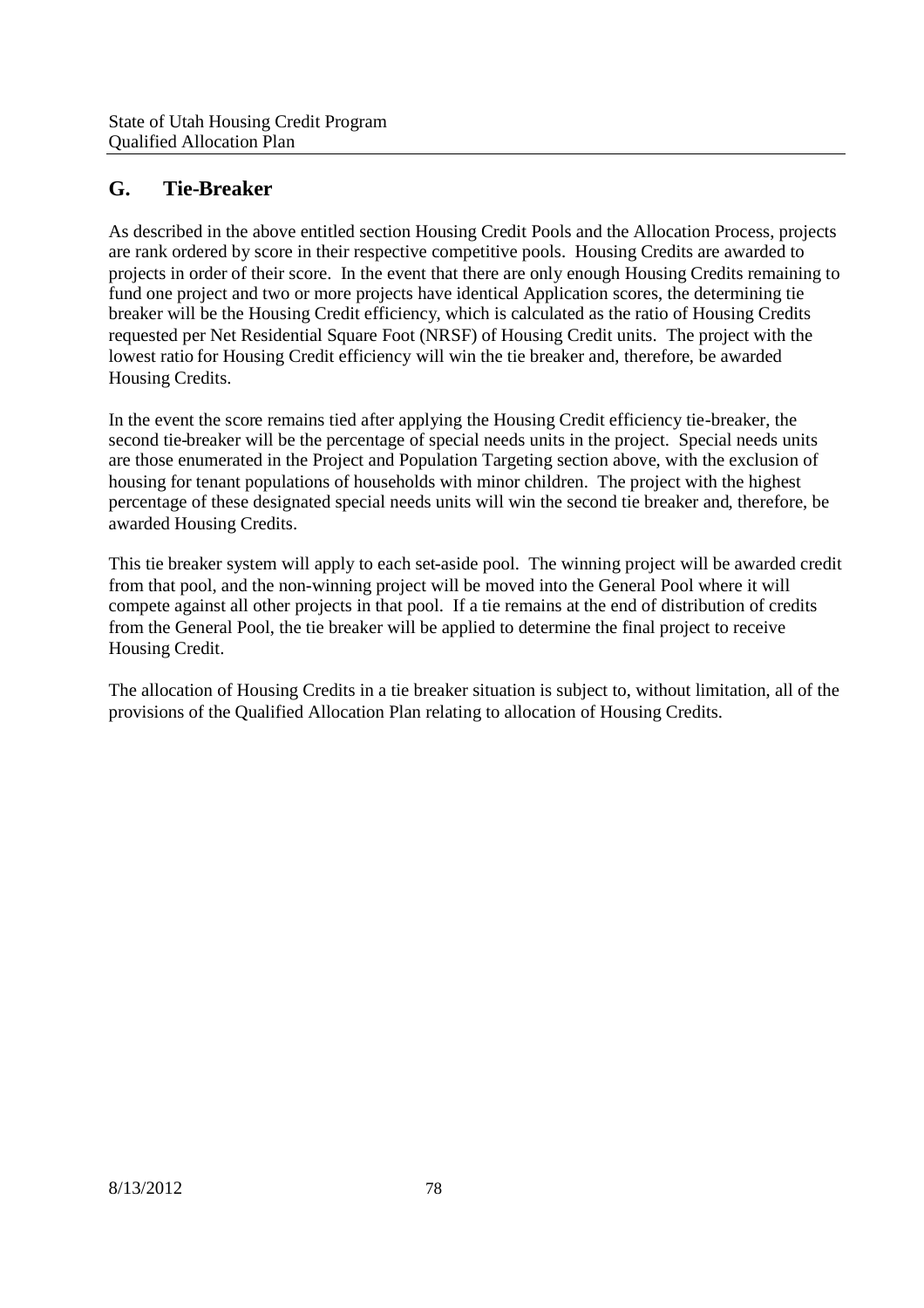## G. Tie-Breaker

As described in the above entitled section Housing Credit Pools and the Allocation Process, projects are rank ordered by score in their respective competitive pools. Housing Credits are awarded to projects in order of their score. In the event that there are only enough Housing Credits remaining to fund one project and two or more projects have identical Application scores, the determining tie breaker will be the Housing Credit efficiency, which is calculated as the ratio of Housing Credits requested per Net Residential Square Foot (NRSF) of Housing Credit units. The project with the lowest ratio for Housing Credit efficiency will win the tie breaker and, therefore, be awarded Housing Credits.

In the event the score remains tied after applying the Housing Credit efficiency tie-breaker, the second tie-breaker will be the percentage of special needs units in the project. Special needs units are those enumerated in the Project and Population Targeting section above, with the exclusion of housing for tenant populations of households with minor children. The project with the highest percentage of these designated special needs units will win the second tie breaker and, therefore, be awarded Housing Credits.

This tie breaker system will apply to each set-aside pool. The winning project will be awarded credit from that pool, and the non-winning project will be moved into the General Pool where it will compete against all other projects in that pool. If a tie remains at the end of distribution of credits from the General Pool, the tie breaker will be applied to determine the final project to receive Housing Credit.

The allocation of Housing Credits in a tie breaker situation is subject to, without limitation, all of the provisions of the Qualified Allocation Plan relating to allocation of Housing Credits.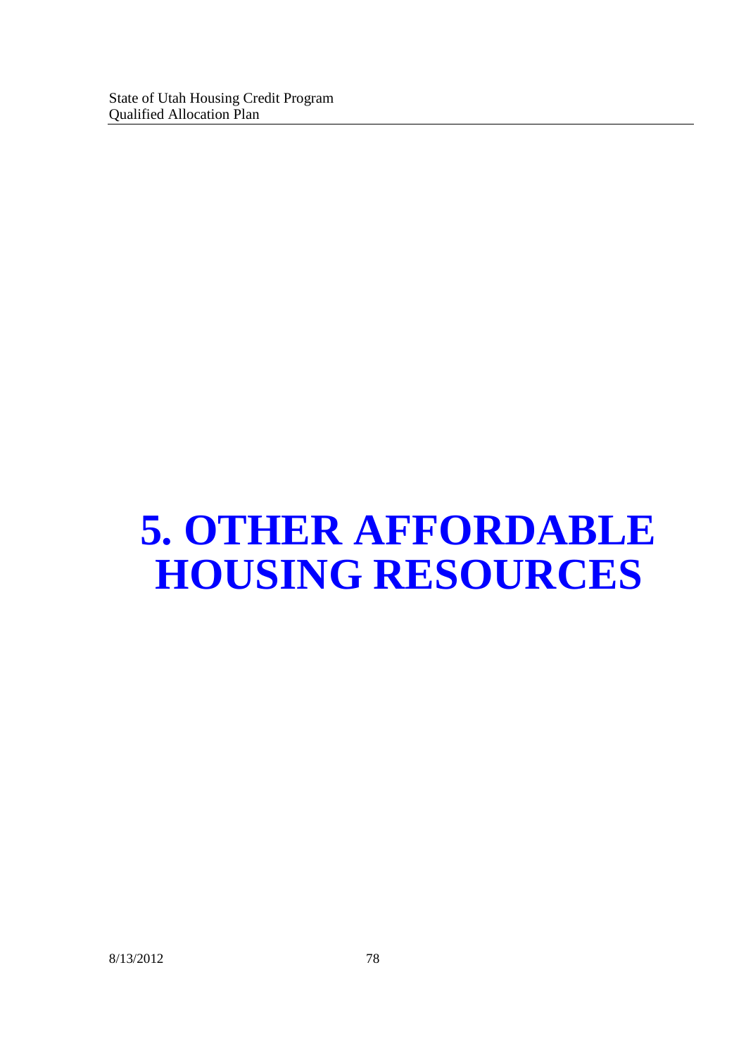# 5. OTHER AFFORDABLE HOUSING RESOURCES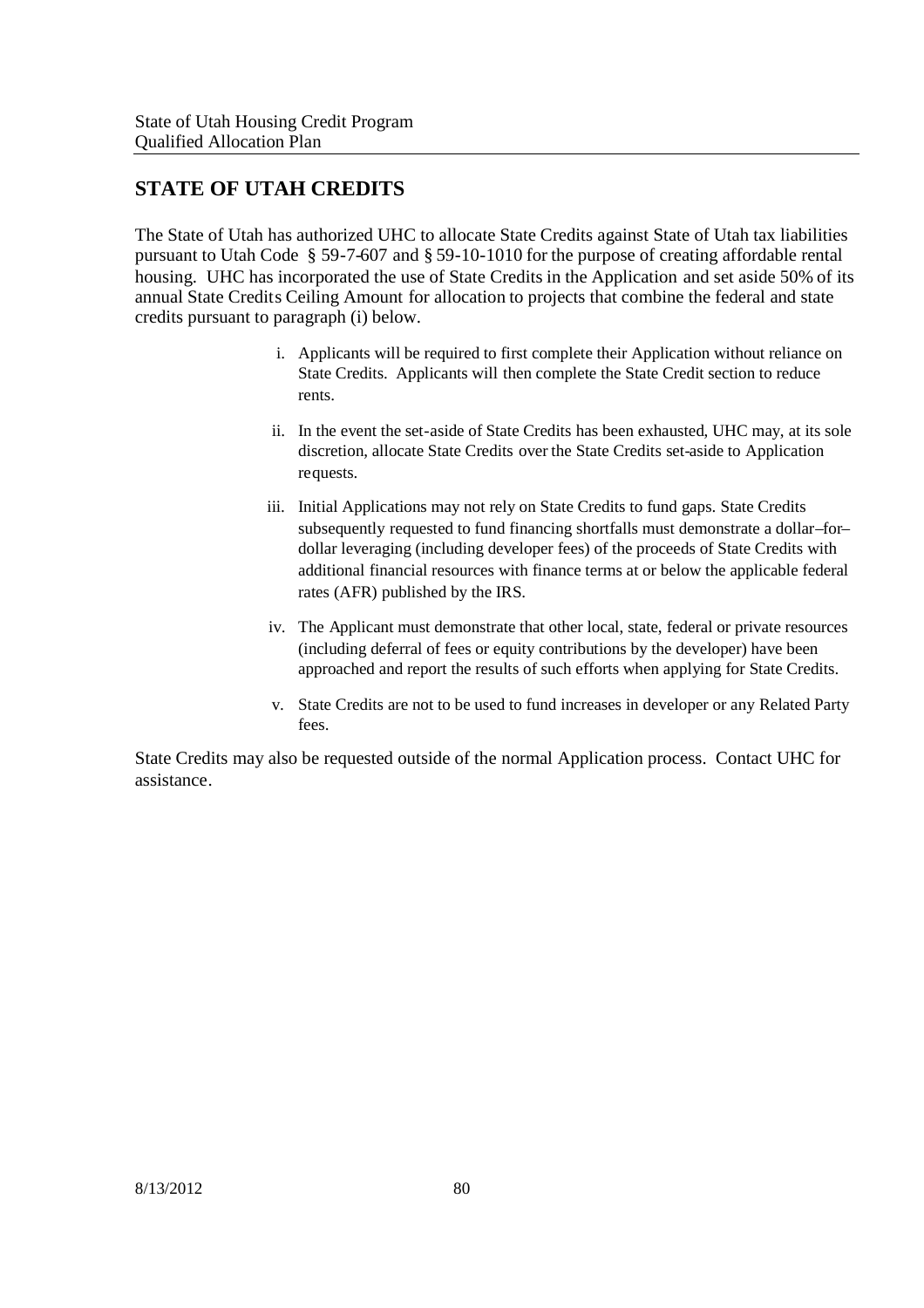## STATE OF UTAH CREDITS

The State of Utah has authorized UHC to allocate State Credits against State of Utah tax liabilities pursuant to Utah Code § 59-7-607 and § 59-10-1010 for the purpose of creating affordable rental housing. UHC has incorporated the use of State Credits in the Application and set aside 50% of its annual State Credits Ceiling Amount for allocation to projects that combine the federal and state credits pursuant to paragraph (i) below.

i. Applicants will be required to first complete their Application without reliance on State Credits. Applicants will then complete the State Credit section to reduce rents.

ii. In the event the set-aside of State Credits has been exhausted, UHC may, at its sole discretion, allocate State Credits over the State Credits set-aside to Application requests.

iii. Initial Applications may not rely on State Credits to fund gaps. State Credits subsequently requested to fund financing shortfalls must demonstrate a dollar–for–dollar leveraging (including developer fees) of the proceeds of State Credits with additional financial resources with finance terms at or below the applicable federal rates (AFR) published by the IRS.

iv. The Applicant must demonstrate that other local, state, federal or private resources (including deferral of fees or equity contributions by the developer) have been approached and report the results of such efforts when applying for State Credits.

v. State Credits are not to be used to fund increases in developer or any Related Party fees.

State Credits may also be requested outside of the normal Application process. Contact UHC for assistance.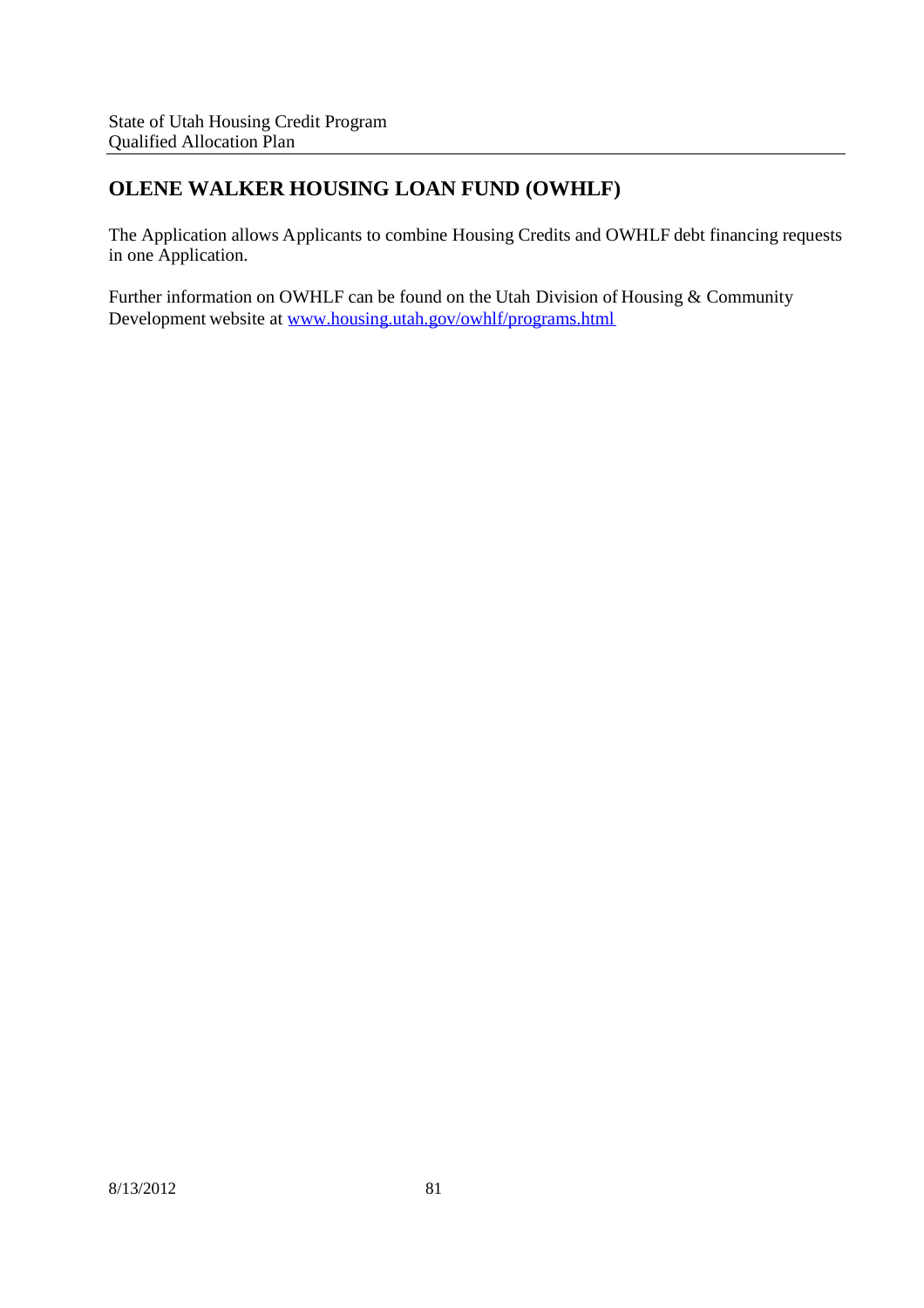## OLENE WALKER HOUSING LOAN FUND (OWHLF)

The Application allows Applicants to combine Housing Credits and OWHLF debt financing requests in one Application.

Further information on OWHLF can be found on the Utah Division of Housing & Community Development website at [www.housing.utah.gov/owhlf/programs.html](http://www.housing.utah.gov/owhlf/programs.html)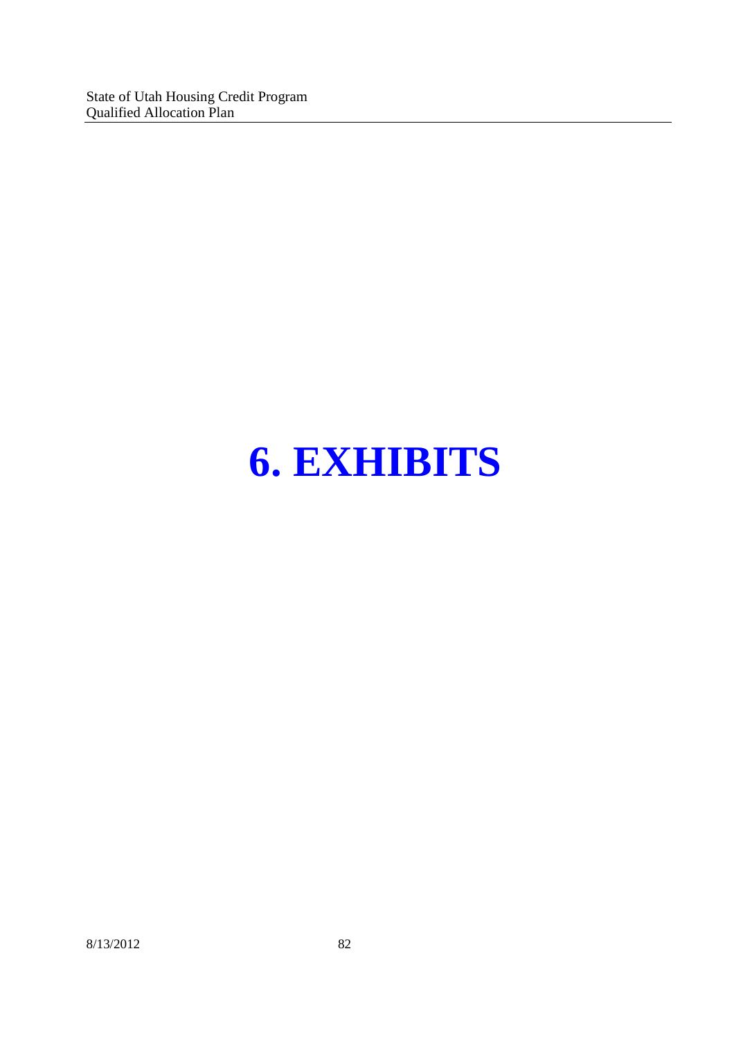# 6. EXHIBITS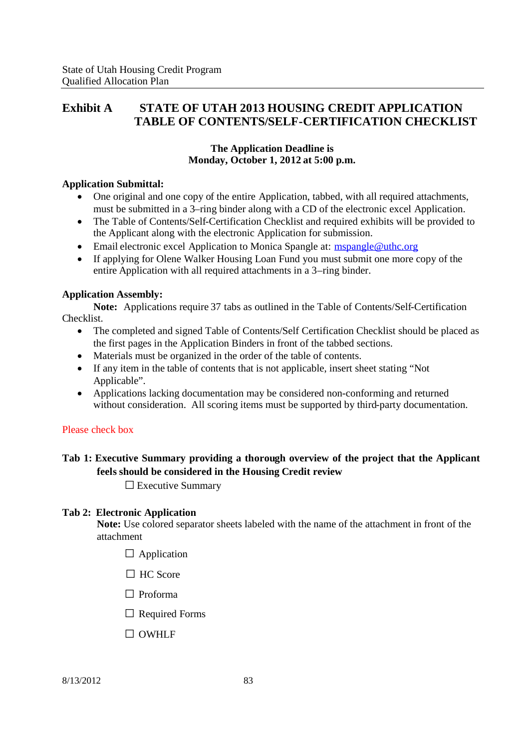## Exhibit A STATE OF UTAH 2013 HOUSING CREDIT APPLICATION TABLE OF CONTENTS/SELF-CERTIFICATION CHECKLIST

**The Application Deadline is**
**Monday, October 1, 2012 at 5:00 p.m.**

**Application Submittal:**

- One original and one copy of the entire Application, tabbed, with all required attachments, must be submitted in a 3–ring binder along with a CD of the electronic excel Application.
- The Table of Contents/Self-Certification Checklist and required exhibits will be provided to the Applicant along with the electronic Application for submission.
- Email electronic excel Application to Monica Spangle at: mspangle@uthc.org
- If applying for Olene Walker Housing Loan Fund you must submit one more copy of the entire Application with all required attachments in a 3–ring binder.

**Application Assembly:**

**Note:** Applications require 37 tabs as outlined in the Table of Contents/Self-Certification Checklist.

- The completed and signed Table of Contents/Self Certification Checklist should be placed as the first pages in the Application Binders in front of the tabbed sections.
- Materials must be organized in the order of the table of contents.
- If any item in the table of contents that is not applicable, insert sheet stating "Not Applicable".
- Applications lacking documentation may be considered non-conforming and returned without consideration. All scoring items must be supported by third-party documentation.

Please check box

**Tab 1: Executive Summary providing a thorough overview of the project that the Applicant feels should be considered in the Housing Credit review**

☐ Executive Summary

**Tab 2: Electronic Application**

**Note:** Use colored separator sheets labeled with the name of the attachment in front of the attachment

☐ Application

☐ HC Score

☐ Proforma

☐ Required Forms

☐ OWHLF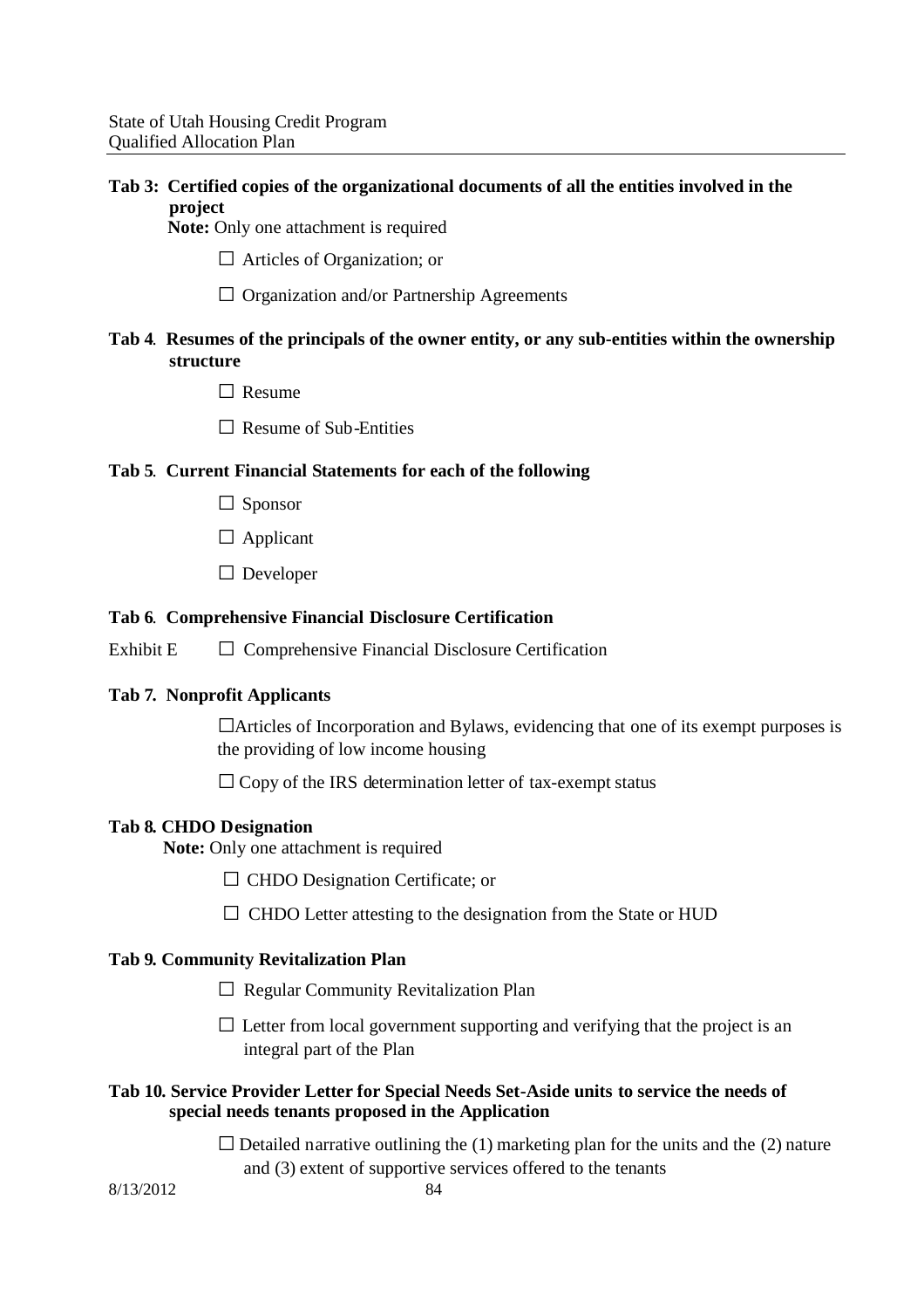**Tab 3: Certified copies of the organizational documents of all the entities involved in the project**

**Note:** Only one attachment is required

☐ Articles of Organization; or

☐ Organization and/or Partnership Agreements

**Tab 4. Resumes of the principals of the owner entity, or any sub-entities within the ownership structure**

☐ Resume

☐ Resume of Sub-Entities

**Tab 5. Current Financial Statements for each of the following**

☐ Sponsor

☐ Applicant

☐ Developer

**Tab 6. Comprehensive Financial Disclosure Certification**

Exhibit E ☐ Comprehensive Financial Disclosure Certification

**Tab 7. Nonprofit Applicants**

☐Articles of Incorporation and Bylaws, evidencing that one of its exempt purposes is the providing of low income housing

☐ Copy of the IRS determination letter of tax-exempt status

**Tab 8. CHDO Designation**

**Note:** Only one attachment is required

☐ CHDO Designation Certificate; or

☐ CHDO Letter attesting to the designation from the State or HUD

**Tab 9. Community Revitalization Plan**

☐ Regular Community Revitalization Plan

☐ Letter from local government supporting and verifying that the project is an integral part of the Plan

**Tab 10. Service Provider Letter for Special Needs Set-Aside units to service the needs of special needs tenants proposed in the Application**

☐ Detailed narrative outlining the (1) marketing plan for the units and the (2) nature and (3) extent of supportive services offered to the tenants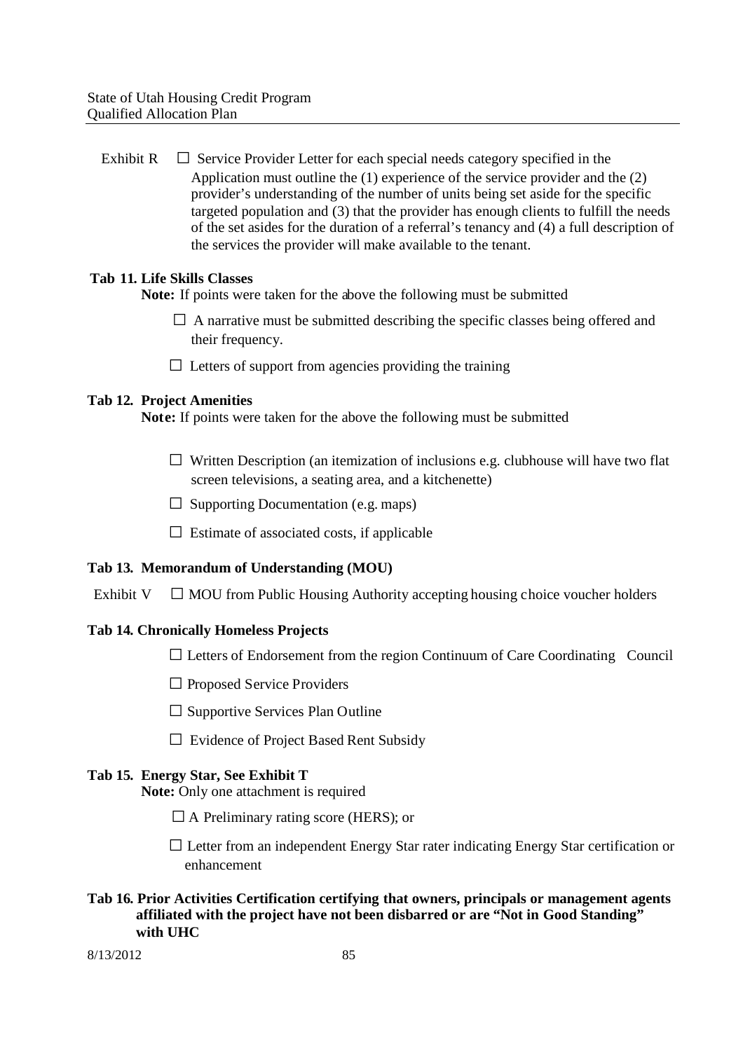Exhibit R ☐ Service Provider Letter for each special needs category specified in the Application must outline the (1) experience of the service provider and the (2) provider's understanding of the number of units being set aside for the specific targeted population and (3) that the provider has enough clients to fulfill the needs of the set asides for the duration of a referral's tenancy and (4) a full description of the services the provider will make available to the tenant.

**Tab 11. Life Skills Classes**

**Note:** If points were taken for the above the following must be submitted

- ☐ A narrative must be submitted describing the specific classes being offered and their frequency.
- ☐ Letters of support from agencies providing the training

**Tab 12. Project Amenities**

**Note:** If points were taken for the above the following must be submitted

- ☐ Written Description (an itemization of inclusions e.g. clubhouse will have two flat screen televisions, a seating area, and a kitchenette)
- ☐ Supporting Documentation (e.g. maps)
- ☐ Estimate of associated costs, if applicable

**Tab 13. Memorandum of Understanding (MOU)**

Exhibit V ☐ MOU from Public Housing Authority accepting housing choice voucher holders

**Tab 14. Chronically Homeless Projects**

- ☐ Letters of Endorsement from the region Continuum of Care Coordinating Council
- ☐ Proposed Service Providers
- ☐ Supportive Services Plan Outline
- ☐ Evidence of Project Based Rent Subsidy

**Tab 15. Energy Star, See Exhibit T**

**Note:** Only one attachment is required

- ☐ A Preliminary rating score (HERS); or
- ☐ Letter from an independent Energy Star rater indicating Energy Star certification or enhancement

**Tab 16. Prior Activities Certification certifying that owners, principals or management agents affiliated with the project have not been disbarred or are "Not in Good Standing" with UHC**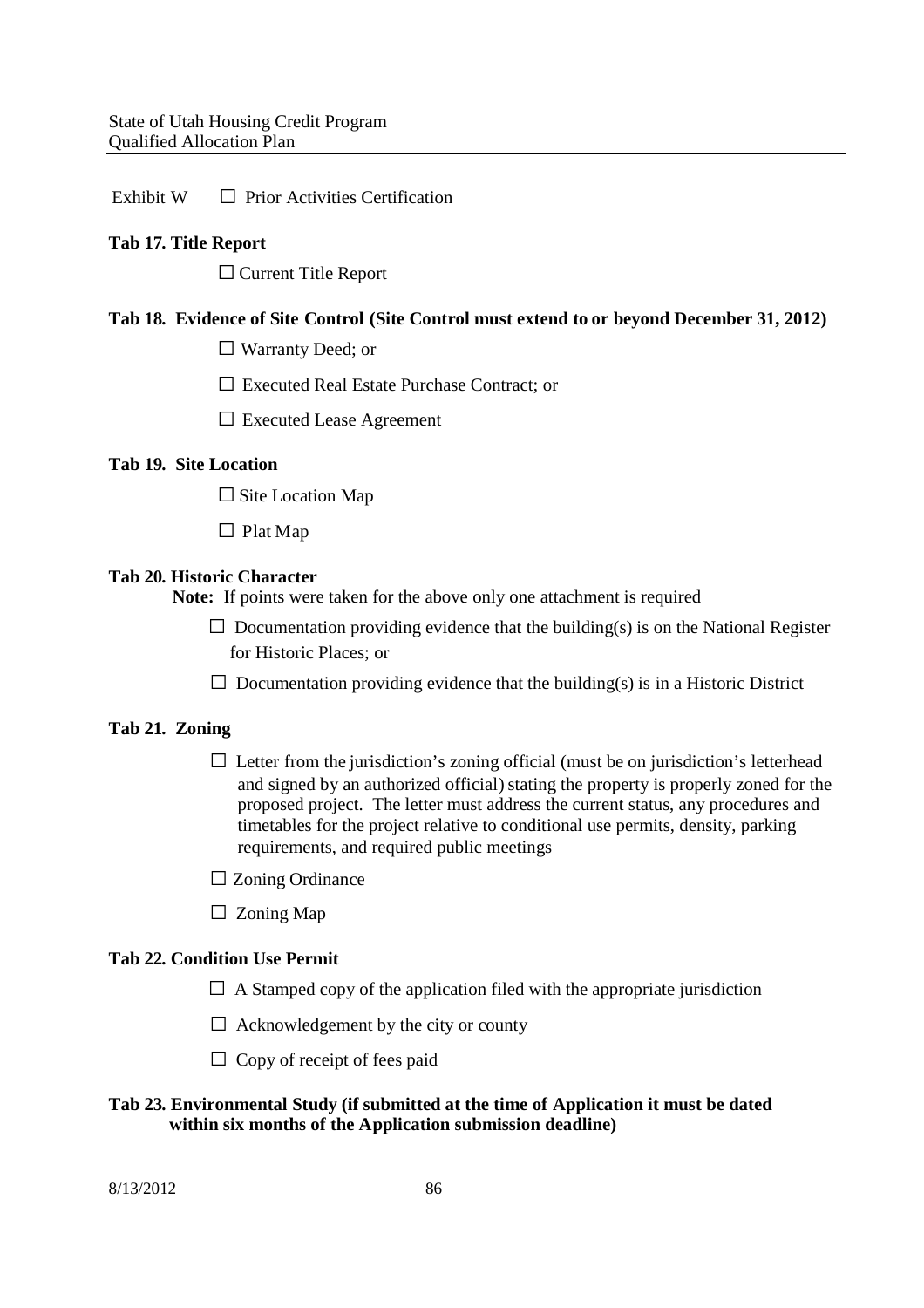Exhibit W ☐ Prior Activities Certification

**Tab 17. Title Report**

☐ Current Title Report

**Tab 18. Evidence of Site Control (Site Control must extend to or beyond December 31, 2012)**

☐ Warranty Deed; or

☐ Executed Real Estate Purchase Contract; or

☐ Executed Lease Agreement

**Tab 19. Site Location**

☐ Site Location Map

☐ Plat Map

**Tab 20. Historic Character**

**Note:** If points were taken for the above only one attachment is required

☐ Documentation providing evidence that the building(s) is on the National Register for Historic Places; or

☐ Documentation providing evidence that the building(s) is in a Historic District

**Tab 21. Zoning**

☐ Letter from the jurisdiction's zoning official (must be on jurisdiction's letterhead and signed by an authorized official) stating the property is properly zoned for the proposed project. The letter must address the current status, any procedures and timetables for the project relative to conditional use permits, density, parking requirements, and required public meetings

☐ Zoning Ordinance

☐ Zoning Map

**Tab 22. Condition Use Permit**

☐ A Stamped copy of the application filed with the appropriate jurisdiction

☐ Acknowledgement by the city or county

☐ Copy of receipt of fees paid

**Tab 23. Environmental Study (if submitted at the time of Application it must be dated within six months of the Application submission deadline)**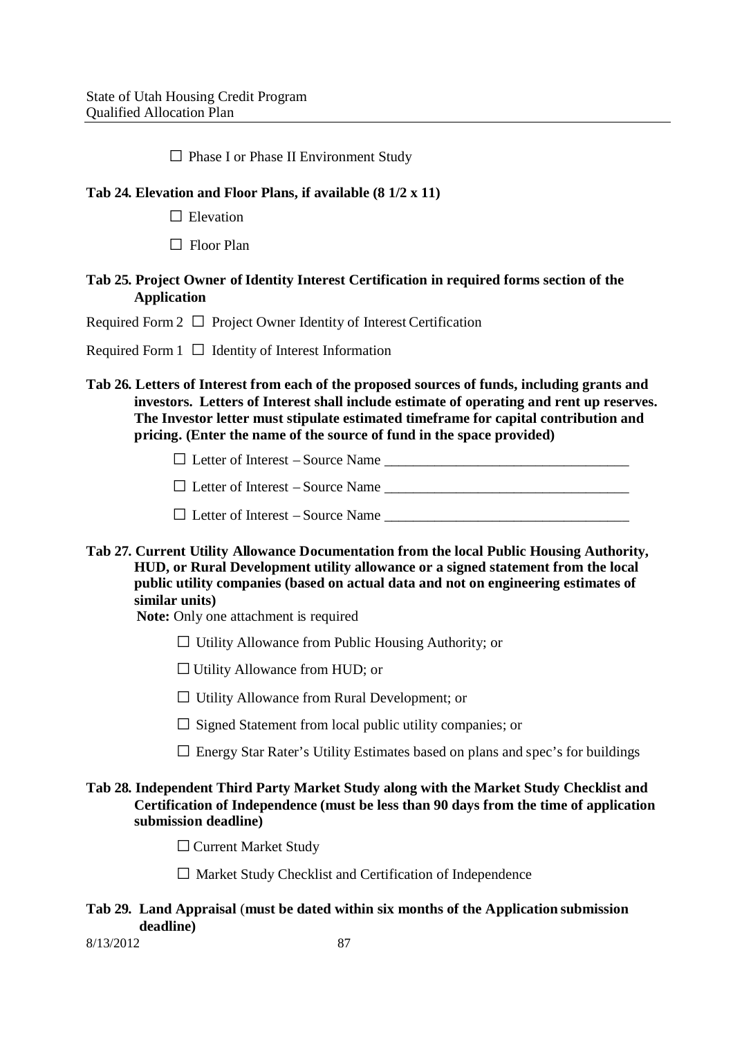☐ Phase I or Phase II Environment Study

**Tab 24. Elevation and Floor Plans, if available (8 1/2 x 11)**

☐ Elevation

☐ Floor Plan

**Tab 25. Project Owner of Identity Interest Certification in required forms section of the Application**

Required Form 2 ☐ Project Owner Identity of Interest Certification

Required Form 1 ☐ Identity of Interest Information

**Tab 26. Letters of Interest from each of the proposed sources of funds, including grants and investors. Letters of Interest shall include estimate of operating and rent up reserves. The Investor letter must stipulate estimated timeframe for capital contribution and pricing. (Enter the name of the source of fund in the space provided)**

☐ Letter of Interest – Source Name ___________________________________

☐ Letter of Interest – Source Name ___________________________________

☐ Letter of Interest – Source Name ___________________________________

**Tab 27. Current Utility Allowance Documentation from the local Public Housing Authority, HUD, or Rural Development utility allowance or a signed statement from the local public utility companies (based on actual data and not on engineering estimates of similar units)**

**Note:** Only one attachment is required

☐ Utility Allowance from Public Housing Authority; or

☐ Utility Allowance from HUD; or

☐ Utility Allowance from Rural Development; or

☐ Signed Statement from local public utility companies; or

☐ Energy Star Rater's Utility Estimates based on plans and spec's for buildings

**Tab 28. Independent Third Party Market Study along with the Market Study Checklist and Certification of Independence (must be less than 90 days from the time of application submission deadline)**

☐ Current Market Study

☐ Market Study Checklist and Certification of Independence

**Tab 29. Land Appraisal (must be dated within six months of the Application submission deadline)**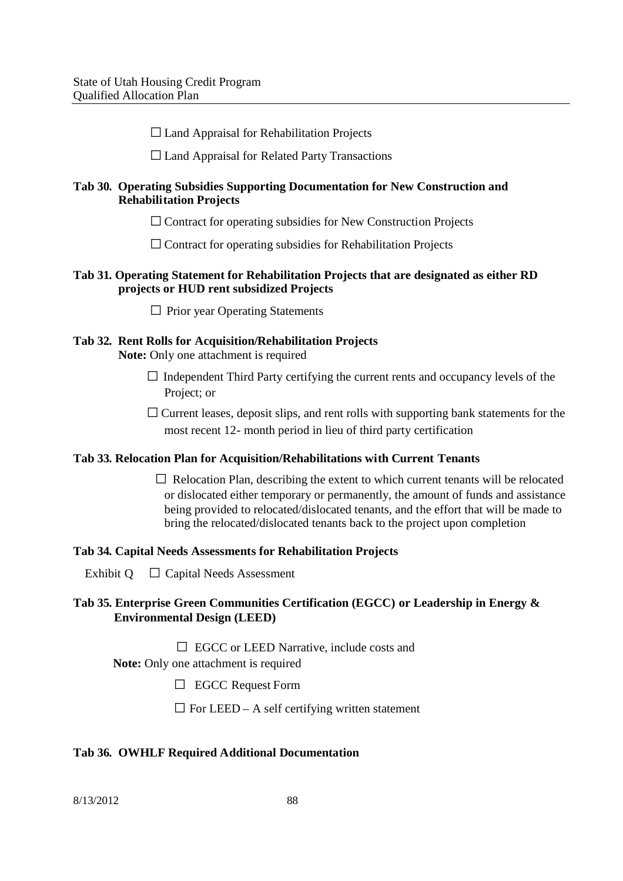☐ Land Appraisal for Rehabilitation Projects

☐ Land Appraisal for Related Party Transactions

**Tab 30. Operating Subsidies Supporting Documentation for New Construction and Rehabilitation Projects**

☐ Contract for operating subsidies for New Construction Projects

☐ Contract for operating subsidies for Rehabilitation Projects

**Tab 31. Operating Statement for Rehabilitation Projects that are designated as either RD projects or HUD rent subsidized Projects**

☐ Prior year Operating Statements

**Tab 32. Rent Rolls for Acquisition/Rehabilitation Projects**

**Note:** Only one attachment is required

☐ Independent Third Party certifying the current rents and occupancy levels of the Project; or

☐ Current leases, deposit slips, and rent rolls with supporting bank statements for the most recent 12- month period in lieu of third party certification

**Tab 33. Relocation Plan for Acquisition/Rehabilitations with Current Tenants**

☐ Relocation Plan, describing the extent to which current tenants will be relocated or dislocated either temporary or permanently, the amount of funds and assistance being provided to relocated/dislocated tenants, and the effort that will be made to bring the relocated/dislocated tenants back to the project upon completion

**Tab 34. Capital Needs Assessments for Rehabilitation Projects**

Exhibit Q ☐ Capital Needs Assessment

**Tab 35. Enterprise Green Communities Certification (EGCC) or Leadership in Energy & Environmental Design (LEED)**

☐ EGCC or LEED Narrative, include costs and

**Note:** Only one attachment is required

☐ EGCC Request Form

☐ For LEED – A self certifying written statement

**Tab 36. OWHLF Required Additional Documentation**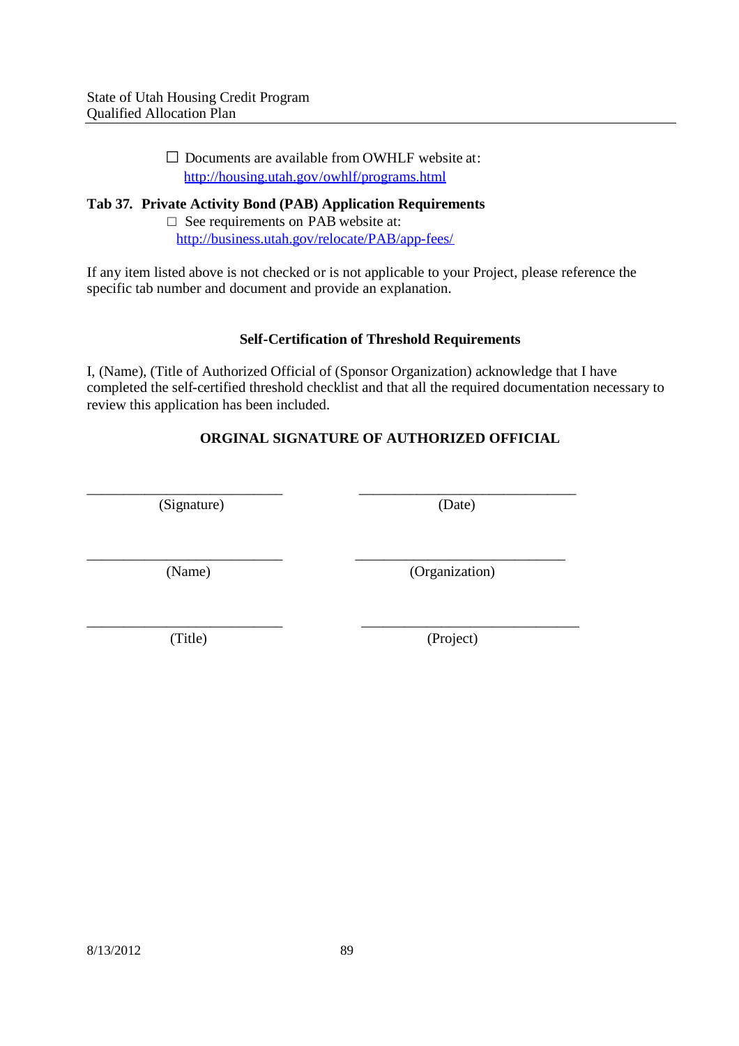☐ Documents are available from OWHLF website at: [http://housing.utah.gov/owhlf/programs.html](http://housing.utah.gov/owhlf/programs.html)

**Tab 37. Private Activity Bond (PAB) Application Requirements**

☐ See requirements on PAB website at: [http://business.utah.gov/relocate/PAB/app-fees/](http://business.utah.gov/relocate/PAB/app-fees/)

If any item listed above is not checked or is not applicable to your Project, please reference the specific tab number and document and provide an explanation.

**Self-Certification of Threshold Requirements**

I, (Name), (Title of Authorized Official of (Sponsor Organization) acknowledge that I have completed the self-certified threshold checklist and that all the required documentation necessary to review this application has been included.

**ORGINAL SIGNATURE OF AUTHORIZED OFFICIAL**

| | |
|---|---|
| ___________________________ | ______________________________ |
| (Signature) | (Date) |
| ___________________________ | _____________________________ |
| (Name) | (Organization) |
| ___________________________ | ______________________________ |
| (Title) | (Project) |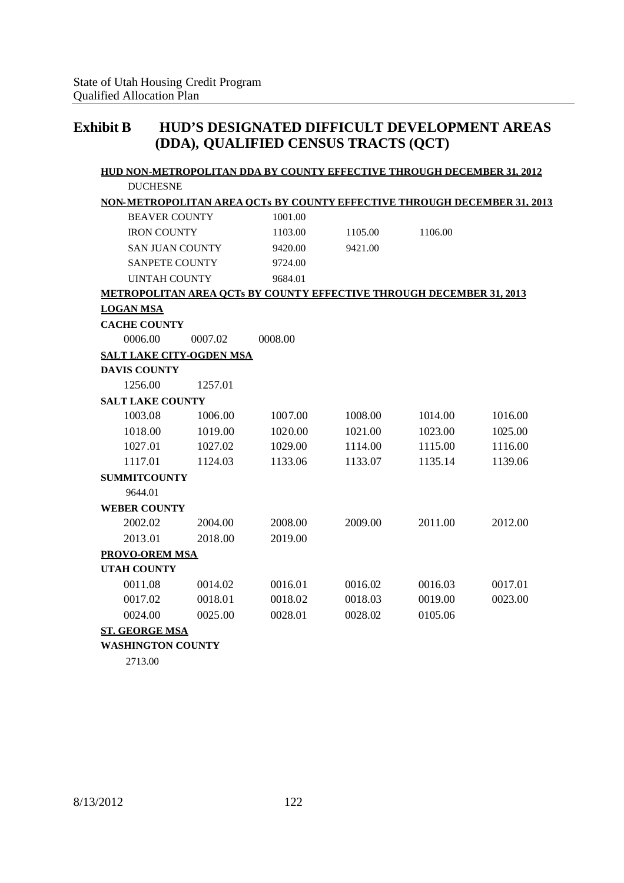# Exhibit B HUD'S DESIGNATED DIFFICULT DEVELOPMENT AREAS (DDA), QUALIFIED CENSUS TRACTS (QCT)

**HUD NON-METROPOLITAN DDA BY COUNTY EFFECTIVE THROUGH DECEMBER 31, 2012**

DUCHESNE

**NON-METROPOLITAN AREA QCTs BY COUNTY EFFECTIVE THROUGH DECEMBER 31, 2013**

| | | | |
|---|---|---|---|
| BEAVER COUNTY | 1001.00 | | |
| IRON COUNTY | 1103.00 | 1105.00 | 1106.00 |
| SAN JUAN COUNTY | 9420.00 | 9421.00 | |
| SANPETE COUNTY | 9724.00 | | |
| UINTAH COUNTY | 9684.01 | | |

**METROPOLITAN AREA QCTs BY COUNTY EFFECTIVE THROUGH DECEMBER 31, 2013**

**LOGAN MSA**

**CACHE COUNTY**

0006.00 0007.02 0008.00

**SALT LAKE CITY-OGDEN MSA**

**DAVIS COUNTY**

1256.00 1257.01

**SALT LAKE COUNTY**

| | | | | | |
|---|---|---|---|---|---|
| 1003.08 | 1006.00 | 1007.00 | 1008.00 | 1014.00 | 1016.00 |
| 1018.00 | 1019.00 | 1020.00 | 1021.00 | 1023.00 | 1025.00 |
| 1027.01 | 1027.02 | 1029.00 | 1114.00 | 1115.00 | 1116.00 |
| 1117.01 | 1124.03 | 1133.06 | 1133.07 | 1135.14 | 1139.06 |

**SUMMITCOUNTY**

9644.01

**WEBER COUNTY**

| | | | | | |
|---|---|---|---|---|---|
| 2002.02 | 2004.00 | 2008.00 | 2009.00 | 2011.00 | 2012.00 |
| 2013.01 | 2018.00 | 2019.00 | | | |

**PROVO-OREM MSA**

**UTAH COUNTY**

| | | | | | |
|---|---|---|---|---|---|
| 0011.08 | 0014.02 | 0016.01 | 0016.02 | 0016.03 | 0017.01 |
| 0017.02 | 0018.01 | 0018.02 | 0018.03 | 0019.00 | 0023.00 |
| 0024.00 | 0025.00 | 0028.01 | 0028.02 | 0105.06 | |

**ST. GEORGE MSA**

**WASHINGTON COUNTY**

2713.00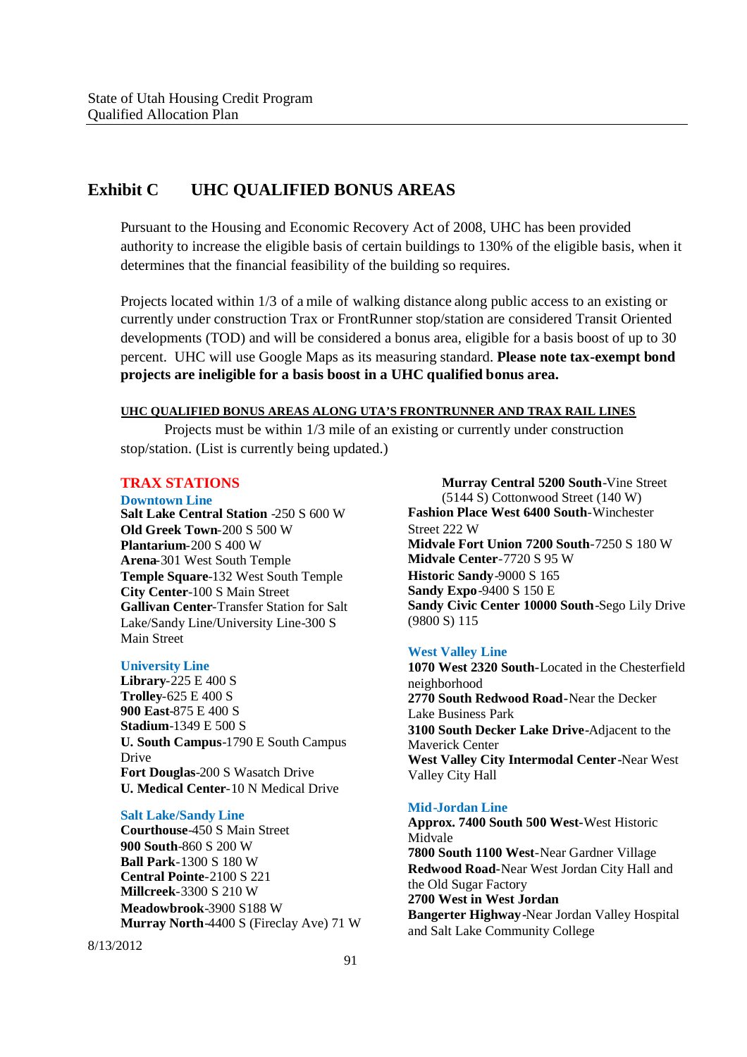## Exhibit C UHC QUALIFIED BONUS AREAS

Pursuant to the Housing and Economic Recovery Act of 2008, UHC has been provided authority to increase the eligible basis of certain buildings to 130% of the eligible basis, when it determines that the financial feasibility of the building so requires.

Projects located within 1/3 of a mile of walking distance along public access to an existing or currently under construction Trax or FrontRunner stop/station are considered Transit Oriented developments (TOD) and will be considered a bonus area, eligible for a basis boost of up to 30 percent. UHC will use Google Maps as its measuring standard. **Please note tax-exempt bond projects are ineligible for a basis boost in a UHC qualified bonus area.**

**UHC QUALIFIED BONUS AREAS ALONG UTA'S FRONTRUNNER AND TRAX RAIL LINES**

Projects must be within 1/3 mile of an existing or currently under construction stop/station. (List is currently being updated.)

### TRAX STATIONS

#### Downtown Line

**Salt Lake Central Station** -250 S 600 W
**Old Greek Town**-200 S 500 W
**Plantarium**-200 S 400 W
**Arena**-301 West South Temple
**Temple Square**-132 West South Temple
**City Center**-100 S Main Street
**Gallivan Center**-Transfer Station for Salt Lake/Sandy Line/University Line-300 S Main Street

#### University Line

**Library**-225 E 400 S
**Trolley**-625 E 400 S
**900 East**-875 E 400 S
**Stadium**-1349 E 500 S
**U. South Campus**-1790 E South Campus Drive
**Fort Douglas**-200 S Wasatch Drive
**U. Medical Center**-10 N Medical Drive

#### Salt Lake/Sandy Line

**Courthouse**-450 S Main Street
**900 South**-860 S 200 W
**Ball Park**-1300 S 180 W
**Central Pointe**-2100 S 221
**Millcreek**-3300 S 210 W
**Meadowbrook**-3900 S188 W
**Murray North**-4400 S (Fireclay Ave) 71 W
**Murray Central 5200 South**-Vine Street (5144 S) Cottonwood Street (140 W)
**Fashion Place West 6400 South**-Winchester Street 222 W
**Midvale Fort Union 7200 South**-7250 S 180 W
**Midvale Center**-7720 S 95 W
**Historic Sandy**-9000 S 165
**Sandy Expo**-9400 S 150 E
**Sandy Civic Center 10000 South**-Sego Lily Drive (9800 S) 115

#### West Valley Line

**1070 West 2320 South**-Located in the Chesterfield neighborhood
**2770 South Redwood Road**-Near the Decker Lake Business Park
**3100 South Decker Lake Drive**-Adjacent to the Maverick Center
**West Valley City Intermodal Center**-Near West Valley City Hall

#### Mid-Jordan Line

**Approx. 7400 South 500 West**-West Historic Midvale
**7800 South 1100 West**-Near Gardner Village
**Redwood Road**-Near West Jordan City Hall and the Old Sugar Factory
**2700 West in West Jordan**
**Bangerter Highway**-Near Jordan Valley Hospital and Salt Lake Community College

8/13/2012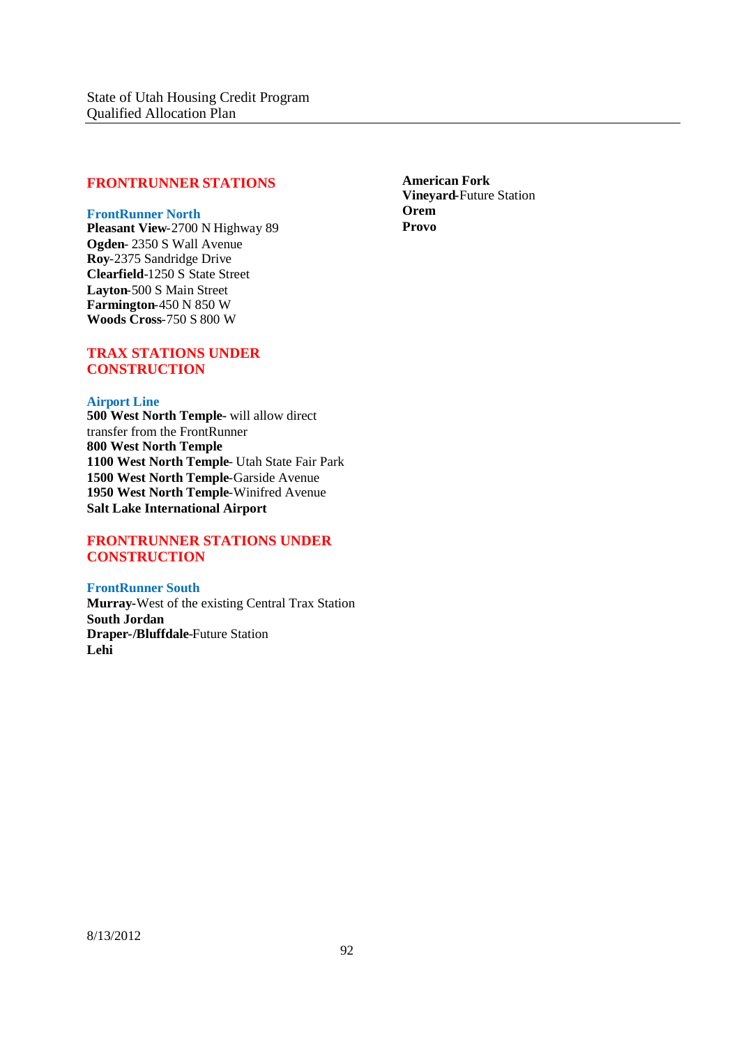## FRONTRUNNER STATIONS

### FrontRunner North

**Pleasant View**-2700 N Highway 89
**Ogden**- 2350 S Wall Avenue
**Roy**-2375 Sandridge Drive
**Clearfield**-1250 S State Street
**Layton**-500 S Main Street
**Farmington**-450 N 850 W
**Woods Cross**-750 S 800 W

## TRAX STATIONS UNDER CONSTRUCTION

### Airport Line

**500 West North Temple**- will allow direct transfer from the FrontRunner
**800 West North Temple**
**1100 West North Temple**- Utah State Fair Park
**1500 West North Temple**-Garside Avenue
**1950 West North Temple**-Winifred Avenue
**Salt Lake International Airport**

## FRONTRUNNER STATIONS UNDER CONSTRUCTION

### FrontRunner South

**Murray**-West of the existing Central Trax Station
**South Jordan**
**Draper-/Bluffdale**-Future Station
**Lehi**
**American Fork**
**Vineyard**-Future Station
**Orem**
**Provo**

8/13/2012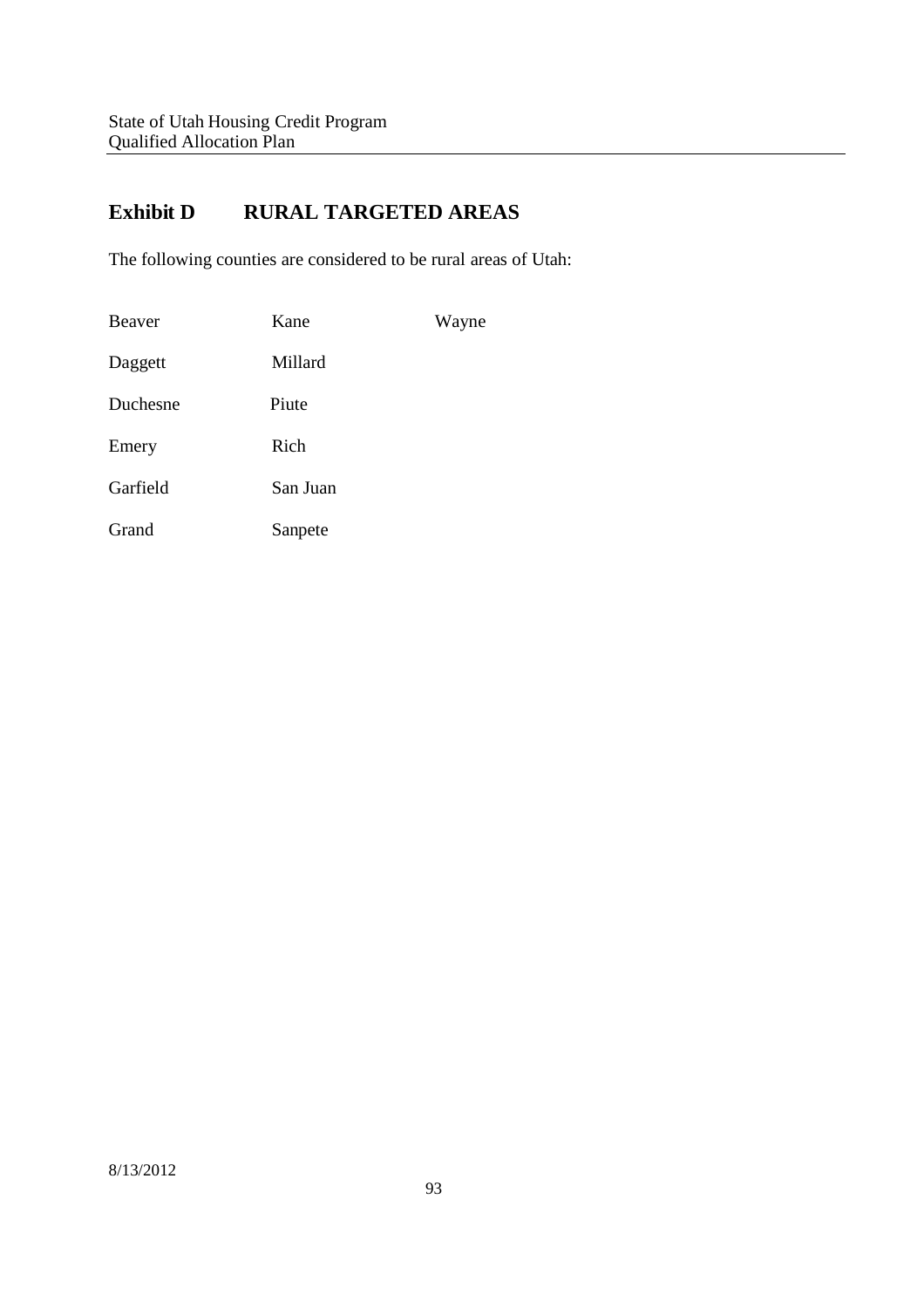# Exhibit D RURAL TARGETED AREAS

The following counties are considered to be rural areas of Utah:

| | | |
|---|---|---|
| Beaver | Kane | Wayne |
| Daggett | Millard | |
| Duchesne | Piute | |
| Emery | Rich | |
| Garfield | San Juan | |
| Grand | Sanpete | |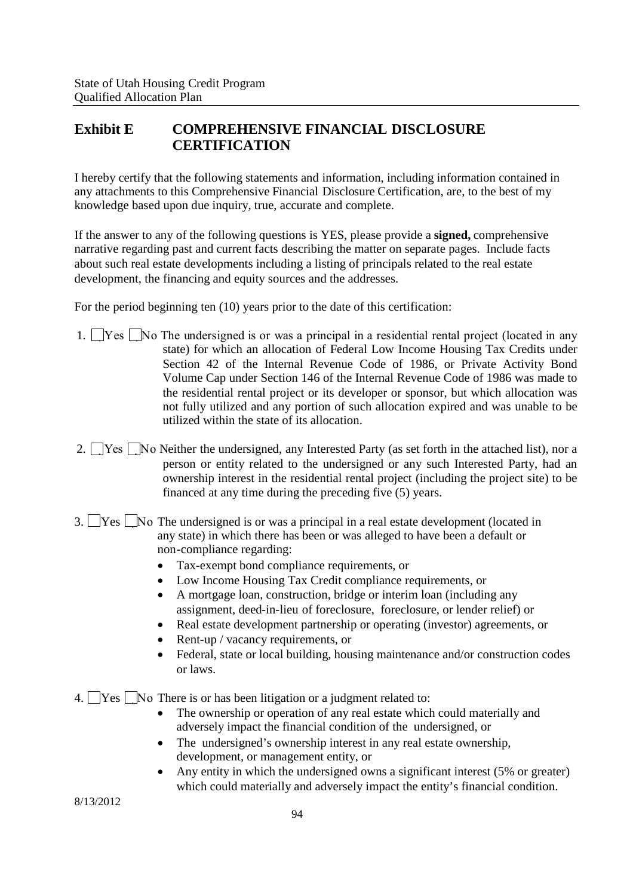## Exhibit E COMPREHENSIVE FINANCIAL DISCLOSURE CERTIFICATION

I hereby certify that the following statements and information, including information contained in any attachments to this Comprehensive Financial Disclosure Certification, are, to the best of my knowledge based upon due inquiry, true, accurate and complete.

If the answer to any of the following questions is YES, please provide a **signed,** comprehensive narrative regarding past and current facts describing the matter on separate pages. Include facts about such real estate developments including a listing of principals related to the real estate development, the financing and equity sources and the addresses.

For the period beginning ten (10) years prior to the date of this certification:

1. ☐ Yes ☐ No The undersigned is or was a principal in a residential rental project (located in any state) for which an allocation of Federal Low Income Housing Tax Credits under Section 42 of the Internal Revenue Code of 1986, or Private Activity Bond Volume Cap under Section 146 of the Internal Revenue Code of 1986 was made to the residential rental project or its developer or sponsor, but which allocation was not fully utilized and any portion of such allocation expired and was unable to be utilized within the state of its allocation.

2. ☐ Yes ☐ No Neither the undersigned, any Interested Party (as set forth in the attached list), nor a person or entity related to the undersigned or any such Interested Party, had an ownership interest in the residential rental project (including the project site) to be financed at any time during the preceding five (5) years.

3. ☐ Yes ☐ No The undersigned is or was a principal in a real estate development (located in any state) in which there has been or was alleged to have been a default or non-compliance regarding:
   - Tax-exempt bond compliance requirements, or
   - Low Income Housing Tax Credit compliance requirements, or
   - A mortgage loan, construction, bridge or interim loan (including any assignment, deed-in-lieu of foreclosure, foreclosure, or lender relief) or
   - Real estate development partnership or operating (investor) agreements, or
   - Rent-up / vacancy requirements, or
   - Federal, state or local building, housing maintenance and/or construction codes or laws.

4. ☐ Yes ☐ No There is or has been litigation or a judgment related to:
   - The ownership or operation of any real estate which could materially and adversely impact the financial condition of the undersigned, or
   - The undersigned's ownership interest in any real estate ownership, development, or management entity, or
   - Any entity in which the undersigned owns a significant interest (5% or greater) which could materially and adversely impact the entity's financial condition.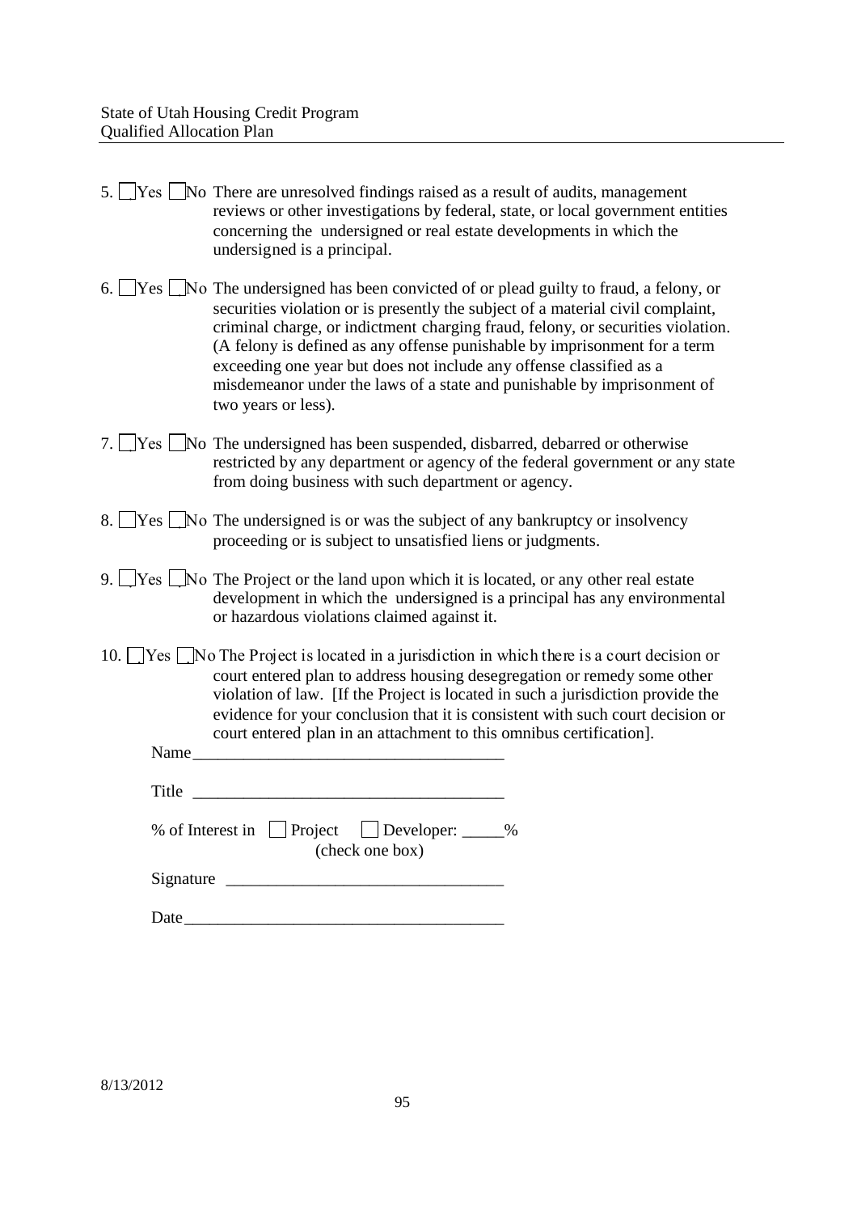5. ☐ Yes ☐ No There are unresolved findings raised as a result of audits, management reviews or other investigations by federal, state, or local government entities concerning the undersigned or real estate developments in which the undersigned is a principal.

6. ☐ Yes ☐ No The undersigned has been convicted of or plead guilty to fraud, a felony, or securities violation or is presently the subject of a material civil complaint, criminal charge, or indictment charging fraud, felony, or securities violation. (A felony is defined as any offense punishable by imprisonment for a term exceeding one year but does not include any offense classified as a misdemeanor under the laws of a state and punishable by imprisonment of two years or less).

7. ☐ Yes ☐ No The undersigned has been suspended, disbarred, debarred or otherwise restricted by any department or agency of the federal government or any state from doing business with such department or agency.

8. ☐ Yes ☐ No The undersigned is or was the subject of any bankruptcy or insolvency proceeding or is subject to unsatisfied liens or judgments.

9. ☐ Yes ☐ No The Project or the land upon which it is located, or any other real estate development in which the undersigned is a principal has any environmental or hazardous violations claimed against it.

10. ☐ Yes ☐ No The Project is located in a jurisdiction in which there is a court decision or court entered plan to address housing desegregation or remedy some other violation of law. [If the Project is located in such a jurisdiction provide the evidence for your conclusion that it is consistent with such court decision or court entered plan in an attachment to this omnibus certification].

Name_____________________________________

Title _____________________________________

% of Interest in ☐ Project ☐ Developer: _____%
(check one box)

Signature _________________________________

Date_____________________________________

8/13/2012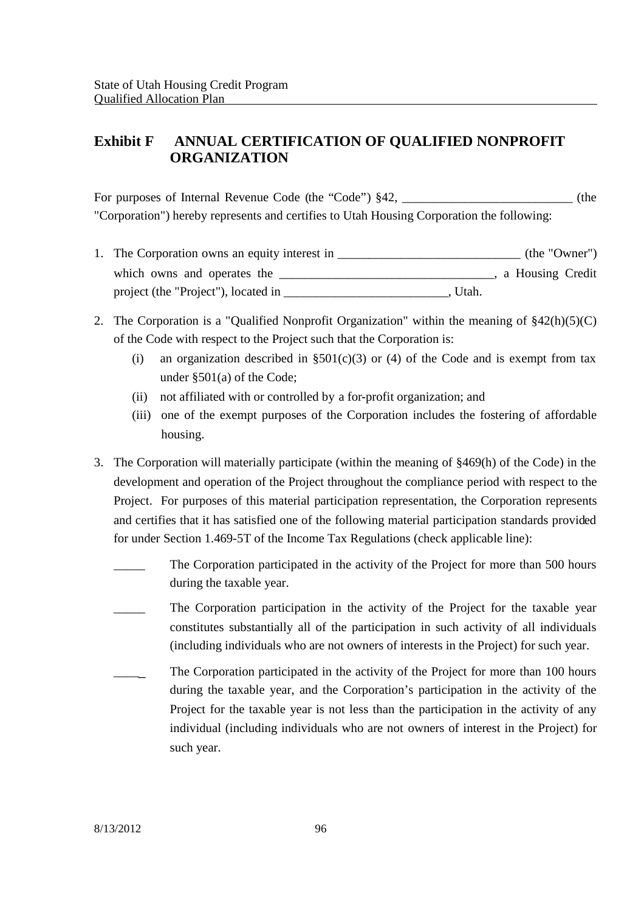## Exhibit F ANNUAL CERTIFICATION OF QUALIFIED NONPROFIT ORGANIZATION

For purposes of Internal Revenue Code (the "Code") §42, ___________________________ (the "Corporation") hereby represents and certifies to Utah Housing Corporation the following:

1. The Corporation owns an equity interest in ______________________________ (the "Owner") which owns and operates the __________________________________, a Housing Credit project (the "Project"), located in __________________________, Utah.

2. The Corporation is a "Qualified Nonprofit Organization" within the meaning of §42(h)(5)(C) of the Code with respect to the Project such that the Corporation is:
   (i) an organization described in §501(c)(3) or (4) of the Code and is exempt from tax under §501(a) of the Code;
   (ii) not affiliated with or controlled by a for-profit organization; and
   (iii) one of the exempt purposes of the Corporation includes the fostering of affordable housing.

3. The Corporation will materially participate (within the meaning of §469(h) of the Code) in the development and operation of the Project throughout the compliance period with respect to the Project. For purposes of this material participation representation, the Corporation represents and certifies that it has satisfied one of the following material participation standards provided for under Section 1.469-5T of the Income Tax Regulations (check applicable line):

   _____ The Corporation participated in the activity of the Project for more than 500 hours during the taxable year.

   _____ The Corporation participation in the activity of the Project for the taxable year constitutes substantially all of the participation in such activity of all individuals (including individuals who are not owners of interests in the Project) for such year.

   _____ The Corporation participated in the activity of the Project for more than 100 hours during the taxable year, and the Corporation's participation in the activity of the Project for the taxable year is not less than the participation in the activity of any individual (including individuals who are not owners of interest in the Project) for such year.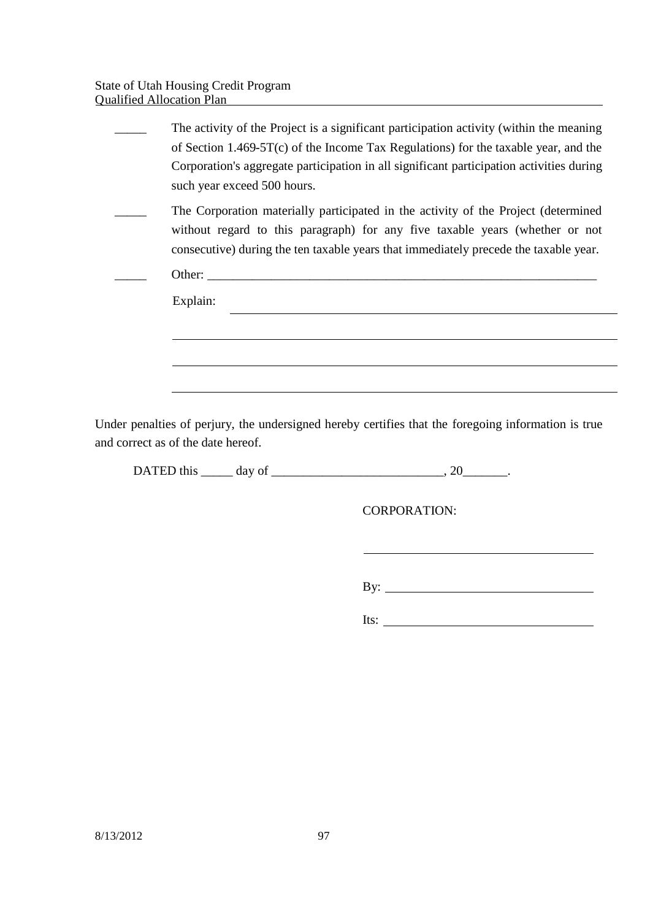_____ The activity of the Project is a significant participation activity (within the meaning of Section 1.469-5T(c) of the Income Tax Regulations) for the taxable year, and the Corporation's aggregate participation in all significant participation activities during such year exceed 500 hours.

_____ The Corporation materially participated in the activity of the Project (determined without regard to this paragraph) for any five taxable years (whether or not consecutive) during the ten taxable years that immediately precede the taxable year.

_____ Other: ______________________________________________________________

Explain: ______________________________________________________________

______________________________________________________________

______________________________________________________________

______________________________________________________________

Under penalties of perjury, the undersigned hereby certifies that the foregoing information is true and correct as of the date hereof.

DATED this _____ day of ___________________________, 20_______.

CORPORATION:

______________________________

By: ______________________________

Its: ______________________________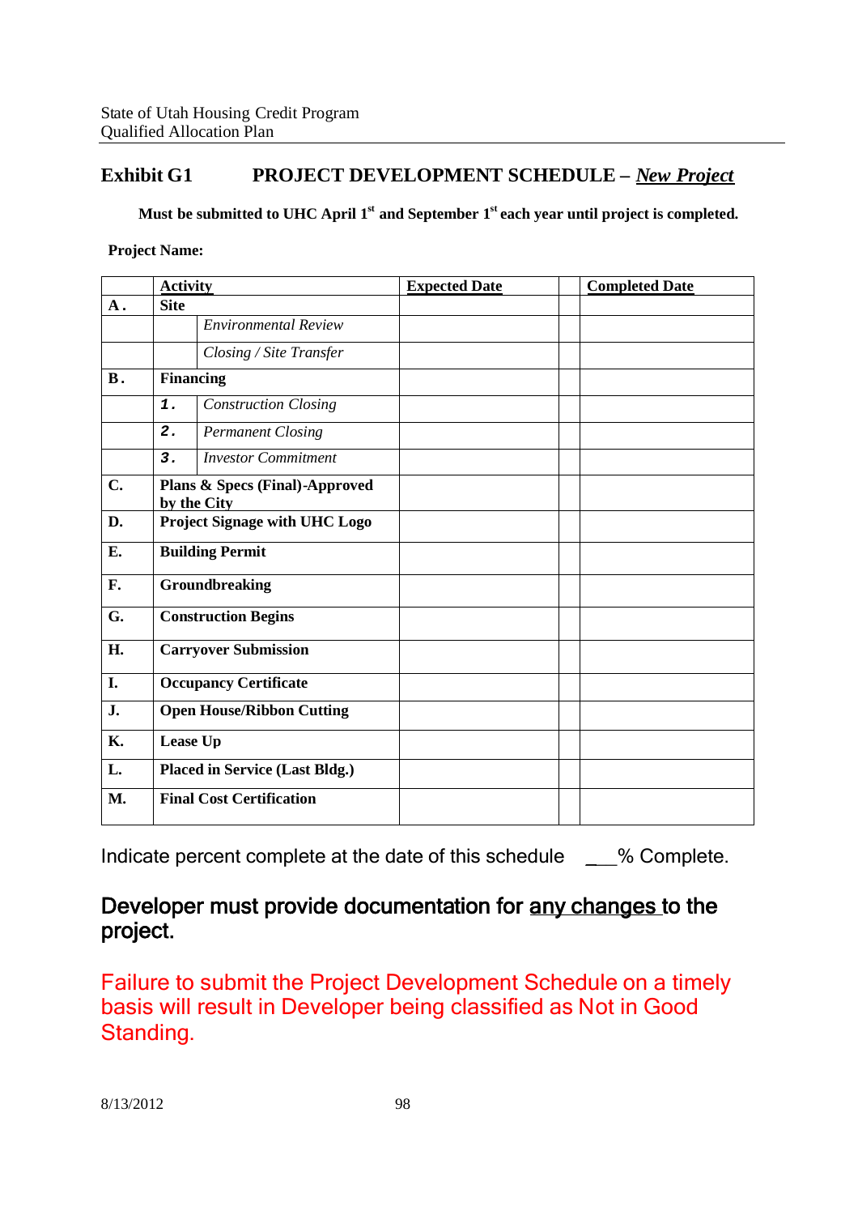## Exhibit G1 PROJECT DEVELOPMENT SCHEDULE – *New Project*

**Must be submitted to UHC April 1st and September 1st each year until project is completed.**

**Project Name:**

| | Activity | | Expected Date | | Completed Date |
|---|---|---|---|---|---|
| **A.** | **Site** | | | | |
| | | *Environmental Review* | | | |
| | | *Closing / Site Transfer* | | | |
| **B.** | **Financing** | | | | |
| | **1.** | *Construction Closing* | | | |
| | **2.** | *Permanent Closing* | | | |
| | **3.** | *Investor Commitment* | | | |
| **C.** | **Plans & Specs (Final)-Approved by the City** | | | | |
| **D.** | **Project Signage with UHC Logo** | | | | |
| **E.** | **Building Permit** | | | | |
| **F.** | **Groundbreaking** | | | | |
| **G.** | **Construction Begins** | | | | |
| **H.** | **Carryover Submission** | | | | |
| **I.** | **Occupancy Certificate** | | | | |
| **J.** | **Open House/Ribbon Cutting** | | | | |
| **K.** | **Lease Up** | | | | |
| **L.** | **Placed in Service (Last Bldg.)** | | | | |
| **M.** | **Final Cost Certification** | | | | |

Indicate percent complete at the date of this schedule ___% Complete.

### Developer must provide documentation for any changes to the project.

### Failure to submit the Project Development Schedule on a timely basis will result in Developer being classified as Not in Good Standing.

8/13/2012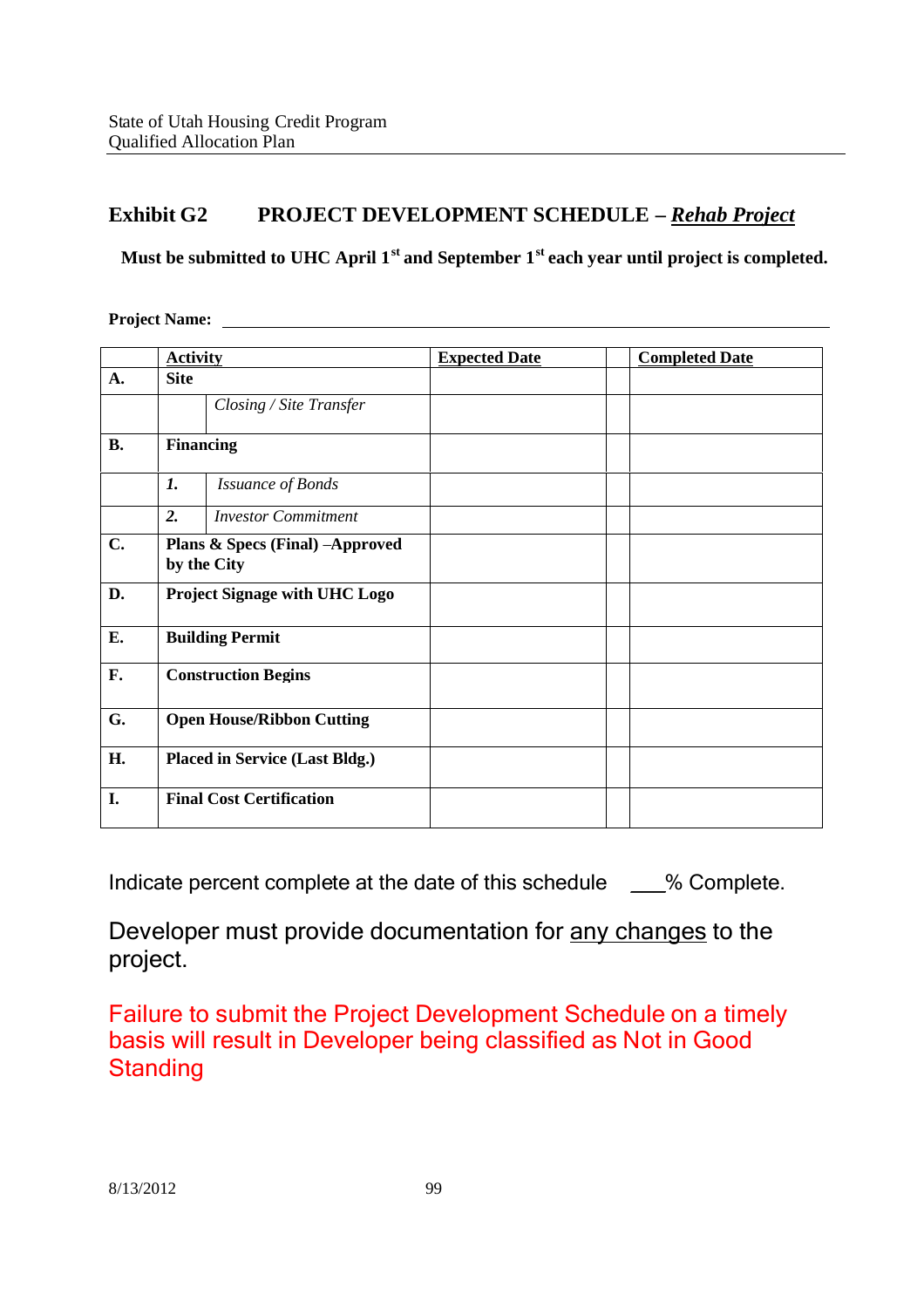## Exhibit G2 PROJECT DEVELOPMENT SCHEDULE – ***Rehab Project***

**Must be submitted to UHC April 1st and September 1st each year until project is completed.**

**Project Name:** ______________________________________________

| | Activity | | Expected Date | | Completed Date |
|---|---|---|---|---|---|
| **A.** | **Site** | | | | |
| | | *Closing / Site Transfer* | | | |
| **B.** | **Financing** | | | | |
| | ***1.*** | *Issuance of Bonds* | | | |
| | ***2.*** | *Investor Commitment* | | | |
| **C.** | **Plans & Specs (Final) –Approved by the City** | | | | |
| **D.** | **Project Signage with UHC Logo** | | | | |
| **E.** | **Building Permit** | | | | |
| **F.** | **Construction Begins** | | | | |
| **G.** | **Open House/Ribbon Cutting** | | | | |
| **H.** | **Placed in Service (Last Bldg.)** | | | | |
| **I.** | **Final Cost Certification** | | | | |

Indicate percent complete at the date of this schedule ___% Complete.

Developer must provide documentation for <u>any changes</u> to the project.

Failure to submit the Project Development Schedule on a timely basis will result in Developer being classified as Not in Good Standing

8/13/2012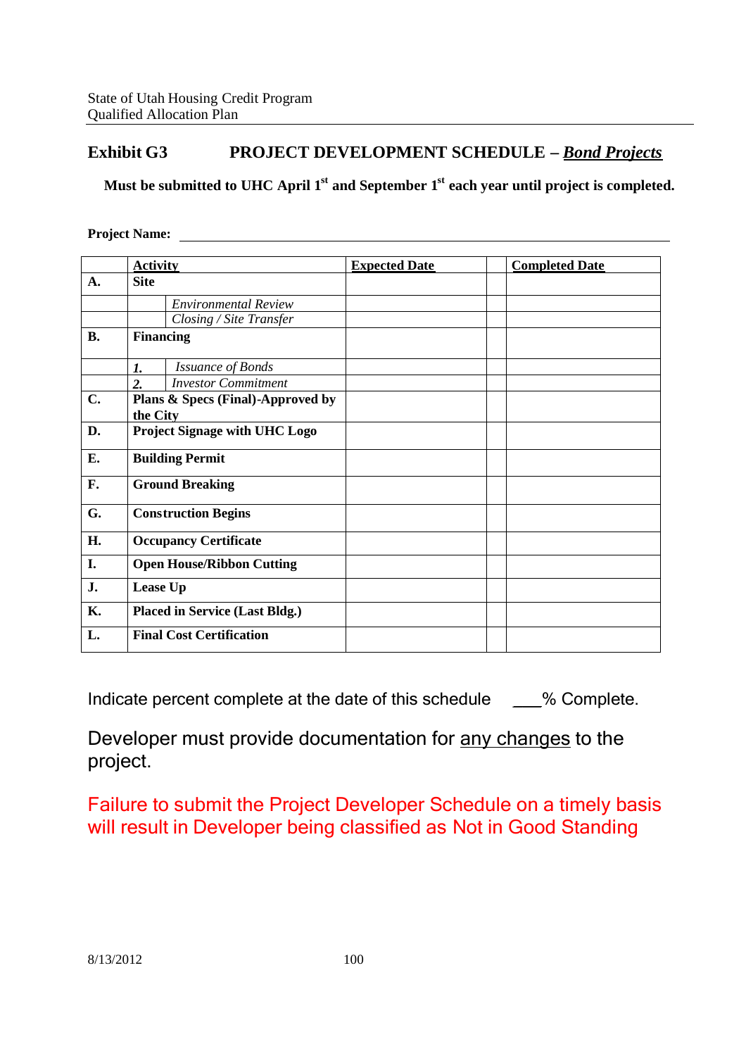## Exhibit G3 PROJECT DEVELOPMENT SCHEDULE – ***Bond Projects***

**Must be submitted to UHC April 1st and September 1st each year until project is completed.**

**Project Name:** ______________________________

| | **Activity** | | **Expected Date** | | **Completed Date** |
|---|---|---|---|---|---|
| **A.** | **Site** | | | | |
| | | *Environmental Review* | | | |
| | | *Closing / Site Transfer* | | | |
| **B.** | **Financing** | | | | |
| | *1.* | *Issuance of Bonds* | | | |
| | *2.* | *Investor Commitment* | | | |
| **C.** | **Plans & Specs (Final)-Approved by the City** | | | | |
| **D.** | **Project Signage with UHC Logo** | | | | |
| **E.** | **Building Permit** | | | | |
| **F.** | **Ground Breaking** | | | | |
| **G.** | **Construction Begins** | | | | |
| **H.** | **Occupancy Certificate** | | | | |
| **I.** | **Open House/Ribbon Cutting** | | | | |
| **J.** | **Lease Up** | | | | |
| **K.** | **Placed in Service (Last Bldg.)** | | | | |
| **L.** | **Final Cost Certification** | | | | |

Indicate percent complete at the date of this schedule ___% Complete.

Developer must provide documentation for <u>any changes</u> to the project.

Failure to submit the Project Developer Schedule on a timely basis will result in Developer being classified as Not in Good Standing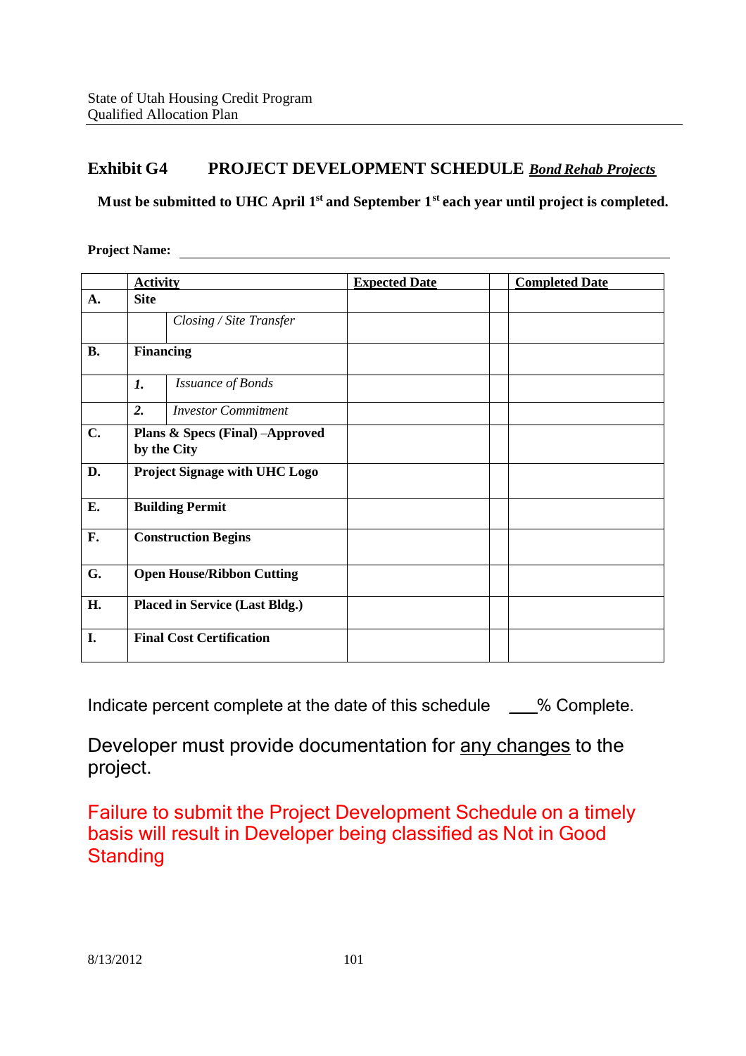## Exhibit G4 PROJECT DEVELOPMENT SCHEDULE ***Bond Rehab Projects***

**Must be submitted to UHC April 1st and September 1st each year until project is completed.**

**Project Name:** ______________________________________________

| | Activity | | Expected Date | | Completed Date |
|---|---|---|---|---|---|
| **A.** | **Site** | | | | |
| | | *Closing / Site Transfer* | | | |
| **B.** | **Financing** | | | | |
| | ***1.*** | *Issuance of Bonds* | | | |
| | ***2.*** | *Investor Commitment* | | | |
| **C.** | **Plans & Specs (Final) –Approved by the City** | | | | |
| **D.** | **Project Signage with UHC Logo** | | | | |
| **E.** | **Building Permit** | | | | |
| **F.** | **Construction Begins** | | | | |
| **G.** | **Open House/Ribbon Cutting** | | | | |
| **H.** | **Placed in Service (Last Bldg.)** | | | | |
| **I.** | **Final Cost Certification** | | | | |

Indicate percent complete at the date of this schedule ___% Complete.

Developer must provide documentation for <u>any changes</u> to the project.

Failure to submit the Project Development Schedule on a timely basis will result in Developer being classified as Not in Good Standing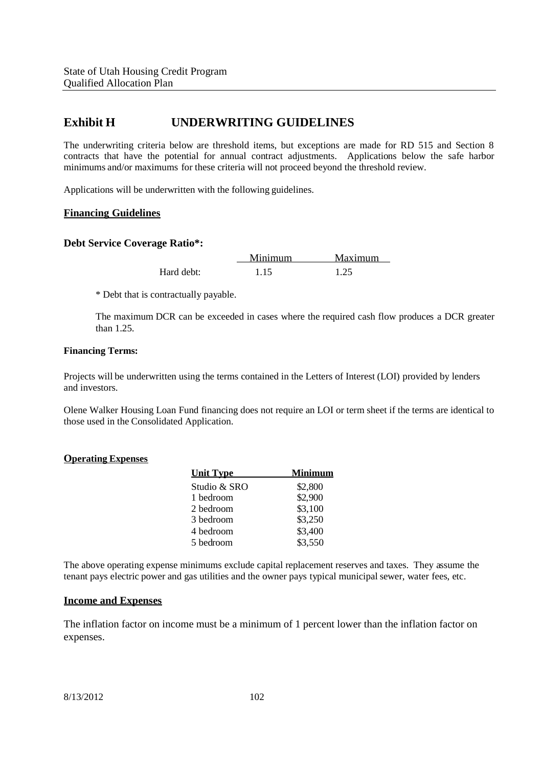## Exhibit H UNDERWRITING GUIDELINES

The underwriting criteria below are threshold items, but exceptions are made for RD 515 and Section 8 contracts that have the potential for annual contract adjustments. Applications below the safe harbor minimums and/or maximums for these criteria will not proceed beyond the threshold review.

Applications will be underwritten with the following guidelines.

### Financing Guidelines

**Debt Service Coverage Ratio*:**

| | Minimum | Maximum |
|---|---|---|
| Hard debt: | 1.15 | 1.25 |

* Debt that is contractually payable.

The maximum DCR can be exceeded in cases where the required cash flow produces a DCR greater than 1.25.

**Financing Terms:**

Projects will be underwritten using the terms contained in the Letters of Interest (LOI) provided by lenders and investors.

Olene Walker Housing Loan Fund financing does not require an LOI or term sheet if the terms are identical to those used in the Consolidated Application.

### Operating Expenses

| Unit Type | Minimum |
|---|---|
| Studio & SRO | $2,800 |
| 1 bedroom | $2,900 |
| 2 bedroom | $3,100 |
| 3 bedroom | $3,250 |
| 4 bedroom | $3,400 |
| 5 bedroom | $3,550 |

The above operating expense minimums exclude capital replacement reserves and taxes. They assume the tenant pays electric power and gas utilities and the owner pays typical municipal sewer, water fees, etc.

### Income and Expenses

The inflation factor on income must be a minimum of 1 percent lower than the inflation factor on expenses.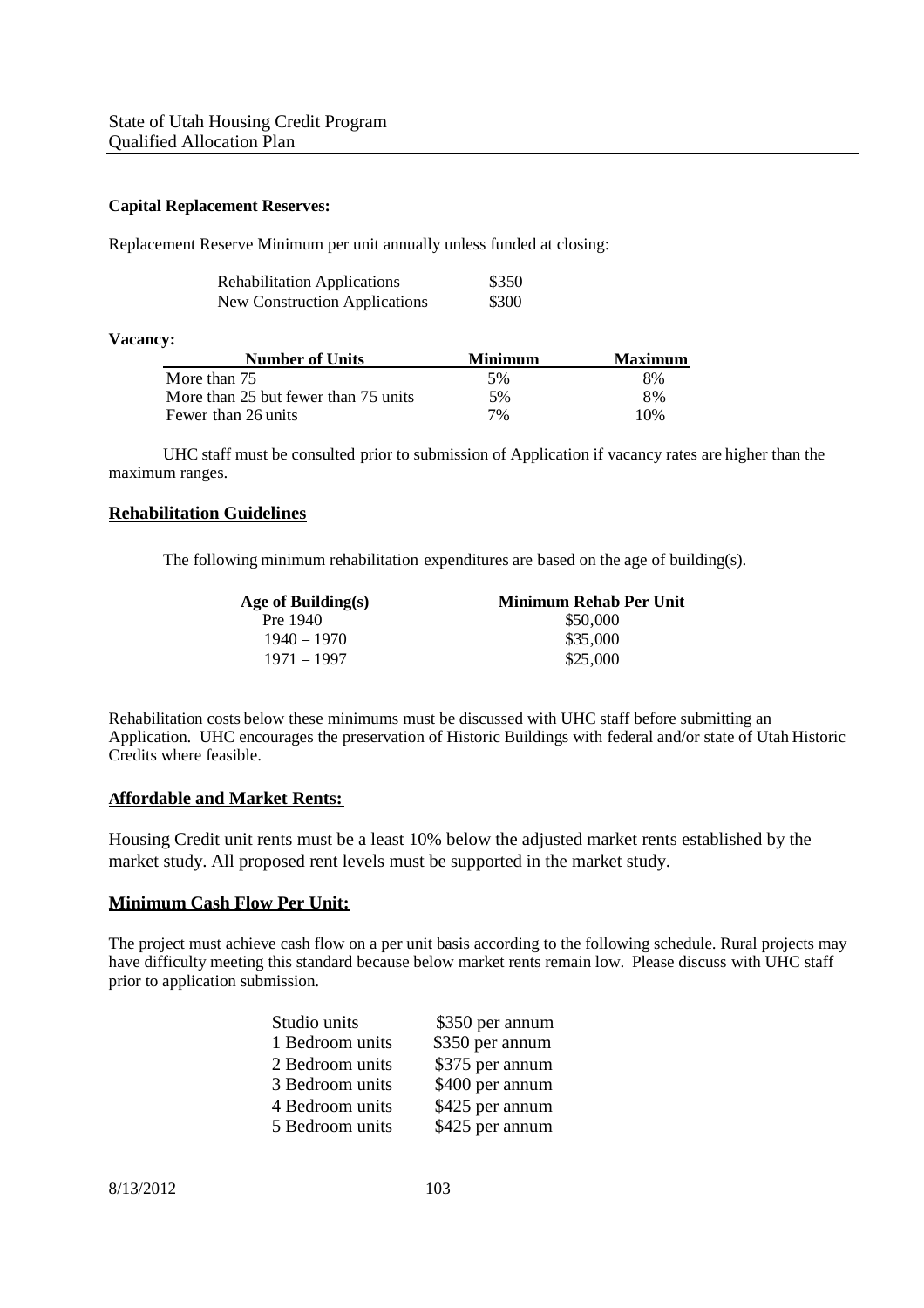**Capital Replacement Reserves:**

Replacement Reserve Minimum per unit annually unless funded at closing:

| | |
|---|---|
| Rehabilitation Applications | \$350 |
| New Construction Applications | \$300 |

**Vacancy:**

| Number of Units | Minimum | Maximum |
|---|---|---|
| More than 75 | 5% | 8% |
| More than 25 but fewer than 75 units | 5% | 8% |
| Fewer than 26 units | 7% | 10% |

UHC staff must be consulted prior to submission of Application if vacancy rates are higher than the maximum ranges.

## Rehabilitation Guidelines

The following minimum rehabilitation expenditures are based on the age of building(s).

| Age of Building(s) | Minimum Rehab Per Unit |
|---|---|
| Pre 1940 | \$50,000 |
| 1940 – 1970 | \$35,000 |
| 1971 – 1997 | \$25,000 |

Rehabilitation costs below these minimums must be discussed with UHC staff before submitting an Application. UHC encourages the preservation of Historic Buildings with federal and/or state of Utah Historic Credits where feasible.

## Affordable and Market Rents:

Housing Credit unit rents must be a least 10% below the adjusted market rents established by the market study. All proposed rent levels must be supported in the market study.

## Minimum Cash Flow Per Unit:

The project must achieve cash flow on a per unit basis according to the following schedule. Rural projects may have difficulty meeting this standard because below market rents remain low. Please discuss with UHC staff prior to application submission.

| | |
|---|---|
| Studio units | \$350 per annum |
| 1 Bedroom units | \$350 per annum |
| 2 Bedroom units | \$375 per annum |
| 3 Bedroom units | \$400 per annum |
| 4 Bedroom units | \$425 per annum |
| 5 Bedroom units | \$425 per annum |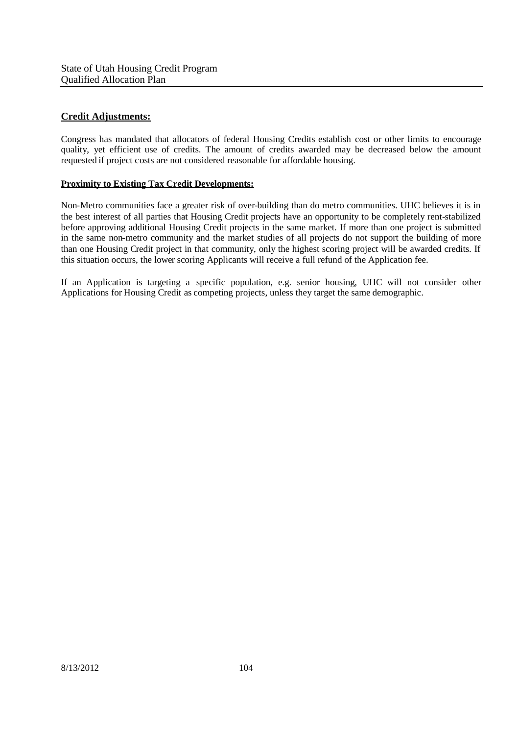## Credit Adjustments:

Congress has mandated that allocators of federal Housing Credits establish cost or other limits to encourage quality, yet efficient use of credits. The amount of credits awarded may be decreased below the amount requested if project costs are not considered reasonable for affordable housing.

### Proximity to Existing Tax Credit Developments:

Non-Metro communities face a greater risk of over-building than do metro communities. UHC believes it is in the best interest of all parties that Housing Credit projects have an opportunity to be completely rent-stabilized before approving additional Housing Credit projects in the same market. If more than one project is submitted in the same non-metro community and the market studies of all projects do not support the building of more than one Housing Credit project in that community, only the highest scoring project will be awarded credits. If this situation occurs, the lower scoring Applicants will receive a full refund of the Application fee.

If an Application is targeting a specific population, e.g. senior housing, UHC will not consider other Applications for Housing Credit as competing projects, unless they target the same demographic.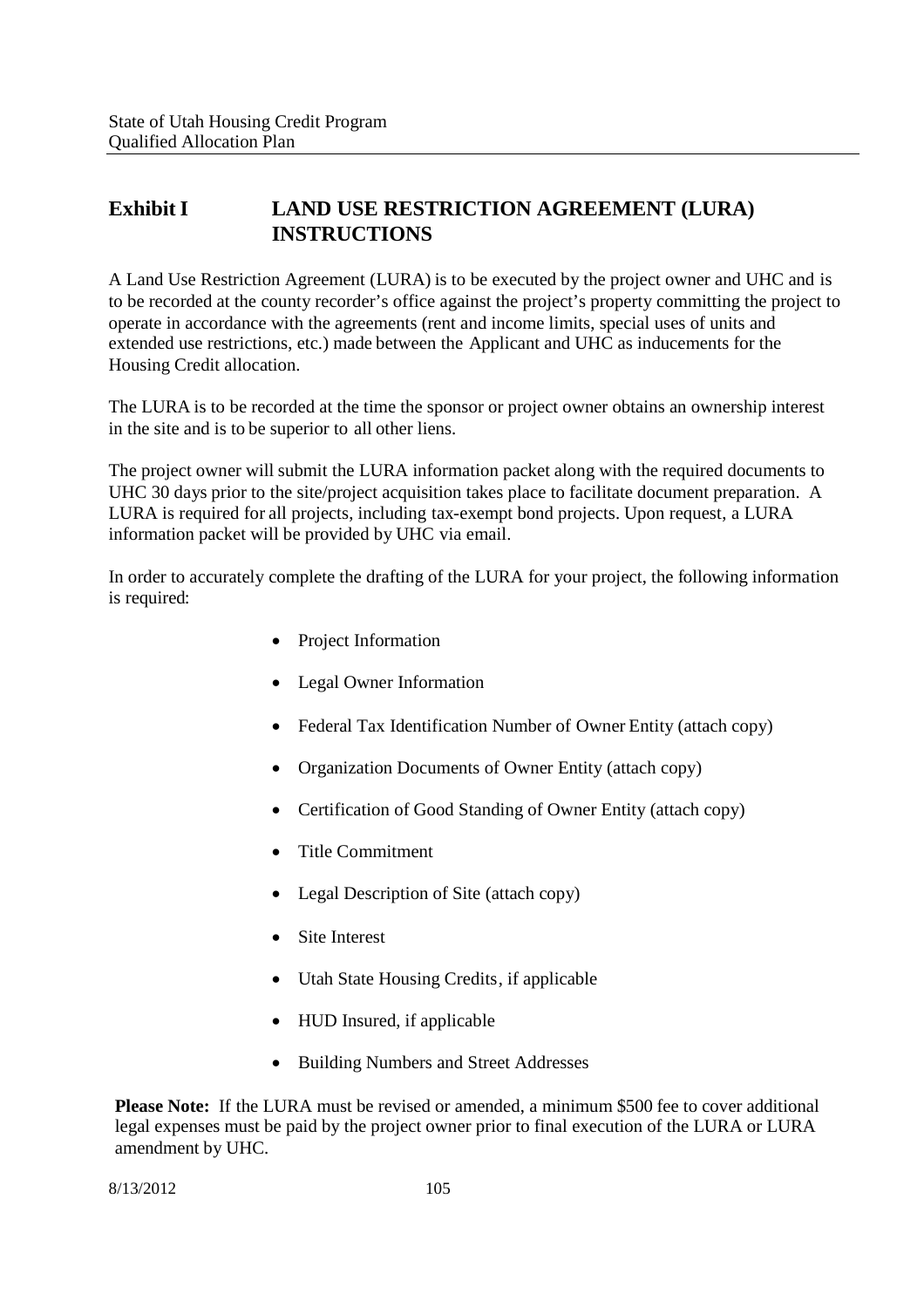## Exhibit I LAND USE RESTRICTION AGREEMENT (LURA) INSTRUCTIONS

A Land Use Restriction Agreement (LURA) is to be executed by the project owner and UHC and is to be recorded at the county recorder's office against the project's property committing the project to operate in accordance with the agreements (rent and income limits, special uses of units and extended use restrictions, etc.) made between the Applicant and UHC as inducements for the Housing Credit allocation.

The LURA is to be recorded at the time the sponsor or project owner obtains an ownership interest in the site and is to be superior to all other liens.

The project owner will submit the LURA information packet along with the required documents to UHC 30 days prior to the site/project acquisition takes place to facilitate document preparation. A LURA is required for all projects, including tax-exempt bond projects. Upon request, a LURA information packet will be provided by UHC via email.

In order to accurately complete the drafting of the LURA for your project, the following information is required:

- Project Information
- Legal Owner Information
- Federal Tax Identification Number of Owner Entity (attach copy)
- Organization Documents of Owner Entity (attach copy)
- Certification of Good Standing of Owner Entity (attach copy)
- Title Commitment
- Legal Description of Site (attach copy)
- Site Interest
- Utah State Housing Credits, if applicable
- HUD Insured, if applicable
- Building Numbers and Street Addresses

**Please Note:** If the LURA must be revised or amended, a minimum $500 fee to cover additional legal expenses must be paid by the project owner prior to final execution of the LURA or LURA amendment by UHC.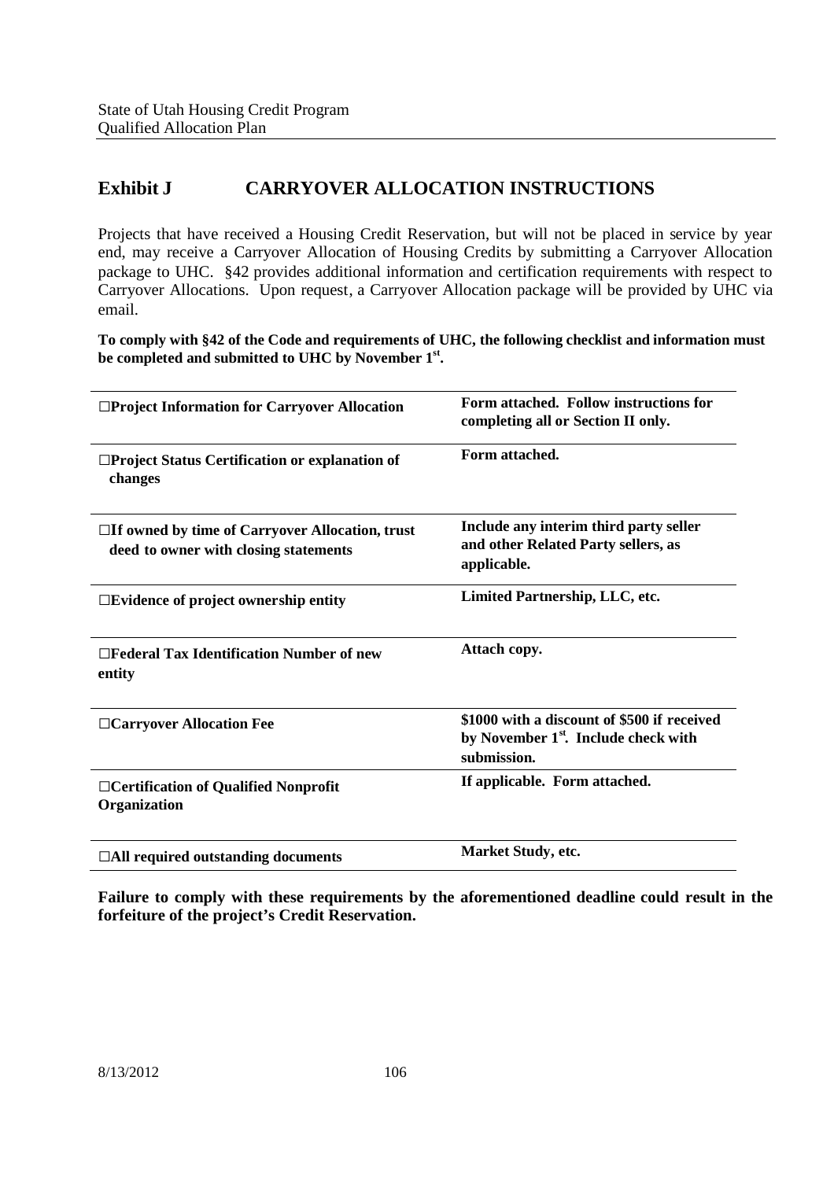## Exhibit J CARRYOVER ALLOCATION INSTRUCTIONS

Projects that have received a Housing Credit Reservation, but will not be placed in service by year end, may receive a Carryover Allocation of Housing Credits by submitting a Carryover Allocation package to UHC. §42 provides additional information and certification requirements with respect to Carryover Allocations. Upon request, a Carryover Allocation package will be provided by UHC via email.

**To comply with §42 of the Code and requirements of UHC, the following checklist and information must be completed and submitted to UHC by November 1st.**

| | |
|---|---|
| **☐Project Information for Carryover Allocation** | **Form attached. Follow instructions for completing all or Section II only.** |
| **☐Project Status Certification or explanation of changes** | **Form attached.** |
| **☐If owned by time of Carryover Allocation, trust deed to owner with closing statements** | **Include any interim third party seller and other Related Party sellers, as applicable.** |
| **☐Evidence of project ownership entity** | **Limited Partnership, LLC, etc.** |
| **☐Federal Tax Identification Number of new entity** | **Attach copy.** |
| **☐Carryover Allocation Fee** | **\$1000 with a discount of \$500 if received by November 1st. Include check with submission.** |
| **☐Certification of Qualified Nonprofit Organization** | **If applicable. Form attached.** |
| **☐All required outstanding documents** | **Market Study, etc.** |

**Failure to comply with these requirements by the aforementioned deadline could result in the forfeiture of the project's Credit Reservation.**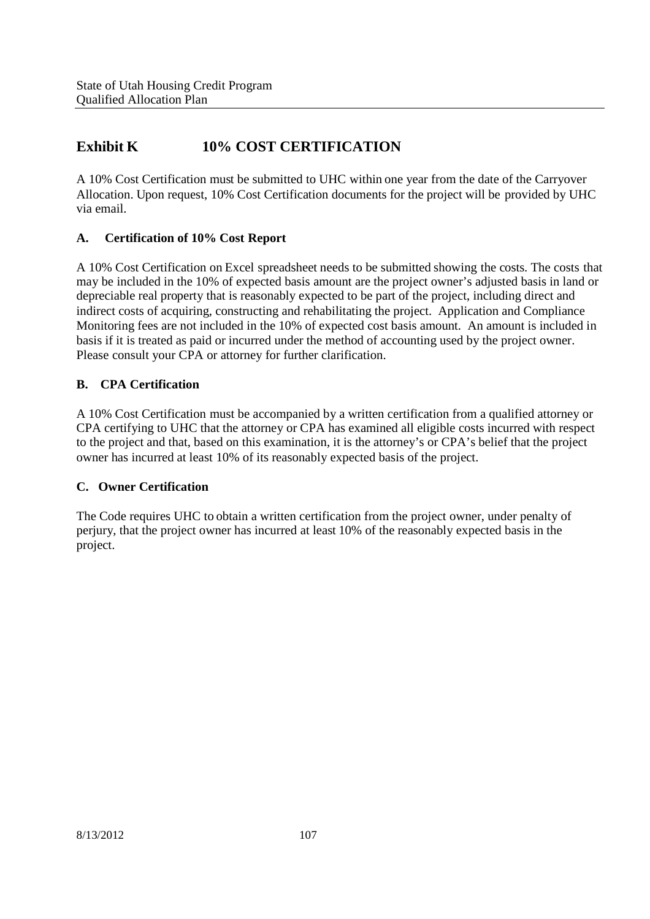## Exhibit K 10% COST CERTIFICATION

A 10% Cost Certification must be submitted to UHC within one year from the date of the Carryover Allocation. Upon request, 10% Cost Certification documents for the project will be provided by UHC via email.

### A. Certification of 10% Cost Report

A 10% Cost Certification on Excel spreadsheet needs to be submitted showing the costs. The costs that may be included in the 10% of expected basis amount are the project owner's adjusted basis in land or depreciable real property that is reasonably expected to be part of the project, including direct and indirect costs of acquiring, constructing and rehabilitating the project. Application and Compliance Monitoring fees are not included in the 10% of expected cost basis amount. An amount is included in basis if it is treated as paid or incurred under the method of accounting used by the project owner. Please consult your CPA or attorney for further clarification.

### B. CPA Certification

A 10% Cost Certification must be accompanied by a written certification from a qualified attorney or CPA certifying to UHC that the attorney or CPA has examined all eligible costs incurred with respect to the project and that, based on this examination, it is the attorney's or CPA's belief that the project owner has incurred at least 10% of its reasonably expected basis of the project.

### C. Owner Certification

The Code requires UHC to obtain a written certification from the project owner, under penalty of perjury, that the project owner has incurred at least 10% of the reasonably expected basis in the project.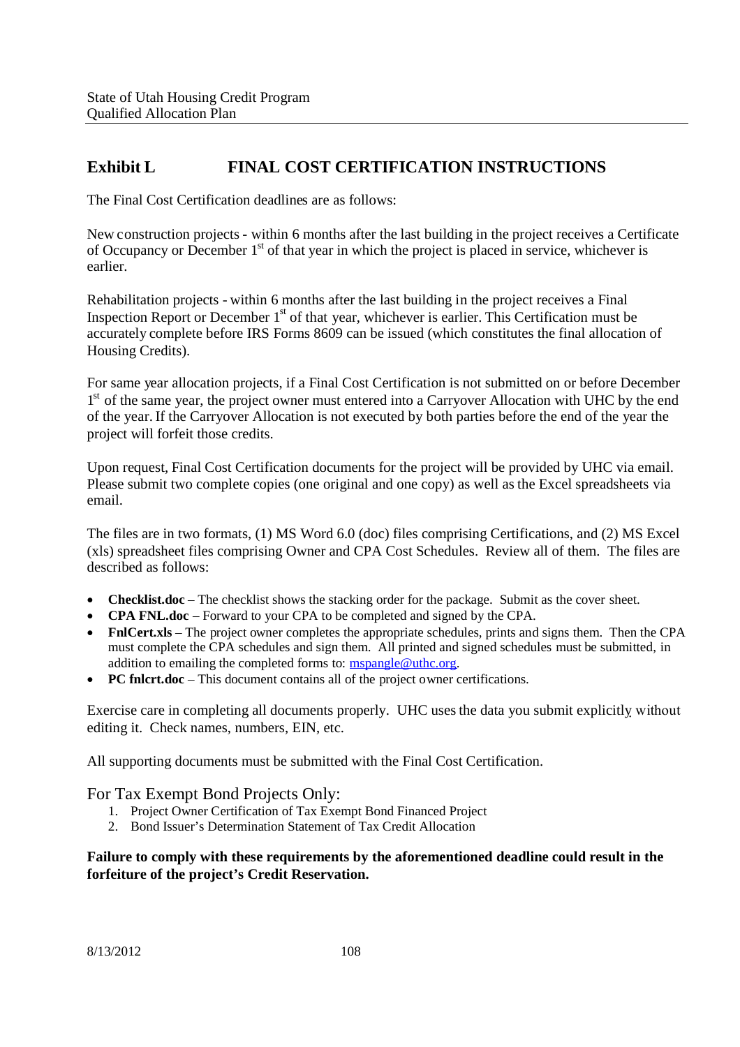## Exhibit L FINAL COST CERTIFICATION INSTRUCTIONS

The Final Cost Certification deadlines are as follows:

New construction projects - within 6 months after the last building in the project receives a Certificate of Occupancy or December 1st of that year in which the project is placed in service, whichever is earlier.

Rehabilitation projects - within 6 months after the last building in the project receives a Final Inspection Report or December 1st of that year, whichever is earlier. This Certification must be accurately complete before IRS Forms 8609 can be issued (which constitutes the final allocation of Housing Credits).

For same year allocation projects, if a Final Cost Certification is not submitted on or before December 1st of the same year, the project owner must entered into a Carryover Allocation with UHC by the end of the year. If the Carryover Allocation is not executed by both parties before the end of the year the project will forfeit those credits.

Upon request, Final Cost Certification documents for the project will be provided by UHC via email. Please submit two complete copies (one original and one copy) as well as the Excel spreadsheets via email.

The files are in two formats, (1) MS Word 6.0 (doc) files comprising Certifications, and (2) MS Excel (xls) spreadsheet files comprising Owner and CPA Cost Schedules. Review all of them. The files are described as follows:

- **Checklist.doc** – The checklist shows the stacking order for the package. Submit as the cover sheet.
- **CPA FNL.doc** – Forward to your CPA to be completed and signed by the CPA.
- **FnlCert.xls** – The project owner completes the appropriate schedules, prints and signs them. Then the CPA must complete the CPA schedules and sign them. All printed and signed schedules must be submitted, in addition to emailing the completed forms to: mspangle@uthc.org.
- **PC fnlcrt.doc** – This document contains all of the project owner certifications.

Exercise care in completing all documents properly. UHC uses the data you submit explicitly without editing it. Check names, numbers, EIN, etc.

All supporting documents must be submitted with the Final Cost Certification.

### For Tax Exempt Bond Projects Only:

1. Project Owner Certification of Tax Exempt Bond Financed Project
2. Bond Issuer's Determination Statement of Tax Credit Allocation

**Failure to comply with these requirements by the aforementioned deadline could result in the forfeiture of the project's Credit Reservation.**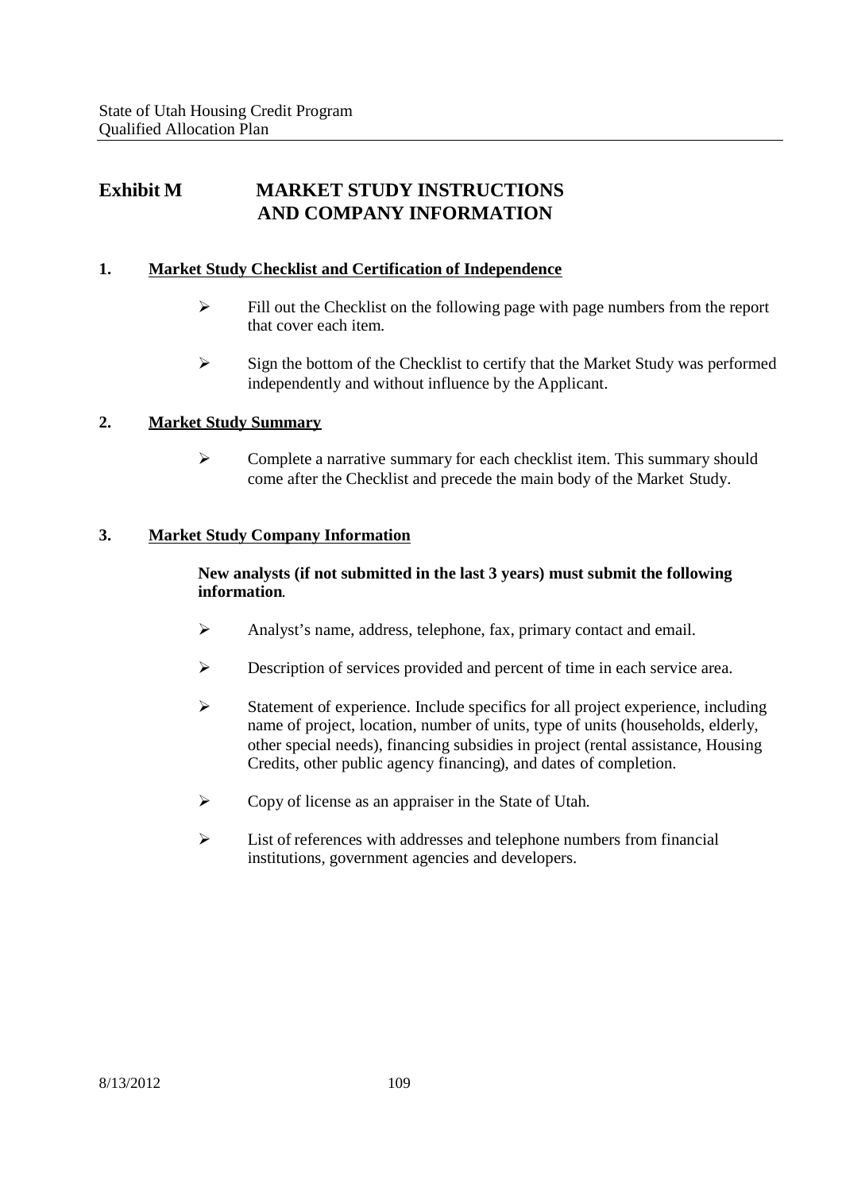# Exhibit M MARKET STUDY INSTRUCTIONS AND COMPANY INFORMATION

## 1. Market Study Checklist and Certification of Independence

- Fill out the Checklist on the following page with page numbers from the report that cover each item.
- Sign the bottom of the Checklist to certify that the Market Study was performed independently and without influence by the Applicant.

## 2. Market Study Summary

- Complete a narrative summary for each checklist item. This summary should come after the Checklist and precede the main body of the Market Study.

## 3. Market Study Company Information

**New analysts (if not submitted in the last 3 years) must submit the following information.**

- Analyst's name, address, telephone, fax, primary contact and email.
- Description of services provided and percent of time in each service area.
- Statement of experience. Include specifics for all project experience, including name of project, location, number of units, type of units (households, elderly, other special needs), financing subsidies in project (rental assistance, Housing Credits, other public agency financing), and dates of completion.
- Copy of license as an appraiser in the State of Utah.
- List of references with addresses and telephone numbers from financial institutions, government agencies and developers.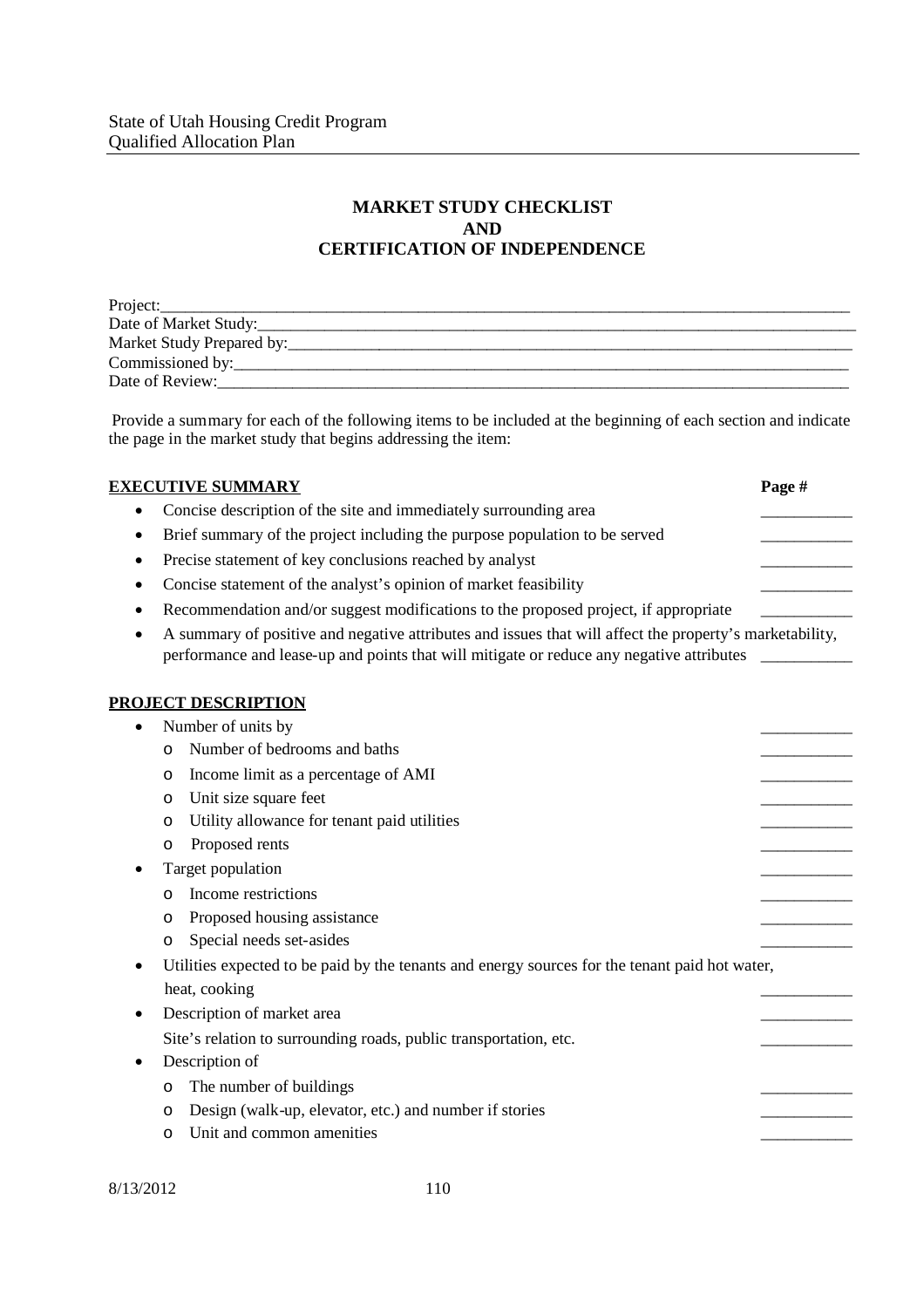## MARKET STUDY CHECKLIST AND CERTIFICATION OF INDEPENDENCE

Project:______________________________________________________________________________
Date of Market Study:__________________________________________________________________
Market Study Prepared by:______________________________________________________________
Commissioned by:_____________________________________________________________________
Date of Review:_______________________________________________________________________

Provide a summary for each of the following items to be included at the beginning of each section and indicate the page in the market study that begins addressing the item:

### EXECUTIVE SUMMARY

**Page #**

- Concise description of the site and immediately surrounding area ___________
- Brief summary of the project including the purpose population to be served ___________
- Precise statement of key conclusions reached by analyst ___________
- Concise statement of the analyst's opinion of market feasibility ___________
- Recommendation and/or suggest modifications to the proposed project, if appropriate ___________
- A summary of positive and negative attributes and issues that will affect the property's marketability, performance and lease-up and points that will mitigate or reduce any negative attributes ___________

### PROJECT DESCRIPTION

- Number of units by ___________
  - Number of bedrooms and baths ___________
  - Income limit as a percentage of AMI ___________
  - Unit size square feet ___________
  - Utility allowance for tenant paid utilities ___________
  - Proposed rents ___________
- Target population ___________
  - Income restrictions ___________
  - Proposed housing assistance ___________
  - Special needs set-asides ___________
- Utilities expected to be paid by the tenants and energy sources for the tenant paid hot water, heat, cooking ___________
- Description of market area ___________

  Site's relation to surrounding roads, public transportation, etc. ___________
- Description of
  - The number of buildings ___________
  - Design (walk-up, elevator, etc.) and number if stories ___________
  - Unit and common amenities ___________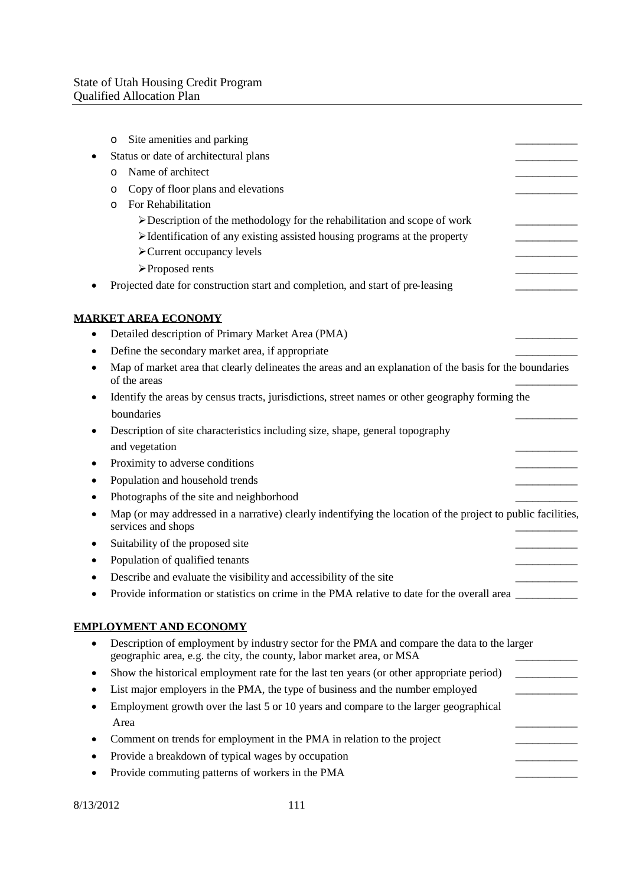- Site amenities and parking \_\_\_\_\_\_\_\_\_\_\_
- Status or date of architectural plans \_\_\_\_\_\_\_\_\_\_\_
  - Name of architect \_\_\_\_\_\_\_\_\_\_\_
  - Copy of floor plans and elevations \_\_\_\_\_\_\_\_\_\_\_
  - For Rehabilitation
    - Description of the methodology for the rehabilitation and scope of work \_\_\_\_\_\_\_\_\_\_\_
    - Identification of any existing assisted housing programs at the property \_\_\_\_\_\_\_\_\_\_\_
    - Current occupancy levels \_\_\_\_\_\_\_\_\_\_\_
    - Proposed rents \_\_\_\_\_\_\_\_\_\_\_
- Projected date for construction start and completion, and start of pre-leasing \_\_\_\_\_\_\_\_\_\_\_

**MARKET AREA ECONOMY**

- Detailed description of Primary Market Area (PMA) \_\_\_\_\_\_\_\_\_\_\_
- Define the secondary market area, if appropriate \_\_\_\_\_\_\_\_\_\_\_
- Map of market area that clearly delineates the areas and an explanation of the basis for the boundaries of the areas \_\_\_\_\_\_\_\_\_\_\_
- Identify the areas by census tracts, jurisdictions, street names or other geography forming the boundaries \_\_\_\_\_\_\_\_\_\_\_
- Description of site characteristics including size, shape, general topography and vegetation \_\_\_\_\_\_\_\_\_\_\_
- Proximity to adverse conditions \_\_\_\_\_\_\_\_\_\_\_
- Population and household trends \_\_\_\_\_\_\_\_\_\_\_
- Photographs of the site and neighborhood \_\_\_\_\_\_\_\_\_\_\_
- Map (or may addressed in a narrative) clearly indentifying the location of the project to public facilities, services and shops \_\_\_\_\_\_\_\_\_\_\_
- Suitability of the proposed site \_\_\_\_\_\_\_\_\_\_\_
- Population of qualified tenants \_\_\_\_\_\_\_\_\_\_\_
- Describe and evaluate the visibility and accessibility of the site \_\_\_\_\_\_\_\_\_\_\_
- Provide information or statistics on crime in the PMA relative to date for the overall area \_\_\_\_\_\_\_\_\_\_\_

**EMPLOYMENT AND ECONOMY**

- Description of employment by industry sector for the PMA and compare the data to the larger geographic area, e.g. the city, the county, labor market area, or MSA \_\_\_\_\_\_\_\_\_\_\_
- Show the historical employment rate for the last ten years (or other appropriate period) \_\_\_\_\_\_\_\_\_\_\_
- List major employers in the PMA, the type of business and the number employed \_\_\_\_\_\_\_\_\_\_\_
- Employment growth over the last 5 or 10 years and compare to the larger geographical Area \_\_\_\_\_\_\_\_\_\_\_
- Comment on trends for employment in the PMA in relation to the project \_\_\_\_\_\_\_\_\_\_\_
- Provide a breakdown of typical wages by occupation \_\_\_\_\_\_\_\_\_\_\_
- Provide commuting patterns of workers in the PMA \_\_\_\_\_\_\_\_\_\_\_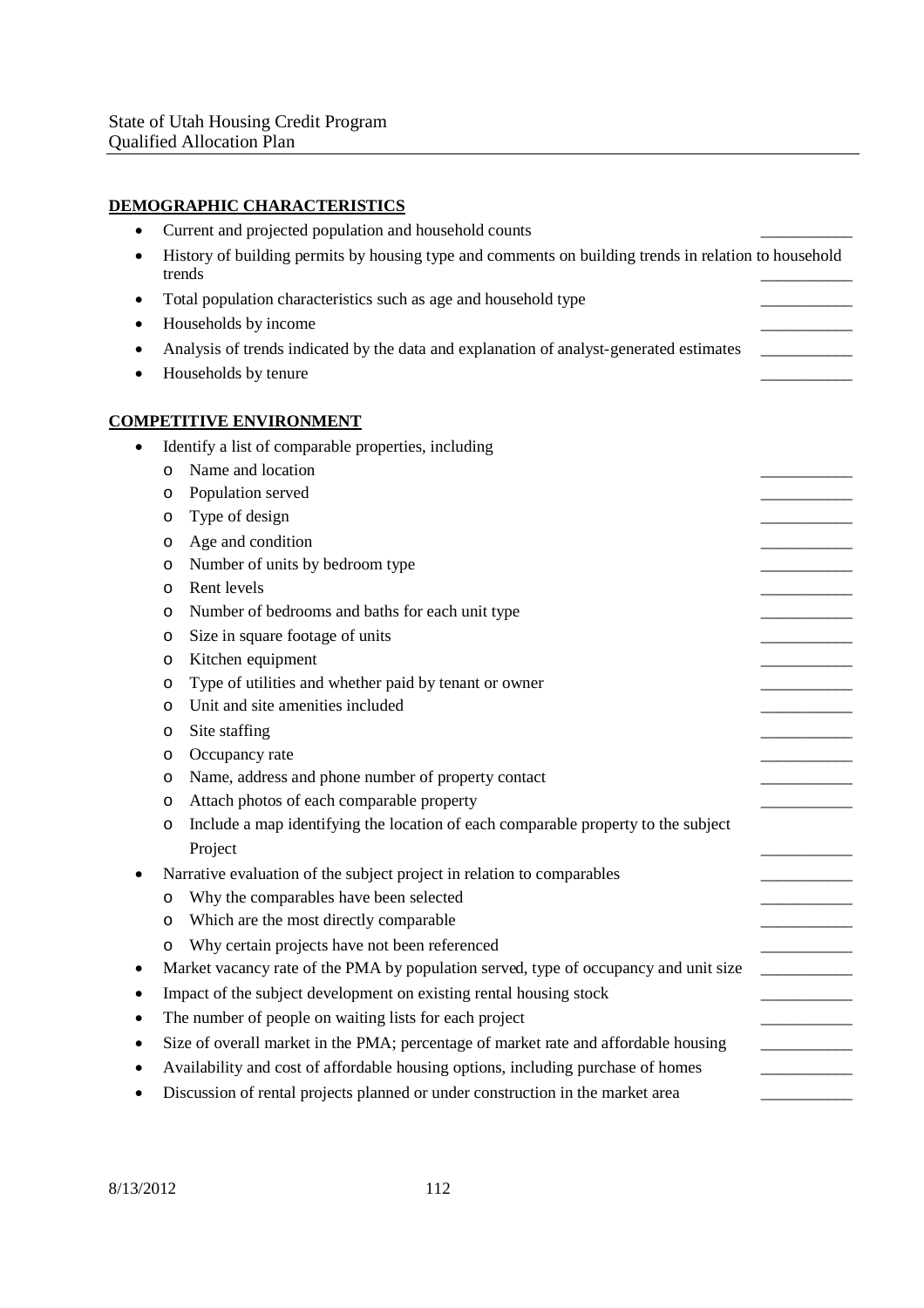**DEMOGRAPHIC CHARACTERISTICS**

- Current and projected population and household counts ___________
- History of building permits by housing type and comments on building trends in relation to household trends ___________
- Total population characteristics such as age and household type ___________
- Households by income ___________
- Analysis of trends indicated by the data and explanation of analyst-generated estimates ___________
- Households by tenure ___________

**COMPETITIVE ENVIRONMENT**

- Identify a list of comparable properties, including
  - Name and location ___________
  - Population served ___________
  - Type of design ___________
  - Age and condition ___________
  - Number of units by bedroom type ___________
  - Rent levels ___________
  - Number of bedrooms and baths for each unit type ___________
  - Size in square footage of units ___________
  - Kitchen equipment ___________
  - Type of utilities and whether paid by tenant or owner ___________
  - Unit and site amenities included ___________
  - Site staffing ___________
  - Occupancy rate ___________
  - Name, address and phone number of property contact ___________
  - Attach photos of each comparable property ___________
  - Include a map identifying the location of each comparable property to the subject Project ___________
- Narrative evaluation of the subject project in relation to comparables ___________
  - Why the comparables have been selected ___________
  - Which are the most directly comparable ___________
  - Why certain projects have not been referenced ___________
- Market vacancy rate of the PMA by population served, type of occupancy and unit size ___________
- Impact of the subject development on existing rental housing stock ___________
- The number of people on waiting lists for each project ___________
- Size of overall market in the PMA; percentage of market rate and affordable housing ___________
- Availability and cost of affordable housing options, including purchase of homes ___________
- Discussion of rental projects planned or under construction in the market area ___________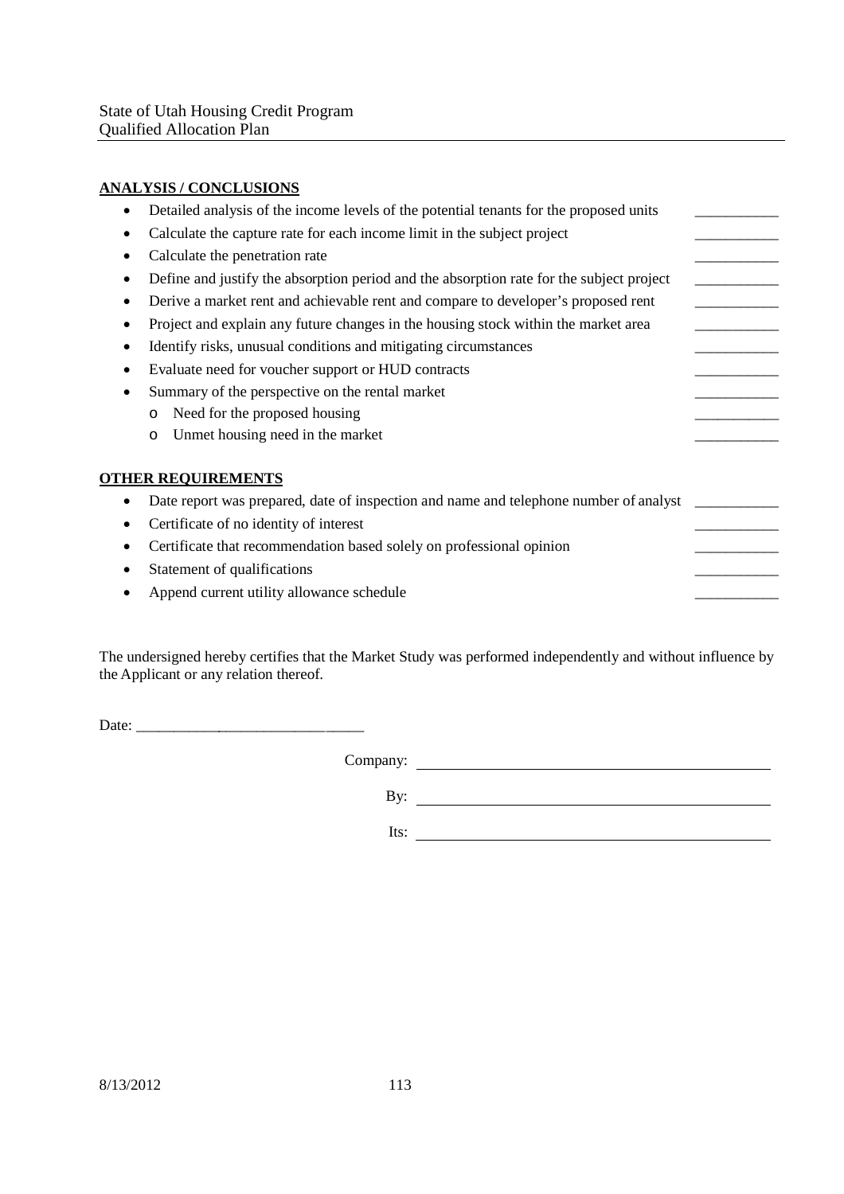**ANALYSIS / CONCLUSIONS**

- Detailed analysis of the income levels of the potential tenants for the proposed units \_\_\_\_\_\_\_\_\_\_\_
- Calculate the capture rate for each income limit in the subject project \_\_\_\_\_\_\_\_\_\_\_
- Calculate the penetration rate \_\_\_\_\_\_\_\_\_\_\_
- Define and justify the absorption period and the absorption rate for the subject project \_\_\_\_\_\_\_\_\_\_\_
- Derive a market rent and achievable rent and compare to developer's proposed rent \_\_\_\_\_\_\_\_\_\_\_
- Project and explain any future changes in the housing stock within the market area \_\_\_\_\_\_\_\_\_\_\_
- Identify risks, unusual conditions and mitigating circumstances \_\_\_\_\_\_\_\_\_\_\_
- Evaluate need for voucher support or HUD contracts \_\_\_\_\_\_\_\_\_\_\_
- Summary of the perspective on the rental market \_\_\_\_\_\_\_\_\_\_\_
  - Need for the proposed housing \_\_\_\_\_\_\_\_\_\_\_
  - Unmet housing need in the market \_\_\_\_\_\_\_\_\_\_\_

**OTHER REQUIREMENTS**

- Date report was prepared, date of inspection and name and telephone number of analyst \_\_\_\_\_\_\_\_\_\_\_
- Certificate of no identity of interest \_\_\_\_\_\_\_\_\_\_\_
- Certificate that recommendation based solely on professional opinion \_\_\_\_\_\_\_\_\_\_\_
- Statement of qualifications \_\_\_\_\_\_\_\_\_\_\_
- Append current utility allowance schedule \_\_\_\_\_\_\_\_\_\_\_

The undersigned hereby certifies that the Market Study was performed independently and without influence by the Applicant or any relation thereof.

Date: \_\_\_\_\_\_\_\_\_\_\_\_\_\_\_\_\_\_\_\_\_\_\_\_\_\_\_\_\_\_

Company: \_\_\_\_\_\_\_\_\_\_\_\_\_\_\_\_\_\_\_\_\_\_\_\_\_\_\_\_\_\_\_\_\_\_\_\_\_\_\_\_

By: \_\_\_\_\_\_\_\_\_\_\_\_\_\_\_\_\_\_\_\_\_\_\_\_\_\_\_\_\_\_\_\_\_\_\_\_\_\_\_\_

Its: \_\_\_\_\_\_\_\_\_\_\_\_\_\_\_\_\_\_\_\_\_\_\_\_\_\_\_\_\_\_\_\_\_\_\_\_\_\_\_\_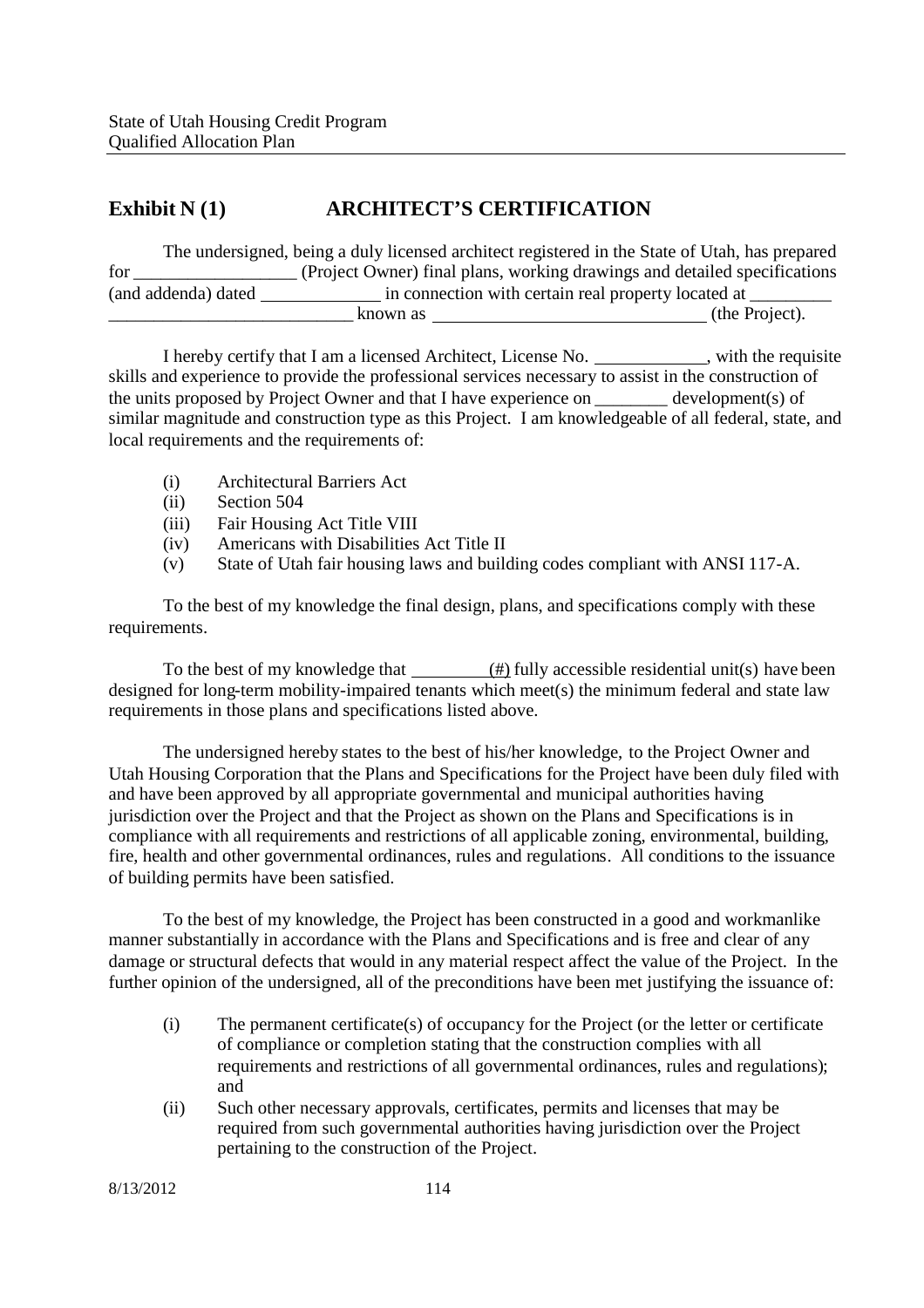## Exhibit N (1) ARCHITECT'S CERTIFICATION

The undersigned, being a duly licensed architect registered in the State of Utah, has prepared for __________________ (Project Owner) final plans, working drawings and detailed specifications (and addenda) dated _____________ in connection with certain real property located at _________ ___________________________ known as ______________________________ (the Project).

I hereby certify that I am a licensed Architect, License No. ____________, with the requisite skills and experience to provide the professional services necessary to assist in the construction of the units proposed by Project Owner and that I have experience on ________ development(s) of similar magnitude and construction type as this Project. I am knowledgeable of all federal, state, and local requirements and the requirements of:

- (i) Architectural Barriers Act
- (ii) Section 504
- (iii) Fair Housing Act Title VIII
- (iv) Americans with Disabilities Act Title II
- (v) State of Utah fair housing laws and building codes compliant with ANSI 117-A.

To the best of my knowledge the final design, plans, and specifications comply with these requirements.

To the best of my knowledge that ________(#) fully accessible residential unit(s) have been designed for long-term mobility-impaired tenants which meet(s) the minimum federal and state law requirements in those plans and specifications listed above.

The undersigned hereby states to the best of his/her knowledge, to the Project Owner and Utah Housing Corporation that the Plans and Specifications for the Project have been duly filed with and have been approved by all appropriate governmental and municipal authorities having jurisdiction over the Project and that the Project as shown on the Plans and Specifications is in compliance with all requirements and restrictions of all applicable zoning, environmental, building, fire, health and other governmental ordinances, rules and regulations. All conditions to the issuance of building permits have been satisfied.

To the best of my knowledge, the Project has been constructed in a good and workmanlike manner substantially in accordance with the Plans and Specifications and is free and clear of any damage or structural defects that would in any material respect affect the value of the Project. In the further opinion of the undersigned, all of the preconditions have been met justifying the issuance of:

- (i) The permanent certificate(s) of occupancy for the Project (or the letter or certificate of compliance or completion stating that the construction complies with all requirements and restrictions of all governmental ordinances, rules and regulations); and
- (ii) Such other necessary approvals, certificates, permits and licenses that may be required from such governmental authorities having jurisdiction over the Project pertaining to the construction of the Project.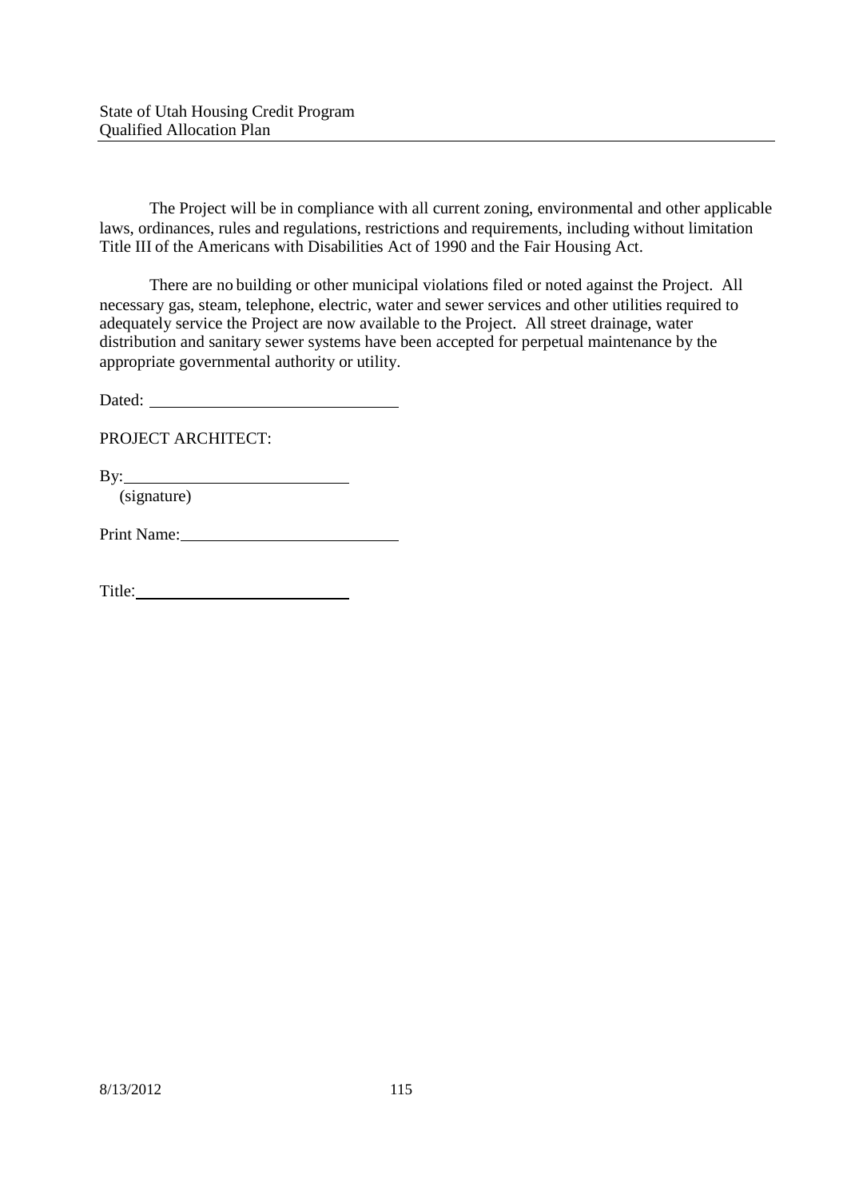The Project will be in compliance with all current zoning, environmental and other applicable laws, ordinances, rules and regulations, restrictions and requirements, including without limitation Title III of the Americans with Disabilities Act of 1990 and the Fair Housing Act.

There are no building or other municipal violations filed or noted against the Project. All necessary gas, steam, telephone, electric, water and sewer services and other utilities required to adequately service the Project are now available to the Project. All street drainage, water distribution and sanitary sewer systems have been accepted for perpetual maintenance by the appropriate governmental authority or utility.

Dated: ______________________________

PROJECT ARCHITECT:

By:___________________________
(signature)

Print Name:__________________________

Title:___________________________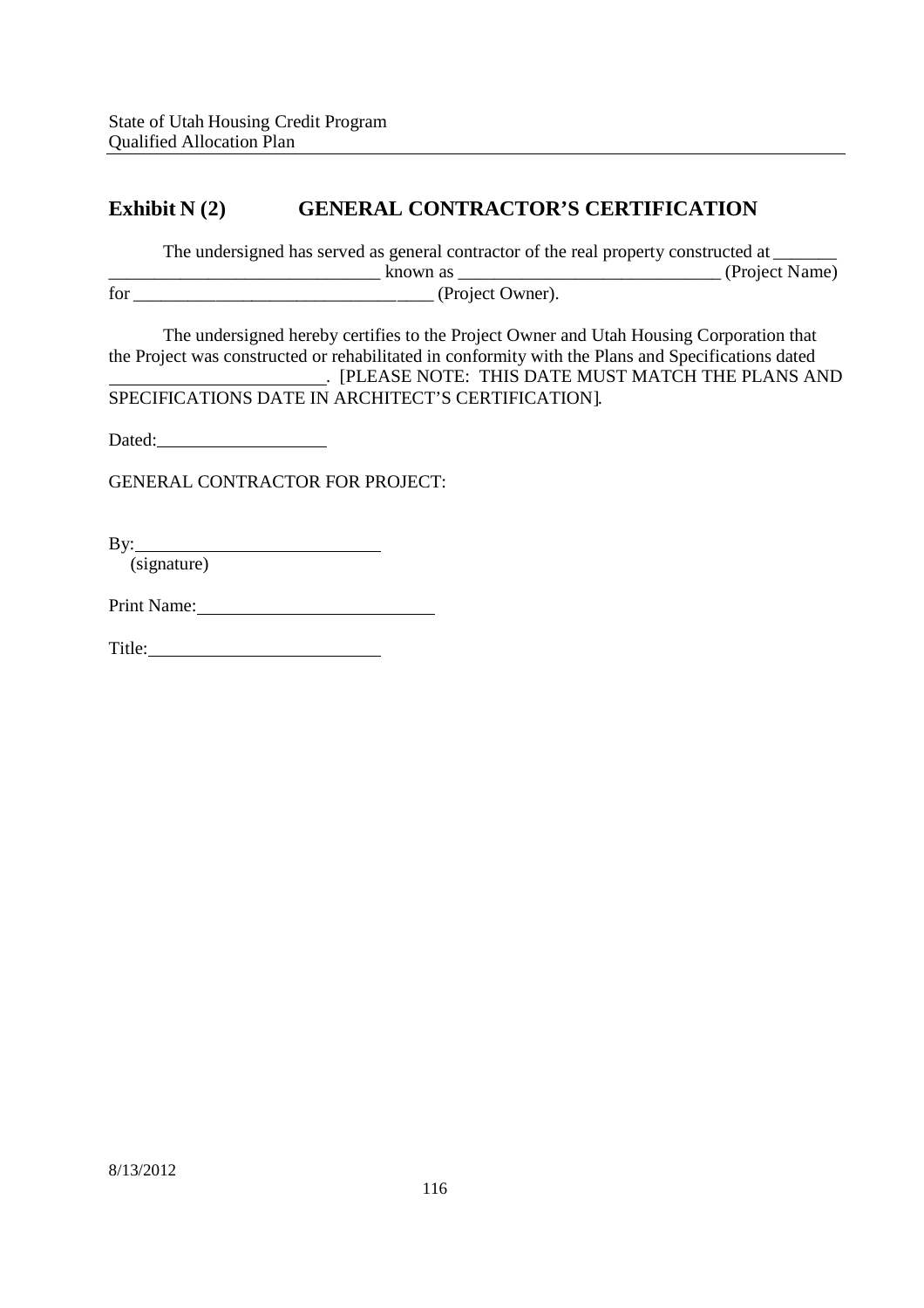## Exhibit N (2) GENERAL CONTRACTOR'S CERTIFICATION

The undersigned has served as general contractor of the real property constructed at _______ ______________________________ known as _____________________________ (Project Name) for ________________________________ (Project Owner).

The undersigned hereby certifies to the Project Owner and Utah Housing Corporation that the Project was constructed or rehabilitated in conformity with the Plans and Specifications dated ________________________. [PLEASE NOTE: THIS DATE MUST MATCH THE PLANS AND SPECIFICATIONS DATE IN ARCHITECT'S CERTIFICATION].

Dated: ___________________

GENERAL CONTRACTOR FOR PROJECT:

By: ___________________________
(signature)

Print Name: ___________________________

Title: ___________________________

8/13/2012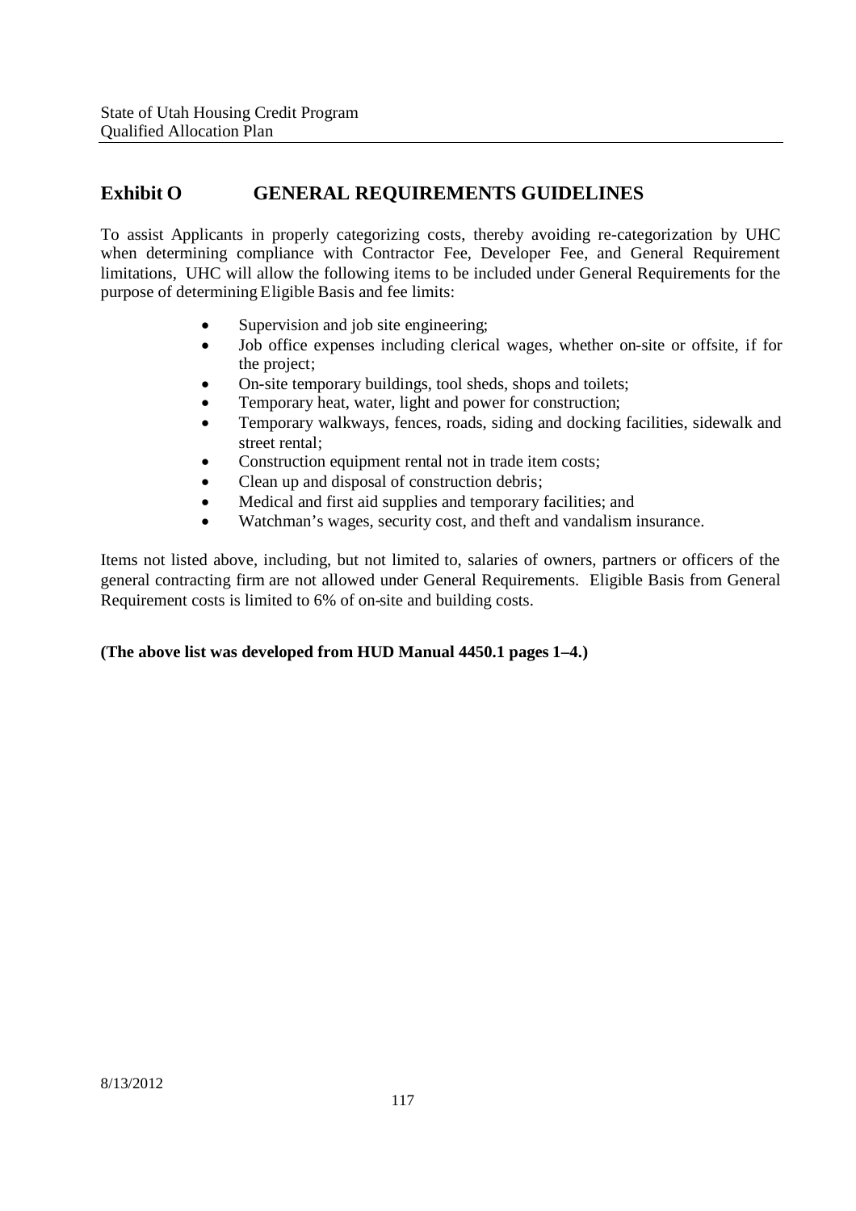## Exhibit O GENERAL REQUIREMENTS GUIDELINES

To assist Applicants in properly categorizing costs, thereby avoiding re-categorization by UHC when determining compliance with Contractor Fee, Developer Fee, and General Requirement limitations, UHC will allow the following items to be included under General Requirements for the purpose of determining Eligible Basis and fee limits:

- Supervision and job site engineering;
- Job office expenses including clerical wages, whether on-site or offsite, if for the project;
- On-site temporary buildings, tool sheds, shops and toilets;
- Temporary heat, water, light and power for construction;
- Temporary walkways, fences, roads, siding and docking facilities, sidewalk and street rental;
- Construction equipment rental not in trade item costs;
- Clean up and disposal of construction debris;
- Medical and first aid supplies and temporary facilities; and
- Watchman's wages, security cost, and theft and vandalism insurance.

Items not listed above, including, but not limited to, salaries of owners, partners or officers of the general contracting firm are not allowed under General Requirements. Eligible Basis from General Requirement costs is limited to 6% of on-site and building costs.

**(The above list was developed from HUD Manual 4450.1 pages 1–4.)**

8/13/2012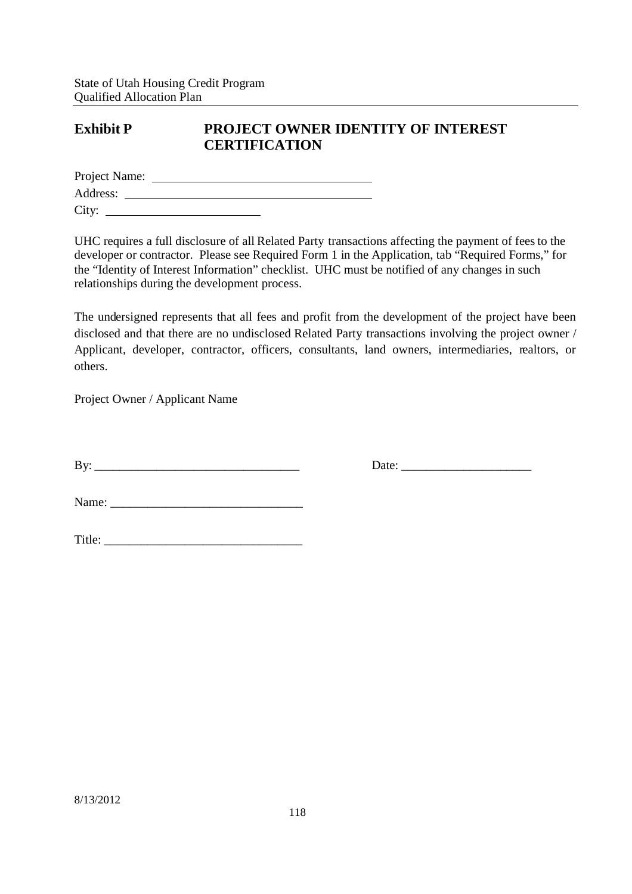# Exhibit P PROJECT OWNER IDENTITY OF INTEREST CERTIFICATION

Project Name: ___________________________________

Address: _______________________________________

City: _________________________

UHC requires a full disclosure of all Related Party transactions affecting the payment of fees to the developer or contractor. Please see Required Form 1 in the Application, tab "Required Forms," for the "Identity of Interest Information" checklist. UHC must be notified of any changes in such relationships during the development process.

The undersigned represents that all fees and profit from the development of the project have been disclosed and that there are no undisclosed Related Party transactions involving the project owner / Applicant, developer, contractor, officers, consultants, land owners, intermediaries, realtors, or others.

Project Owner / Applicant Name

By: _________________________________ Date: _____________________

Name: _______________________________

Title: ________________________________

8/13/2012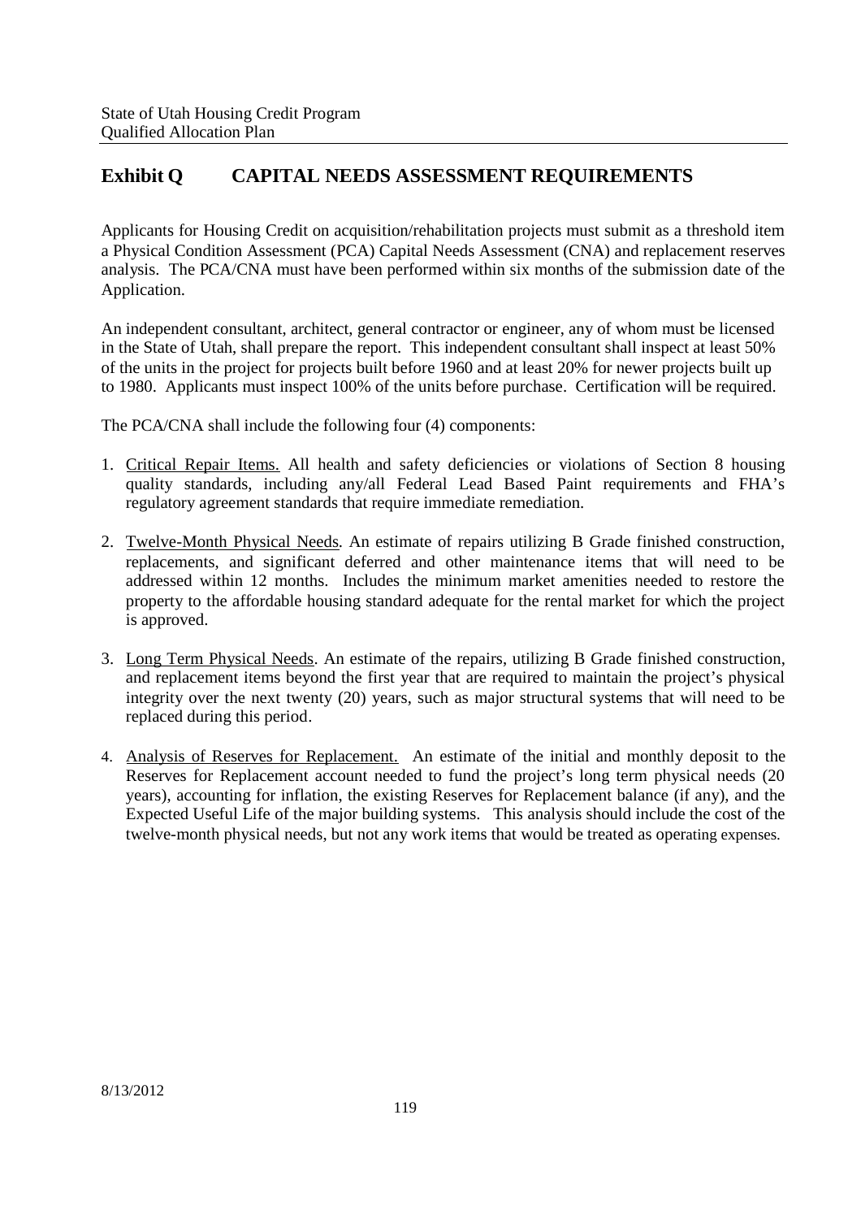## Exhibit Q CAPITAL NEEDS ASSESSMENT REQUIREMENTS

Applicants for Housing Credit on acquisition/rehabilitation projects must submit as a threshold item a Physical Condition Assessment (PCA) Capital Needs Assessment (CNA) and replacement reserves analysis. The PCA/CNA must have been performed within six months of the submission date of the Application.

An independent consultant, architect, general contractor or engineer, any of whom must be licensed in the State of Utah, shall prepare the report. This independent consultant shall inspect at least 50% of the units in the project for projects built before 1960 and at least 20% for newer projects built up to 1980. Applicants must inspect 100% of the units before purchase. Certification will be required.

The PCA/CNA shall include the following four (4) components:

1. Critical Repair Items. All health and safety deficiencies or violations of Section 8 housing quality standards, including any/all Federal Lead Based Paint requirements and FHA's regulatory agreement standards that require immediate remediation.
2. Twelve-Month Physical Needs. An estimate of repairs utilizing B Grade finished construction, replacements, and significant deferred and other maintenance items that will need to be addressed within 12 months. Includes the minimum market amenities needed to restore the property to the affordable housing standard adequate for the rental market for which the project is approved.
3. Long Term Physical Needs. An estimate of the repairs, utilizing B Grade finished construction, and replacement items beyond the first year that are required to maintain the project's physical integrity over the next twenty (20) years, such as major structural systems that will need to be replaced during this period.
4. Analysis of Reserves for Replacement. An estimate of the initial and monthly deposit to the Reserves for Replacement account needed to fund the project's long term physical needs (20 years), accounting for inflation, the existing Reserves for Replacement balance (if any), and the Expected Useful Life of the major building systems. This analysis should include the cost of the twelve-month physical needs, but not any work items that would be treated as operating expenses.

8/13/2012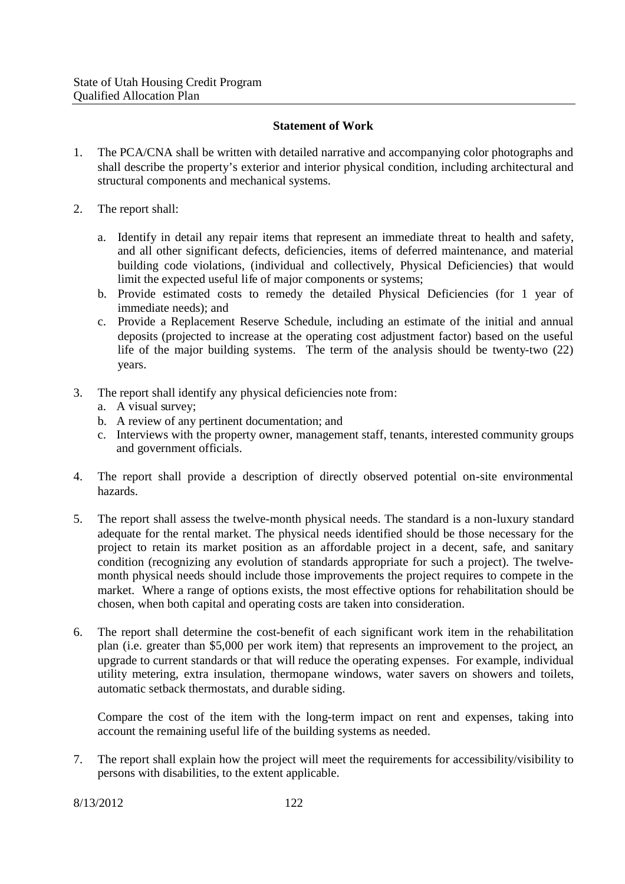## Statement of Work

1. The PCA/CNA shall be written with detailed narrative and accompanying color photographs and shall describe the property's exterior and interior physical condition, including architectural and structural components and mechanical systems.

2. The report shall:

   a. Identify in detail any repair items that represent an immediate threat to health and safety, and all other significant defects, deficiencies, items of deferred maintenance, and material building code violations, (individual and collectively, Physical Deficiencies) that would limit the expected useful life of major components or systems;
   b. Provide estimated costs to remedy the detailed Physical Deficiencies (for 1 year of immediate needs); and
   c. Provide a Replacement Reserve Schedule, including an estimate of the initial and annual deposits (projected to increase at the operating cost adjustment factor) based on the useful life of the major building systems. The term of the analysis should be twenty-two (22) years.

3. The report shall identify any physical deficiencies note from:
   a. A visual survey;
   b. A review of any pertinent documentation; and
   c. Interviews with the property owner, management staff, tenants, interested community groups and government officials.

4. The report shall provide a description of directly observed potential on-site environmental hazards.

5. The report shall assess the twelve-month physical needs. The standard is a non-luxury standard adequate for the rental market. The physical needs identified should be those necessary for the project to retain its market position as an affordable project in a decent, safe, and sanitary condition (recognizing any evolution of standards appropriate for such a project). The twelve-month physical needs should include those improvements the project requires to compete in the market. Where a range of options exists, the most effective options for rehabilitation should be chosen, when both capital and operating costs are taken into consideration.

6. The report shall determine the cost-benefit of each significant work item in the rehabilitation plan (i.e. greater than $5,000 per work item) that represents an improvement to the project, an upgrade to current standards or that will reduce the operating expenses. For example, individual utility metering, extra insulation, thermopane windows, water savers on showers and toilets, automatic setback thermostats, and durable siding.

   Compare the cost of the item with the long-term impact on rent and expenses, taking into account the remaining useful life of the building systems as needed.

7. The report shall explain how the project will meet the requirements for accessibility/visibility to persons with disabilities, to the extent applicable.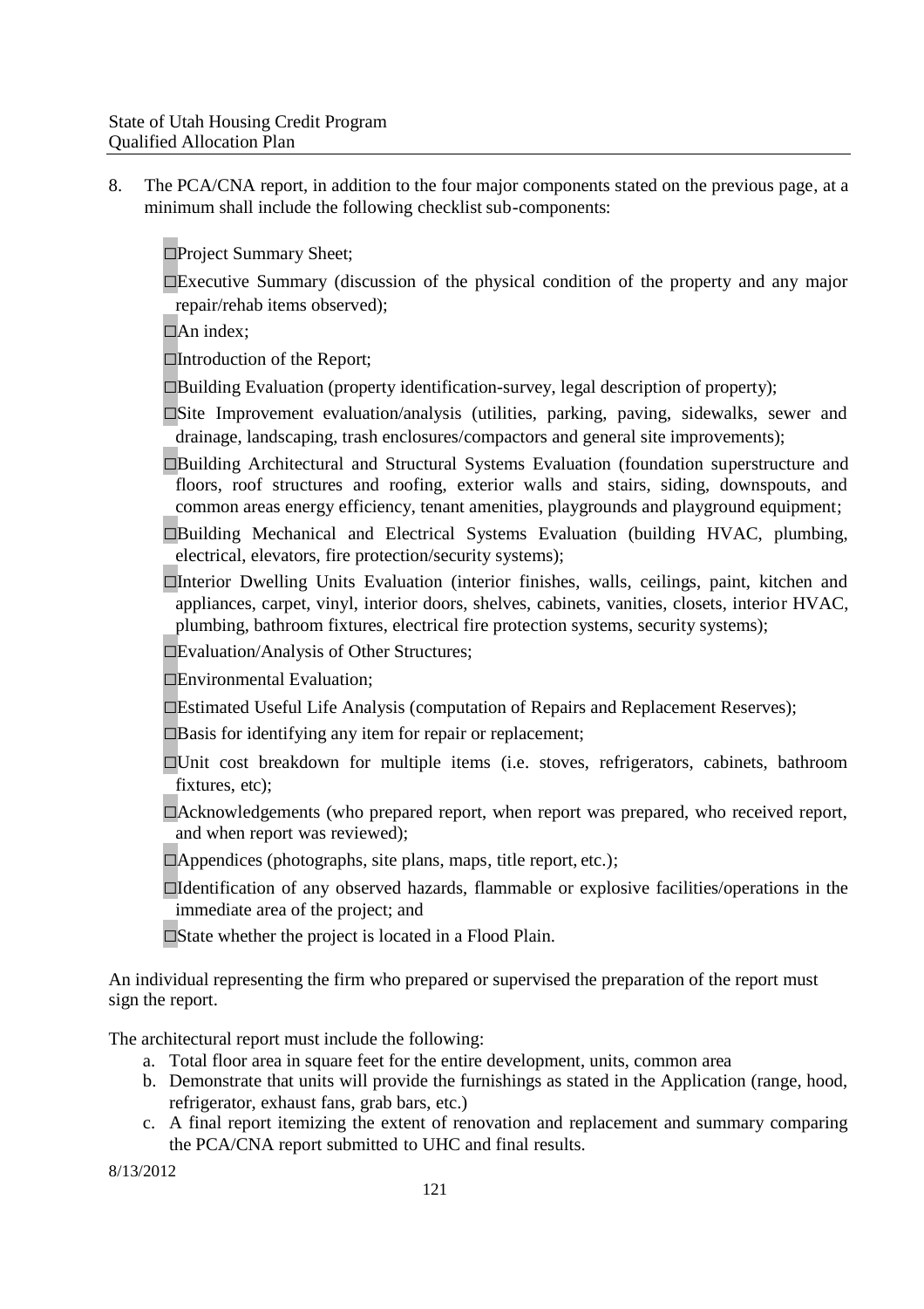8. The PCA/CNA report, in addition to the four major components stated on the previous page, at a minimum shall include the following checklist sub-components:

   - ☐Project Summary Sheet;
   - ☐Executive Summary (discussion of the physical condition of the property and any major repair/rehab items observed);
   - ☐An index;
   - ☐Introduction of the Report;
   - ☐Building Evaluation (property identification-survey, legal description of property);
   - ☐Site Improvement evaluation/analysis (utilities, parking, paving, sidewalks, sewer and drainage, landscaping, trash enclosures/compactors and general site improvements);
   - ☐Building Architectural and Structural Systems Evaluation (foundation superstructure and floors, roof structures and roofing, exterior walls and stairs, siding, downspouts, and common areas energy efficiency, tenant amenities, playgrounds and playground equipment;
   - ☐Building Mechanical and Electrical Systems Evaluation (building HVAC, plumbing, electrical, elevators, fire protection/security systems);
   - ☐Interior Dwelling Units Evaluation (interior finishes, walls, ceilings, paint, kitchen and appliances, carpet, vinyl, interior doors, shelves, cabinets, vanities, closets, interior HVAC, plumbing, bathroom fixtures, electrical fire protection systems, security systems);
   - ☐Evaluation/Analysis of Other Structures;
   - ☐Environmental Evaluation;
   - ☐Estimated Useful Life Analysis (computation of Repairs and Replacement Reserves);
   - ☐Basis for identifying any item for repair or replacement;
   - ☐Unit cost breakdown for multiple items (i.e. stoves, refrigerators, cabinets, bathroom fixtures, etc);
   - ☐Acknowledgements (who prepared report, when report was prepared, who received report, and when report was reviewed);
   - ☐Appendices (photographs, site plans, maps, title report, etc.);
   - ☐Identification of any observed hazards, flammable or explosive facilities/operations in the immediate area of the project; and
   - ☐State whether the project is located in a Flood Plain.

An individual representing the firm who prepared or supervised the preparation of the report must sign the report.

The architectural report must include the following:

a. Total floor area in square feet for the entire development, units, common area
b. Demonstrate that units will provide the furnishings as stated in the Application (range, hood, refrigerator, exhaust fans, grab bars, etc.)
c. A final report itemizing the extent of renovation and replacement and summary comparing the PCA/CNA report submitted to UHC and final results.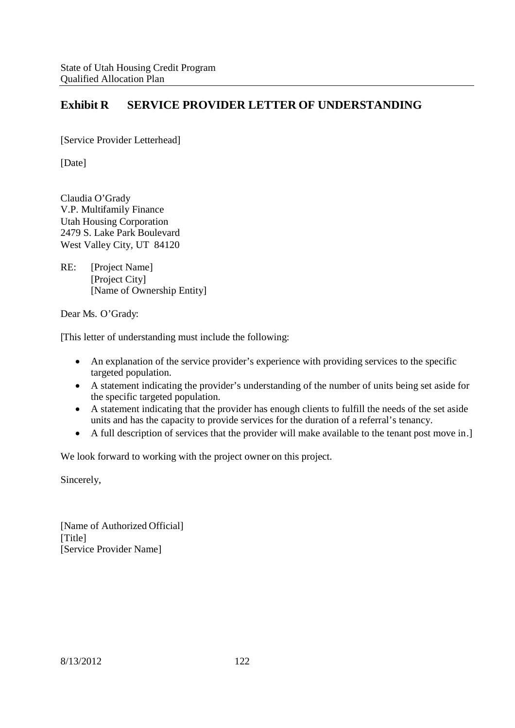## Exhibit R SERVICE PROVIDER LETTER OF UNDERSTANDING

[Service Provider Letterhead]

[Date]

Claudia O'Grady
V.P. Multifamily Finance
Utah Housing Corporation
2479 S. Lake Park Boulevard
West Valley City, UT 84120

RE: [Project Name]
[Project City]
[Name of Ownership Entity]

Dear Ms. O'Grady:

[This letter of understanding must include the following:

- An explanation of the service provider's experience with providing services to the specific targeted population.
- A statement indicating the provider's understanding of the number of units being set aside for the specific targeted population.
- A statement indicating that the provider has enough clients to fulfill the needs of the set aside units and has the capacity to provide services for the duration of a referral's tenancy.
- A full description of services that the provider will make available to the tenant post move in.]

We look forward to working with the project owner on this project.

Sincerely,

[Name of Authorized Official]
[Title]
[Service Provider Name]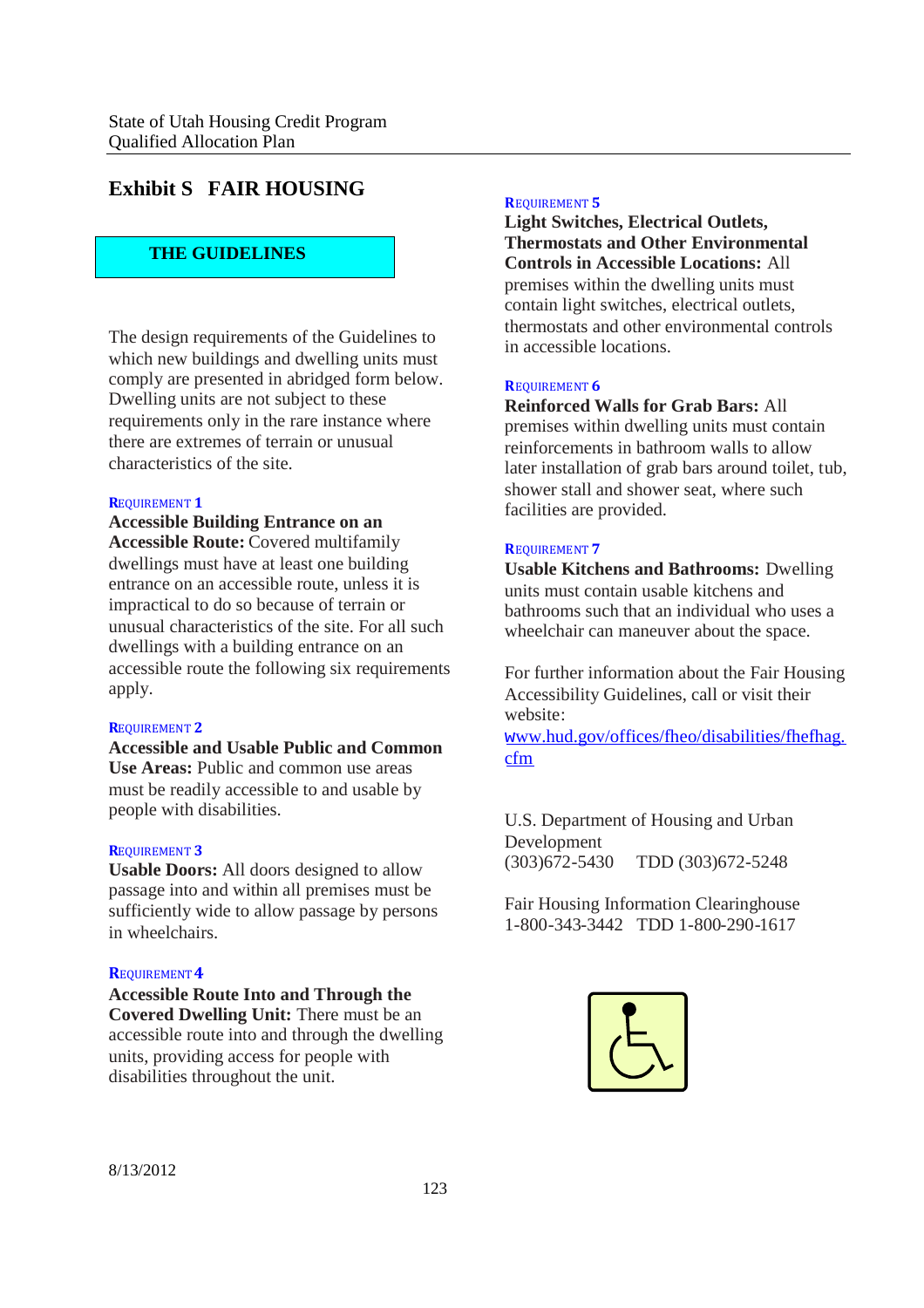# Exhibit S FAIR HOUSING

## THE GUIDELINES

The design requirements of the Guidelines to which new buildings and dwelling units must comply are presented in abridged form below. Dwelling units are not subject to these requirements only in the rare instance where there are extremes of terrain or unusual characteristics of the site.

REQUIREMENT 1

**Accessible Building Entrance on an Accessible Route:** Covered multifamily dwellings must have at least one building entrance on an accessible route, unless it is impractical to do so because of terrain or unusual characteristics of the site. For all such dwellings with a building entrance on an accessible route the following six requirements apply.

REQUIREMENT 2

**Accessible and Usable Public and Common Use Areas:** Public and common use areas must be readily accessible to and usable by people with disabilities.

REQUIREMENT 3

**Usable Doors:** All doors designed to allow passage into and within all premises must be sufficiently wide to allow passage by persons in wheelchairs.

REQUIREMENT 4

**Accessible Route Into and Through the Covered Dwelling Unit:** There must be an accessible route into and through the dwelling units, providing access for people with disabilities throughout the unit.

REQUIREMENT 5

**Light Switches, Electrical Outlets, Thermostats and Other Environmental Controls in Accessible Locations:** All premises within the dwelling units must contain light switches, electrical outlets, thermostats and other environmental controls in accessible locations.

REQUIREMENT 6

**Reinforced Walls for Grab Bars:** All premises within dwelling units must contain reinforcements in bathroom walls to allow later installation of grab bars around toilet, tub, shower stall and shower seat, where such facilities are provided.

REQUIREMENT 7

**Usable Kitchens and Bathrooms:** Dwelling units must contain usable kitchens and bathrooms such that an individual who uses a wheelchair can maneuver about the space.

For further information about the Fair Housing Accessibility Guidelines, call or visit their website:
www.hud.gov/offices/fheo/disabilities/fhefhag.cfm

U.S. Department of Housing and Urban Development
(303)672-5430 TDD (303)672-5248

Fair Housing Information Clearinghouse
1-800-343-3442 TDD 1-800-290-1617

8/13/2012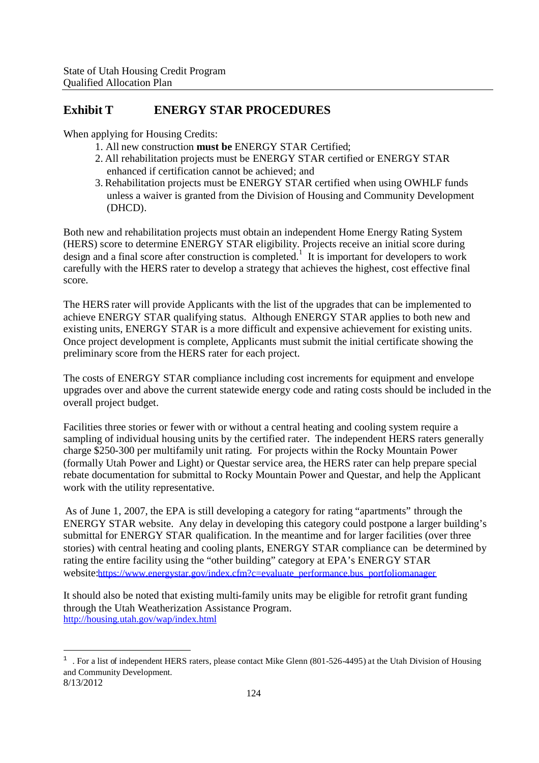## Exhibit T ENERGY STAR PROCEDURES

When applying for Housing Credits:

1. All new construction **must be** ENERGY STAR Certified;
2. All rehabilitation projects must be ENERGY STAR certified or ENERGY STAR enhanced if certification cannot be achieved; and
3. Rehabilitation projects must be ENERGY STAR certified when using OWHLF funds unless a waiver is granted from the Division of Housing and Community Development (DHCD).

Both new and rehabilitation projects must obtain an independent Home Energy Rating System (HERS) score to determine ENERGY STAR eligibility. Projects receive an initial score during design and a final score after construction is completed.[1] It is important for developers to work carefully with the HERS rater to develop a strategy that achieves the highest, cost effective final score.

The HERS rater will provide Applicants with the list of the upgrades that can be implemented to achieve ENERGY STAR qualifying status. Although ENERGY STAR applies to both new and existing units, ENERGY STAR is a more difficult and expensive achievement for existing units. Once project development is complete, Applicants must submit the initial certificate showing the preliminary score from the HERS rater for each project.

The costs of ENERGY STAR compliance including cost increments for equipment and envelope upgrades over and above the current statewide energy code and rating costs should be included in the overall project budget.

Facilities three stories or fewer with or without a central heating and cooling system require a sampling of individual housing units by the certified rater. The independent HERS raters generally charge $250-300 per multifamily unit rating. For projects within the Rocky Mountain Power (formally Utah Power and Light) or Questar service area, the HERS rater can help prepare special rebate documentation for submittal to Rocky Mountain Power and Questar, and help the Applicant work with the utility representative.

As of June 1, 2007, the EPA is still developing a category for rating "apartments" through the ENERGY STAR website. Any delay in developing this category could postpone a larger building's submittal for ENERGY STAR qualification. In the meantime and for larger facilities (over three stories) with central heating and cooling plants, ENERGY STAR compliance can be determined by rating the entire facility using the "other building" category at EPA's ENERGY STAR website:https://www.energystar.gov/index.cfm?c=evaluate_performance.bus_portfoliomanager

It should also be noted that existing multi-family units may be eligible for retrofit grant funding through the Utah Weatherization Assistance Program.
http://housing.utah.gov/wap/index.html

---

[1] . For a list of independent HERS raters, please contact Mike Glenn (801-526-4495) at the Utah Division of Housing and Community Development.

8/13/2012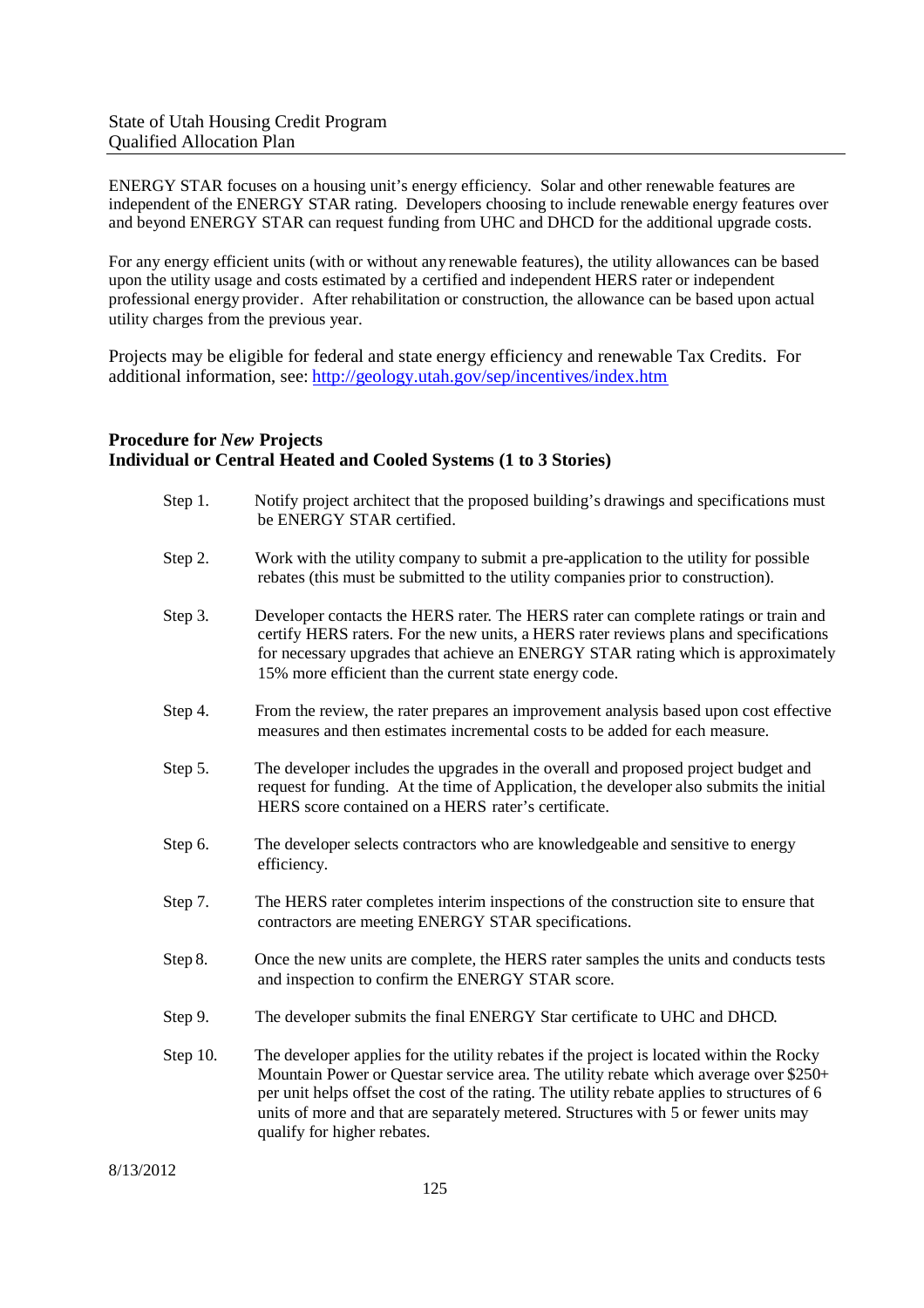ENERGY STAR focuses on a housing unit's energy efficiency. Solar and other renewable features are independent of the ENERGY STAR rating. Developers choosing to include renewable energy features over and beyond ENERGY STAR can request funding from UHC and DHCD for the additional upgrade costs.

For any energy efficient units (with or without any renewable features), the utility allowances can be based upon the utility usage and costs estimated by a certified and independent HERS rater or independent professional energy provider. After rehabilitation or construction, the allowance can be based upon actual utility charges from the previous year.

Projects may be eligible for federal and state energy efficiency and renewable Tax Credits. For additional information, see: http://geology.utah.gov/sep/incentives/index.htm

**Procedure for *New* Projects**
**Individual or Central Heated and Cooled Systems (1 to 3 Stories)**

Step 1. Notify project architect that the proposed building's drawings and specifications must be ENERGY STAR certified.

Step 2. Work with the utility company to submit a pre-application to the utility for possible rebates (this must be submitted to the utility companies prior to construction).

Step 3. Developer contacts the HERS rater. The HERS rater can complete ratings or train and certify HERS raters. For the new units, a HERS rater reviews plans and specifications for necessary upgrades that achieve an ENERGY STAR rating which is approximately 15% more efficient than the current state energy code.

Step 4. From the review, the rater prepares an improvement analysis based upon cost effective measures and then estimates incremental costs to be added for each measure.

Step 5. The developer includes the upgrades in the overall and proposed project budget and request for funding. At the time of Application, the developer also submits the initial HERS score contained on a HERS rater's certificate.

Step 6. The developer selects contractors who are knowledgeable and sensitive to energy efficiency.

Step 7. The HERS rater completes interim inspections of the construction site to ensure that contractors are meeting ENERGY STAR specifications.

Step 8. Once the new units are complete, the HERS rater samples the units and conducts tests and inspection to confirm the ENERGY STAR score.

Step 9. The developer submits the final ENERGY Star certificate to UHC and DHCD.

Step 10. The developer applies for the utility rebates if the project is located within the Rocky Mountain Power or Questar service area. The utility rebate which average over $250+ per unit helps offset the cost of the rating. The utility rebate applies to structures of 6 units of more and that are separately metered. Structures with 5 or fewer units may qualify for higher rebates.

8/13/2012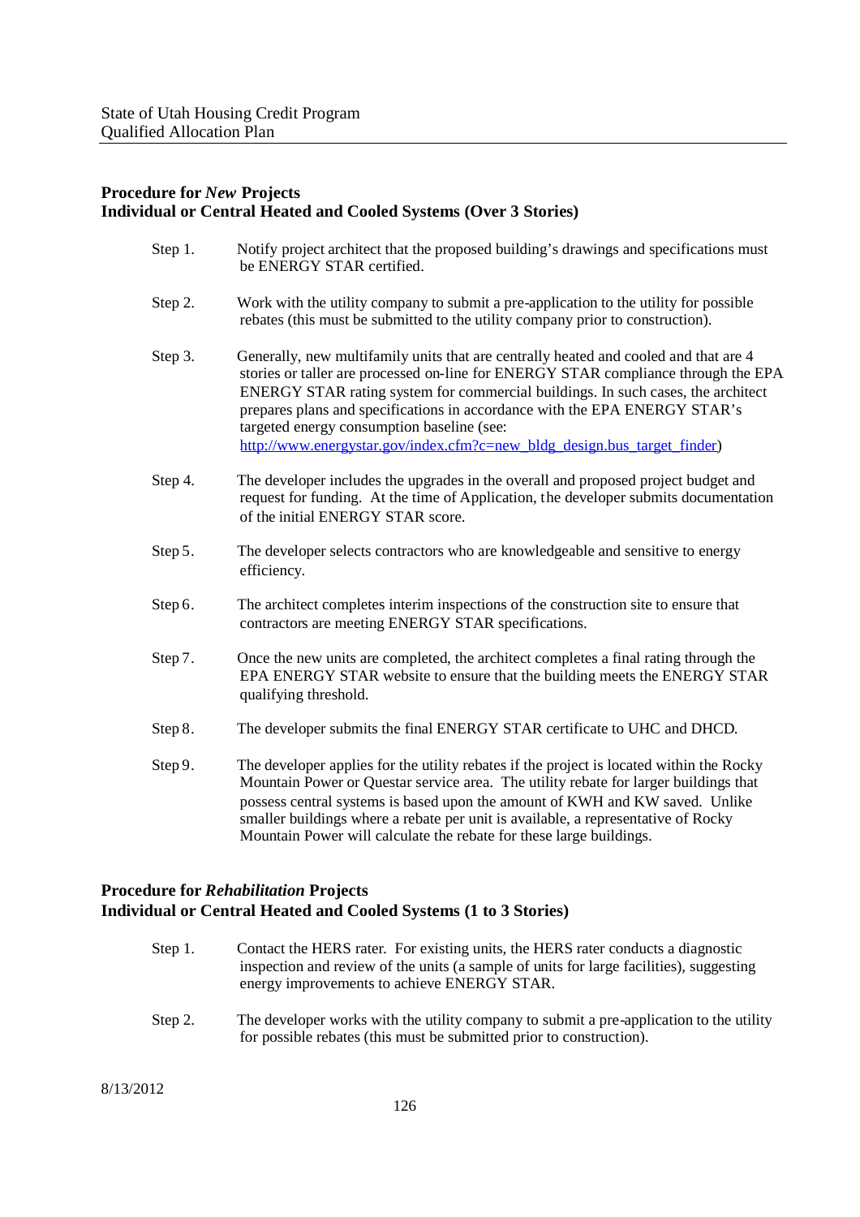**Procedure for *New* Projects**
**Individual or Central Heated and Cooled Systems (Over 3 Stories)**

Step 1. Notify project architect that the proposed building's drawings and specifications must be ENERGY STAR certified.

Step 2. Work with the utility company to submit a pre-application to the utility for possible rebates (this must be submitted to the utility company prior to construction).

Step 3. Generally, new multifamily units that are centrally heated and cooled and that are 4 stories or taller are processed on-line for ENERGY STAR compliance through the EPA ENERGY STAR rating system for commercial buildings. In such cases, the architect prepares plans and specifications in accordance with the EPA ENERGY STAR's targeted energy consumption baseline (see: http://www.energystar.gov/index.cfm?c=new_bldg_design.bus_target_finder)

Step 4. The developer includes the upgrades in the overall and proposed project budget and request for funding. At the time of Application, the developer submits documentation of the initial ENERGY STAR score.

Step 5. The developer selects contractors who are knowledgeable and sensitive to energy efficiency.

Step 6. The architect completes interim inspections of the construction site to ensure that contractors are meeting ENERGY STAR specifications.

Step 7. Once the new units are completed, the architect completes a final rating through the EPA ENERGY STAR website to ensure that the building meets the ENERGY STAR qualifying threshold.

Step 8. The developer submits the final ENERGY STAR certificate to UHC and DHCD.

Step 9. The developer applies for the utility rebates if the project is located within the Rocky Mountain Power or Questar service area. The utility rebate for larger buildings that possess central systems is based upon the amount of KWH and KW saved. Unlike smaller buildings where a rebate per unit is available, a representative of Rocky Mountain Power will calculate the rebate for these large buildings.

**Procedure for *Rehabilitation* Projects**
**Individual or Central Heated and Cooled Systems (1 to 3 Stories)**

Step 1. Contact the HERS rater. For existing units, the HERS rater conducts a diagnostic inspection and review of the units (a sample of units for large facilities), suggesting energy improvements to achieve ENERGY STAR.

Step 2. The developer works with the utility company to submit a pre-application to the utility for possible rebates (this must be submitted prior to construction).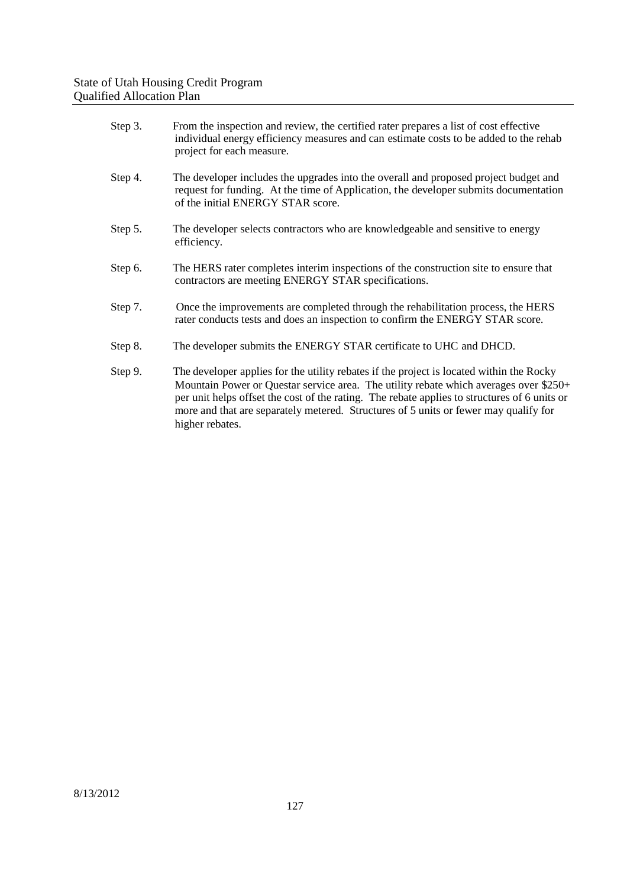Step 3. From the inspection and review, the certified rater prepares a list of cost effective individual energy efficiency measures and can estimate costs to be added to the rehab project for each measure.

Step 4. The developer includes the upgrades into the overall and proposed project budget and request for funding. At the time of Application, the developer submits documentation of the initial ENERGY STAR score.

Step 5. The developer selects contractors who are knowledgeable and sensitive to energy efficiency.

Step 6. The HERS rater completes interim inspections of the construction site to ensure that contractors are meeting ENERGY STAR specifications.

Step 7. Once the improvements are completed through the rehabilitation process, the HERS rater conducts tests and does an inspection to confirm the ENERGY STAR score.

Step 8. The developer submits the ENERGY STAR certificate to UHC and DHCD.

Step 9. The developer applies for the utility rebates if the project is located within the Rocky Mountain Power or Questar service area. The utility rebate which averages over $250+ per unit helps offset the cost of the rating. The rebate applies to structures of 6 units or more and that are separately metered. Structures of 5 units or fewer may qualify for higher rebates.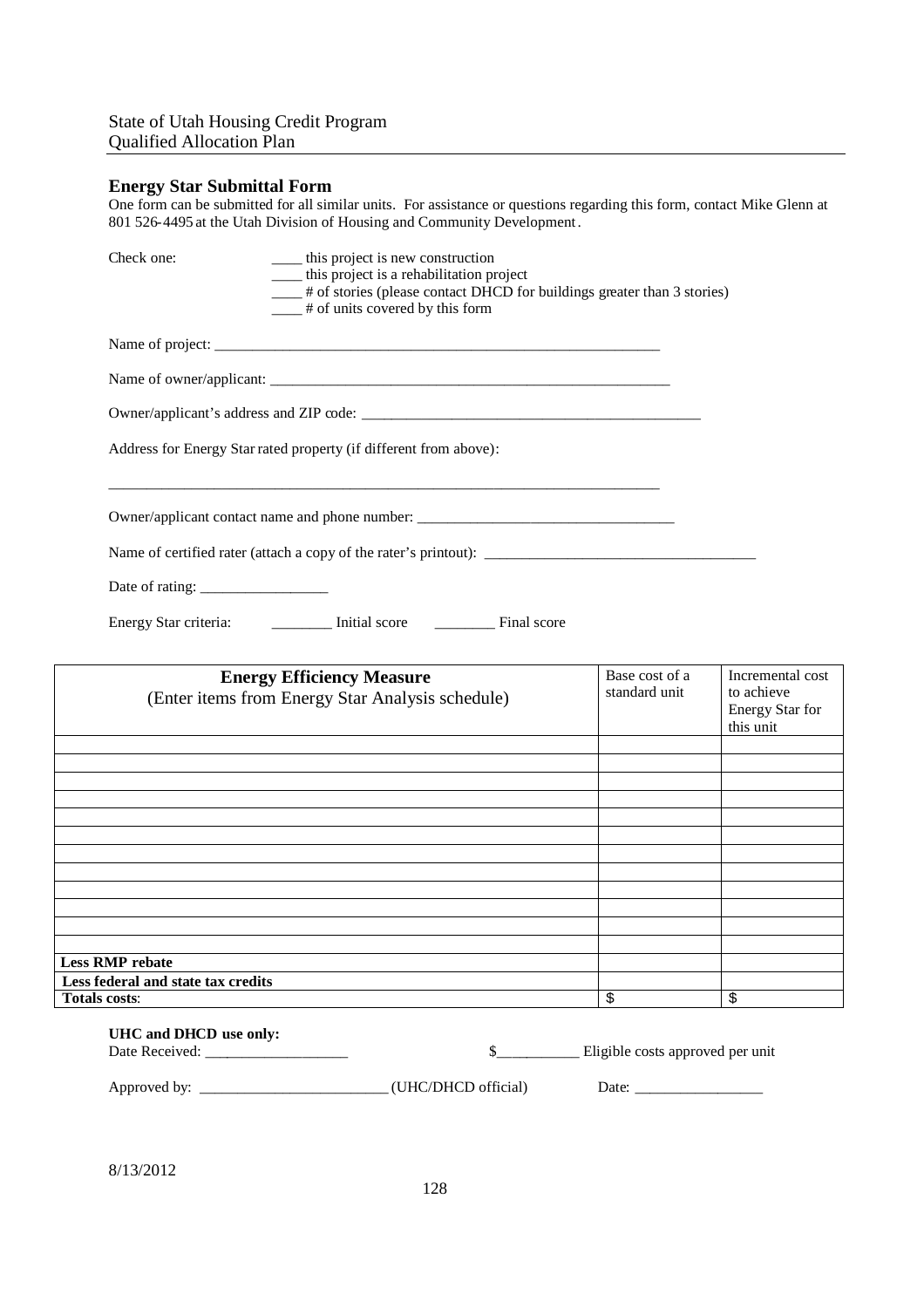## Energy Star Submittal Form

One form can be submitted for all similar units. For assistance or questions regarding this form, contact Mike Glenn at 801 526-4495 at the Utah Division of Housing and Community Development.

Check one:
- ____ this project is new construction
- ____ this project is a rehabilitation project
- ____ # of stories (please contact DHCD for buildings greater than 3 stories)
- ____ # of units covered by this form

Name of project: ____________________________________________________________

Name of owner/applicant: _______________________________________________________

Owner/applicant's address and ZIP code: _____________________________________________

Address for Energy Star rated property (if different from above):

_____________________________________________________________________________

Owner/applicant contact name and phone number: __________________________________

Name of certified rater (attach a copy of the rater's printout): ____________________________________

Date of rating: _________________

Energy Star criteria: ________ Initial score ________ Final score

| **Energy Efficiency Measure**<br>(Enter items from Energy Star Analysis schedule) | Base cost of a standard unit | Incremental cost to achieve Energy Star for this unit |
|---|---|---|
| | | |
| | | |
| | | |
| | | |
| | | |
| | | |
| | | |
| | | |
| | | |
| | | |
| | | |
| | | |
| **Less RMP rebate** | | |
| **Less federal and state tax credits** | | |
| **Totals costs**: | $ | $ |

**UHC and DHCD use only:**

Date Received: ___________________ $___________ Eligible costs approved per unit

Approved by: _________________________ (UHC/DHCD official) Date: _________________

8/13/2012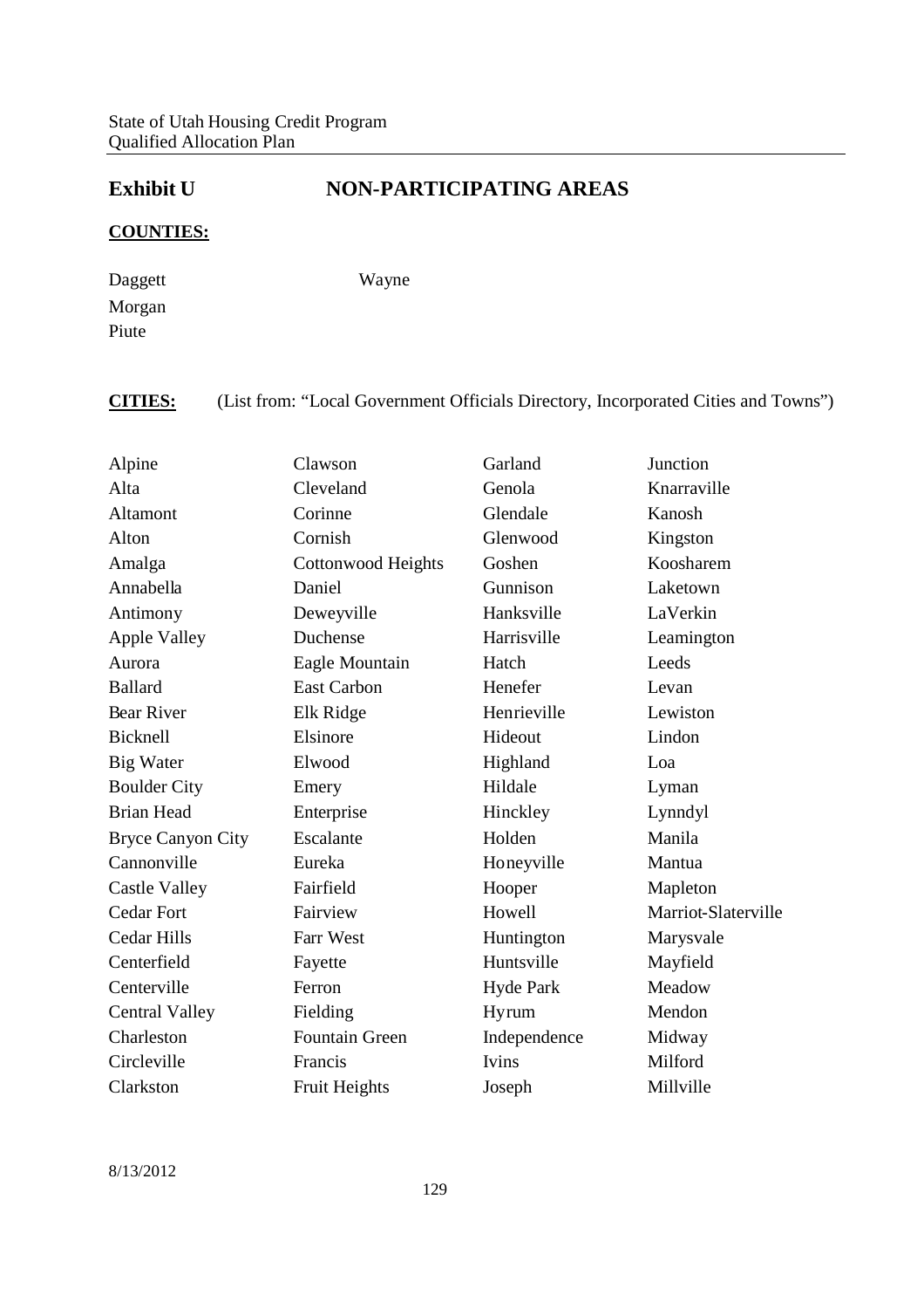## Exhibit U NON-PARTICIPATING AREAS

**COUNTIES:**

Daggett
Morgan
Piute
Wayne

**CITIES:** (List from: "Local Government Officials Directory, Incorporated Cities and Towns")

Alpine
Alta
Altamont
Alton
Amalga
Annabella
Antimony
Apple Valley
Aurora
Ballard
Bear River
Bicknell
Big Water
Boulder City
Brian Head
Bryce Canyon City
Cannonville
Castle Valley
Cedar Fort
Cedar Hills
Centerfield
Centerville
Central Valley
Charleston
Circleville
Clarkston
Clawson
Cleveland
Corinne
Cornish
Cottonwood Heights
Daniel
Deweyville
Duchense
Eagle Mountain
East Carbon
Elk Ridge
Elsinore
Elwood
Emery
Enterprise
Escalante
Eureka
Fairfield
Fairview
Farr West
Fayette
Ferron
Fielding
Fountain Green
Francis
Fruit Heights
Garland
Genola
Glendale
Glenwood
Goshen
Gunnison
Hanksville
Harrisville
Hatch
Henefer
Henrieville
Hideout
Highland
Hildale
Hinckley
Holden
Honeyville
Hooper
Howell
Huntington
Huntsville
Hyde Park
Hyrum
Independence
Ivins
Joseph
Junction
Knarraville
Kanosh
Kingston
Koosharem
Laketown
LaVerkin
Leamington
Leeds
Levan
Lewiston
Lindon
Loa
Lyman
Lynndyl
Manila
Mantua
Mapleton
Marriot-Slaterville
Marysvale
Mayfield
Meadow
Mendon
Midway
Milford
Millville

8/13/2012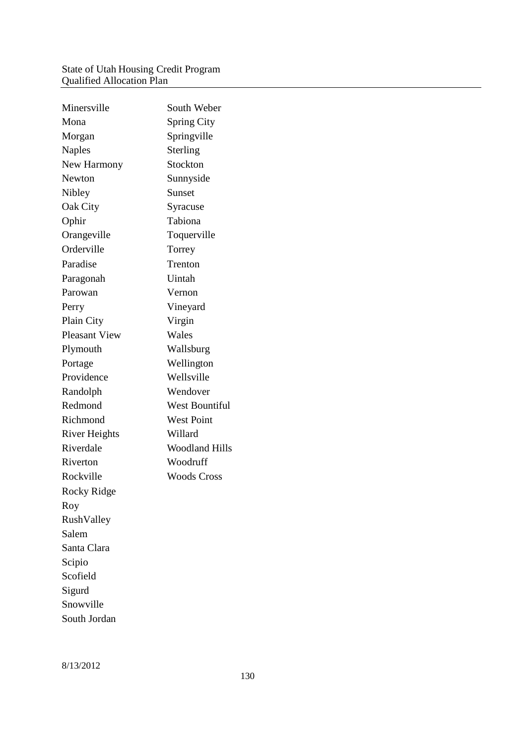Minersville
Mona
Morgan
Naples
New Harmony
Newton
Nibley
Oak City
Ophir
Orangeville
Orderville
Paradise
Paragonah
Parowan
Perry
Plain City
Pleasant View
Plymouth
Portage
Providence
Randolph
Redmond
Richmond
River Heights
Riverdale
Riverton
Rockville
Rocky Ridge
Roy
RushValley
Salem
Santa Clara
Scipio
Scofield
Sigurd
Snowville
South Jordan
South Weber
Spring City
Springville
Sterling
Stockton
Sunnyside
Sunset
Syracuse
Tabiona
Toquerville
Torrey
Trenton
Uintah
Vernon
Vineyard
Virgin
Wales
Wallsburg
Wellington
Wellsville
Wendover
West Bountiful
West Point
Willard
Woodland Hills
Woodruff
Woods Cross

8/13/2012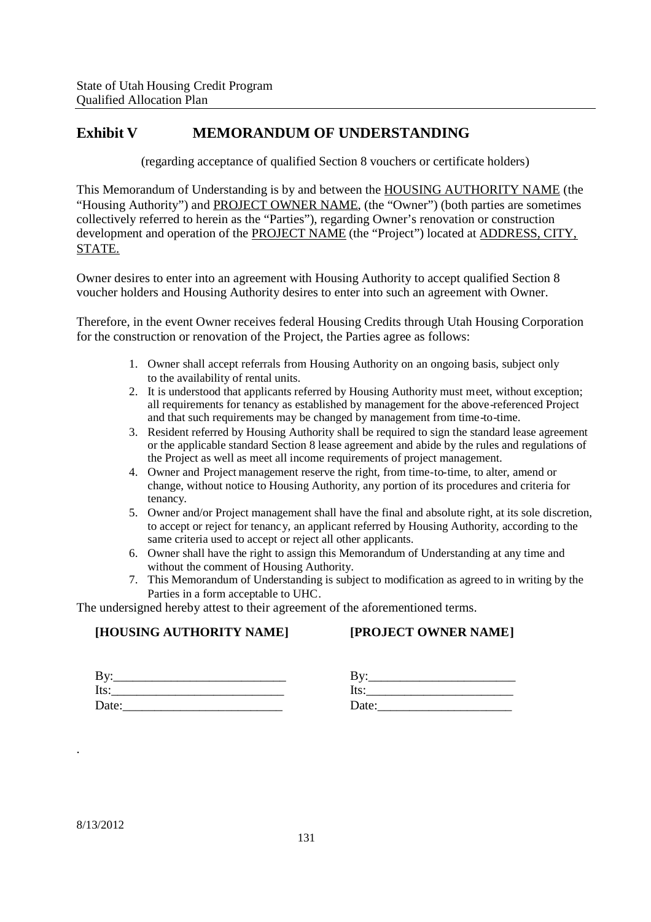## Exhibit V MEMORANDUM OF UNDERSTANDING

(regarding acceptance of qualified Section 8 vouchers or certificate holders)

This Memorandum of Understanding is by and between the HOUSING AUTHORITY NAME (the "Housing Authority") and PROJECT OWNER NAME, (the "Owner") (both parties are sometimes collectively referred to herein as the "Parties"), regarding Owner's renovation or construction development and operation of the PROJECT NAME (the "Project") located at ADDRESS, CITY, STATE.

Owner desires to enter into an agreement with Housing Authority to accept qualified Section 8 voucher holders and Housing Authority desires to enter into such an agreement with Owner.

Therefore, in the event Owner receives federal Housing Credits through Utah Housing Corporation for the construction or renovation of the Project, the Parties agree as follows:

1. Owner shall accept referrals from Housing Authority on an ongoing basis, subject only to the availability of rental units.
2. It is understood that applicants referred by Housing Authority must meet, without exception; all requirements for tenancy as established by management for the above-referenced Project and that such requirements may be changed by management from time-to-time.
3. Resident referred by Housing Authority shall be required to sign the standard lease agreement or the applicable standard Section 8 lease agreement and abide by the rules and regulations of the Project as well as meet all income requirements of project management.
4. Owner and Project management reserve the right, from time-to-time, to alter, amend or change, without notice to Housing Authority, any portion of its procedures and criteria for tenancy.
5. Owner and/or Project management shall have the final and absolute right, at its sole discretion, to accept or reject for tenancy, an applicant referred by Housing Authority, according to the same criteria used to accept or reject all other applicants.
6. Owner shall have the right to assign this Memorandum of Understanding at any time and without the comment of Housing Authority.
7. This Memorandum of Understanding is subject to modification as agreed to in writing by the Parties in a form acceptable to UHC.

The undersigned hereby attest to their agreement of the aforementioned terms.

**[HOUSING AUTHORITY NAME]**

By:___________________________

Its:___________________________

Date:_________________________

**[PROJECT OWNER NAME]**

By:_______________________

Its:_______________________

Date:_____________________

8/13/2012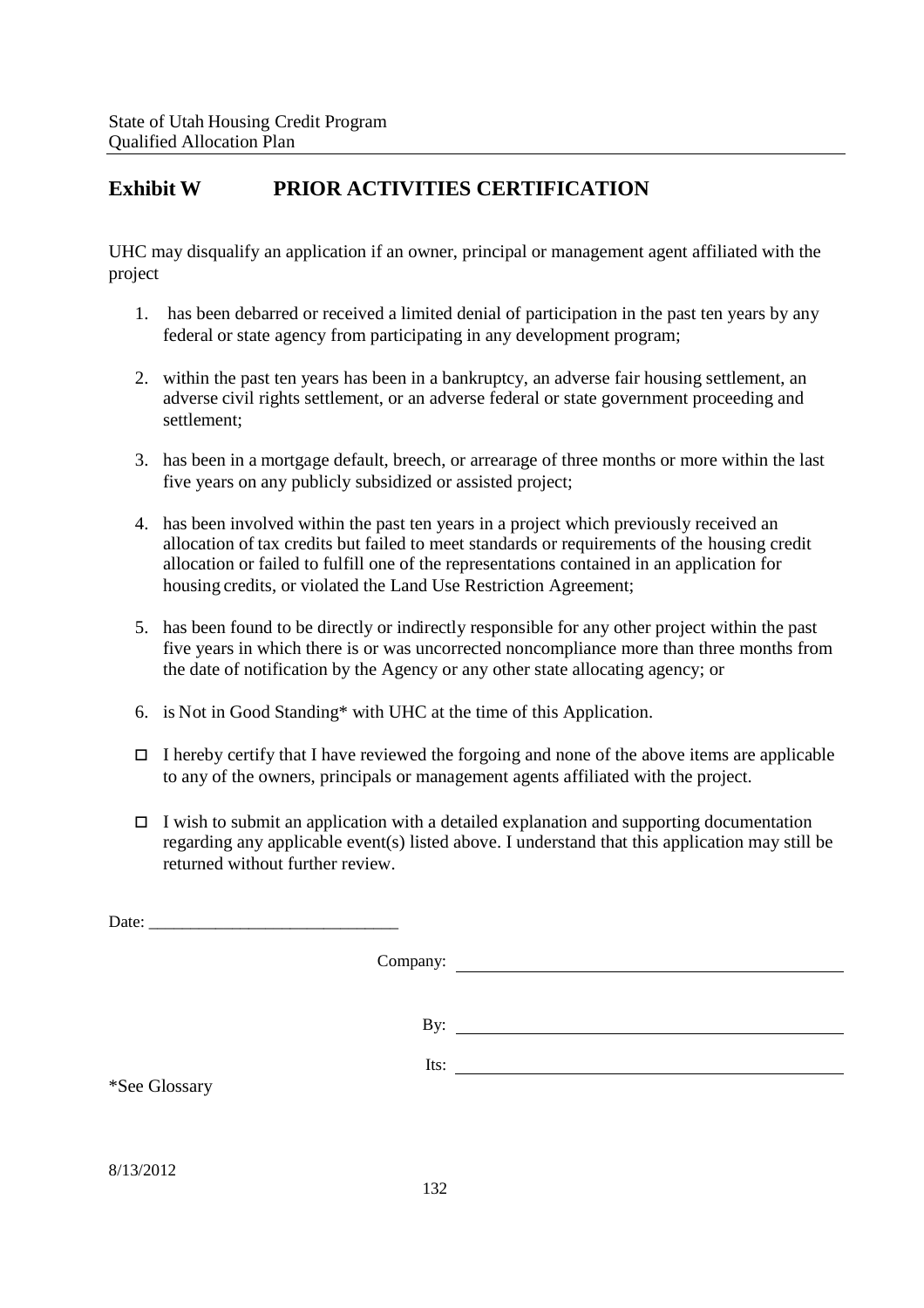## Exhibit W PRIOR ACTIVITIES CERTIFICATION

UHC may disqualify an application if an owner, principal or management agent affiliated with the project

1. has been debarred or received a limited denial of participation in the past ten years by any federal or state agency from participating in any development program;
2. within the past ten years has been in a bankruptcy, an adverse fair housing settlement, an adverse civil rights settlement, or an adverse federal or state government proceeding and settlement;
3. has been in a mortgage default, breech, or arrearage of three months or more within the last five years on any publicly subsidized or assisted project;
4. has been involved within the past ten years in a project which previously received an allocation of tax credits but failed to meet standards or requirements of the housing credit allocation or failed to fulfill one of the representations contained in an application for housing credits, or violated the Land Use Restriction Agreement;
5. has been found to be directly or indirectly responsible for any other project within the past five years in which there is or was uncorrected noncompliance more than three months from the date of notification by the Agency or any other state allocating agency; or
6. is Not in Good Standing* with UHC at the time of this Application.

- ☐ I hereby certify that I have reviewed the forgoing and none of the above items are applicable to any of the owners, principals or management agents affiliated with the project.
- ☐ I wish to submit an application with a detailed explanation and supporting documentation regarding any applicable event(s) listed above. I understand that this application may still be returned without further review.

Date: ______________________________

Company: ______________________________

By: ______________________________

Its: ______________________________

*See Glossary

8/13/2012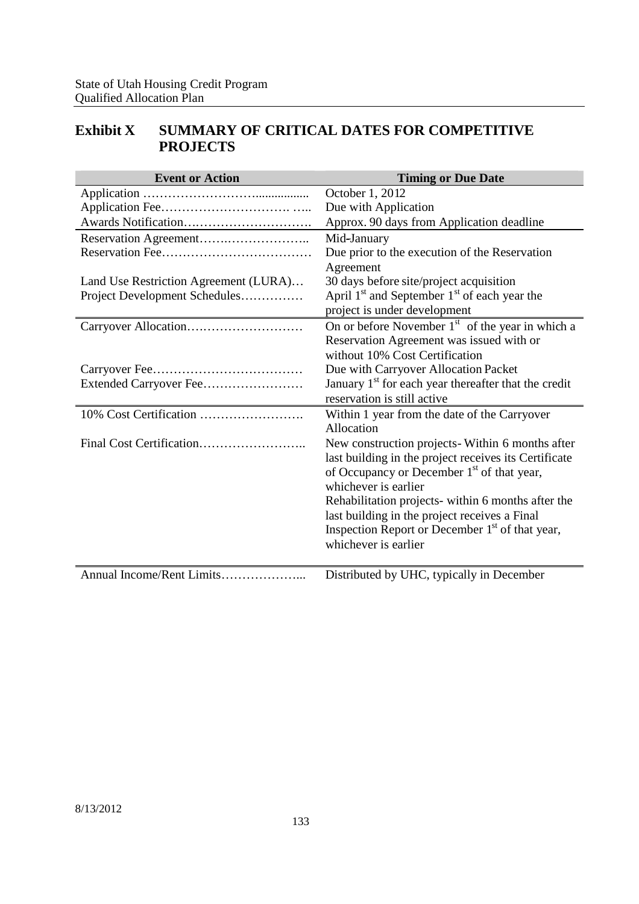## Exhibit X SUMMARY OF CRITICAL DATES FOR COMPETITIVE PROJECTS

| Event or Action | Timing or Due Date |
|---|---|
| Application ……………………….............. | October 1, 2012 |
| Application Fee…………………………. ….. | Due with Application |
| Awards Notification…………………………. | Approx. 90 days from Application deadline |
| Reservation Agreement…….……………….. | Mid-January |
| Reservation Fee……………………………… | Due prior to the execution of the Reservation Agreement |
| Land Use Restriction Agreement (LURA)… | 30 days before site/project acquisition |
| Project Development Schedules…………… | April 1st and September 1st of each year the project is under development |
| Carryover Allocation………………………. | On or before November 1st of the year in which a Reservation Agreement was issued with or without 10% Cost Certification |
| Carryover Fee……………………………… | Due with Carryover Allocation Packet |
| Extended Carryover Fee…………………… | January 1st for each year thereafter that the credit reservation is still active |
| 10% Cost Certification ……………………. | Within 1 year from the date of the Carryover Allocation |
| Final Cost Certification…………………….. | New construction projects- Within 6 months after last building in the project receives its Certificate of Occupancy or December 1st of that year, whichever is earlier<br>Rehabilitation projects- within 6 months after the last building in the project receives a Final Inspection Report or December 1st of that year, whichever is earlier |
| Annual Income/Rent Limits………………... | Distributed by UHC, typically in December |

8/13/2012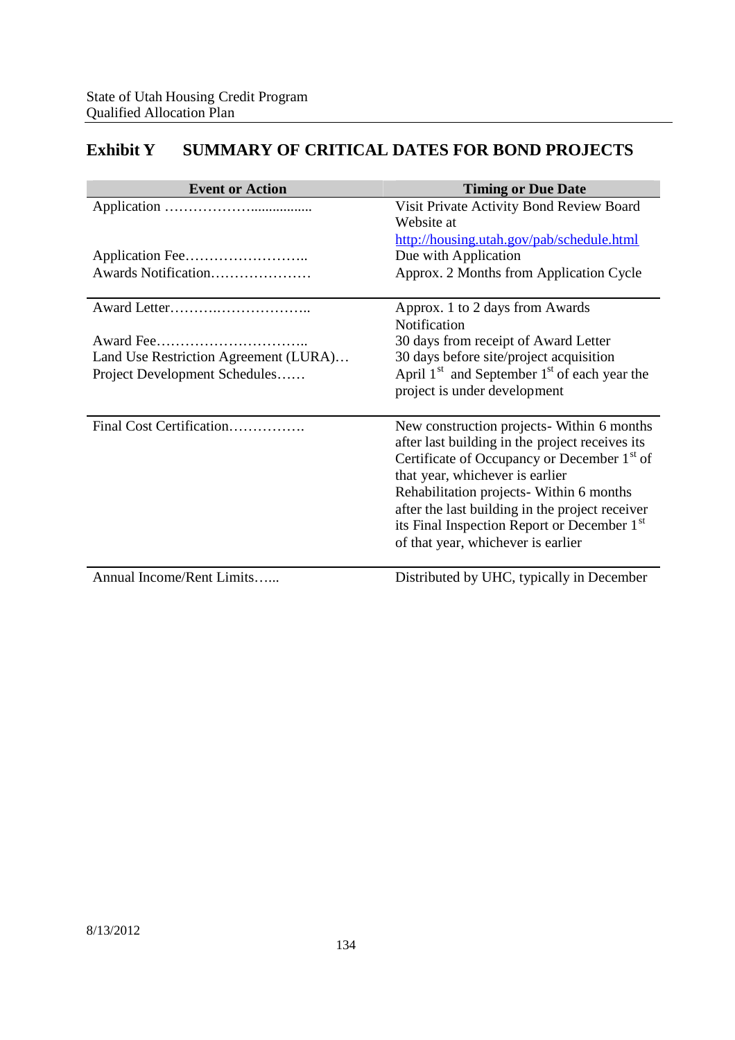## Exhibit Y SUMMARY OF CRITICAL DATES FOR BOND PROJECTS

| Event or Action | Timing or Due Date |
|---|---|
| Application ………………................ | Visit Private Activity Bond Review Board Website at http://housing.utah.gov/pab/schedule.html |
| Application Fee…………………….. | Due with Application |
| Awards Notification………………… | Approx. 2 Months from Application Cycle |
| Award Letter……….……………….. | Approx. 1 to 2 days from Awards Notification |
| Award Fee………………………….. | 30 days from receipt of Award Letter |
| Land Use Restriction Agreement (LURA)… | 30 days before site/project acquisition |
| Project Development Schedules…… | April 1st and September 1st of each year the project is under development |
| Final Cost Certification……………. | New construction projects- Within 6 months after last building in the project receives its Certificate of Occupancy or December 1st of that year, whichever is earlier<br>Rehabilitation projects- Within 6 months after the last building in the project receiver its Final Inspection Report or December 1st of that year, whichever is earlier |
| Annual Income/Rent Limits…... | Distributed by UHC, typically in December |

8/13/2012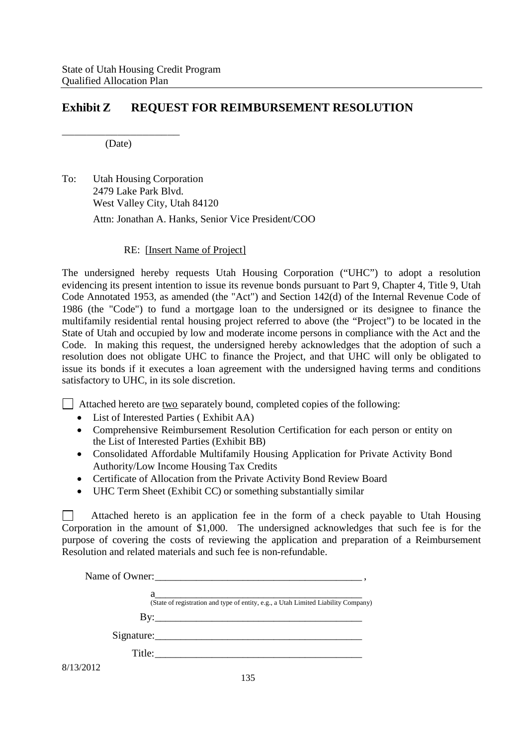## Exhibit Z REQUEST FOR REIMBURSEMENT RESOLUTION

______________________
(Date)

To: Utah Housing Corporation
2479 Lake Park Blvd.
West Valley City, Utah 84120

Attn: Jonathan A. Hanks, Senior Vice President/COO

RE: [Insert Name of Project]

The undersigned hereby requests Utah Housing Corporation ("UHC") to adopt a resolution evidencing its present intention to issue its revenue bonds pursuant to Part 9, Chapter 4, Title 9, Utah Code Annotated 1953, as amended (the "Act") and Section 142(d) of the Internal Revenue Code of 1986 (the "Code") to fund a mortgage loan to the undersigned or its designee to finance the multifamily residential rental housing project referred to above (the "Project") to be located in the State of Utah and occupied by low and moderate income persons in compliance with the Act and the Code. In making this request, the undersigned hereby acknowledges that the adoption of such a resolution does not obligate UHC to finance the Project, and that UHC will only be obligated to issue its bonds if it executes a loan agreement with the undersigned having terms and conditions satisfactory to UHC, in its sole discretion.

☐ Attached hereto are two separately bound, completed copies of the following:

- List of Interested Parties ( Exhibit AA)
- Comprehensive Reimbursement Resolution Certification for each person or entity on the List of Interested Parties (Exhibit BB)
- Consolidated Affordable Multifamily Housing Application for Private Activity Bond Authority/Low Income Housing Tax Credits
- Certificate of Allocation from the Private Activity Bond Review Board
- UHC Term Sheet (Exhibit CC) or something substantially similar

☐ Attached hereto is an application fee in the form of a check payable to Utah Housing Corporation in the amount of $1,000. The undersigned acknowledges that such fee is for the purpose of covering the costs of reviewing the application and preparation of a Reimbursement Resolution and related materials and such fee is non-refundable.

Name of Owner:_________________________________________ ,

a__________________________________________
(State of registration and type of entity, e.g., a Utah Limited Liability Company)

By:__________________________________________

Signature:_____________________________________

Title:_________________________________________

8/13/2012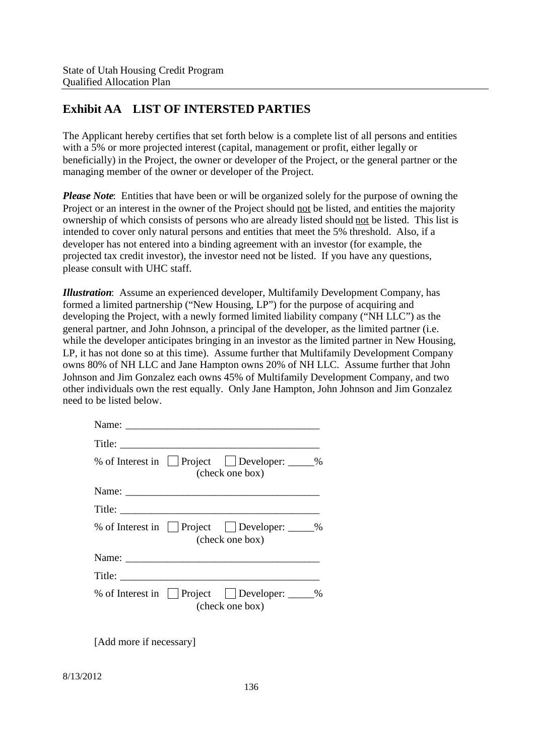## Exhibit AA LIST OF INTERSTED PARTIES

The Applicant hereby certifies that set forth below is a complete list of all persons and entities with a 5% or more projected interest (capital, management or profit, either legally or beneficially) in the Project, the owner or developer of the Project, or the general partner or the managing member of the owner or developer of the Project.

***Please Note***: Entities that have been or will be organized solely for the purpose of owning the Project or an interest in the owner of the Project should <u>not</u> be listed, and entities the majority ownership of which consists of persons who are already listed should <u>not</u> be listed. This list is intended to cover only natural persons and entities that meet the 5% threshold. Also, if a developer has not entered into a binding agreement with an investor (for example, the projected tax credit investor), the investor need not be listed. If you have any questions, please consult with UHC staff.

***Illustration***: Assume an experienced developer, Multifamily Development Company, has formed a limited partnership ("New Housing, LP") for the purpose of acquiring and developing the Project, with a newly formed limited liability company ("NH LLC") as the general partner, and John Johnson, a principal of the developer, as the limited partner (i.e. while the developer anticipates bringing in an investor as the limited partner in New Housing, LP, it has not done so at this time). Assume further that Multifamily Development Company owns 80% of NH LLC and Jane Hampton owns 20% of NH LLC. Assume further that John Johnson and Jim Gonzalez each owns 45% of Multifamily Development Company, and two other individuals own the rest equally. Only Jane Hampton, John Johnson and Jim Gonzalez need to be listed below.

Name: ____________________________________

Title: ____________________________________

% of Interest in ☐ Project ☐ Developer: _____%
(check one box)

Name: ____________________________________

Title: ____________________________________

% of Interest in ☐ Project ☐ Developer: _____%
(check one box)

Name: ____________________________________

Title: ____________________________________

% of Interest in ☐ Project ☐ Developer: _____%
(check one box)

[Add more if necessary]

8/13/2012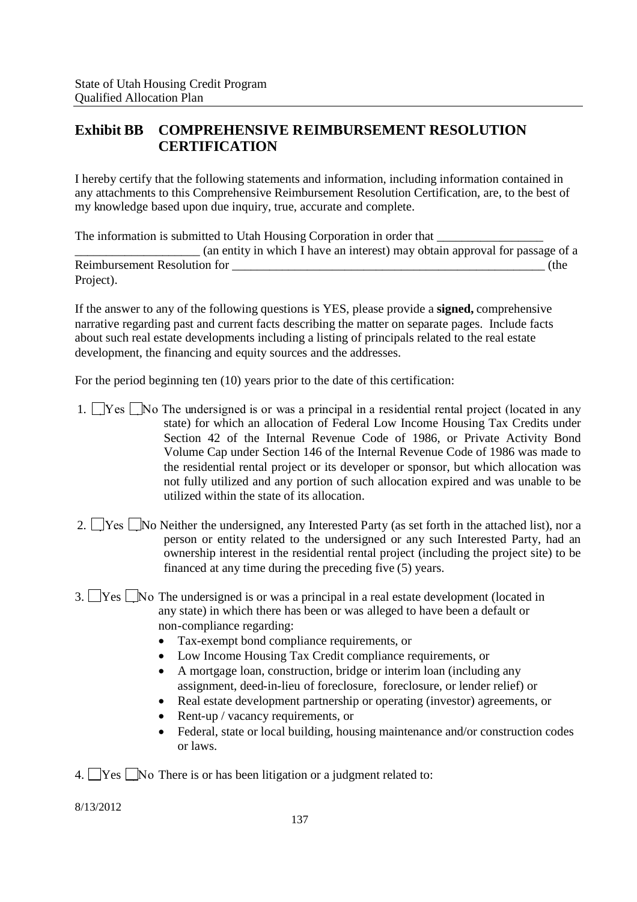## Exhibit BB COMPREHENSIVE REIMBURSEMENT RESOLUTION CERTIFICATION

I hereby certify that the following statements and information, including information contained in any attachments to this Comprehensive Reimbursement Resolution Certification, are, to the best of my knowledge based upon due inquiry, true, accurate and complete.

The information is submitted to Utah Housing Corporation in order that _________________ ____________________ (an entity in which I have an interest) may obtain approval for passage of a Reimbursement Resolution for _____________________________________________________ (the Project).

If the answer to any of the following questions is YES, please provide a **signed,** comprehensive narrative regarding past and current facts describing the matter on separate pages. Include facts about such real estate developments including a listing of principals related to the real estate development, the financing and equity sources and the addresses.

For the period beginning ten (10) years prior to the date of this certification:

1. ☐ Yes ☐ No The undersigned is or was a principal in a residential rental project (located in any state) for which an allocation of Federal Low Income Housing Tax Credits under Section 42 of the Internal Revenue Code of 1986, or Private Activity Bond Volume Cap under Section 146 of the Internal Revenue Code of 1986 was made to the residential rental project or its developer or sponsor, but which allocation was not fully utilized and any portion of such allocation expired and was unable to be utilized within the state of its allocation.

2. ☐ Yes ☐ No Neither the undersigned, any Interested Party (as set forth in the attached list), nor a person or entity related to the undersigned or any such Interested Party, had an ownership interest in the residential rental project (including the project site) to be financed at any time during the preceding five (5) years.

3. ☐ Yes ☐ No The undersigned is or was a principal in a real estate development (located in any state) in which there has been or was alleged to have been a default or non-compliance regarding:
   - Tax-exempt bond compliance requirements, or
   - Low Income Housing Tax Credit compliance requirements, or
   - A mortgage loan, construction, bridge or interim loan (including any assignment, deed-in-lieu of foreclosure, foreclosure, or lender relief) or
   - Real estate development partnership or operating (investor) agreements, or
   - Rent-up / vacancy requirements, or
   - Federal, state or local building, housing maintenance and/or construction codes or laws.

4. ☐ Yes ☐ No There is or has been litigation or a judgment related to:

8/13/2012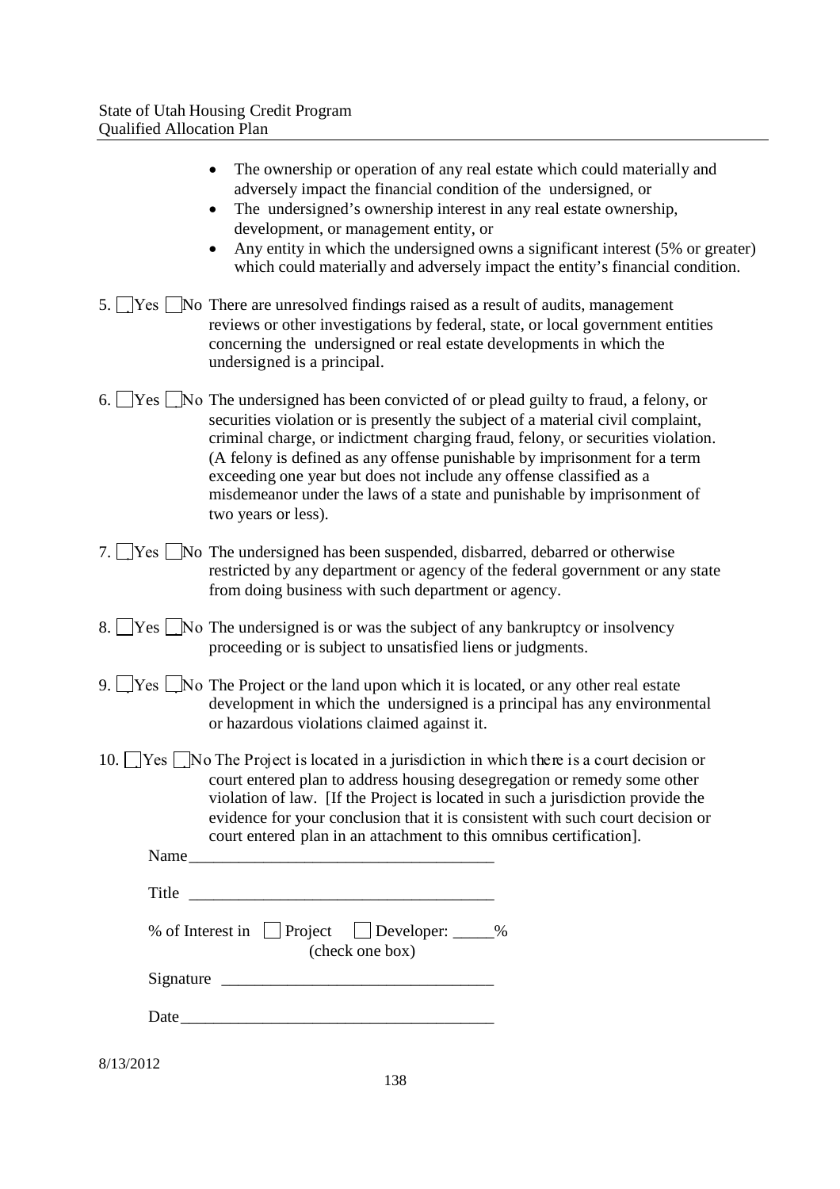- The ownership or operation of any real estate which could materially and adversely impact the financial condition of the undersigned, or
- The undersigned's ownership interest in any real estate ownership, development, or management entity, or
- Any entity in which the undersigned owns a significant interest (5% or greater) which could materially and adversely impact the entity's financial condition.

5. ☐ Yes ☐ No There are unresolved findings raised as a result of audits, management reviews or other investigations by federal, state, or local government entities concerning the undersigned or real estate developments in which the undersigned is a principal.

6. ☐ Yes ☐ No The undersigned has been convicted of or plead guilty to fraud, a felony, or securities violation or is presently the subject of a material civil complaint, criminal charge, or indictment charging fraud, felony, or securities violation. (A felony is defined as any offense punishable by imprisonment for a term exceeding one year but does not include any offense classified as a misdemeanor under the laws of a state and punishable by imprisonment of two years or less).

7. ☐ Yes ☐ No The undersigned has been suspended, disbarred, debarred or otherwise restricted by any department or agency of the federal government or any state from doing business with such department or agency.

8. ☐ Yes ☐ No The undersigned is or was the subject of any bankruptcy or insolvency proceeding or is subject to unsatisfied liens or judgments.

9. ☐ Yes ☐ No The Project or the land upon which it is located, or any other real estate development in which the undersigned is a principal has any environmental or hazardous violations claimed against it.

10. ☐ Yes ☐ No The Project is located in a jurisdiction in which there is a court decision or court entered plan to address housing desegregation or remedy some other violation of law. [If the Project is located in such a jurisdiction provide the evidence for your conclusion that it is consistent with such court decision or court entered plan in an attachment to this omnibus certification].

Name_____________________________________

Title _____________________________________

% of Interest in ☐ Project ☐ Developer: _____%
(check one box)

Signature _________________________________

Date_____________________________________

8/13/2012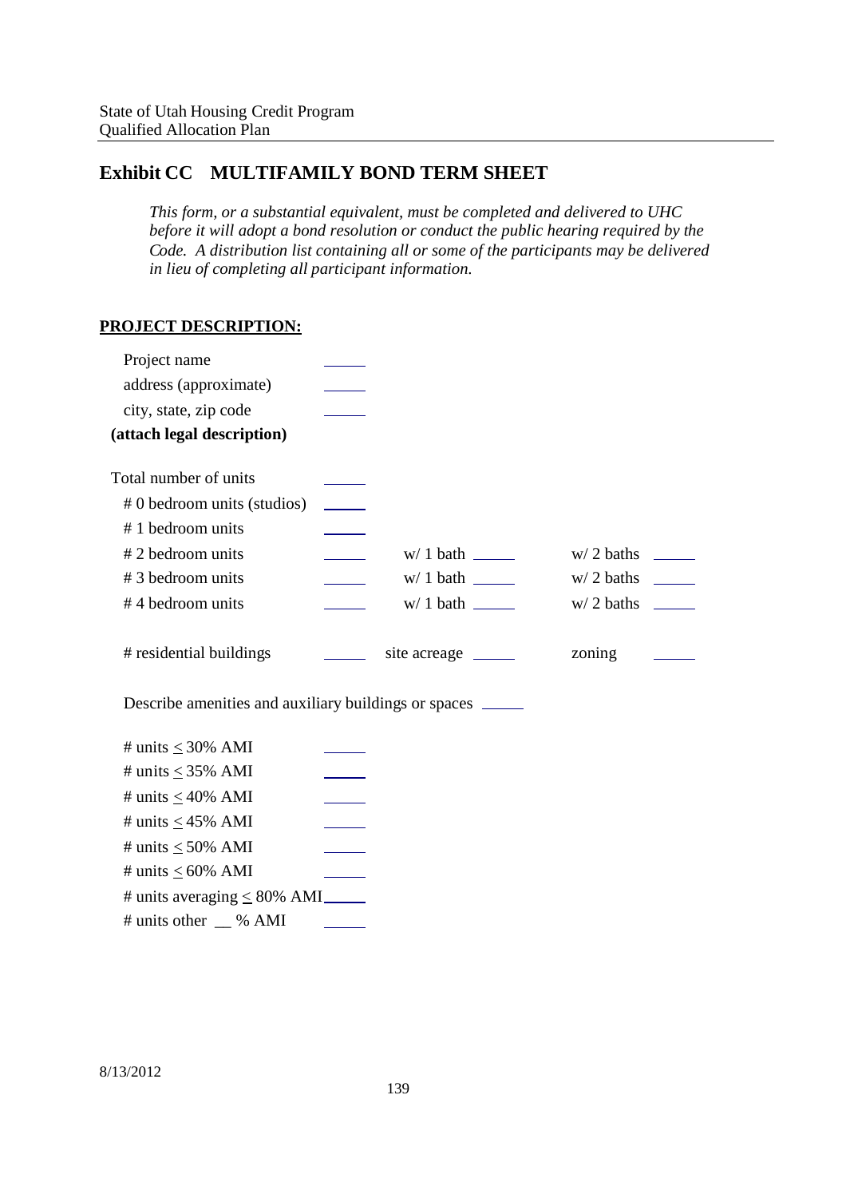## Exhibit CC MULTIFAMILY BOND TERM SHEET

*This form, or a substantial equivalent, must be completed and delivered to UHC before it will adopt a bond resolution or conduct the public hearing required by the Code. A distribution list containing all or some of the participants may be delivered in lieu of completing all participant information.*

**PROJECT DESCRIPTION:**

Project name ______
address (approximate) ______
city, state, zip code ______
**(attach legal description)**

Total number of units ______
# 0 bedroom units (studios) ______
# 1 bedroom units ______
# 2 bedroom units ______ w/ 1 bath ______ w/ 2 baths ______
# 3 bedroom units ______ w/ 1 bath ______ w/ 2 baths ______
# 4 bedroom units ______ w/ 1 bath ______ w/ 2 baths ______

# residential buildings ______ site acreage ______ zoning ______

Describe amenities and auxiliary buildings or spaces ______

# units ≤ 30% AMI ______
# units ≤ 35% AMI ______
# units ≤ 40% AMI ______
# units ≤ 45% AMI ______
# units ≤ 50% AMI ______
# units ≤ 60% AMI ______
# units averaging ≤ 80% AMI ______
# units other __ % AMI ______

8/13/2012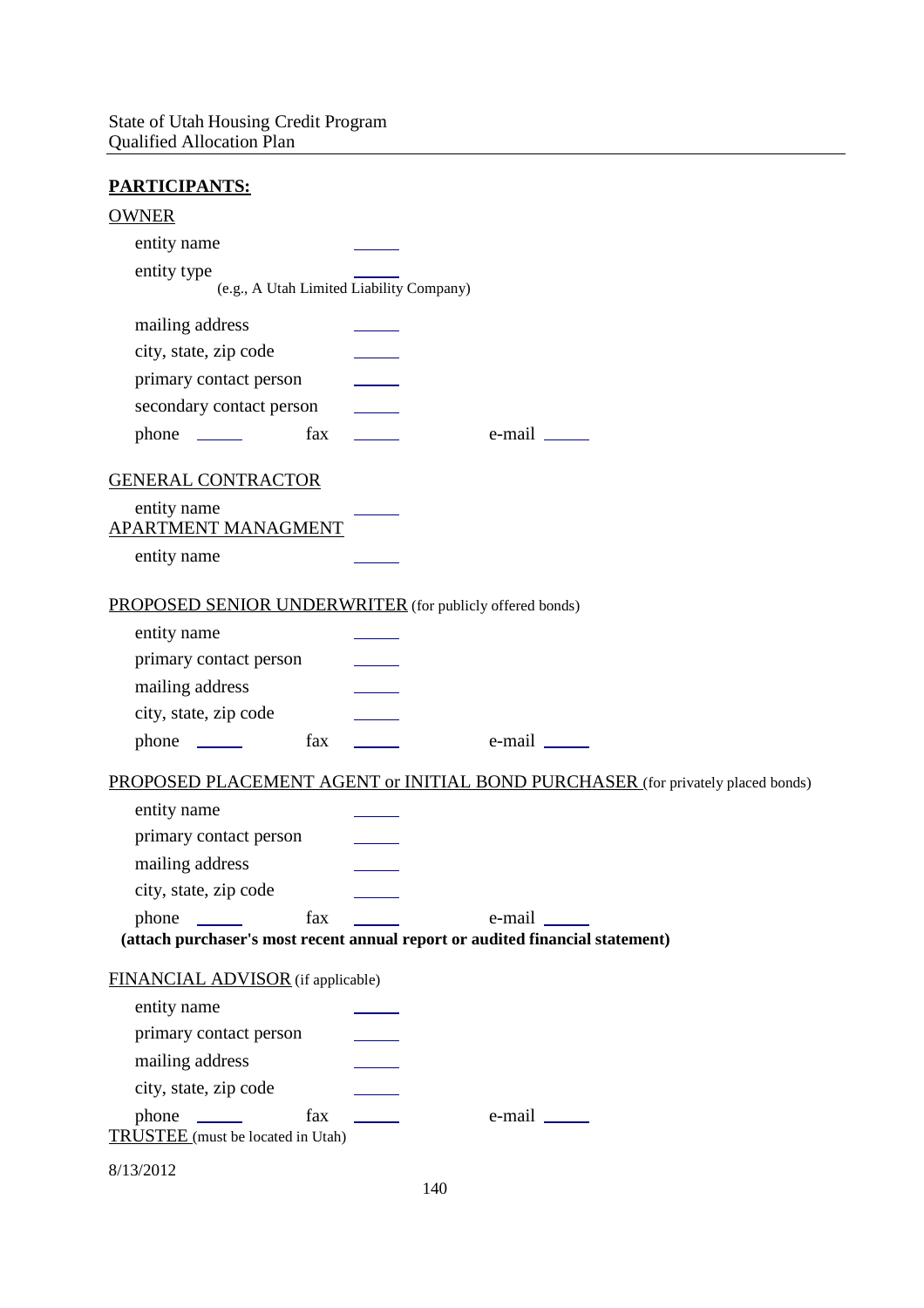**PARTICIPANTS:**

OWNER

entity name \_\_\_\_\_

entity type \_\_\_\_\_
(e.g., A Utah Limited Liability Company)

mailing address \_\_\_\_\_

city, state, zip code \_\_\_\_\_

primary contact person \_\_\_\_\_

secondary contact person \_\_\_\_\_

phone \_\_\_\_\_ fax \_\_\_\_\_ e-mail \_\_\_\_\_

GENERAL CONTRACTOR

entity name \_\_\_\_\_

APARTMENT MANAGMENT

entity name \_\_\_\_\_

PROPOSED SENIOR UNDERWRITER (for publicly offered bonds)

entity name \_\_\_\_\_

primary contact person \_\_\_\_\_

mailing address \_\_\_\_\_

city, state, zip code \_\_\_\_\_

phone \_\_\_\_\_ fax \_\_\_\_\_ e-mail \_\_\_\_\_

PROPOSED PLACEMENT AGENT or INITIAL BOND PURCHASER (for privately placed bonds)

entity name \_\_\_\_\_

primary contact person \_\_\_\_\_

mailing address \_\_\_\_\_

city, state, zip code \_\_\_\_\_

phone \_\_\_\_\_ fax \_\_\_\_\_ e-mail \_\_\_\_\_

**(attach purchaser's most recent annual report or audited financial statement)**

FINANCIAL ADVISOR (if applicable)

entity name \_\_\_\_\_

primary contact person \_\_\_\_\_

mailing address \_\_\_\_\_

city, state, zip code \_\_\_\_\_

phone \_\_\_\_\_ fax \_\_\_\_\_ e-mail \_\_\_\_\_

TRUSTEE (must be located in Utah)

8/13/2012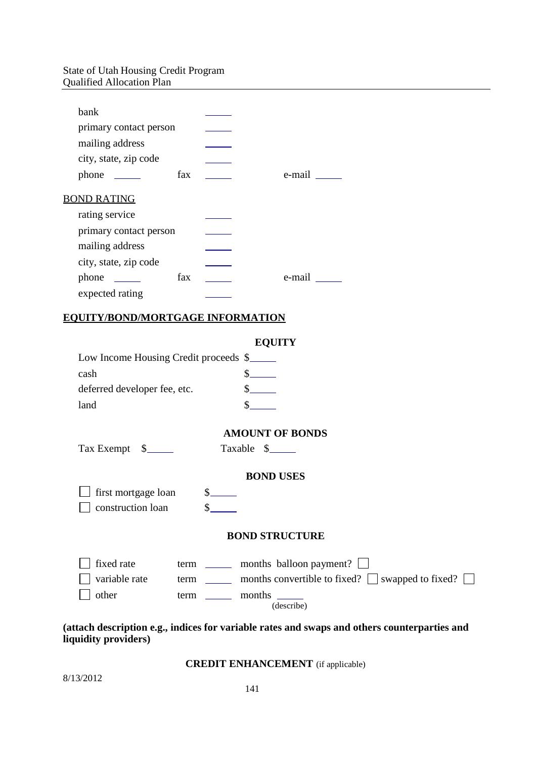bank ______

primary contact person ______

mailing address ______

city, state, zip code ______

phone ______ fax ______ e-mail ______

BOND RATING

rating service ______

primary contact person ______

mailing address ______

city, state, zip code ______

phone ______ fax ______ e-mail ______

expected rating ______

## EQUITY/BOND/MORTGAGE INFORMATION

### EQUITY

Low Income Housing Credit proceeds $______

cash $______

deferred developer fee, etc. $______

land $______

### AMOUNT OF BONDS

Tax Exempt $______ Taxable $______

### BOND USES

- [ ] first mortgage loan $______
- [ ] construction loan $______

### BOND STRUCTURE

- [ ] fixed rate term ______ months balloon payment? [ ]
- [ ] variable rate term ______ months convertible to fixed? [ ] swapped to fixed? [ ]
- [ ] other term ______ months ______ (describe)

**(attach description e.g., indices for variable rates and swaps and others counterparties and liquidity providers)**

### CREDIT ENHANCEMENT (if applicable)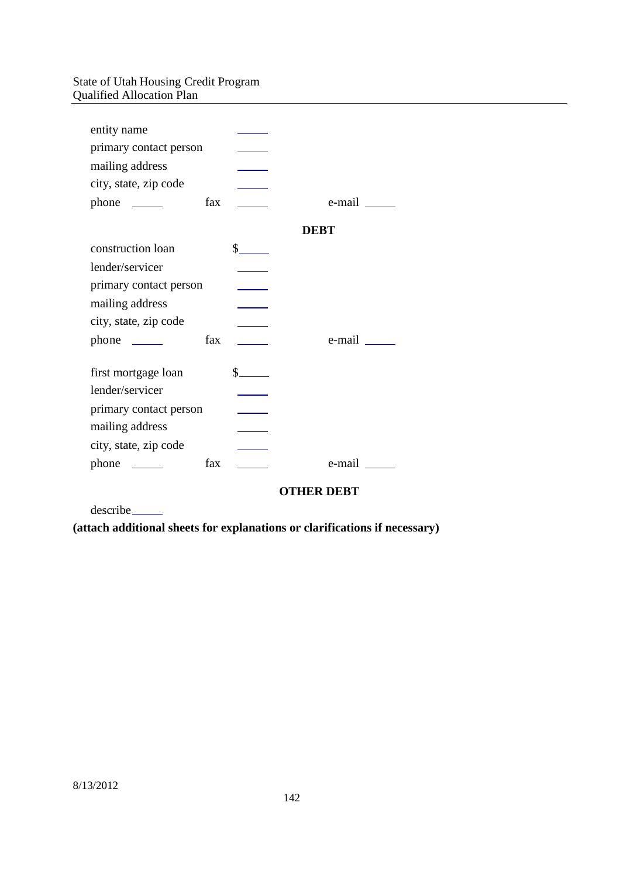entity name \_\_\_\_\_

primary contact person \_\_\_\_\_

mailing address \_\_\_\_\_

city, state, zip code \_\_\_\_\_

phone \_\_\_\_\_ fax \_\_\_\_\_ e-mail \_\_\_\_\_

## DEBT

construction loan $\_\_\_\_\_

lender/servicer \_\_\_\_\_

primary contact person \_\_\_\_\_

mailing address \_\_\_\_\_

city, state, zip code \_\_\_\_\_

phone \_\_\_\_\_ fax \_\_\_\_\_ e-mail \_\_\_\_\_

first mortgage loan $\_\_\_\_\_

lender/servicer \_\_\_\_\_

primary contact person \_\_\_\_\_

mailing address \_\_\_\_\_

city, state, zip code \_\_\_\_\_

phone \_\_\_\_\_ fax \_\_\_\_\_ e-mail \_\_\_\_\_

## OTHER DEBT

describe \_\_\_\_\_

**(attach additional sheets for explanations or clarifications if necessary)**

8/13/2012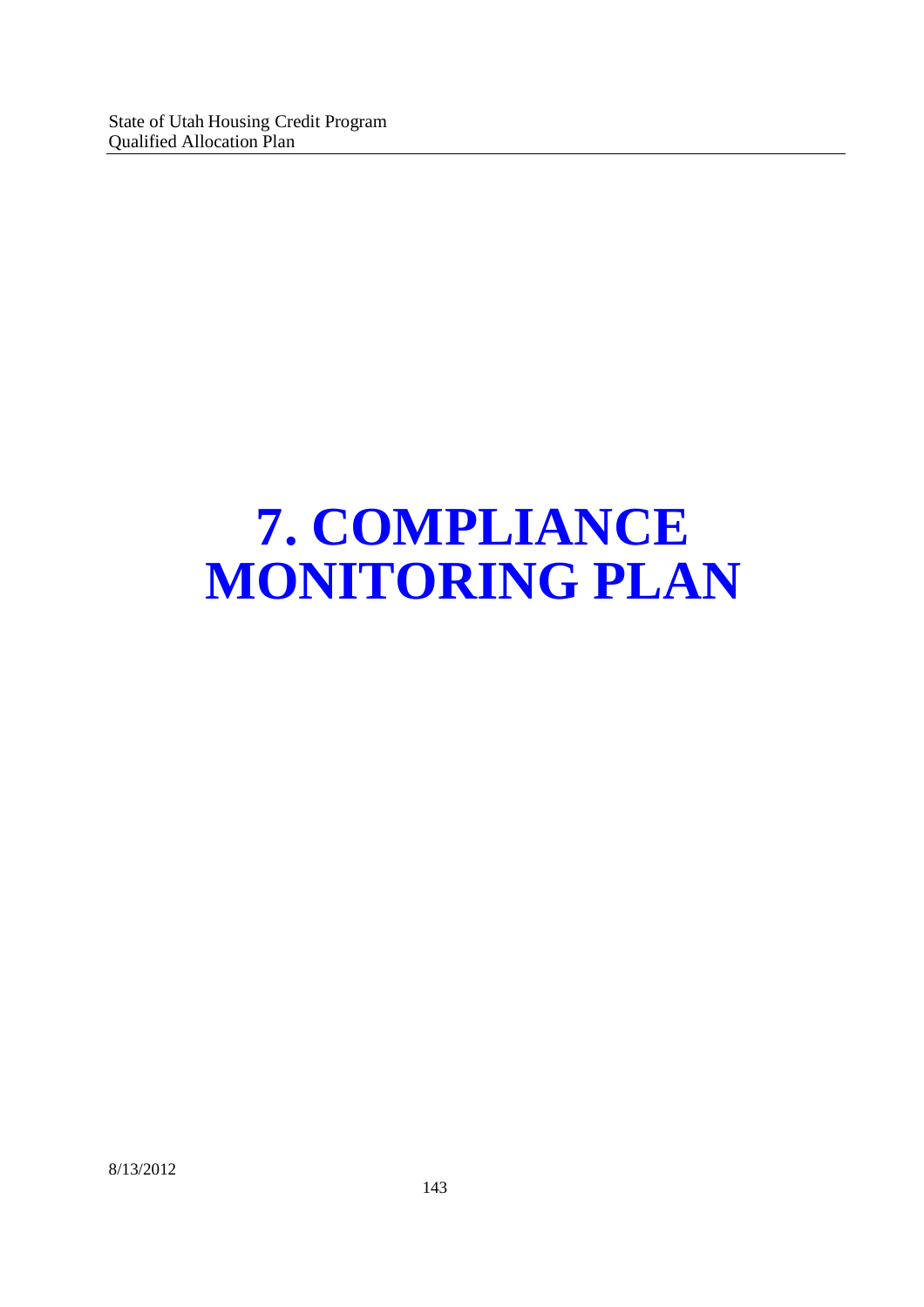# 7. COMPLIANCE MONITORING PLAN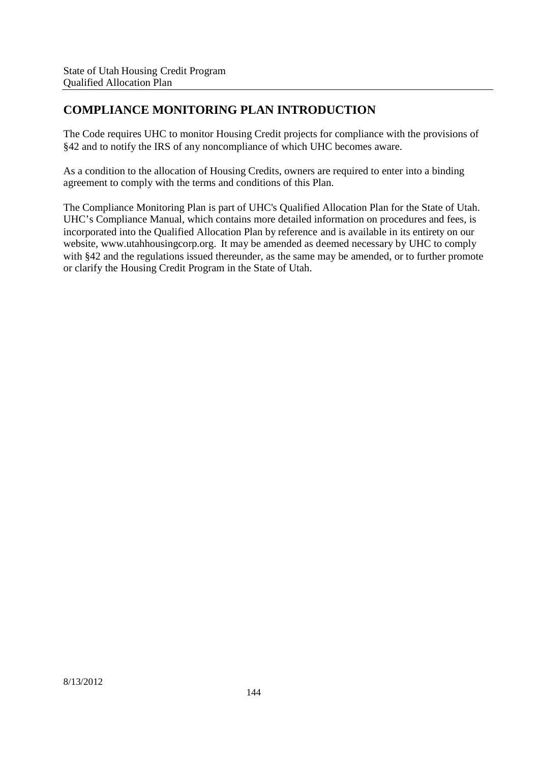## COMPLIANCE MONITORING PLAN INTRODUCTION

The Code requires UHC to monitor Housing Credit projects for compliance with the provisions of §42 and to notify the IRS of any noncompliance of which UHC becomes aware.

As a condition to the allocation of Housing Credits, owners are required to enter into a binding agreement to comply with the terms and conditions of this Plan.

The Compliance Monitoring Plan is part of UHC's Qualified Allocation Plan for the State of Utah. UHC's Compliance Manual, which contains more detailed information on procedures and fees, is incorporated into the Qualified Allocation Plan by reference and is available in its entirety on our website, www.utahhousingcorp.org. It may be amended as deemed necessary by UHC to comply with §42 and the regulations issued thereunder, as the same may be amended, or to further promote or clarify the Housing Credit Program in the State of Utah.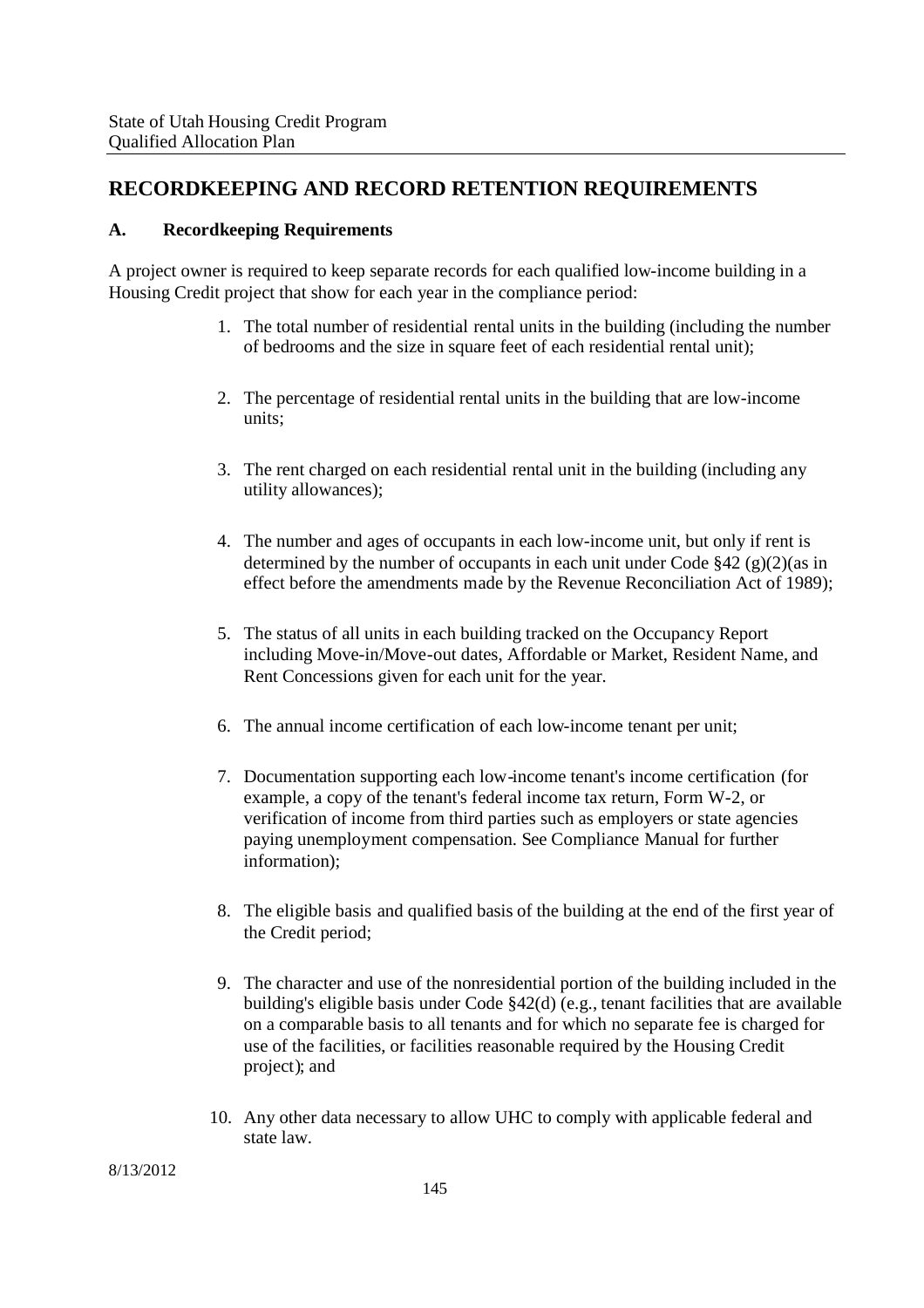## RECORDKEEPING AND RECORD RETENTION REQUIREMENTS

### A. Recordkeeping Requirements

A project owner is required to keep separate records for each qualified low-income building in a Housing Credit project that show for each year in the compliance period:

1. The total number of residential rental units in the building (including the number of bedrooms and the size in square feet of each residential rental unit);

2. The percentage of residential rental units in the building that are low-income units;

3. The rent charged on each residential rental unit in the building (including any utility allowances);

4. The number and ages of occupants in each low-income unit, but only if rent is determined by the number of occupants in each unit under Code §42 (g)(2)(as in effect before the amendments made by the Revenue Reconciliation Act of 1989);

5. The status of all units in each building tracked on the Occupancy Report including Move-in/Move-out dates, Affordable or Market, Resident Name, and Rent Concessions given for each unit for the year.

6. The annual income certification of each low-income tenant per unit;

7. Documentation supporting each low-income tenant's income certification (for example, a copy of the tenant's federal income tax return, Form W-2, or verification of income from third parties such as employers or state agencies paying unemployment compensation. See Compliance Manual for further information);

8. The eligible basis and qualified basis of the building at the end of the first year of the Credit period;

9. The character and use of the nonresidential portion of the building included in the building's eligible basis under Code §42(d) (e.g., tenant facilities that are available on a comparable basis to all tenants and for which no separate fee is charged for use of the facilities, or facilities reasonable required by the Housing Credit project); and

10. Any other data necessary to allow UHC to comply with applicable federal and state law.

8/13/2012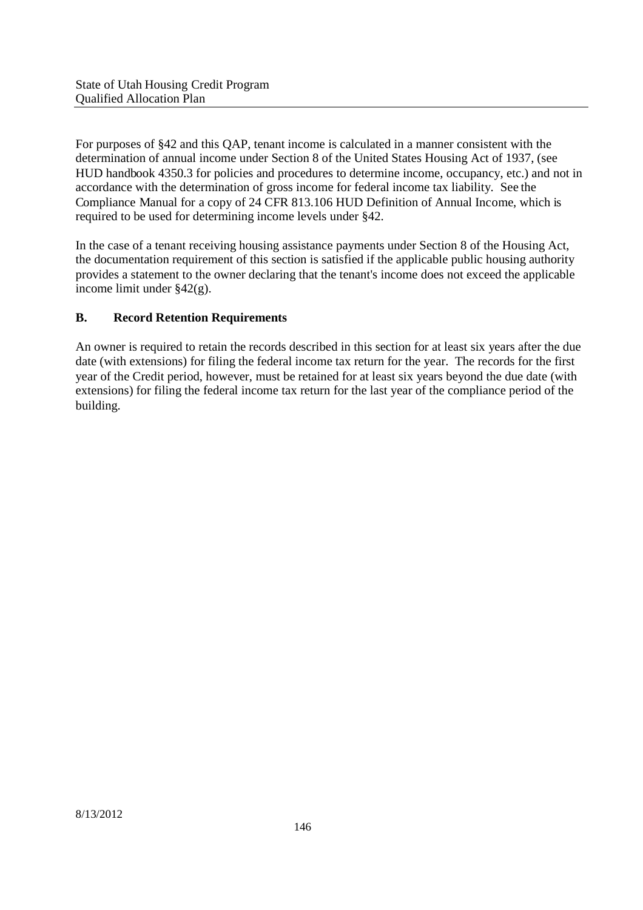For purposes of §42 and this QAP, tenant income is calculated in a manner consistent with the determination of annual income under Section 8 of the United States Housing Act of 1937, (see HUD handbook 4350.3 for policies and procedures to determine income, occupancy, etc.) and not in accordance with the determination of gross income for federal income tax liability. See the Compliance Manual for a copy of 24 CFR 813.106 HUD Definition of Annual Income, which is required to be used for determining income levels under §42.

In the case of a tenant receiving housing assistance payments under Section 8 of the Housing Act, the documentation requirement of this section is satisfied if the applicable public housing authority provides a statement to the owner declaring that the tenant's income does not exceed the applicable income limit under §42(g).

## B. Record Retention Requirements

An owner is required to retain the records described in this section for at least six years after the due date (with extensions) for filing the federal income tax return for the year. The records for the first year of the Credit period, however, must be retained for at least six years beyond the due date (with extensions) for filing the federal income tax return for the last year of the compliance period of the building.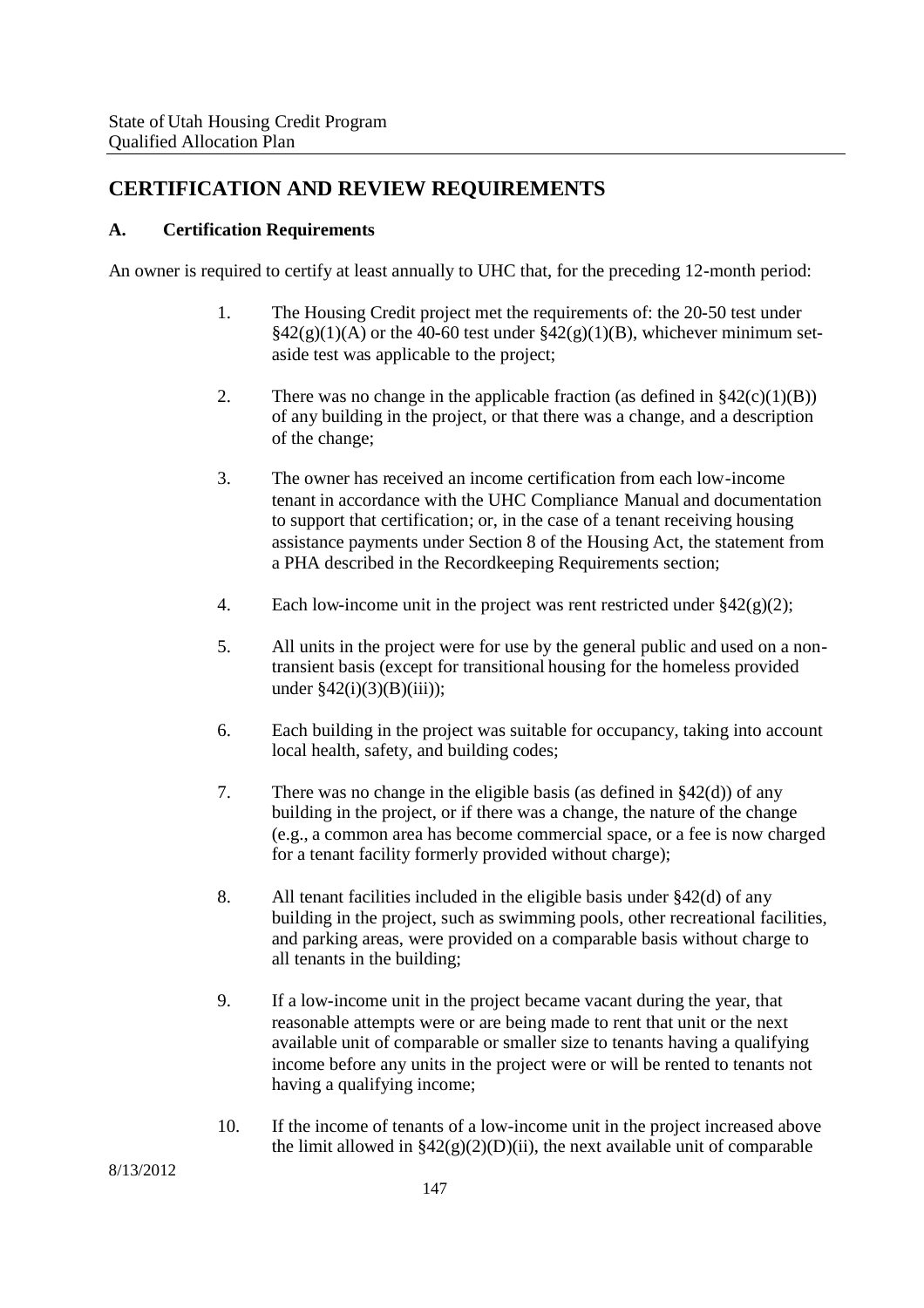## CERTIFICATION AND REVIEW REQUIREMENTS

### A. Certification Requirements

An owner is required to certify at least annually to UHC that, for the preceding 12-month period:

1. The Housing Credit project met the requirements of: the 20-50 test under §42(g)(1)(A) or the 40-60 test under §42(g)(1)(B), whichever minimum set-aside test was applicable to the project;

2. There was no change in the applicable fraction (as defined in §42(c)(1)(B)) of any building in the project, or that there was a change, and a description of the change;

3. The owner has received an income certification from each low-income tenant in accordance with the UHC Compliance Manual and documentation to support that certification; or, in the case of a tenant receiving housing assistance payments under Section 8 of the Housing Act, the statement from a PHA described in the Recordkeeping Requirements section;

4. Each low-income unit in the project was rent restricted under §42(g)(2);

5. All units in the project were for use by the general public and used on a non-transient basis (except for transitional housing for the homeless provided under §42(i)(3)(B)(iii));

6. Each building in the project was suitable for occupancy, taking into account local health, safety, and building codes;

7. There was no change in the eligible basis (as defined in §42(d)) of any building in the project, or if there was a change, the nature of the change (e.g., a common area has become commercial space, or a fee is now charged for a tenant facility formerly provided without charge);

8. All tenant facilities included in the eligible basis under §42(d) of any building in the project, such as swimming pools, other recreational facilities, and parking areas, were provided on a comparable basis without charge to all tenants in the building;

9. If a low-income unit in the project became vacant during the year, that reasonable attempts were or are being made to rent that unit or the next available unit of comparable or smaller size to tenants having a qualifying income before any units in the project were or will be rented to tenants not having a qualifying income;

10. If the income of tenants of a low-income unit in the project increased above the limit allowed in §42(g)(2)(D)(ii), the next available unit of comparable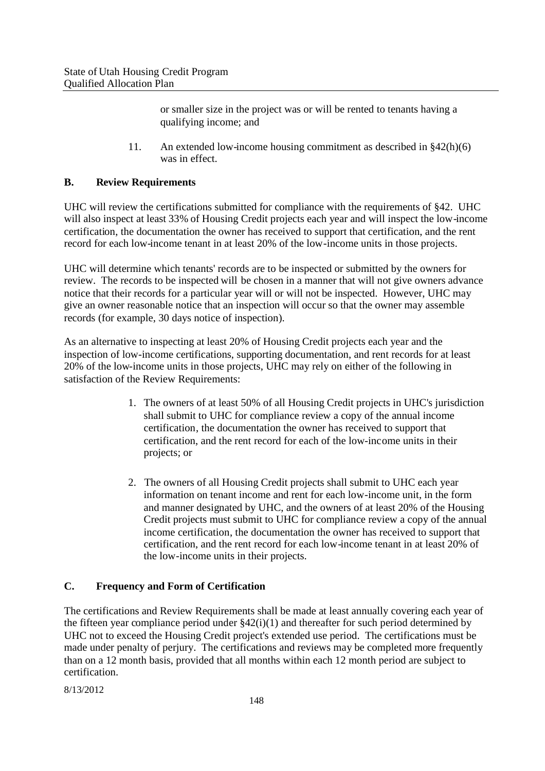or smaller size in the project was or will be rented to tenants having a qualifying income; and

11. An extended low-income housing commitment as described in §42(h)(6) was in effect.

## B. Review Requirements

UHC will review the certifications submitted for compliance with the requirements of §42. UHC will also inspect at least 33% of Housing Credit projects each year and will inspect the low-income certification, the documentation the owner has received to support that certification, and the rent record for each low-income tenant in at least 20% of the low-income units in those projects.

UHC will determine which tenants' records are to be inspected or submitted by the owners for review. The records to be inspected will be chosen in a manner that will not give owners advance notice that their records for a particular year will or will not be inspected. However, UHC may give an owner reasonable notice that an inspection will occur so that the owner may assemble records (for example, 30 days notice of inspection).

As an alternative to inspecting at least 20% of Housing Credit projects each year and the inspection of low-income certifications, supporting documentation, and rent records for at least 20% of the low-income units in those projects, UHC may rely on either of the following in satisfaction of the Review Requirements:

1. The owners of at least 50% of all Housing Credit projects in UHC's jurisdiction shall submit to UHC for compliance review a copy of the annual income certification, the documentation the owner has received to support that certification, and the rent record for each of the low-income units in their projects; or

2. The owners of all Housing Credit projects shall submit to UHC each year information on tenant income and rent for each low-income unit, in the form and manner designated by UHC, and the owners of at least 20% of the Housing Credit projects must submit to UHC for compliance review a copy of the annual income certification, the documentation the owner has received to support that certification, and the rent record for each low-income tenant in at least 20% of the low-income units in their projects.

## C. Frequency and Form of Certification

The certifications and Review Requirements shall be made at least annually covering each year of the fifteen year compliance period under §42(i)(1) and thereafter for such period determined by UHC not to exceed the Housing Credit project's extended use period. The certifications must be made under penalty of perjury. The certifications and reviews may be completed more frequently than on a 12 month basis, provided that all months within each 12 month period are subject to certification.

8/13/2012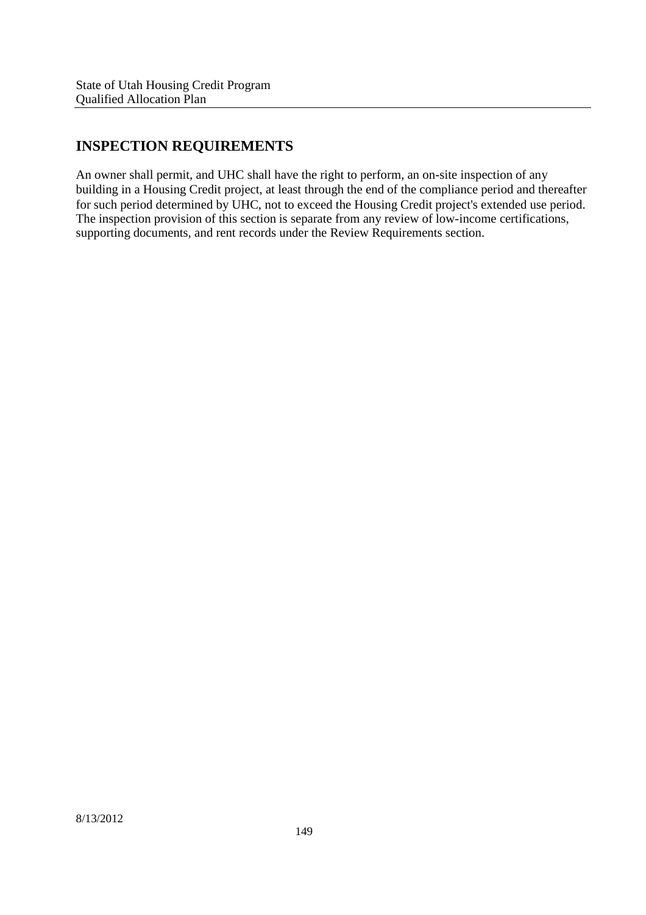## INSPECTION REQUIREMENTS

An owner shall permit, and UHC shall have the right to perform, an on-site inspection of any building in a Housing Credit project, at least through the end of the compliance period and thereafter for such period determined by UHC, not to exceed the Housing Credit project's extended use period. The inspection provision of this section is separate from any review of low-income certifications, supporting documents, and rent records under the Review Requirements section.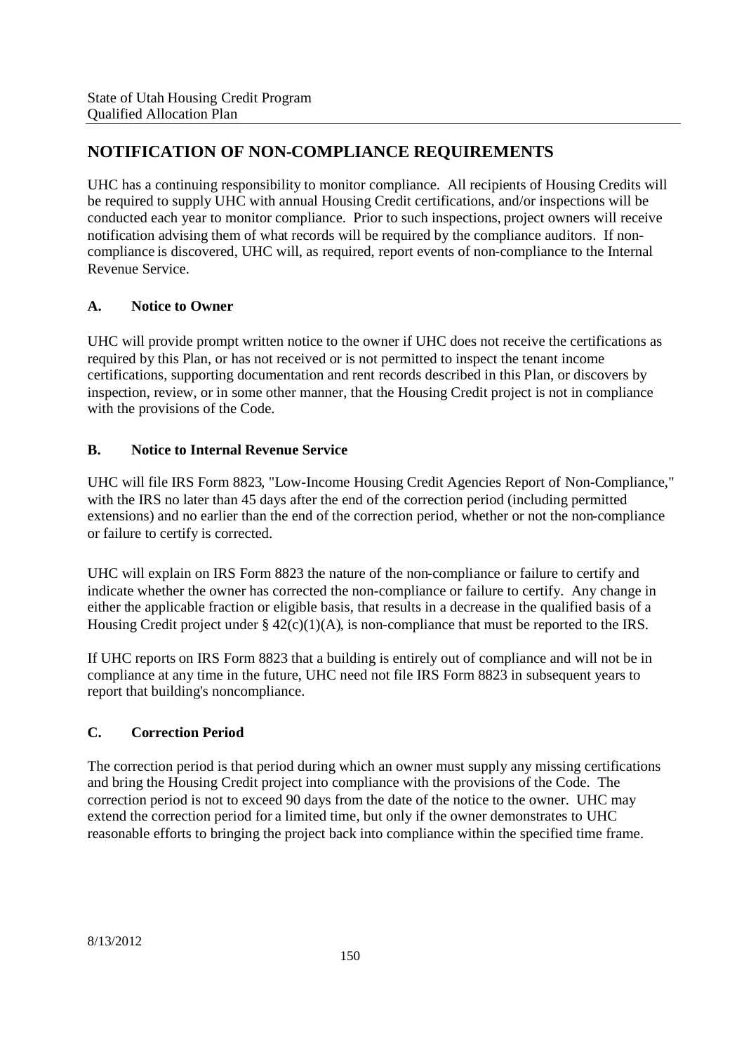## NOTIFICATION OF NON-COMPLIANCE REQUIREMENTS

UHC has a continuing responsibility to monitor compliance. All recipients of Housing Credits will be required to supply UHC with annual Housing Credit certifications, and/or inspections will be conducted each year to monitor compliance. Prior to such inspections, project owners will receive notification advising them of what records will be required by the compliance auditors. If non-compliance is discovered, UHC will, as required, report events of non-compliance to the Internal Revenue Service.

### A. Notice to Owner

UHC will provide prompt written notice to the owner if UHC does not receive the certifications as required by this Plan, or has not received or is not permitted to inspect the tenant income certifications, supporting documentation and rent records described in this Plan, or discovers by inspection, review, or in some other manner, that the Housing Credit project is not in compliance with the provisions of the Code.

### B. Notice to Internal Revenue Service

UHC will file IRS Form 8823, "Low-Income Housing Credit Agencies Report of Non-Compliance," with the IRS no later than 45 days after the end of the correction period (including permitted extensions) and no earlier than the end of the correction period, whether or not the non-compliance or failure to certify is corrected.

UHC will explain on IRS Form 8823 the nature of the non-compliance or failure to certify and indicate whether the owner has corrected the non-compliance or failure to certify. Any change in either the applicable fraction or eligible basis, that results in a decrease in the qualified basis of a Housing Credit project under § 42(c)(1)(A), is non-compliance that must be reported to the IRS.

If UHC reports on IRS Form 8823 that a building is entirely out of compliance and will not be in compliance at any time in the future, UHC need not file IRS Form 8823 in subsequent years to report that building's noncompliance.

### C. Correction Period

The correction period is that period during which an owner must supply any missing certifications and bring the Housing Credit project into compliance with the provisions of the Code. The correction period is not to exceed 90 days from the date of the notice to the owner. UHC may extend the correction period for a limited time, but only if the owner demonstrates to UHC reasonable efforts to bringing the project back into compliance within the specified time frame.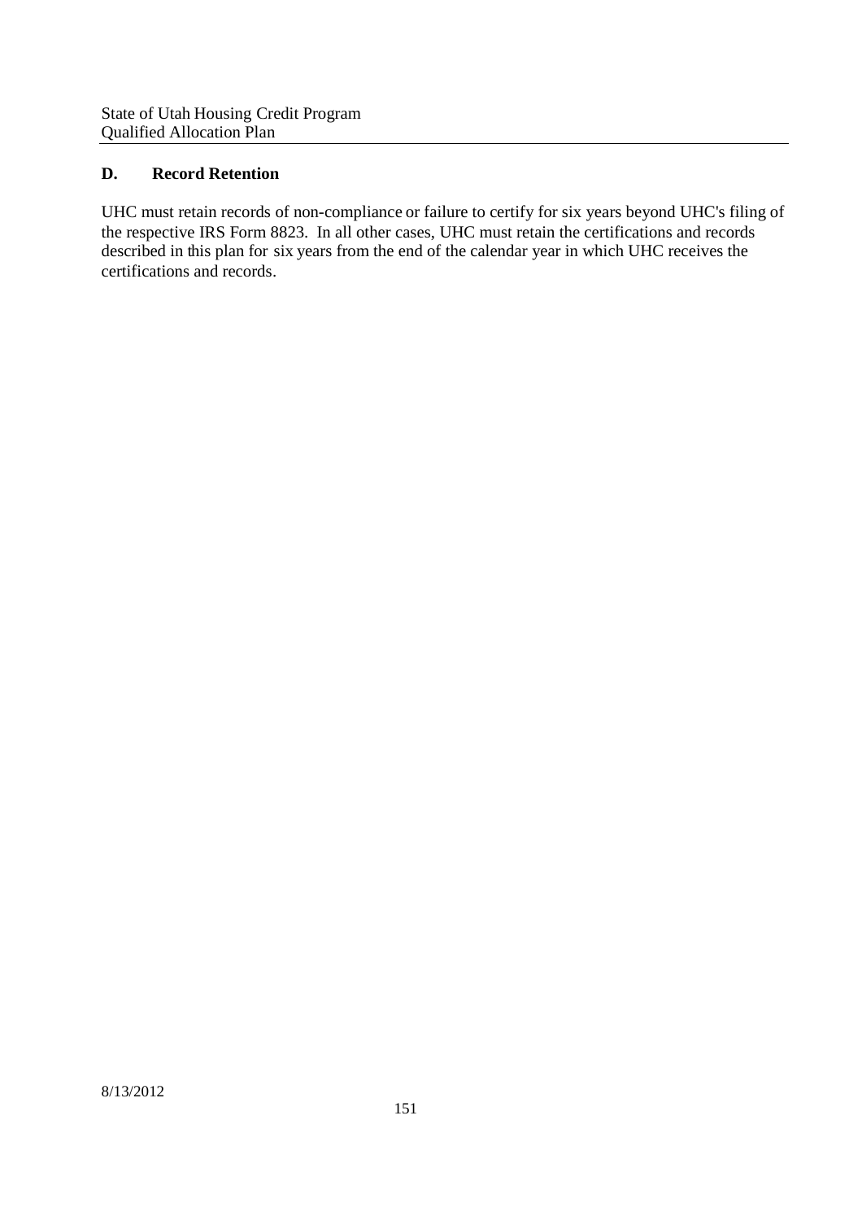### D. Record Retention

UHC must retain records of non-compliance or failure to certify for six years beyond UHC's filing of the respective IRS Form 8823. In all other cases, UHC must retain the certifications and records described in this plan for six years from the end of the calendar year in which UHC receives the certifications and records.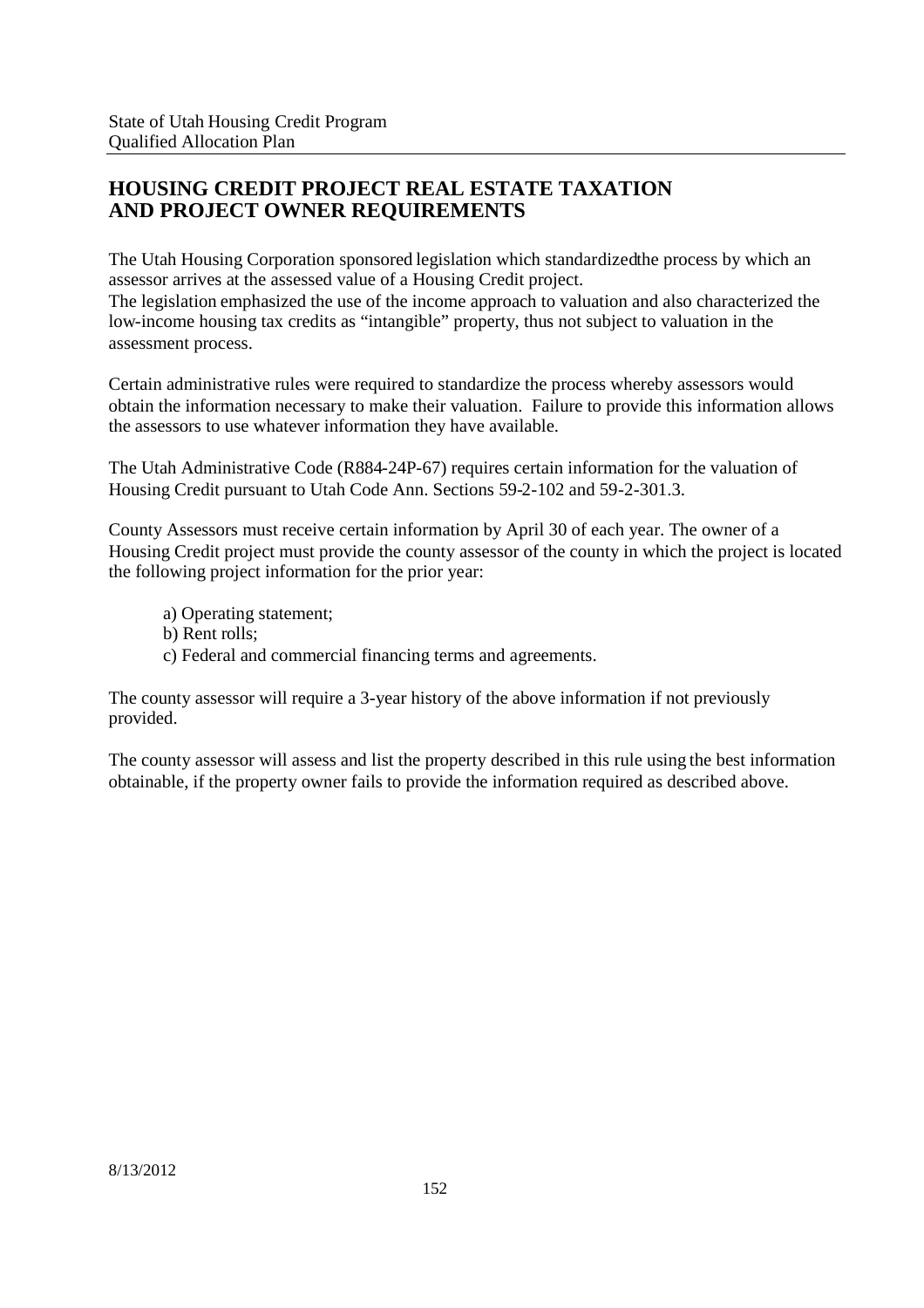## HOUSING CREDIT PROJECT REAL ESTATE TAXATION AND PROJECT OWNER REQUIREMENTS

The Utah Housing Corporation sponsored legislation which standardized the process by which an assessor arrives at the assessed value of a Housing Credit project.
The legislation emphasized the use of the income approach to valuation and also characterized the low-income housing tax credits as "intangible" property, thus not subject to valuation in the assessment process.

Certain administrative rules were required to standardize the process whereby assessors would obtain the information necessary to make their valuation. Failure to provide this information allows the assessors to use whatever information they have available.

The Utah Administrative Code (R884-24P-67) requires certain information for the valuation of Housing Credit pursuant to Utah Code Ann. Sections 59-2-102 and 59-2-301.3.

County Assessors must receive certain information by April 30 of each year. The owner of a Housing Credit project must provide the county assessor of the county in which the project is located the following project information for the prior year:

a) Operating statement;
b) Rent rolls;
c) Federal and commercial financing terms and agreements.

The county assessor will require a 3-year history of the above information if not previously provided.

The county assessor will assess and list the property described in this rule using the best information obtainable, if the property owner fails to provide the information required as described above.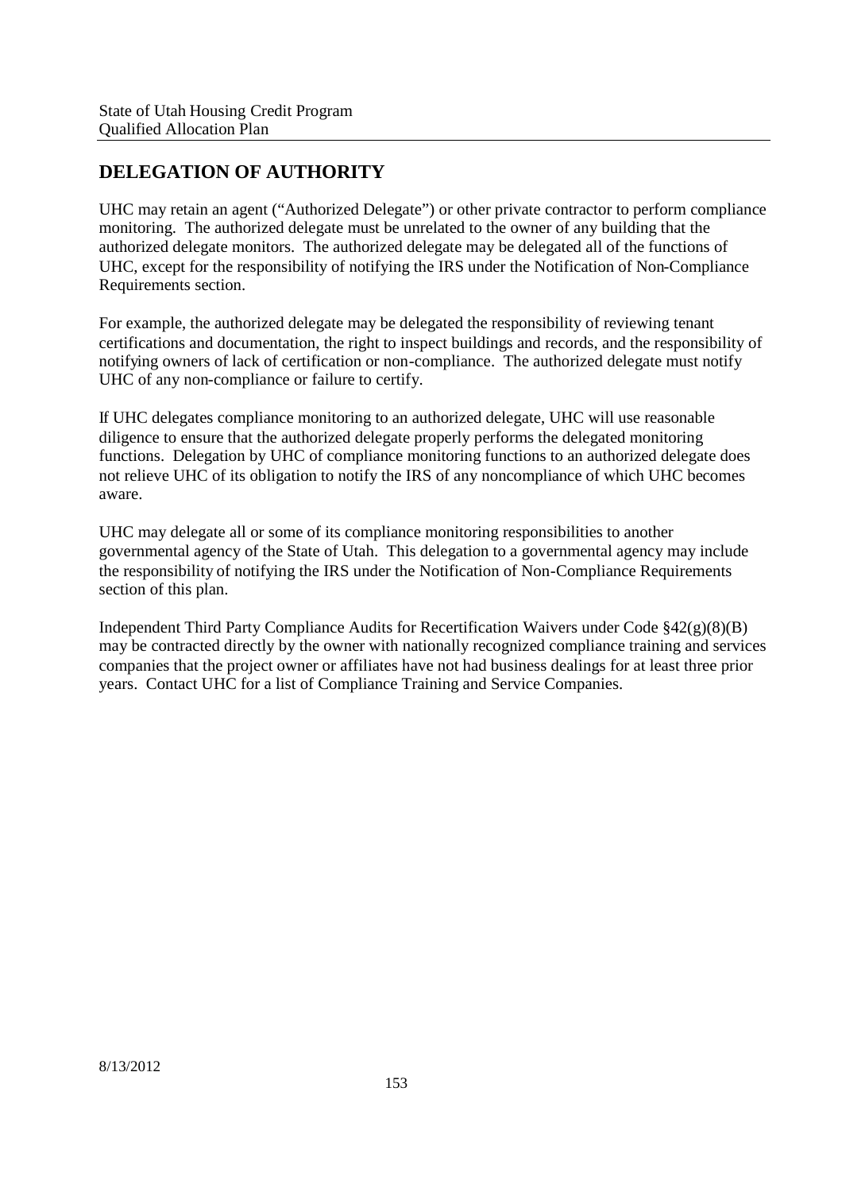## DELEGATION OF AUTHORITY

UHC may retain an agent ("Authorized Delegate") or other private contractor to perform compliance monitoring. The authorized delegate must be unrelated to the owner of any building that the authorized delegate monitors. The authorized delegate may be delegated all of the functions of UHC, except for the responsibility of notifying the IRS under the Notification of Non-Compliance Requirements section.

For example, the authorized delegate may be delegated the responsibility of reviewing tenant certifications and documentation, the right to inspect buildings and records, and the responsibility of notifying owners of lack of certification or non-compliance. The authorized delegate must notify UHC of any non-compliance or failure to certify.

If UHC delegates compliance monitoring to an authorized delegate, UHC will use reasonable diligence to ensure that the authorized delegate properly performs the delegated monitoring functions. Delegation by UHC of compliance monitoring functions to an authorized delegate does not relieve UHC of its obligation to notify the IRS of any noncompliance of which UHC becomes aware.

UHC may delegate all or some of its compliance monitoring responsibilities to another governmental agency of the State of Utah. This delegation to a governmental agency may include the responsibility of notifying the IRS under the Notification of Non-Compliance Requirements section of this plan.

Independent Third Party Compliance Audits for Recertification Waivers under Code §42(g)(8)(B) may be contracted directly by the owner with nationally recognized compliance training and services companies that the project owner or affiliates have not had business dealings for at least three prior years. Contact UHC for a list of Compliance Training and Service Companies.

8/13/2012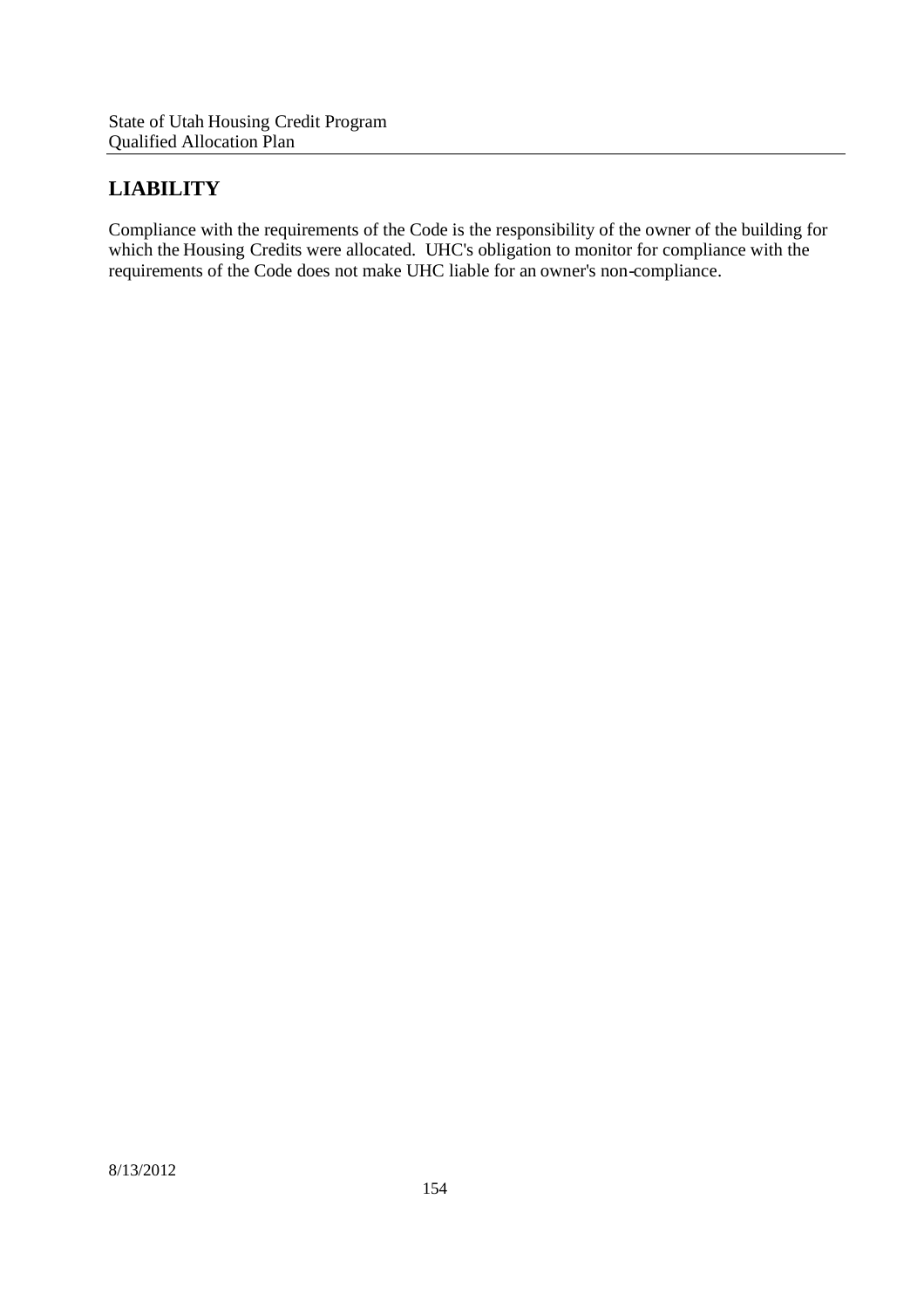## LIABILITY

Compliance with the requirements of the Code is the responsibility of the owner of the building for which the Housing Credits were allocated. UHC's obligation to monitor for compliance with the requirements of the Code does not make UHC liable for an owner's non-compliance.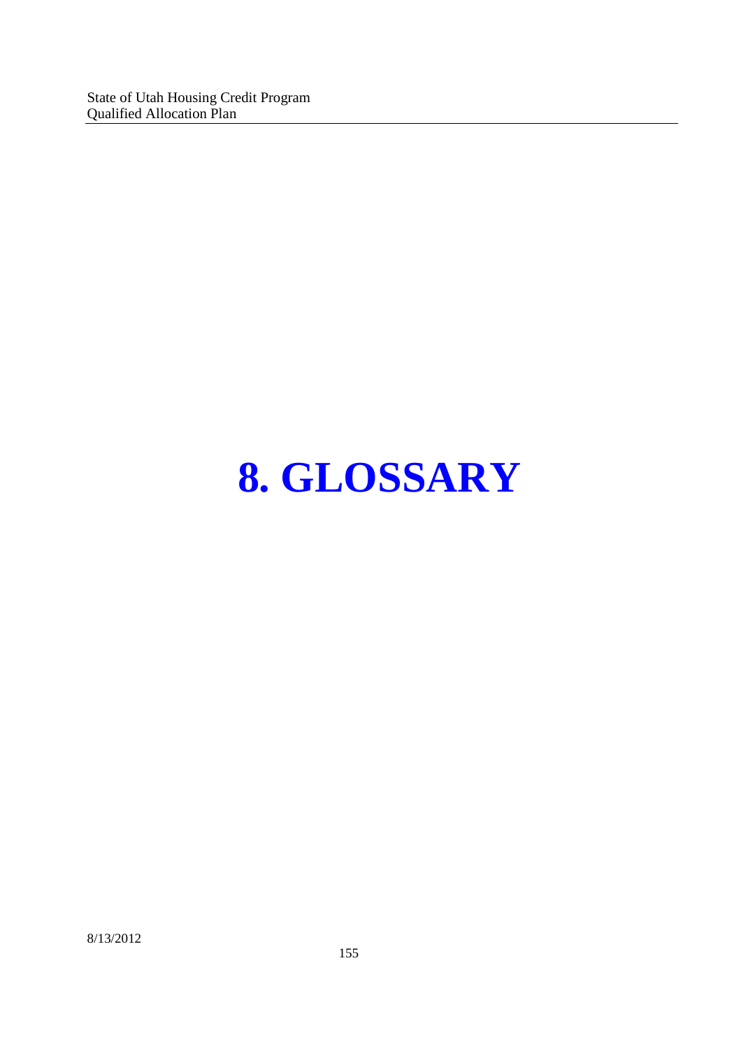# 8. GLOSSARY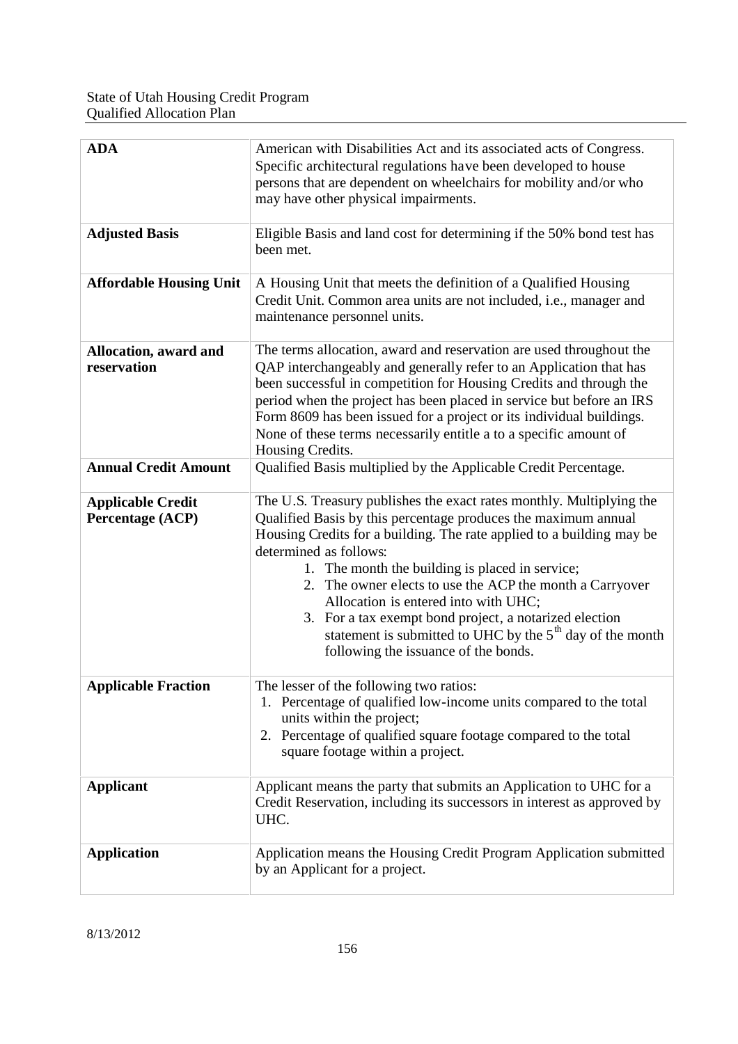| | |
|---|---|
| **ADA** | American with Disabilities Act and its associated acts of Congress. Specific architectural regulations have been developed to house persons that are dependent on wheelchairs for mobility and/or who may have other physical impairments. |
| **Adjusted Basis** | Eligible Basis and land cost for determining if the 50% bond test has been met. |
| **Affordable Housing Unit** | A Housing Unit that meets the definition of a Qualified Housing Credit Unit. Common area units are not included, i.e., manager and maintenance personnel units. |
| **Allocation, award and reservation** | The terms allocation, award and reservation are used throughout the QAP interchangeably and generally refer to an Application that has been successful in competition for Housing Credits and through the period when the project has been placed in service but before an IRS Form 8609 has been issued for a project or its individual buildings. None of these terms necessarily entitle a to a specific amount of Housing Credits. |
| **Annual Credit Amount** | Qualified Basis multiplied by the Applicable Credit Percentage. |
| **Applicable Credit Percentage (ACP)** | The U.S. Treasury publishes the exact rates monthly. Multiplying the Qualified Basis by this percentage produces the maximum annual Housing Credits for a building. The rate applied to a building may be determined as follows: <br>1. The month the building is placed in service; <br>2. The owner elects to use the ACP the month a Carryover Allocation is entered into with UHC; <br>3. For a tax exempt bond project, a notarized election statement is submitted to UHC by the 5th day of the month following the issuance of the bonds. |
| **Applicable Fraction** | The lesser of the following two ratios: <br>1. Percentage of qualified low-income units compared to the total units within the project; <br>2. Percentage of qualified square footage compared to the total square footage within a project. |
| **Applicant** | Applicant means the party that submits an Application to UHC for a Credit Reservation, including its successors in interest as approved by UHC. |
| **Application** | Application means the Housing Credit Program Application submitted by an Applicant for a project. |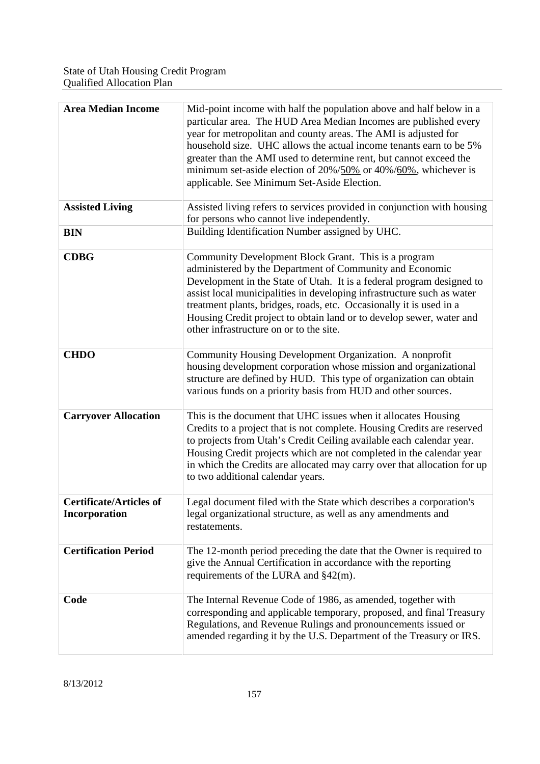| | |
|---|---|
| **Area Median Income** | Mid-point income with half the population above and half below in a particular area. The HUD Area Median Incomes are published every year for metropolitan and county areas. The AMI is adjusted for household size. UHC allows the actual income tenants earn to be 5% greater than the AMI used to determine rent, but cannot exceed the minimum set-aside election of 20%/<u>50%</u> or 40%/<u>60%</u>, whichever is applicable. See Minimum Set-Aside Election. |
| **Assisted Living** | Assisted living refers to services provided in conjunction with housing for persons who cannot live independently. |
| **BIN** | Building Identification Number assigned by UHC. |
| **CDBG** | Community Development Block Grant. This is a program administered by the Department of Community and Economic Development in the State of Utah. It is a federal program designed to assist local municipalities in developing infrastructure such as water treatment plants, bridges, roads, etc. Occasionally it is used in a Housing Credit project to obtain land or to develop sewer, water and other infrastructure on or to the site. |
| **CHDO** | Community Housing Development Organization. A nonprofit housing development corporation whose mission and organizational structure are defined by HUD. This type of organization can obtain various funds on a priority basis from HUD and other sources. |
| **Carryover Allocation** | This is the document that UHC issues when it allocates Housing Credits to a project that is not complete. Housing Credits are reserved to projects from Utah's Credit Ceiling available each calendar year. Housing Credit projects which are not completed in the calendar year in which the Credits are allocated may carry over that allocation for up to two additional calendar years. |
| **Certificate/Articles of Incorporation** | Legal document filed with the State which describes a corporation's legal organizational structure, as well as any amendments and restatements. |
| **Certification Period** | The 12-month period preceding the date that the Owner is required to give the Annual Certification in accordance with the reporting requirements of the LURA and §42(m). |
| **Code** | The Internal Revenue Code of 1986, as amended, together with corresponding and applicable temporary, proposed, and final Treasury Regulations, and Revenue Rulings and pronouncements issued or amended regarding it by the U.S. Department of the Treasury or IRS. |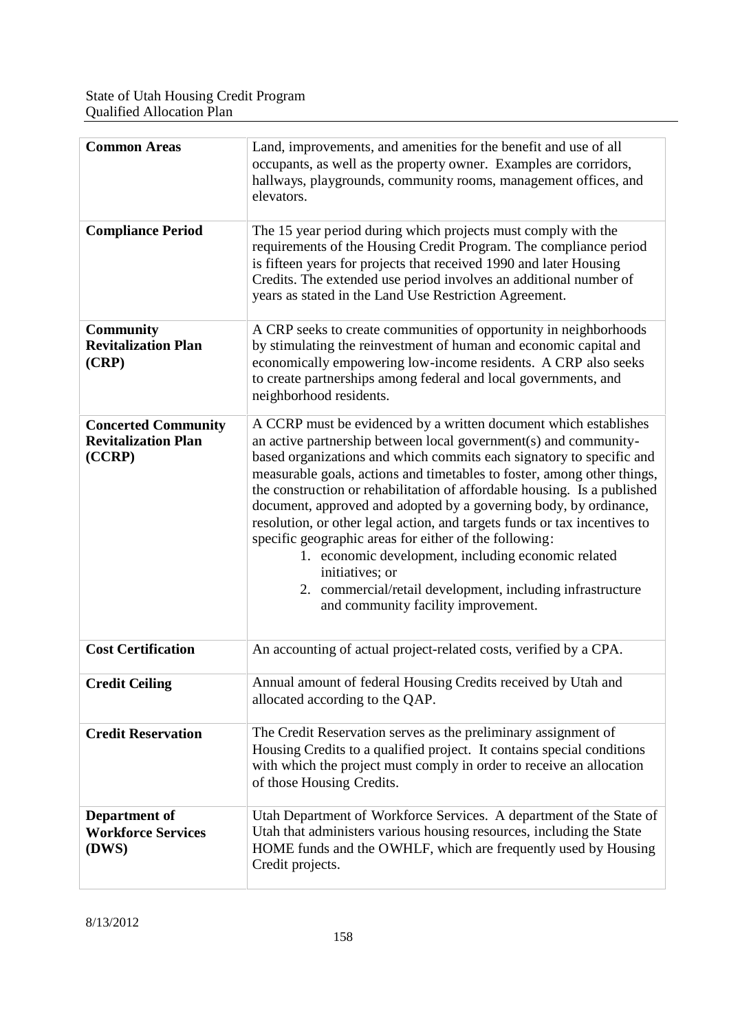| **Common Areas** | Land, improvements, and amenities for the benefit and use of all occupants, as well as the property owner. Examples are corridors, hallways, playgrounds, community rooms, management offices, and elevators. |
|---|---|
| **Compliance Period** | The 15 year period during which projects must comply with the requirements of the Housing Credit Program. The compliance period is fifteen years for projects that received 1990 and later Housing Credits. The extended use period involves an additional number of years as stated in the Land Use Restriction Agreement. |
| **Community Revitalization Plan (CRP)** | A CRP seeks to create communities of opportunity in neighborhoods by stimulating the reinvestment of human and economic capital and economically empowering low-income residents. A CRP also seeks to create partnerships among federal and local governments, and neighborhood residents. |
| **Concerted Community Revitalization Plan (CCRP)** | A CCRP must be evidenced by a written document which establishes an active partnership between local government(s) and community-based organizations and which commits each signatory to specific and measurable goals, actions and timetables to foster, among other things, the construction or rehabilitation of affordable housing. Is a published document, approved and adopted by a governing body, by ordinance, resolution, or other legal action, and targets funds or tax incentives to specific geographic areas for either of the following:<br>1. economic development, including economic related initiatives; or<br>2. commercial/retail development, including infrastructure and community facility improvement. |
| **Cost Certification** | An accounting of actual project-related costs, verified by a CPA. |
| **Credit Ceiling** | Annual amount of federal Housing Credits received by Utah and allocated according to the QAP. |
| **Credit Reservation** | The Credit Reservation serves as the preliminary assignment of Housing Credits to a qualified project. It contains special conditions with which the project must comply in order to receive an allocation of those Housing Credits. |
| **Department of Workforce Services (DWS)** | Utah Department of Workforce Services. A department of the State of Utah that administers various housing resources, including the State HOME funds and the OWHLF, which are frequently used by Housing Credit projects. |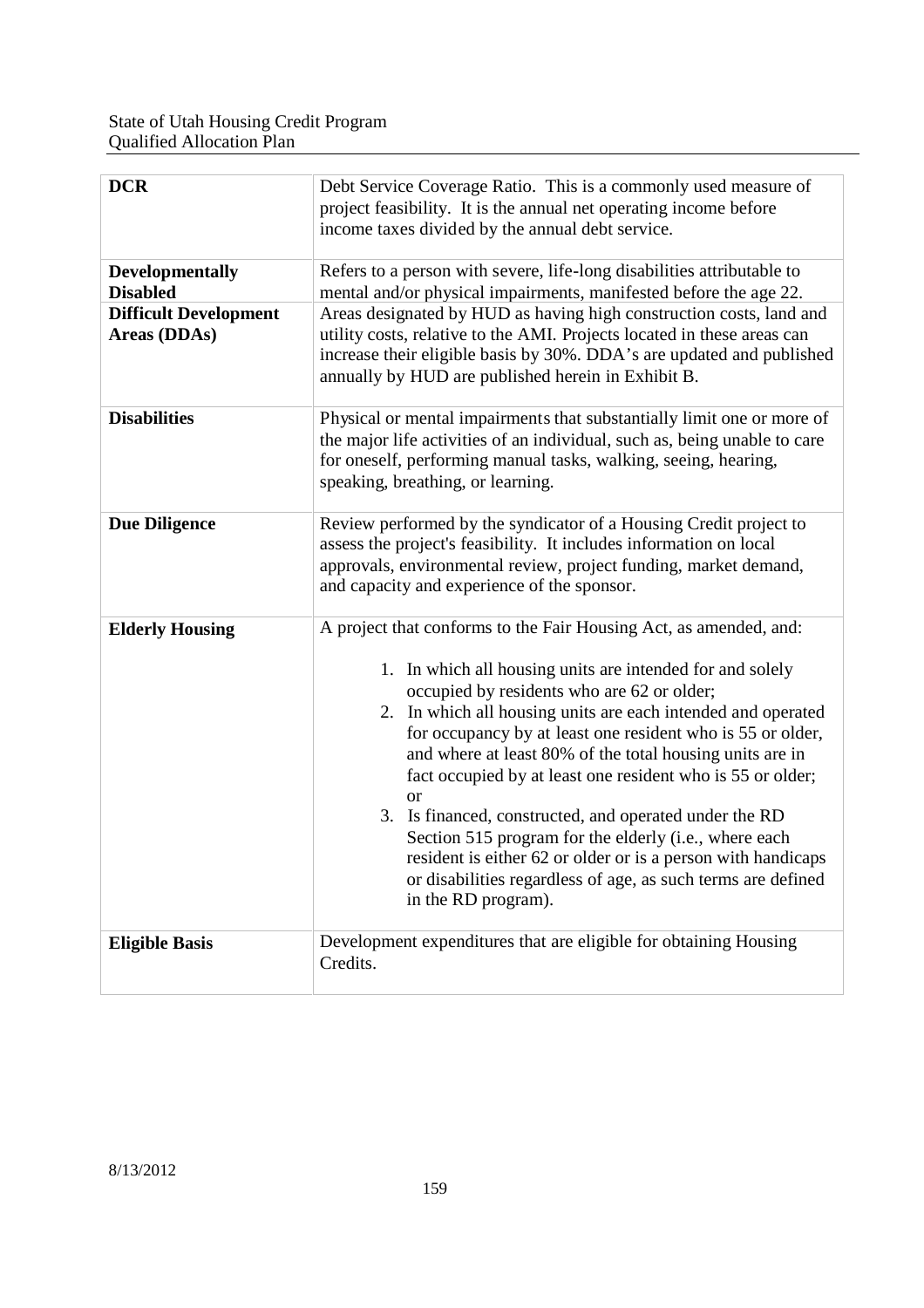| | |
|---|---|
| **DCR** | Debt Service Coverage Ratio. This is a commonly used measure of project feasibility. It is the annual net operating income before income taxes divided by the annual debt service. |
| **Developmentally Disabled** | Refers to a person with severe, life-long disabilities attributable to mental and/or physical impairments, manifested before the age 22. |
| **Difficult Development Areas (DDAs)** | Areas designated by HUD as having high construction costs, land and utility costs, relative to the AMI. Projects located in these areas can increase their eligible basis by 30%. DDA's are updated and published annually by HUD are published herein in Exhibit B. |
| **Disabilities** | Physical or mental impairments that substantially limit one or more of the major life activities of an individual, such as, being unable to care for oneself, performing manual tasks, walking, seeing, hearing, speaking, breathing, or learning. |
| **Due Diligence** | Review performed by the syndicator of a Housing Credit project to assess the project's feasibility. It includes information on local approvals, environmental review, project funding, market demand, and capacity and experience of the sponsor. |
| **Elderly Housing** | A project that conforms to the Fair Housing Act, as amended, and:<br><br>1. In which all housing units are intended for and solely occupied by residents who are 62 or older;<br>2. In which all housing units are each intended and operated for occupancy by at least one resident who is 55 or older, and where at least 80% of the total housing units are in fact occupied by at least one resident who is 55 or older; or<br>3. Is financed, constructed, and operated under the RD Section 515 program for the elderly (i.e., where each resident is either 62 or older or is a person with handicaps or disabilities regardless of age, as such terms are defined in the RD program). |
| **Eligible Basis** | Development expenditures that are eligible for obtaining Housing Credits. |

8/13/2012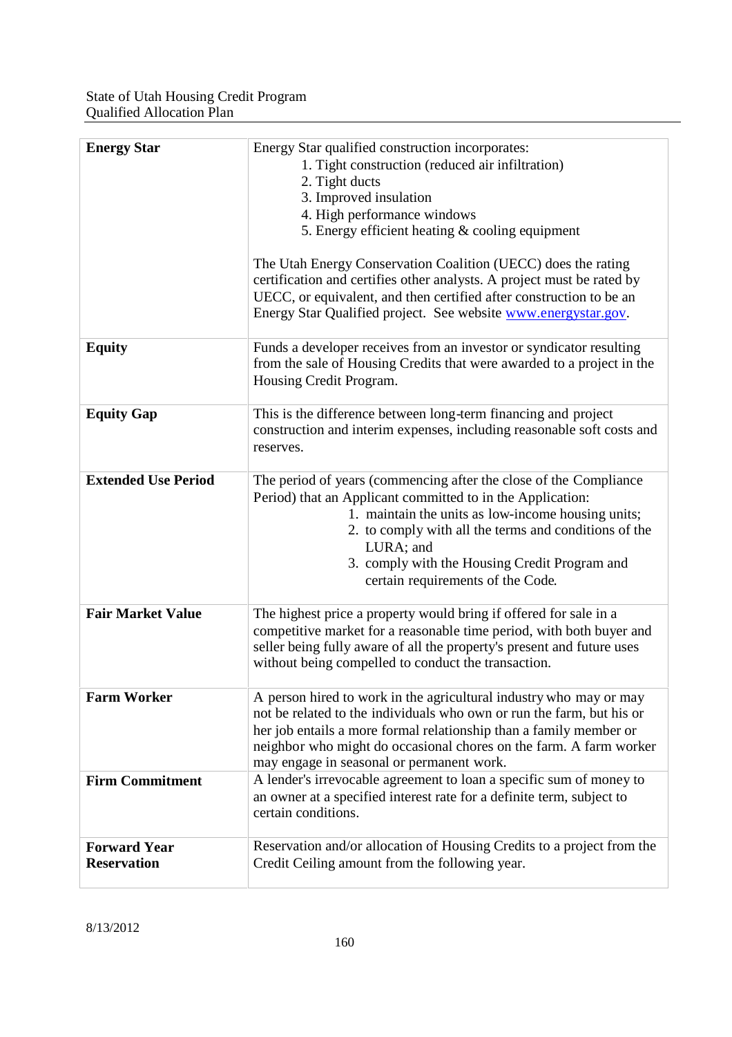| Term | Definition |
|---|---|
| **Energy Star** | Energy Star qualified construction incorporates:<br>1. Tight construction (reduced air infiltration)<br>2. Tight ducts<br>3. Improved insulation<br>4. High performance windows<br>5. Energy efficient heating & cooling equipment<br><br>The Utah Energy Conservation Coalition (UECC) does the rating certification and certifies other analysts. A project must be rated by UECC, or equivalent, and then certified after construction to be an Energy Star Qualified project. See website www.energystar.gov. |
| **Equity** | Funds a developer receives from an investor or syndicator resulting from the sale of Housing Credits that were awarded to a project in the Housing Credit Program. |
| **Equity Gap** | This is the difference between long-term financing and project construction and interim expenses, including reasonable soft costs and reserves. |
| **Extended Use Period** | The period of years (commencing after the close of the Compliance Period) that an Applicant committed to in the Application:<br>1. maintain the units as low-income housing units;<br>2. to comply with all the terms and conditions of the LURA; and<br>3. comply with the Housing Credit Program and certain requirements of the Code. |
| **Fair Market Value** | The highest price a property would bring if offered for sale in a competitive market for a reasonable time period, with both buyer and seller being fully aware of all the property's present and future uses without being compelled to conduct the transaction. |
| **Farm Worker** | A person hired to work in the agricultural industry who may or may not be related to the individuals who own or run the farm, but his or her job entails a more formal relationship than a family member or neighbor who might do occasional chores on the farm. A farm worker may engage in seasonal or permanent work. |
| **Firm Commitment** | A lender's irrevocable agreement to loan a specific sum of money to an owner at a specified interest rate for a definite term, subject to certain conditions. |
| **Forward Year Reservation** | Reservation and/or allocation of Housing Credits to a project from the Credit Ceiling amount from the following year. |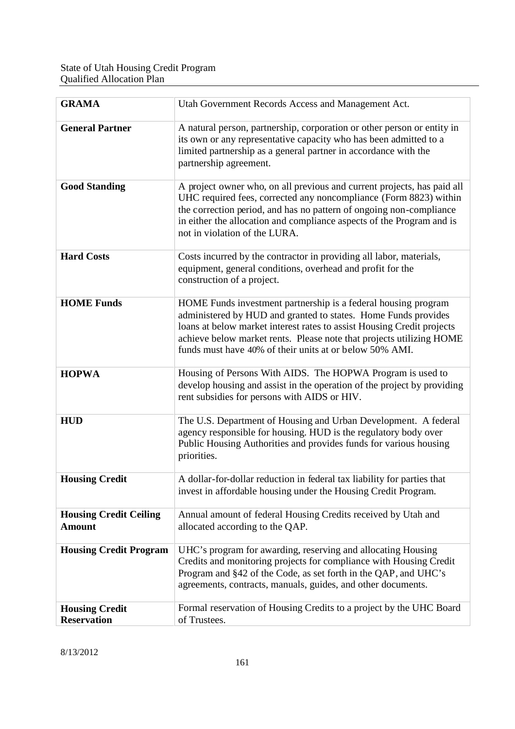| | |
|---|---|
| **GRAMA** | Utah Government Records Access and Management Act. |
| **General Partner** | A natural person, partnership, corporation or other person or entity in its own or any representative capacity who has been admitted to a limited partnership as a general partner in accordance with the partnership agreement. |
| **Good Standing** | A project owner who, on all previous and current projects, has paid all UHC required fees, corrected any noncompliance (Form 8823) within the correction period, and has no pattern of ongoing non-compliance in either the allocation and compliance aspects of the Program and is not in violation of the LURA. |
| **Hard Costs** | Costs incurred by the contractor in providing all labor, materials, equipment, general conditions, overhead and profit for the construction of a project. |
| **HOME Funds** | HOME Funds investment partnership is a federal housing program administered by HUD and granted to states. Home Funds provides loans at below market interest rates to assist Housing Credit projects achieve below market rents. Please note that projects utilizing HOME funds must have 40% of their units at or below 50% AMI. |
| **HOPWA** | Housing of Persons With AIDS. The HOPWA Program is used to develop housing and assist in the operation of the project by providing rent subsidies for persons with AIDS or HIV. |
| **HUD** | The U.S. Department of Housing and Urban Development. A federal agency responsible for housing. HUD is the regulatory body over Public Housing Authorities and provides funds for various housing priorities. |
| **Housing Credit** | A dollar-for-dollar reduction in federal tax liability for parties that invest in affordable housing under the Housing Credit Program. |
| **Housing Credit Ceiling Amount** | Annual amount of federal Housing Credits received by Utah and allocated according to the QAP. |
| **Housing Credit Program** | UHC's program for awarding, reserving and allocating Housing Credits and monitoring projects for compliance with Housing Credit Program and §42 of the Code, as set forth in the QAP, and UHC's agreements, contracts, manuals, guides, and other documents. |
| **Housing Credit Reservation** | Formal reservation of Housing Credits to a project by the UHC Board of Trustees. |

8/13/2012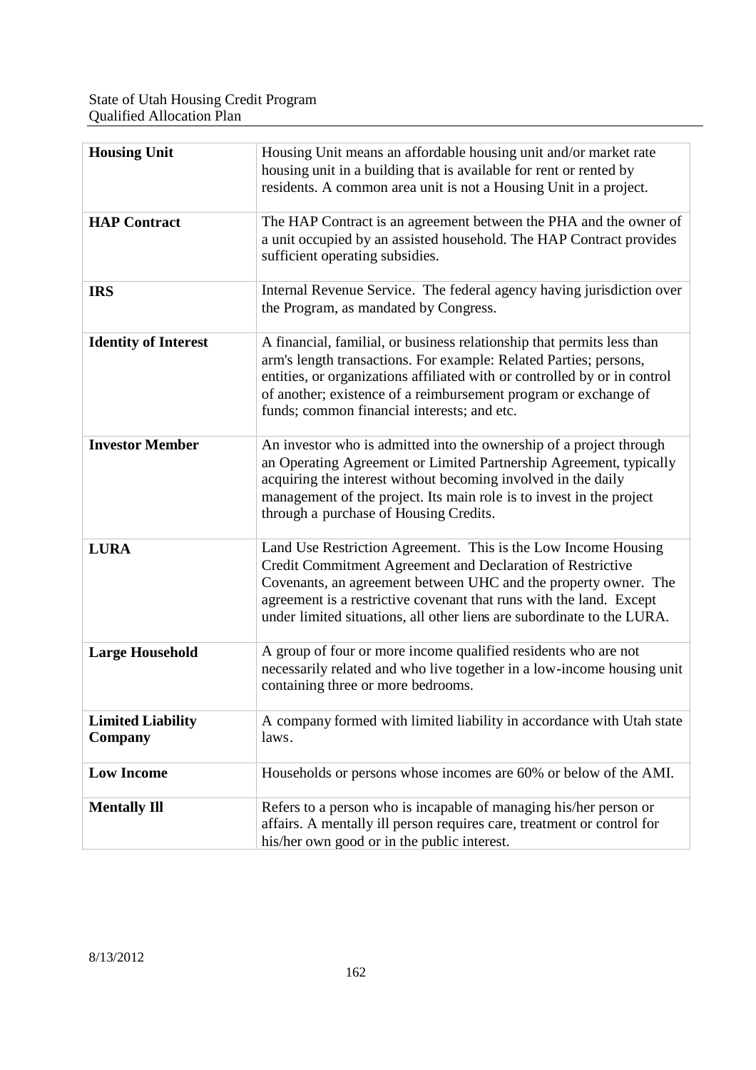| | |
|---|---|
| **Housing Unit** | Housing Unit means an affordable housing unit and/or market rate housing unit in a building that is available for rent or rented by residents. A common area unit is not a Housing Unit in a project. |
| **HAP Contract** | The HAP Contract is an agreement between the PHA and the owner of a unit occupied by an assisted household. The HAP Contract provides sufficient operating subsidies. |
| **IRS** | Internal Revenue Service. The federal agency having jurisdiction over the Program, as mandated by Congress. |
| **Identity of Interest** | A financial, familial, or business relationship that permits less than arm's length transactions. For example: Related Parties; persons, entities, or organizations affiliated with or controlled by or in control of another; existence of a reimbursement program or exchange of funds; common financial interests; and etc. |
| **Investor Member** | An investor who is admitted into the ownership of a project through an Operating Agreement or Limited Partnership Agreement, typically acquiring the interest without becoming involved in the daily management of the project. Its main role is to invest in the project through a purchase of Housing Credits. |
| **LURA** | Land Use Restriction Agreement. This is the Low Income Housing Credit Commitment Agreement and Declaration of Restrictive Covenants, an agreement between UHC and the property owner. The agreement is a restrictive covenant that runs with the land. Except under limited situations, all other liens are subordinate to the LURA. |
| **Large Household** | A group of four or more income qualified residents who are not necessarily related and who live together in a low-income housing unit containing three or more bedrooms. |
| **Limited Liability Company** | A company formed with limited liability in accordance with Utah state laws. |
| **Low Income** | Households or persons whose incomes are 60% or below of the AMI. |
| **Mentally Ill** | Refers to a person who is incapable of managing his/her person or affairs. A mentally ill person requires care, treatment or control for his/her own good or in the public interest. |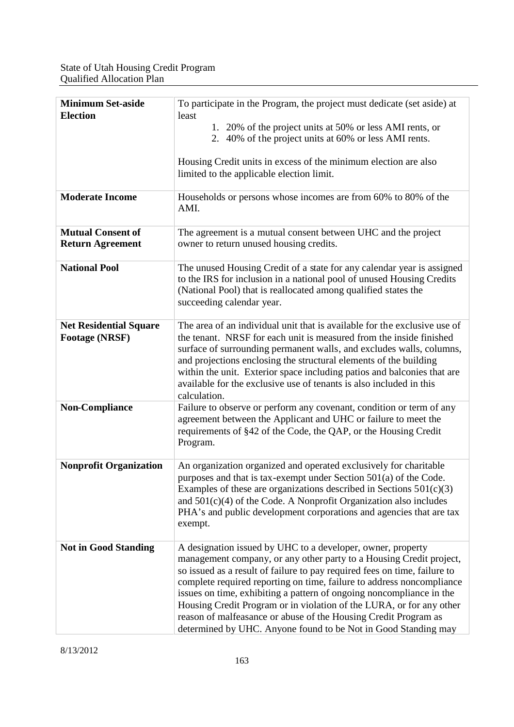| | |
|---|---|
| **Minimum Set-aside Election** | To participate in the Program, the project must dedicate (set aside) at least<br>1. 20% of the project units at 50% or less AMI rents, or<br>2. 40% of the project units at 60% or less AMI rents.<br><br>Housing Credit units in excess of the minimum election are also limited to the applicable election limit. |
| **Moderate Income** | Households or persons whose incomes are from 60% to 80% of the AMI. |
| **Mutual Consent of Return Agreement** | The agreement is a mutual consent between UHC and the project owner to return unused housing credits. |
| **National Pool** | The unused Housing Credit of a state for any calendar year is assigned to the IRS for inclusion in a national pool of unused Housing Credits (National Pool) that is reallocated among qualified states the succeeding calendar year. |
| **Net Residential Square Footage (NRSF)** | The area of an individual unit that is available for the exclusive use of the tenant. NRSF for each unit is measured from the inside finished surface of surrounding permanent walls, and excludes walls, columns, and projections enclosing the structural elements of the building within the unit. Exterior space including patios and balconies that are available for the exclusive use of tenants is also included in this calculation. |
| **Non-Compliance** | Failure to observe or perform any covenant, condition or term of any agreement between the Applicant and UHC or failure to meet the requirements of §42 of the Code, the QAP, or the Housing Credit Program. |
| **Nonprofit Organization** | An organization organized and operated exclusively for charitable purposes and that is tax-exempt under Section 501(a) of the Code. Examples of these are organizations described in Sections 501(c)(3) and 501(c)(4) of the Code. A Nonprofit Organization also includes PHA's and public development corporations and agencies that are tax exempt. |
| **Not in Good Standing** | A designation issued by UHC to a developer, owner, property management company, or any other party to a Housing Credit project, so issued as a result of failure to pay required fees on time, failure to complete required reporting on time, failure to address noncompliance issues on time, exhibiting a pattern of ongoing noncompliance in the Housing Credit Program or in violation of the LURA, or for any other reason of malfeasance or abuse of the Housing Credit Program as determined by UHC. Anyone found to be Not in Good Standing may |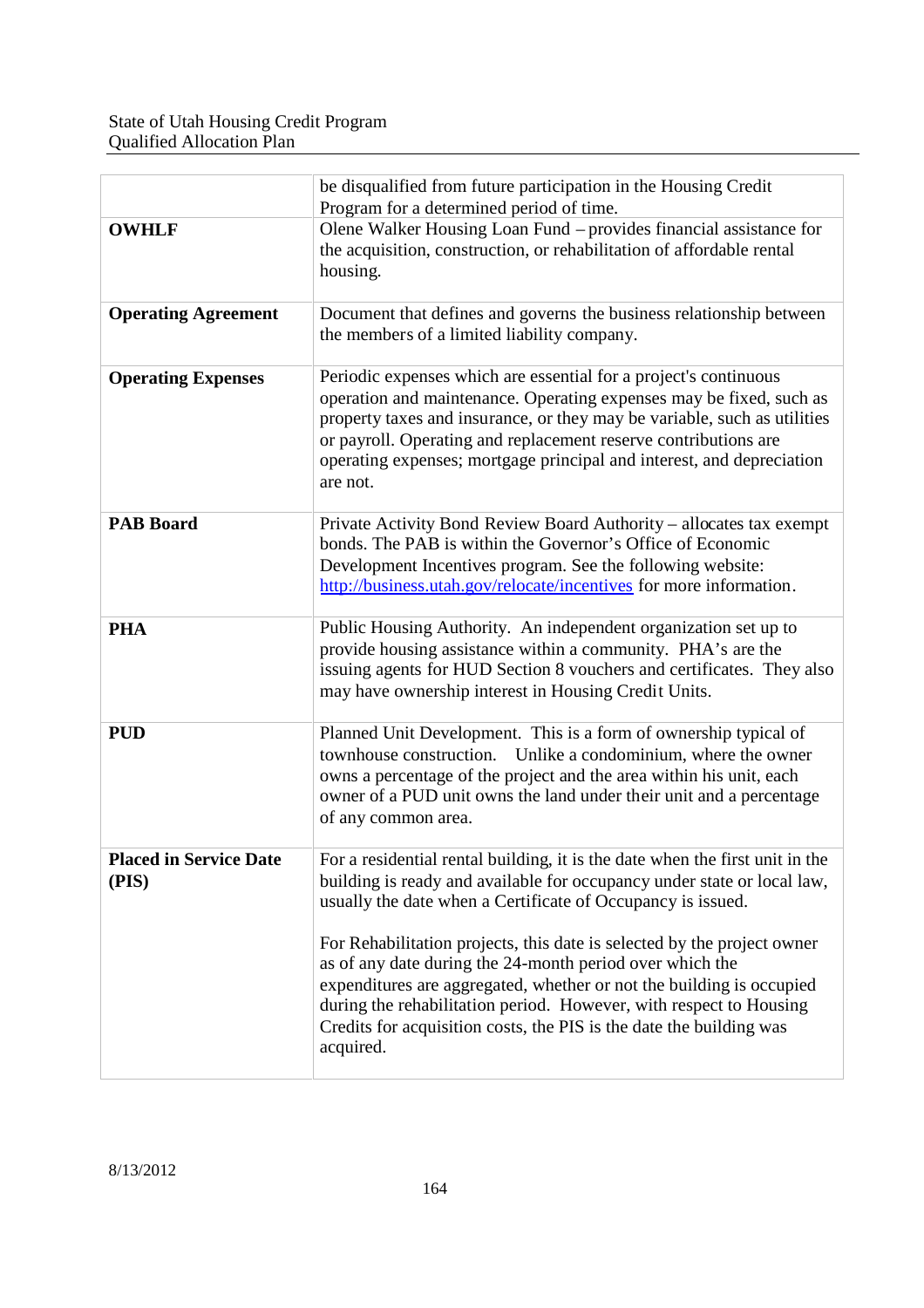| | |
|---|---|
| | be disqualified from future participation in the Housing Credit Program for a determined period of time. |
| **OWHLF** | Olene Walker Housing Loan Fund – provides financial assistance for the acquisition, construction, or rehabilitation of affordable rental housing. |
| **Operating Agreement** | Document that defines and governs the business relationship between the members of a limited liability company. |
| **Operating Expenses** | Periodic expenses which are essential for a project's continuous operation and maintenance. Operating expenses may be fixed, such as property taxes and insurance, or they may be variable, such as utilities or payroll. Operating and replacement reserve contributions are operating expenses; mortgage principal and interest, and depreciation are not. |
| **PAB Board** | Private Activity Bond Review Board Authority – allocates tax exempt bonds. The PAB is within the Governor's Office of Economic Development Incentives program. See the following website: [http://business.utah.gov/relocate/incentives](http://business.utah.gov/relocate/incentives) for more information. |
| **PHA** | Public Housing Authority. An independent organization set up to provide housing assistance within a community. PHA's are the issuing agents for HUD Section 8 vouchers and certificates. They also may have ownership interest in Housing Credit Units. |
| **PUD** | Planned Unit Development. This is a form of ownership typical of townhouse construction. Unlike a condominium, where the owner owns a percentage of the project and the area within his unit, each owner of a PUD unit owns the land under their unit and a percentage of any common area. |
| **Placed in Service Date (PIS)** | For a residential rental building, it is the date when the first unit in the building is ready and available for occupancy under state or local law, usually the date when a Certificate of Occupancy is issued.<br><br>For Rehabilitation projects, this date is selected by the project owner as of any date during the 24-month period over which the expenditures are aggregated, whether or not the building is occupied during the rehabilitation period. However, with respect to Housing Credits for acquisition costs, the PIS is the date the building was acquired. |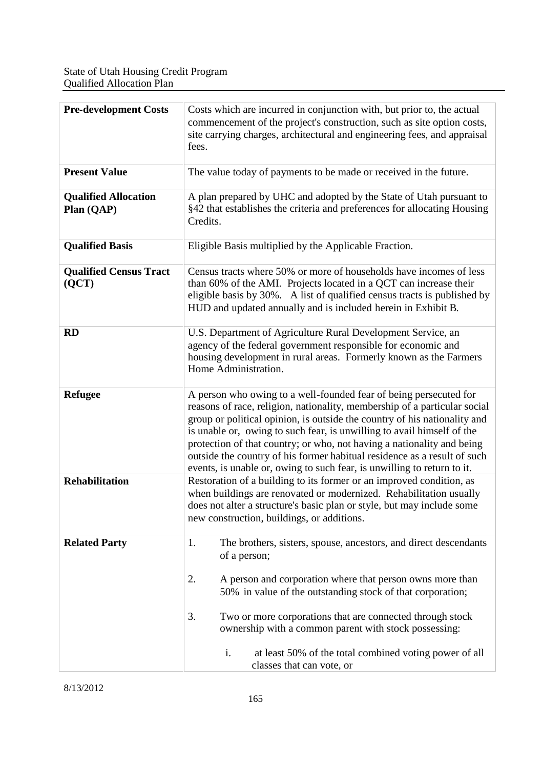| Term | Definition |
|---|---|
| **Pre-development Costs** | Costs which are incurred in conjunction with, but prior to, the actual commencement of the project's construction, such as site option costs, site carrying charges, architectural and engineering fees, and appraisal fees. |
| **Present Value** | The value today of payments to be made or received in the future. |
| **Qualified Allocation Plan (QAP)** | A plan prepared by UHC and adopted by the State of Utah pursuant to §42 that establishes the criteria and preferences for allocating Housing Credits. |
| **Qualified Basis** | Eligible Basis multiplied by the Applicable Fraction. |
| **Qualified Census Tract (QCT)** | Census tracts where 50% or more of households have incomes of less than 60% of the AMI. Projects located in a QCT can increase their eligible basis by 30%. A list of qualified census tracts is published by HUD and updated annually and is included herein in Exhibit B. |
| **RD** | U.S. Department of Agriculture Rural Development Service, an agency of the federal government responsible for economic and housing development in rural areas. Formerly known as the Farmers Home Administration. |
| **Refugee** | A person who owing to a well-founded fear of being persecuted for reasons of race, religion, nationality, membership of a particular social group or political opinion, is outside the country of his nationality and is unable or, owing to such fear, is unwilling to avail himself of the protection of that country; or who, not having a nationality and being outside the country of his former habitual residence as a result of such events, is unable or, owing to such fear, is unwilling to return to it. |
| **Rehabilitation** | Restoration of a building to its former or an improved condition, as when buildings are renovated or modernized. Rehabilitation usually does not alter a structure's basic plan or style, but may include some new construction, buildings, or additions. |
| **Related Party** | 1. The brothers, sisters, spouse, ancestors, and direct descendants of a person;<br>2. A person and corporation where that person owns more than 50% in value of the outstanding stock of that corporation;<br>3. Two or more corporations that are connected through stock ownership with a common parent with stock possessing:<br>i. at least 50% of the total combined voting power of all classes that can vote, or |

8/13/2012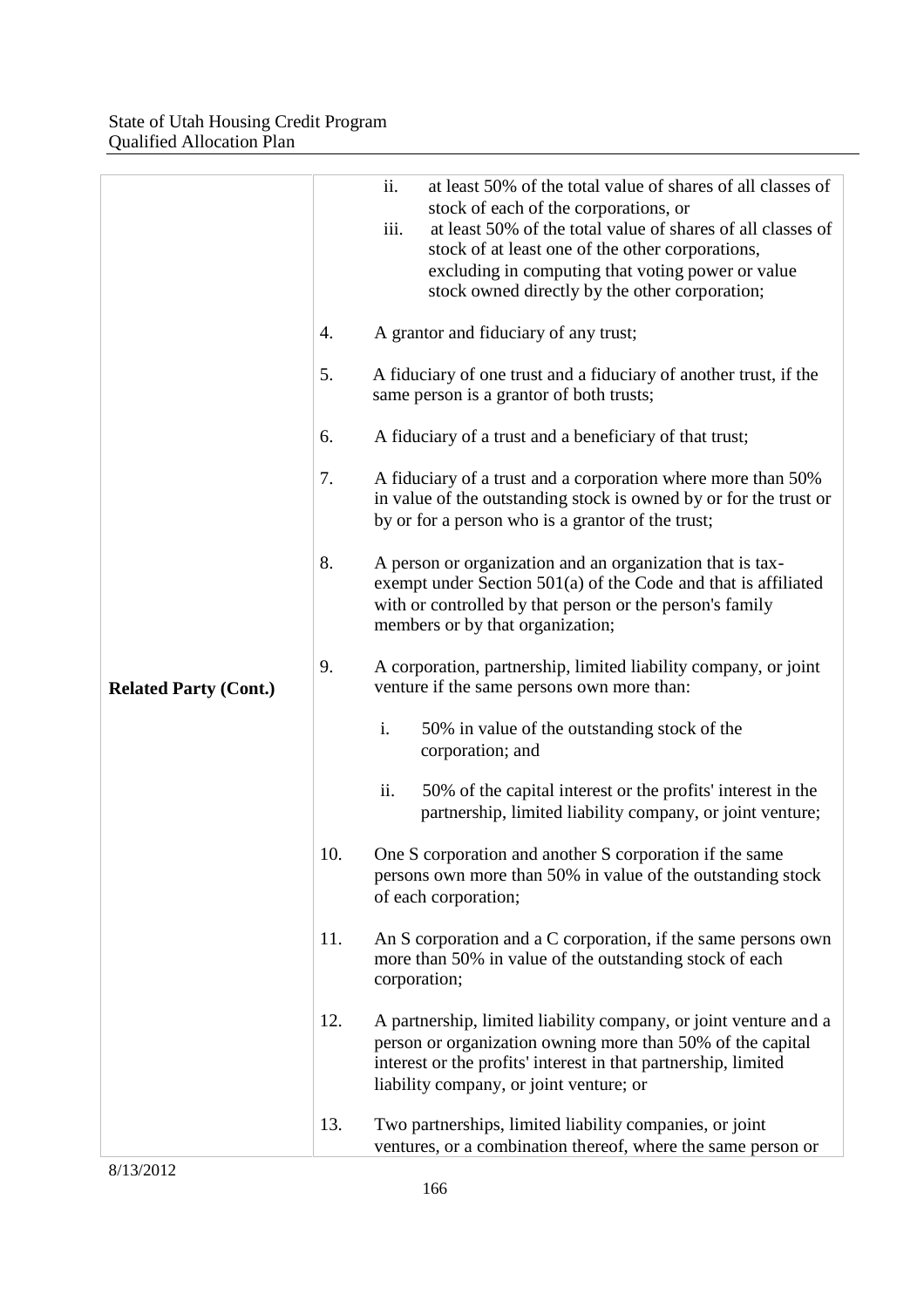| | |
|---|---|
| **Related Party (Cont.)** | ii. at least 50% of the total value of shares of all classes of stock of each of the corporations, or<br>iii. at least 50% of the total value of shares of all classes of stock of at least one of the other corporations, excluding in computing that voting power or value stock owned directly by the other corporation;<br><br>4. A grantor and fiduciary of any trust;<br><br>5. A fiduciary of one trust and a fiduciary of another trust, if the same person is a grantor of both trusts;<br><br>6. A fiduciary of a trust and a beneficiary of that trust;<br><br>7. A fiduciary of a trust and a corporation where more than 50% in value of the outstanding stock is owned by or for the trust or by or for a person who is a grantor of the trust;<br><br>8. A person or organization and an organization that is tax-exempt under Section 501(a) of the Code and that is affiliated with or controlled by that person or the person's family members or by that organization;<br><br>9. A corporation, partnership, limited liability company, or joint venture if the same persons own more than:<br><br>i. 50% in value of the outstanding stock of the corporation; and<br><br>ii. 50% of the capital interest or the profits' interest in the partnership, limited liability company, or joint venture;<br><br>10. One S corporation and another S corporation if the same persons own more than 50% in value of the outstanding stock of each corporation;<br><br>11. An S corporation and a C corporation, if the same persons own more than 50% in value of the outstanding stock of each corporation;<br><br>12. A partnership, limited liability company, or joint venture and a person or organization owning more than 50% of the capital interest or the profits' interest in that partnership, limited liability company, or joint venture; or<br><br>13. Two partnerships, limited liability companies, or joint ventures, or a combination thereof, where the same person or |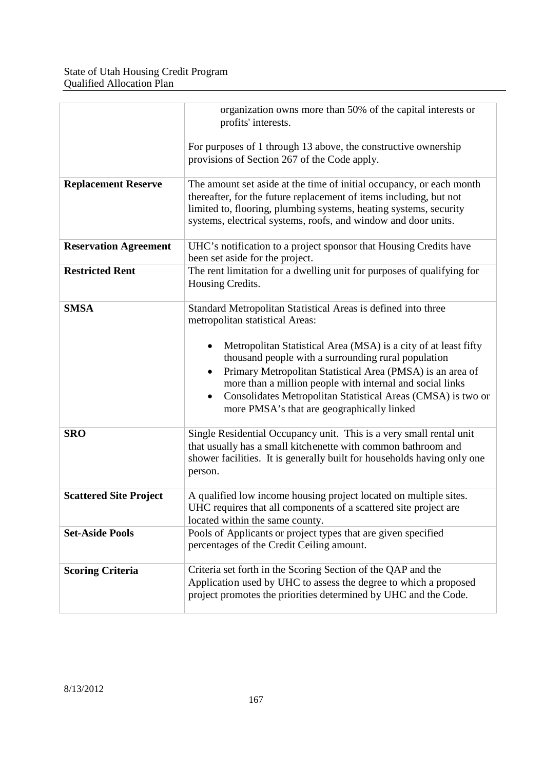| | |
|---|---|
| | organization owns more than 50% of the capital interests or profits' interests.<br><br>For purposes of 1 through 13 above, the constructive ownership provisions of Section 267 of the Code apply. |
| **Replacement Reserve** | The amount set aside at the time of initial occupancy, or each month thereafter, for the future replacement of items including, but not limited to, flooring, plumbing systems, heating systems, security systems, electrical systems, roofs, and window and door units. |
| **Reservation Agreement** | UHC's notification to a project sponsor that Housing Credits have been set aside for the project. |
| **Restricted Rent** | The rent limitation for a dwelling unit for purposes of qualifying for Housing Credits. |
| **SMSA** | Standard Metropolitan Statistical Areas is defined into three metropolitan statistical Areas:<br><br>• Metropolitan Statistical Area (MSA) is a city of at least fifty thousand people with a surrounding rural population<br>• Primary Metropolitan Statistical Area (PMSA) is an area of more than a million people with internal and social links<br>• Consolidates Metropolitan Statistical Areas (CMSA) is two or more PMSA's that are geographically linked |
| **SRO** | Single Residential Occupancy unit. This is a very small rental unit that usually has a small kitchenette with common bathroom and shower facilities. It is generally built for households having only one person. |
| **Scattered Site Project** | A qualified low income housing project located on multiple sites. UHC requires that all components of a scattered site project are located within the same county. |
| **Set-Aside Pools** | Pools of Applicants or project types that are given specified percentages of the Credit Ceiling amount. |
| **Scoring Criteria** | Criteria set forth in the Scoring Section of the QAP and the Application used by UHC to assess the degree to which a proposed project promotes the priorities determined by UHC and the Code. |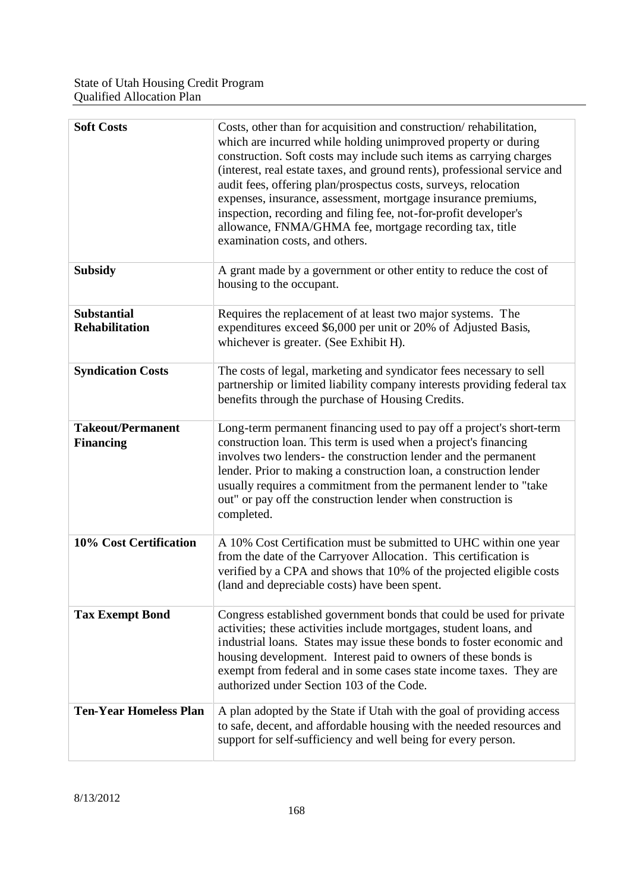| | |
|---|---|
| **Soft Costs** | Costs, other than for acquisition and construction/ rehabilitation, which are incurred while holding unimproved property or during construction. Soft costs may include such items as carrying charges (interest, real estate taxes, and ground rents), professional service and audit fees, offering plan/prospectus costs, surveys, relocation expenses, insurance, assessment, mortgage insurance premiums, inspection, recording and filing fee, not-for-profit developer's allowance, FNMA/GHMA fee, mortgage recording tax, title examination costs, and others. |
| **Subsidy** | A grant made by a government or other entity to reduce the cost of housing to the occupant. |
| **Substantial Rehabilitation** | Requires the replacement of at least two major systems. The expenditures exceed $6,000 per unit or 20% of Adjusted Basis, whichever is greater. (See Exhibit H). |
| **Syndication Costs** | The costs of legal, marketing and syndicator fees necessary to sell partnership or limited liability company interests providing federal tax benefits through the purchase of Housing Credits. |
| **Takeout/Permanent Financing** | Long-term permanent financing used to pay off a project's short-term construction loan. This term is used when a project's financing involves two lenders- the construction lender and the permanent lender. Prior to making a construction loan, a construction lender usually requires a commitment from the permanent lender to "take out" or pay off the construction lender when construction is completed. |
| **10% Cost Certification** | A 10% Cost Certification must be submitted to UHC within one year from the date of the Carryover Allocation. This certification is verified by a CPA and shows that 10% of the projected eligible costs (land and depreciable costs) have been spent. |
| **Tax Exempt Bond** | Congress established government bonds that could be used for private activities; these activities include mortgages, student loans, and industrial loans. States may issue these bonds to foster economic and housing development. Interest paid to owners of these bonds is exempt from federal and in some cases state income taxes. They are authorized under Section 103 of the Code. |
| **Ten-Year Homeless Plan** | A plan adopted by the State if Utah with the goal of providing access to safe, decent, and affordable housing with the needed resources and support for self-sufficiency and well being for every person. |

8/13/2012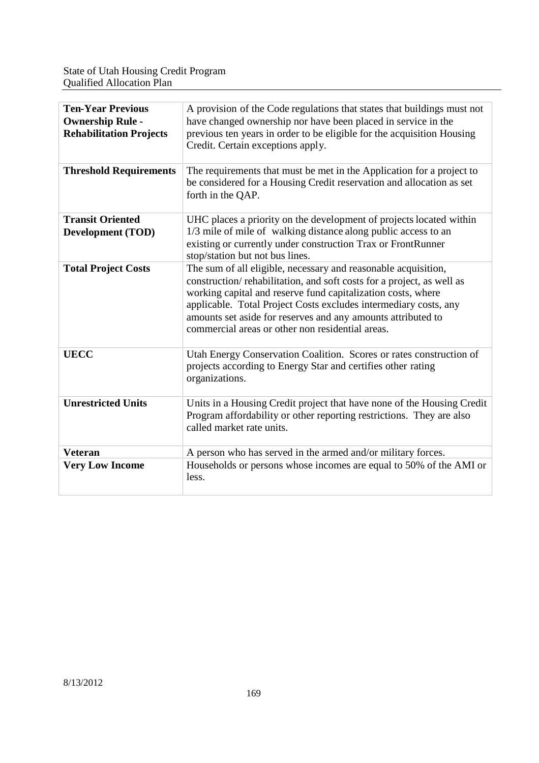| | |
|---|---|
| **Ten-Year Previous Ownership Rule - Rehabilitation Projects** | A provision of the Code regulations that states that buildings must not have changed ownership nor have been placed in service in the previous ten years in order to be eligible for the acquisition Housing Credit. Certain exceptions apply. |
| **Threshold Requirements** | The requirements that must be met in the Application for a project to be considered for a Housing Credit reservation and allocation as set forth in the QAP. |
| **Transit Oriented Development (TOD)** | UHC places a priority on the development of projects located within 1/3 mile of mile of walking distance along public access to an existing or currently under construction Trax or FrontRunner stop/station but not bus lines. |
| **Total Project Costs** | The sum of all eligible, necessary and reasonable acquisition, construction/ rehabilitation, and soft costs for a project, as well as working capital and reserve fund capitalization costs, where applicable. Total Project Costs excludes intermediary costs, any amounts set aside for reserves and any amounts attributed to commercial areas or other non residential areas. |
| **UECC** | Utah Energy Conservation Coalition. Scores or rates construction of projects according to Energy Star and certifies other rating organizations. |
| **Unrestricted Units** | Units in a Housing Credit project that have none of the Housing Credit Program affordability or other reporting restrictions. They are also called market rate units. |
| **Veteran** | A person who has served in the armed and/or military forces. |
| **Very Low Income** | Households or persons whose incomes are equal to 50% of the AMI or less. |

8/13/2012